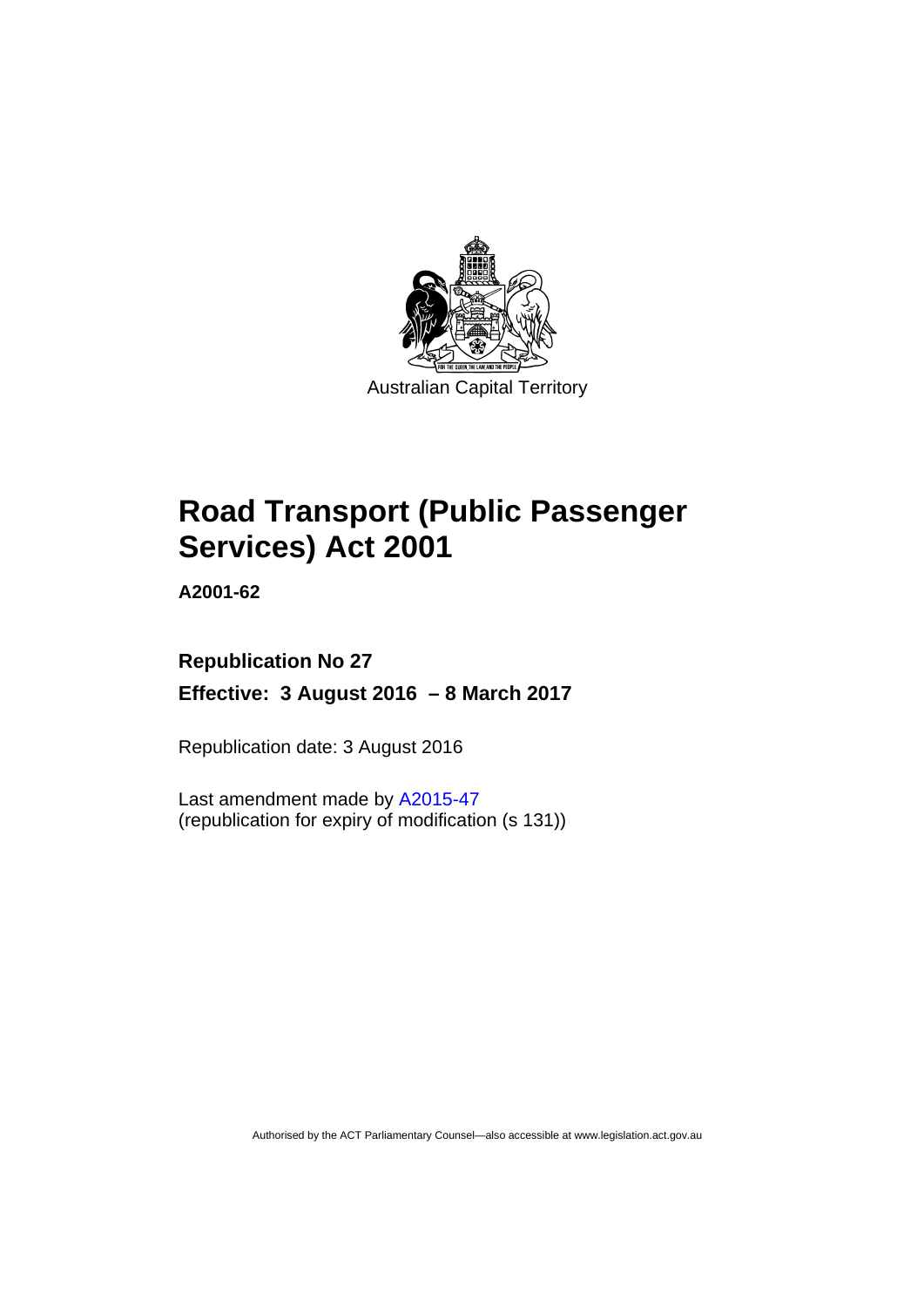Australian Capital Territory

# Road Transport (Public Passenger Services) Act 2001

**A2001-62**

**Republication No 27**

**Effective: 3 August 2016 – 8 March 2017**

Republication date: 3 August 2016

Last amendment made by A2015-47
(republication for expiry of modification (s 131))

Authorised by the ACT Parliamentary Counsel—also accessible at www.legislation.act.gov.au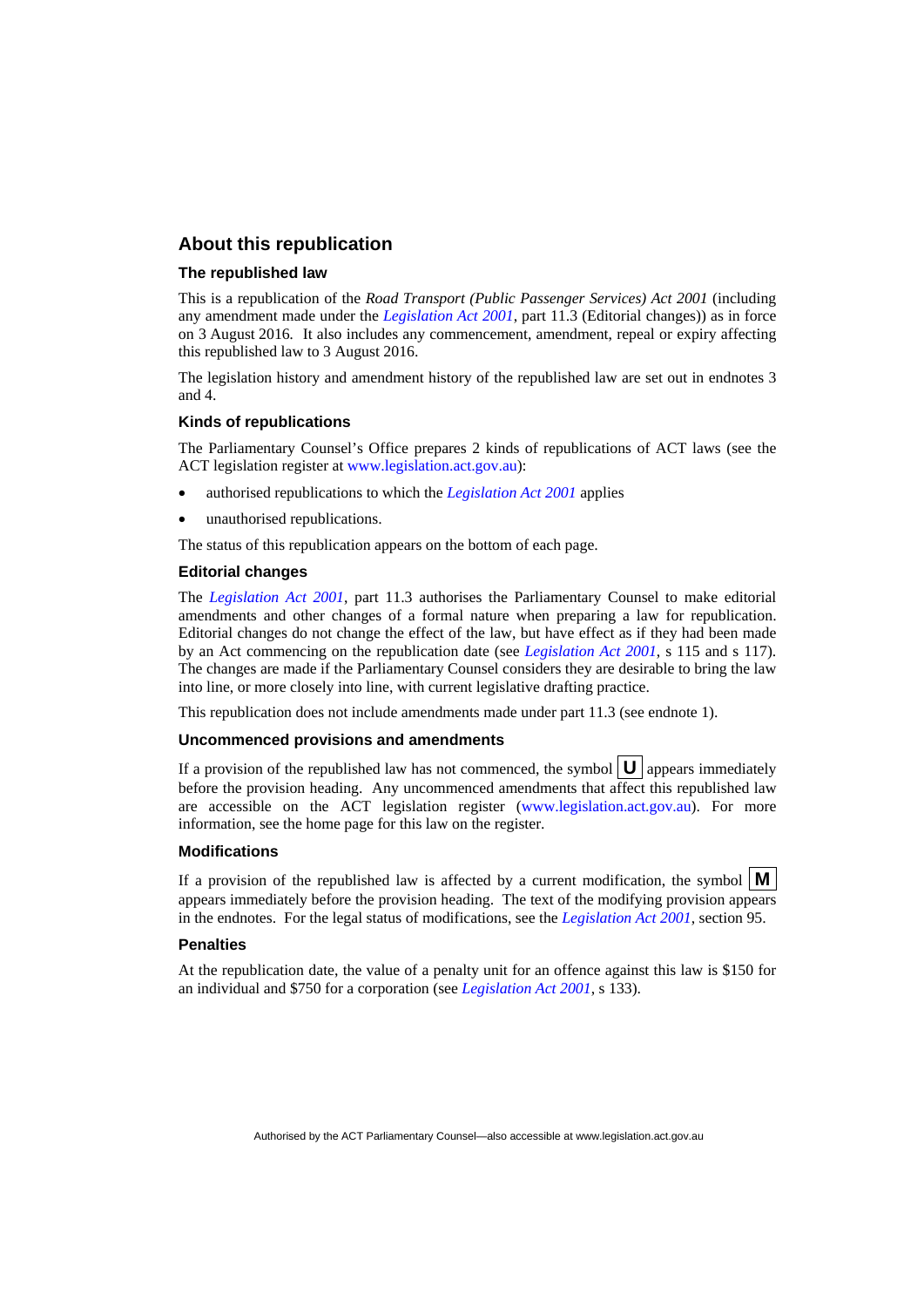## About this republication

### The republished law

This is a republication of the *Road Transport (Public Passenger Services) Act 2001* (including any amendment made under the *Legislation Act 2001*, part 11.3 (Editorial changes)) as in force on 3 August 2016. It also includes any commencement, amendment, repeal or expiry affecting this republished law to 3 August 2016.

The legislation history and amendment history of the republished law are set out in endnotes 3 and 4.

### Kinds of republications

The Parliamentary Counsel's Office prepares 2 kinds of republications of ACT laws (see the ACT legislation register at www.legislation.act.gov.au):

- authorised republications to which the *Legislation Act 2001* applies
- unauthorised republications.

The status of this republication appears on the bottom of each page.

### Editorial changes

The *Legislation Act 2001*, part 11.3 authorises the Parliamentary Counsel to make editorial amendments and other changes of a formal nature when preparing a law for republication. Editorial changes do not change the effect of the law, but have effect as if they had been made by an Act commencing on the republication date (see *Legislation Act 2001*, s 115 and s 117). The changes are made if the Parliamentary Counsel considers they are desirable to bring the law into line, or more closely into line, with current legislative drafting practice.

This republication does not include amendments made under part 11.3 (see endnote 1).

### Uncommenced provisions and amendments

If a provision of the republished law has not commenced, the symbol **U** appears immediately before the provision heading. Any uncommenced amendments that affect this republished law are accessible on the ACT legislation register (www.legislation.act.gov.au). For more information, see the home page for this law on the register.

### Modifications

If a provision of the republished law is affected by a current modification, the symbol **M** appears immediately before the provision heading. The text of the modifying provision appears in the endnotes. For the legal status of modifications, see the *Legislation Act 2001*, section 95.

### Penalties

At the republication date, the value of a penalty unit for an offence against this law is $150 for an individual and $750 for a corporation (see *Legislation Act 2001*, s 133).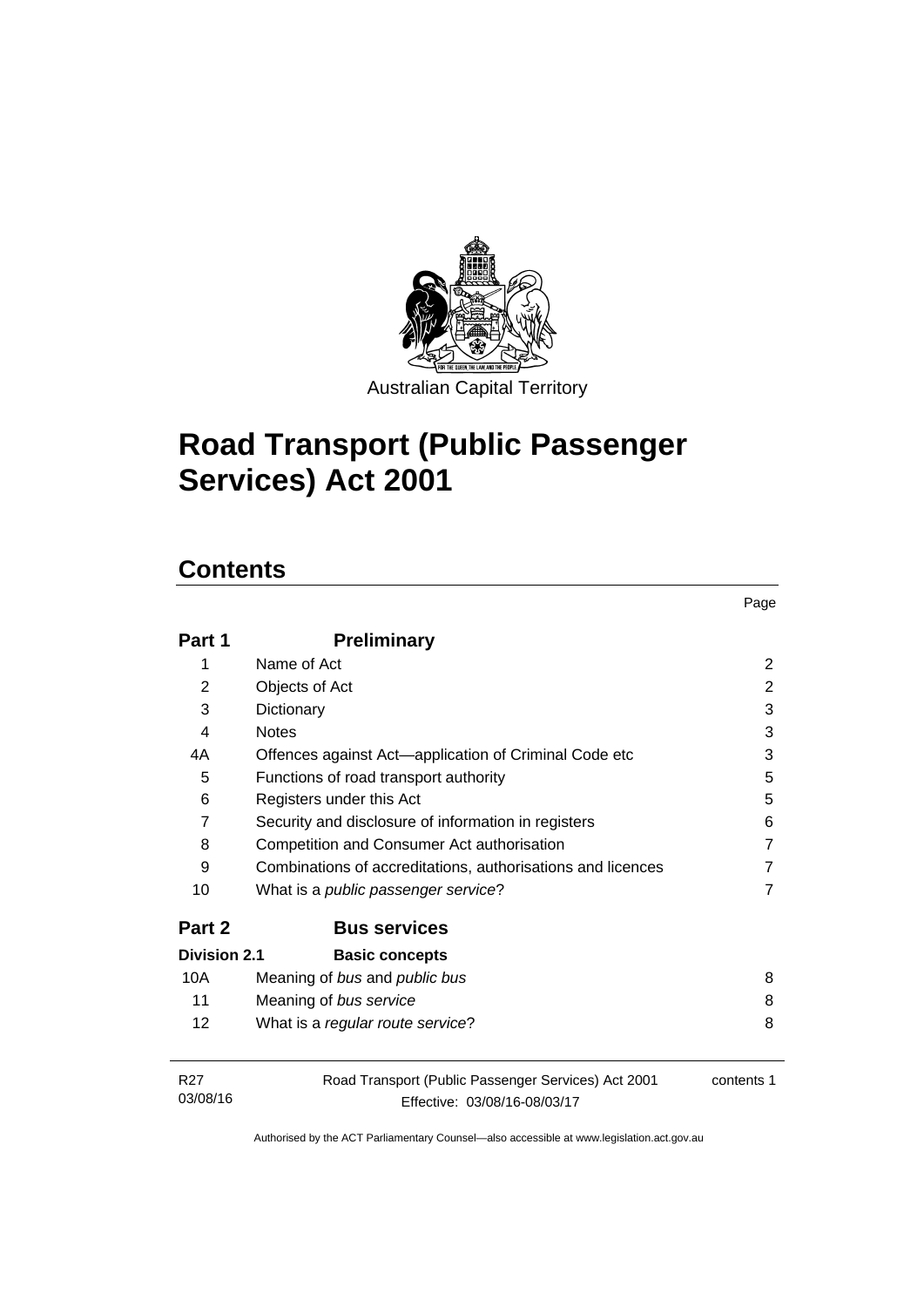Australian Capital Territory

# Road Transport (Public Passenger Services) Act 2001

## Contents

| | | Page |
|---|---|---|
| **Part 1** | **Preliminary** | |
| 1 | Name of Act | 2 |
| 2 | Objects of Act | 2 |
| 3 | Dictionary | 3 |
| 4 | Notes | 3 |
| 4A | Offences against Act—application of Criminal Code etc | 3 |
| 5 | Functions of road transport authority | 5 |
| 6 | Registers under this Act | 5 |
| 7 | Security and disclosure of information in registers | 6 |
| 8 | Competition and Consumer Act authorisation | 7 |
| 9 | Combinations of accreditations, authorisations and licences | 7 |
| 10 | What is a *public passenger service*? | 7 |
| **Part 2** | **Bus services** | |
| **Division 2.1** | **Basic concepts** | |
| 10A | Meaning of *bus* and *public bus* | 8 |
| 11 | Meaning of *bus service* | 8 |
| 12 | What is a *regular route service*? | 8 |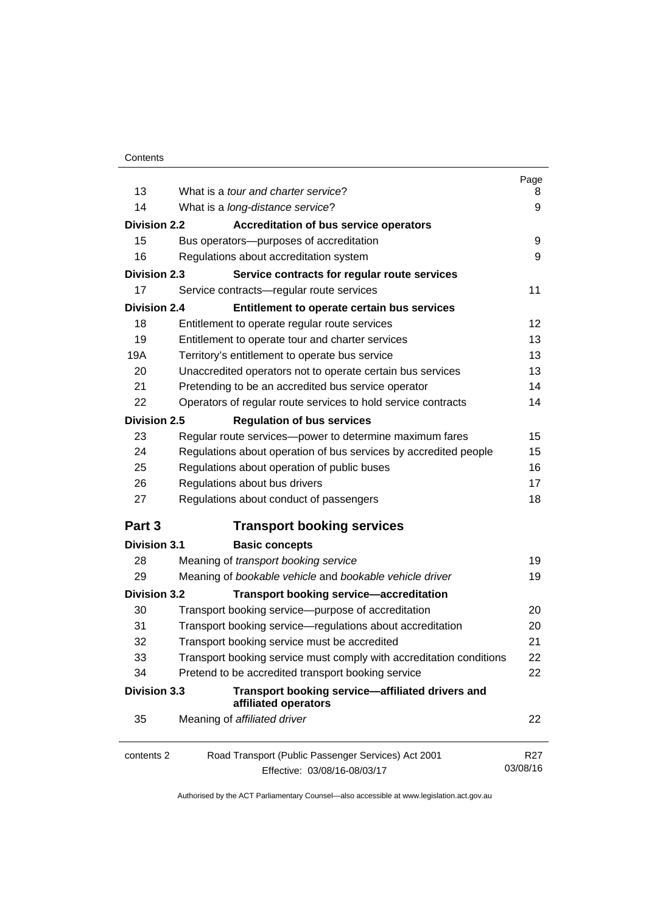| | | Page |
|---|---|---|
| 13 | What is a *tour and charter service*? | 8 |
| 14 | What is a *long-distance service*? | 9 |
| **Division 2.2** | **Accreditation of bus service operators** | |
| 15 | Bus operators—purposes of accreditation | 9 |
| 16 | Regulations about accreditation system | 9 |
| **Division 2.3** | **Service contracts for regular route services** | |
| 17 | Service contracts—regular route services | 11 |
| **Division 2.4** | **Entitlement to operate certain bus services** | |
| 18 | Entitlement to operate regular route services | 12 |
| 19 | Entitlement to operate tour and charter services | 13 |
| 19A | Territory's entitlement to operate bus service | 13 |
| 20 | Unaccredited operators not to operate certain bus services | 13 |
| 21 | Pretending to be an accredited bus service operator | 14 |
| 22 | Operators of regular route services to hold service contracts | 14 |
| **Division 2.5** | **Regulation of bus services** | |
| 23 | Regular route services—power to determine maximum fares | 15 |
| 24 | Regulations about operation of bus services by accredited people | 15 |
| 25 | Regulations about operation of public buses | 16 |
| 26 | Regulations about bus drivers | 17 |
| 27 | Regulations about conduct of passengers | 18 |
| **Part 3** | **Transport booking services** | |
| **Division 3.1** | **Basic concepts** | |
| 28 | Meaning of *transport booking service* | 19 |
| 29 | Meaning of *bookable vehicle* and *bookable vehicle driver* | 19 |
| **Division 3.2** | **Transport booking service—accreditation** | |
| 30 | Transport booking service—purpose of accreditation | 20 |
| 31 | Transport booking service—regulations about accreditation | 20 |
| 32 | Transport booking service must be accredited | 21 |
| 33 | Transport booking service must comply with accreditation conditions | 22 |
| 34 | Pretend to be accredited transport booking service | 22 |
| **Division 3.3** | **Transport booking service—affiliated drivers and affiliated operators** | |
| 35 | Meaning of *affiliated driver* | 22 |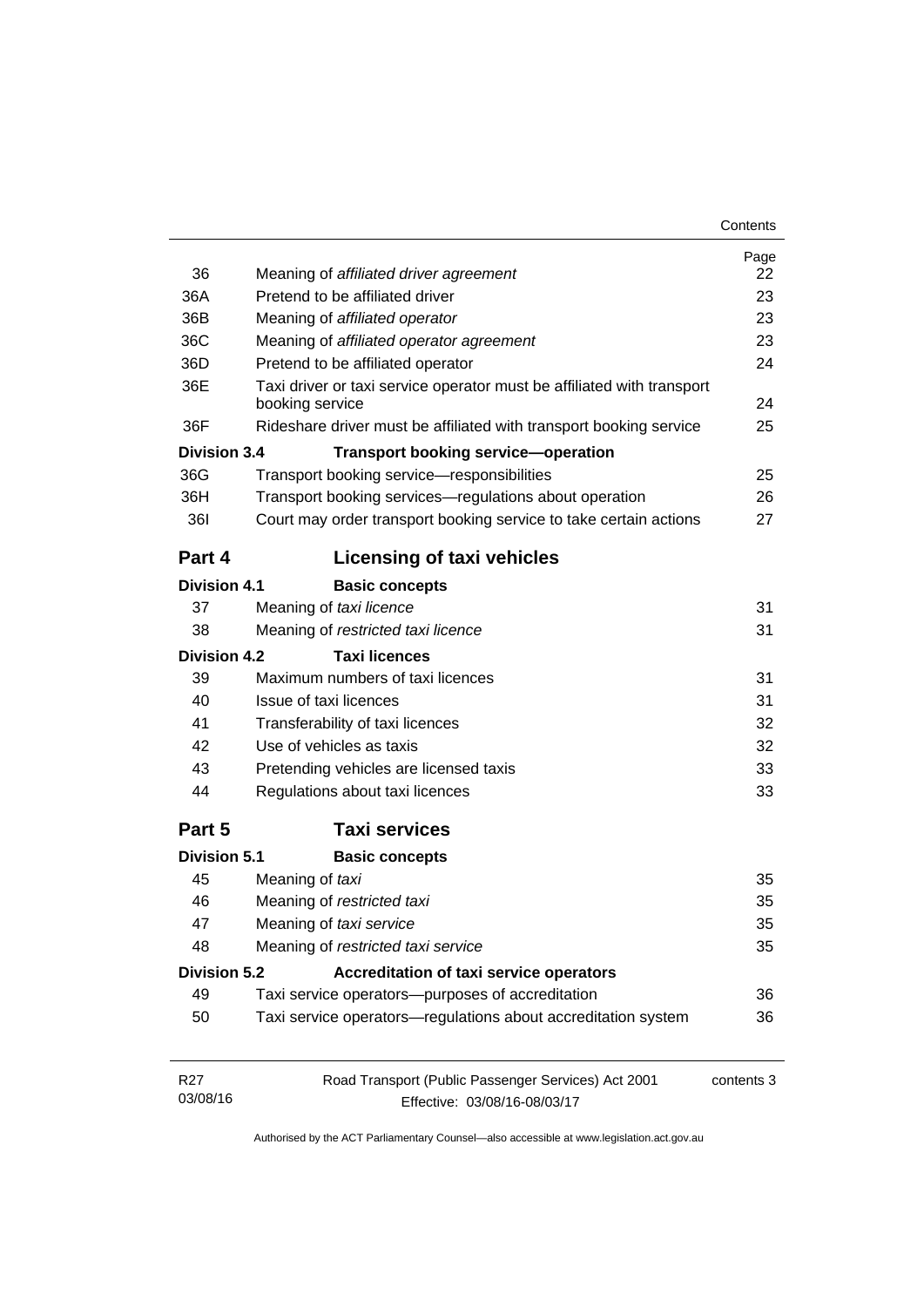| | | Page |
|---|---|---|
| 36 | Meaning of *affiliated driver agreement* | 22 |
| 36A | Pretend to be affiliated driver | 23 |
| 36B | Meaning of *affiliated operator* | 23 |
| 36C | Meaning of *affiliated operator agreement* | 23 |
| 36D | Pretend to be affiliated operator | 24 |
| 36E | Taxi driver or taxi service operator must be affiliated with transport booking service | 24 |
| 36F | Rideshare driver must be affiliated with transport booking service | 25 |
| **Division 3.4** | **Transport booking service—operation** | |
| 36G | Transport booking service—responsibilities | 25 |
| 36H | Transport booking services—regulations about operation | 26 |
| 36I | Court may order transport booking service to take certain actions | 27 |
| **Part 4** | **Licensing of taxi vehicles** | |
| **Division 4.1** | **Basic concepts** | |
| 37 | Meaning of *taxi licence* | 31 |
| 38 | Meaning of *restricted taxi licence* | 31 |
| **Division 4.2** | **Taxi licences** | |
| 39 | Maximum numbers of taxi licences | 31 |
| 40 | Issue of taxi licences | 31 |
| 41 | Transferability of taxi licences | 32 |
| 42 | Use of vehicles as taxis | 32 |
| 43 | Pretending vehicles are licensed taxis | 33 |
| 44 | Regulations about taxi licences | 33 |
| **Part 5** | **Taxi services** | |
| **Division 5.1** | **Basic concepts** | |
| 45 | Meaning of *taxi* | 35 |
| 46 | Meaning of *restricted taxi* | 35 |
| 47 | Meaning of *taxi service* | 35 |
| 48 | Meaning of *restricted taxi service* | 35 |
| **Division 5.2** | **Accreditation of taxi service operators** | |
| 49 | Taxi service operators—purposes of accreditation | 36 |
| 50 | Taxi service operators—regulations about accreditation system | 36 |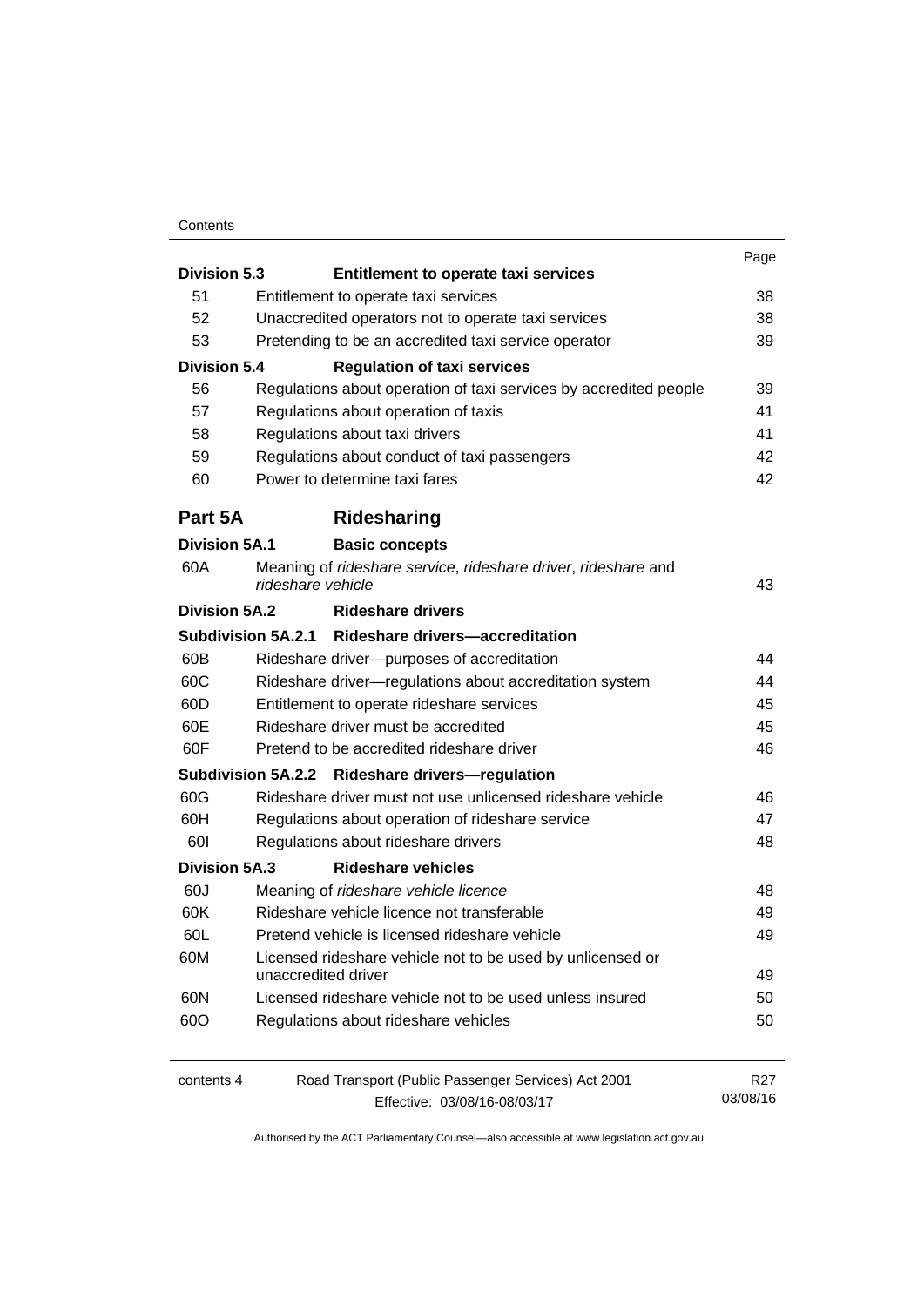| | | Page |
|---|---|---|
| **Division 5.3** | **Entitlement to operate taxi services** | |
| 51 | Entitlement to operate taxi services | 38 |
| 52 | Unaccredited operators not to operate taxi services | 38 |
| 53 | Pretending to be an accredited taxi service operator | 39 |
| **Division 5.4** | **Regulation of taxi services** | |
| 56 | Regulations about operation of taxi services by accredited people | 39 |
| 57 | Regulations about operation of taxis | 41 |
| 58 | Regulations about taxi drivers | 41 |
| 59 | Regulations about conduct of taxi passengers | 42 |
| 60 | Power to determine taxi fares | 42 |
| **Part 5A** | **Ridesharing** | |
| **Division 5A.1** | **Basic concepts** | |
| 60A | Meaning of *rideshare service*, *rideshare driver*, *rideshare* and *rideshare vehicle* | 43 |
| **Division 5A.2** | **Rideshare drivers** | |
| **Subdivision 5A.2.1** | **Rideshare drivers—accreditation** | |
| 60B | Rideshare driver—purposes of accreditation | 44 |
| 60C | Rideshare driver—regulations about accreditation system | 44 |
| 60D | Entitlement to operate rideshare services | 45 |
| 60E | Rideshare driver must be accredited | 45 |
| 60F | Pretend to be accredited rideshare driver | 46 |
| **Subdivision 5A.2.2** | **Rideshare drivers—regulation** | |
| 60G | Rideshare driver must not use unlicensed rideshare vehicle | 46 |
| 60H | Regulations about operation of rideshare service | 47 |
| 60I | Regulations about rideshare drivers | 48 |
| **Division 5A.3** | **Rideshare vehicles** | |
| 60J | Meaning of *rideshare vehicle licence* | 48 |
| 60K | Rideshare vehicle licence not transferable | 49 |
| 60L | Pretend vehicle is licensed rideshare vehicle | 49 |
| 60M | Licensed rideshare vehicle not to be used by unlicensed or unaccredited driver | 49 |
| 60N | Licensed rideshare vehicle not to be used unless insured | 50 |
| 60O | Regulations about rideshare vehicles | 50 |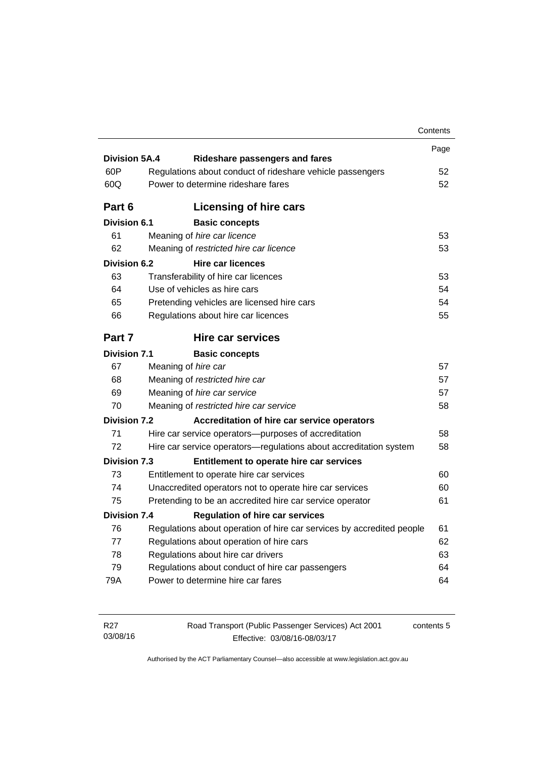| | | Page |
|---|---|---|
| **Division 5A.4** | **Rideshare passengers and fares** | |
| 60P | Regulations about conduct of rideshare vehicle passengers | 52 |
| 60Q | Power to determine rideshare fares | 52 |
| **Part 6** | **Licensing of hire cars** | |
| **Division 6.1** | **Basic concepts** | |
| 61 | Meaning of *hire car licence* | 53 |
| 62 | Meaning of *restricted hire car licence* | 53 |
| **Division 6.2** | **Hire car licences** | |
| 63 | Transferability of hire car licences | 53 |
| 64 | Use of vehicles as hire cars | 54 |
| 65 | Pretending vehicles are licensed hire cars | 54 |
| 66 | Regulations about hire car licences | 55 |
| **Part 7** | **Hire car services** | |
| **Division 7.1** | **Basic concepts** | |
| 67 | Meaning of *hire car* | 57 |
| 68 | Meaning of *restricted hire car* | 57 |
| 69 | Meaning of *hire car service* | 57 |
| 70 | Meaning of *restricted hire car service* | 58 |
| **Division 7.2** | **Accreditation of hire car service operators** | |
| 71 | Hire car service operators—purposes of accreditation | 58 |
| 72 | Hire car service operators—regulations about accreditation system | 58 |
| **Division 7.3** | **Entitlement to operate hire car services** | |
| 73 | Entitlement to operate hire car services | 60 |
| 74 | Unaccredited operators not to operate hire car services | 60 |
| 75 | Pretending to be an accredited hire car service operator | 61 |
| **Division 7.4** | **Regulation of hire car services** | |
| 76 | Regulations about operation of hire car services by accredited people | 61 |
| 77 | Regulations about operation of hire cars | 62 |
| 78 | Regulations about hire car drivers | 63 |
| 79 | Regulations about conduct of hire car passengers | 64 |
| 79A | Power to determine hire car fares | 64 |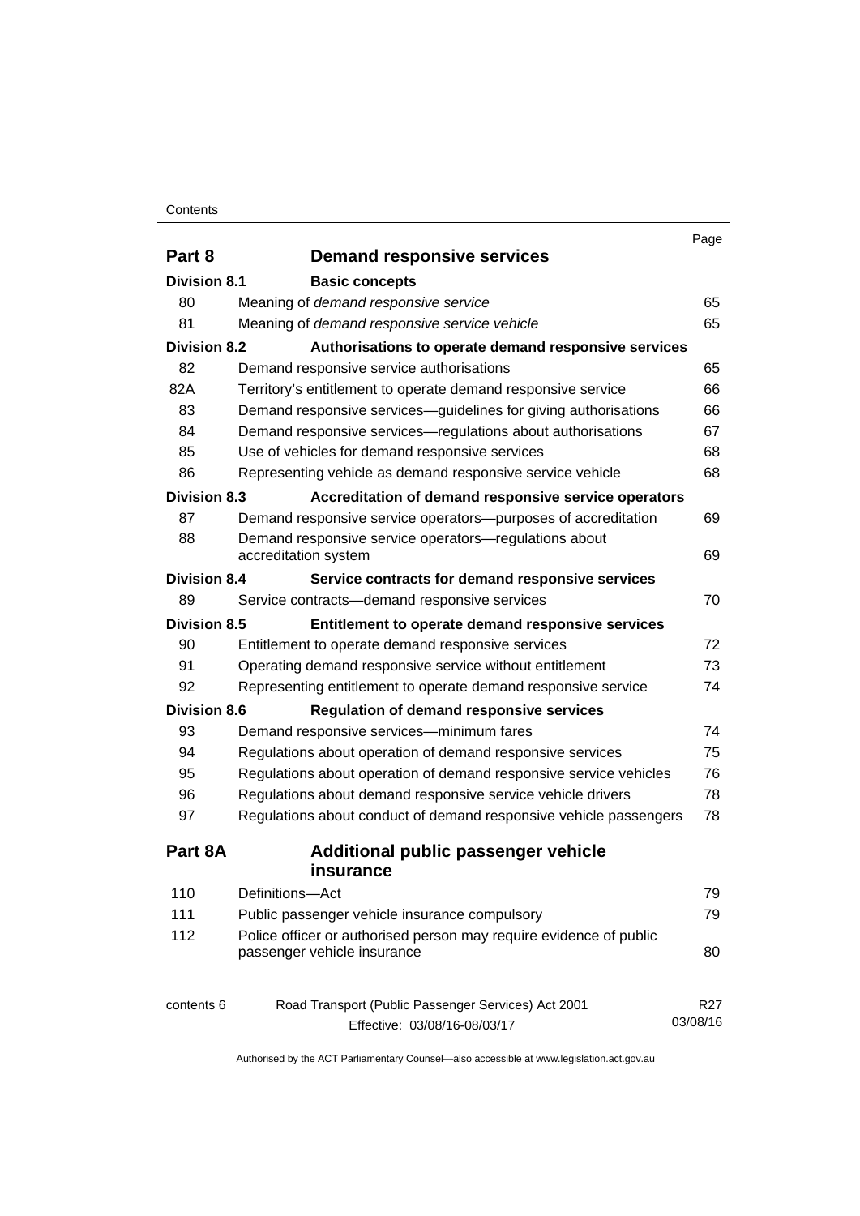| | | Page |
|---|---|---|
| **Part 8** | **Demand responsive services** | |
| **Division 8.1** | **Basic concepts** | |
| 80 | Meaning of *demand responsive service* | 65 |
| 81 | Meaning of *demand responsive service vehicle* | 65 |
| **Division 8.2** | **Authorisations to operate demand responsive services** | |
| 82 | Demand responsive service authorisations | 65 |
| 82A | Territory's entitlement to operate demand responsive service | 66 |
| 83 | Demand responsive services—guidelines for giving authorisations | 66 |
| 84 | Demand responsive services—regulations about authorisations | 67 |
| 85 | Use of vehicles for demand responsive services | 68 |
| 86 | Representing vehicle as demand responsive service vehicle | 68 |
| **Division 8.3** | **Accreditation of demand responsive service operators** | |
| 87 | Demand responsive service operators—purposes of accreditation | 69 |
| 88 | Demand responsive service operators—regulations about accreditation system | 69 |
| **Division 8.4** | **Service contracts for demand responsive services** | |
| 89 | Service contracts—demand responsive services | 70 |
| **Division 8.5** | **Entitlement to operate demand responsive services** | |
| 90 | Entitlement to operate demand responsive services | 72 |
| 91 | Operating demand responsive service without entitlement | 73 |
| 92 | Representing entitlement to operate demand responsive service | 74 |
| **Division 8.6** | **Regulation of demand responsive services** | |
| 93 | Demand responsive services—minimum fares | 74 |
| 94 | Regulations about operation of demand responsive services | 75 |
| 95 | Regulations about operation of demand responsive service vehicles | 76 |
| 96 | Regulations about demand responsive service vehicle drivers | 78 |
| 97 | Regulations about conduct of demand responsive vehicle passengers | 78 |
| **Part 8A** | **Additional public passenger vehicle insurance** | |
| 110 | Definitions—Act | 79 |
| 111 | Public passenger vehicle insurance compulsory | 79 |
| 112 | Police officer or authorised person may require evidence of public passenger vehicle insurance | 80 |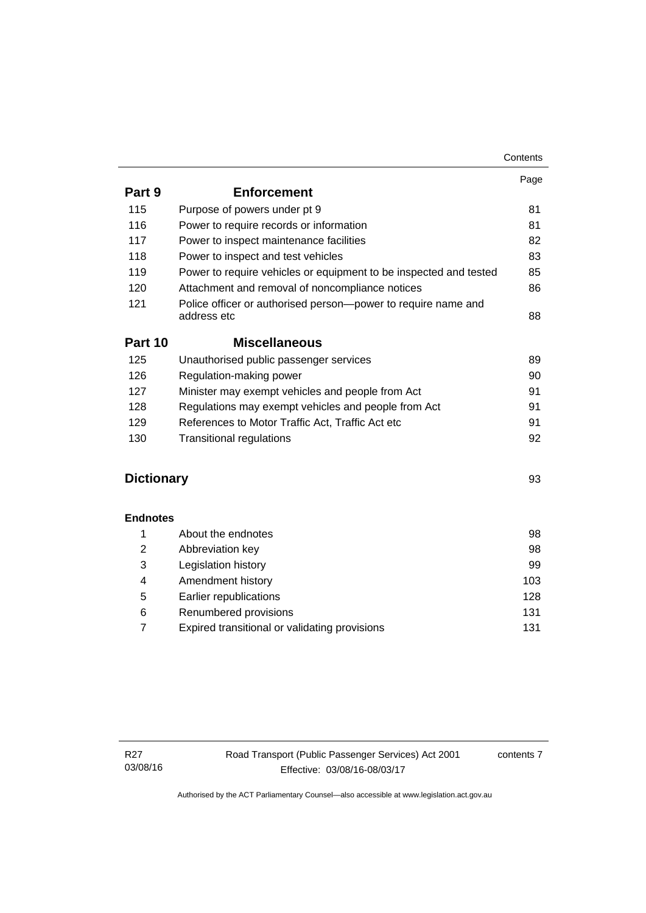| | | Page |
|---|---|---|
| **Part 9** | **Enforcement** | |
| 115 | Purpose of powers under pt 9 | 81 |
| 116 | Power to require records or information | 81 |
| 117 | Power to inspect maintenance facilities | 82 |
| 118 | Power to inspect and test vehicles | 83 |
| 119 | Power to require vehicles or equipment to be inspected and tested | 85 |
| 120 | Attachment and removal of noncompliance notices | 86 |
| 121 | Police officer or authorised person—power to require name and address etc | 88 |
| **Part 10** | **Miscellaneous** | |
| 125 | Unauthorised public passenger services | 89 |
| 126 | Regulation-making power | 90 |
| 127 | Minister may exempt vehicles and people from Act | 91 |
| 128 | Regulations may exempt vehicles and people from Act | 91 |
| 129 | References to Motor Traffic Act, Traffic Act etc | 91 |
| 130 | Transitional regulations | 92 |

**Dictionary** 93

**Endnotes**

| | | |
|---|---|---|
| 1 | About the endnotes | 98 |
| 2 | Abbreviation key | 98 |
| 3 | Legislation history | 99 |
| 4 | Amendment history | 103 |
| 5 | Earlier republications | 128 |
| 6 | Renumbered provisions | 131 |
| 7 | Expired transitional or validating provisions | 131 |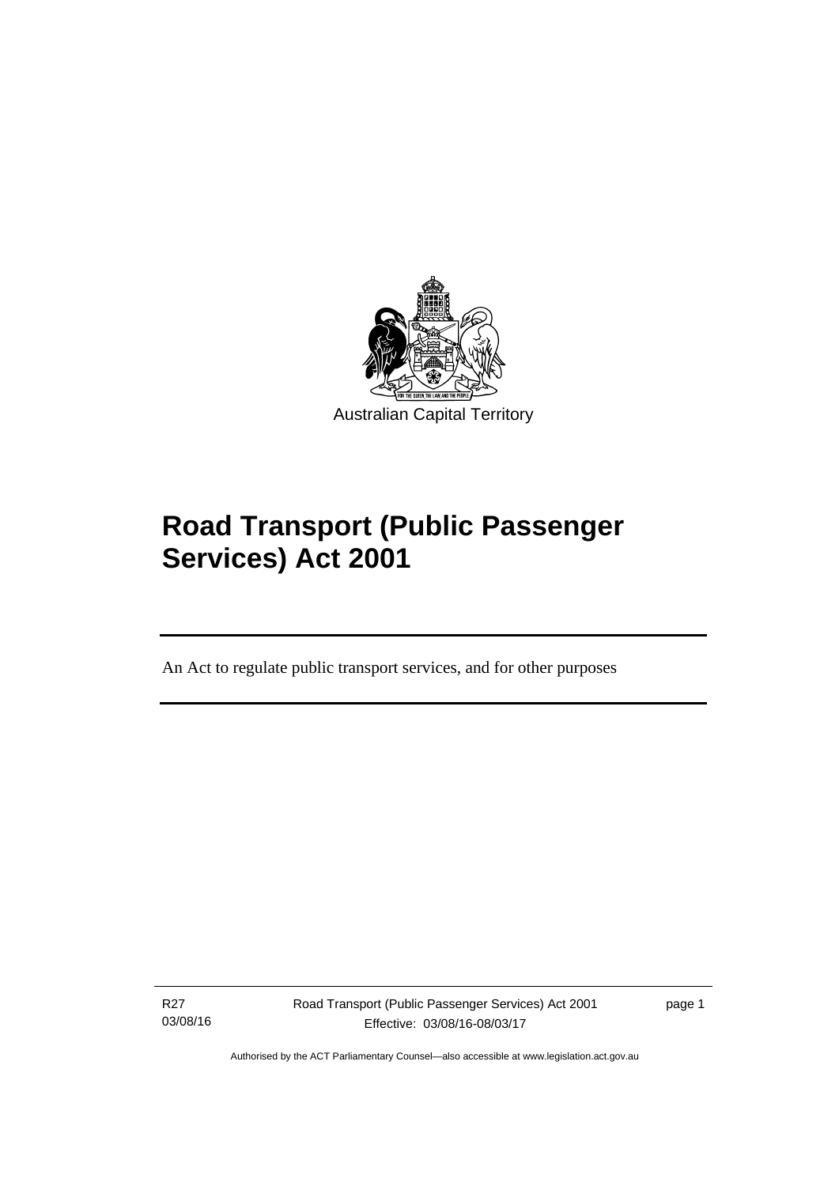Australian Capital Territory

# Road Transport (Public Passenger Services) Act 2001

An Act to regulate public transport services, and for other purposes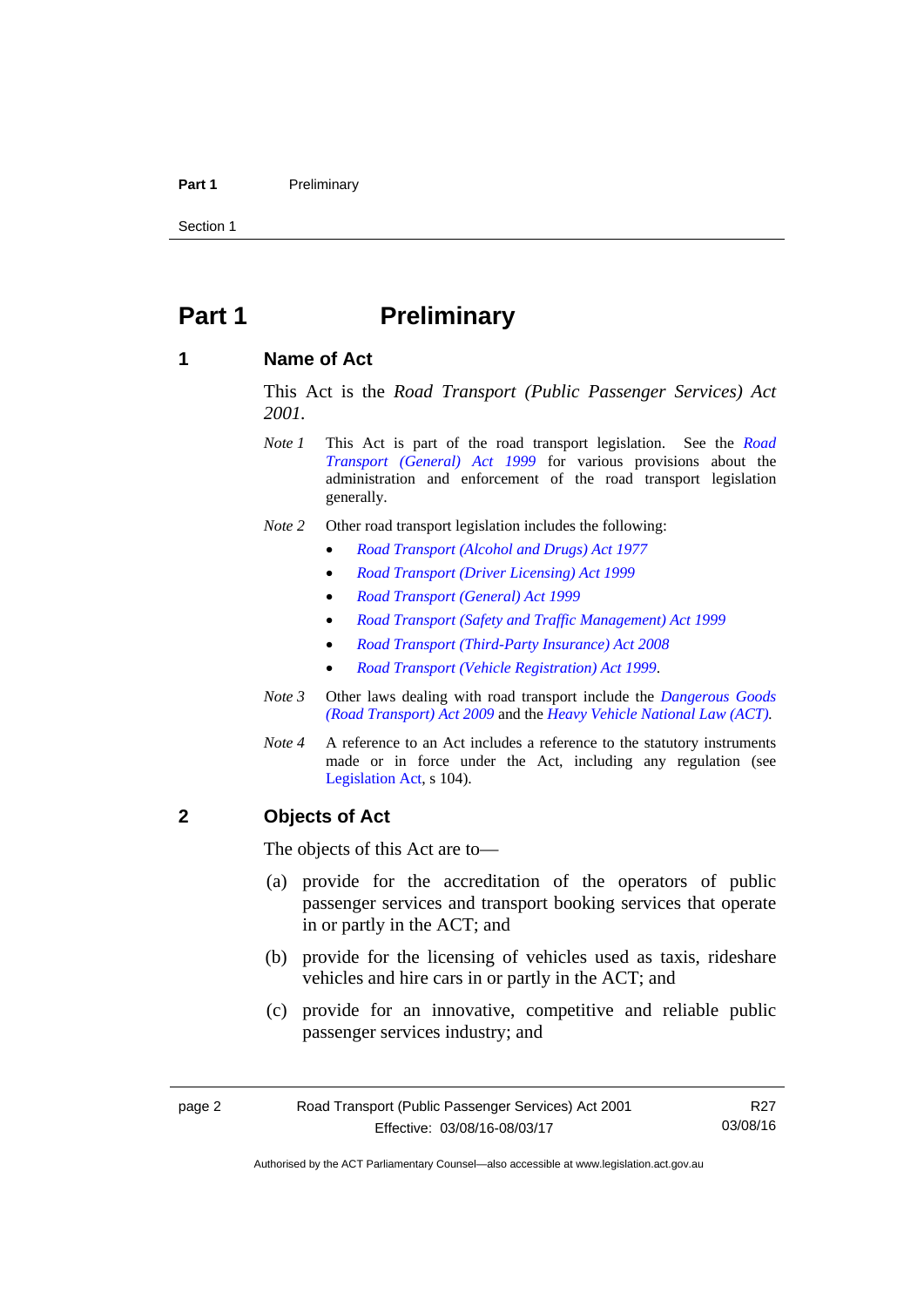# Part 1 Preliminary

## 1 Name of Act

This Act is the *Road Transport (Public Passenger Services) Act 2001*.

*Note 1* This Act is part of the road transport legislation. See the *Road Transport (General) Act 1999* for various provisions about the administration and enforcement of the road transport legislation generally.

*Note 2* Other road transport legislation includes the following:

- *Road Transport (Alcohol and Drugs) Act 1977*
- *Road Transport (Driver Licensing) Act 1999*
- *Road Transport (General) Act 1999*
- *Road Transport (Safety and Traffic Management) Act 1999*
- *Road Transport (Third-Party Insurance) Act 2008*
- *Road Transport (Vehicle Registration) Act 1999*.

*Note 3* Other laws dealing with road transport include the *Dangerous Goods (Road Transport) Act 2009* and the *Heavy Vehicle National Law (ACT).*

*Note 4* A reference to an Act includes a reference to the statutory instruments made or in force under the Act, including any regulation (see Legislation Act, s 104).

## 2 Objects of Act

The objects of this Act are to—

(a) provide for the accreditation of the operators of public passenger services and transport booking services that operate in or partly in the ACT; and

(b) provide for the licensing of vehicles used as taxis, rideshare vehicles and hire cars in or partly in the ACT; and

(c) provide for an innovative, competitive and reliable public passenger services industry; and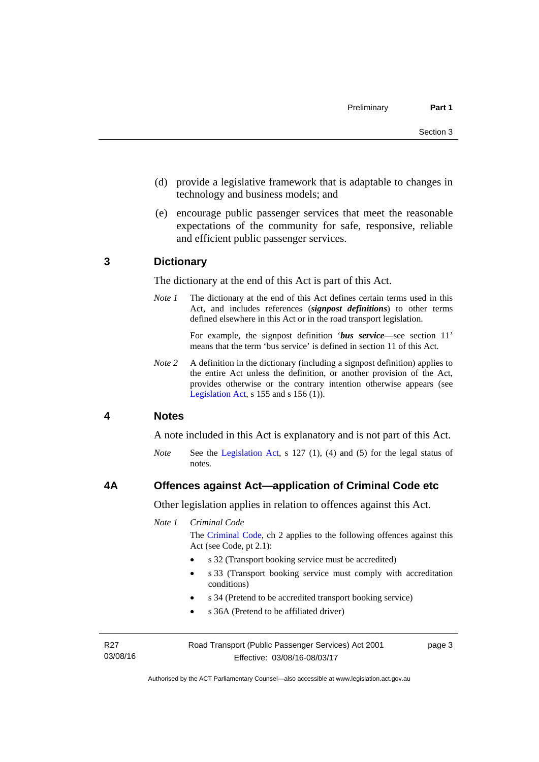(d) provide a legislative framework that is adaptable to changes in technology and business models; and

(e) encourage public passenger services that meet the reasonable expectations of the community for safe, responsive, reliable and efficient public passenger services.

## 3 Dictionary

The dictionary at the end of this Act is part of this Act.

*Note 1* The dictionary at the end of this Act defines certain terms used in this Act, and includes references (***signpost definitions***) to other terms defined elsewhere in this Act or in the road transport legislation.

For example, the signpost definition '***bus service***—see section 11' means that the term 'bus service' is defined in section 11 of this Act.

*Note 2* A definition in the dictionary (including a signpost definition) applies to the entire Act unless the definition, or another provision of the Act, provides otherwise or the contrary intention otherwise appears (see Legislation Act, s 155 and s 156 (1)).

## 4 Notes

A note included in this Act is explanatory and is not part of this Act.

*Note* See the Legislation Act, s 127 (1), (4) and (5) for the legal status of notes.

## 4A Offences against Act—application of Criminal Code etc

Other legislation applies in relation to offences against this Act.

*Note 1* *Criminal Code*

The Criminal Code, ch 2 applies to the following offences against this Act (see Code, pt 2.1):

- s 32 (Transport booking service must be accredited)
- s 33 (Transport booking service must comply with accreditation conditions)
- s 34 (Pretend to be accredited transport booking service)
- s 36A (Pretend to be affiliated driver)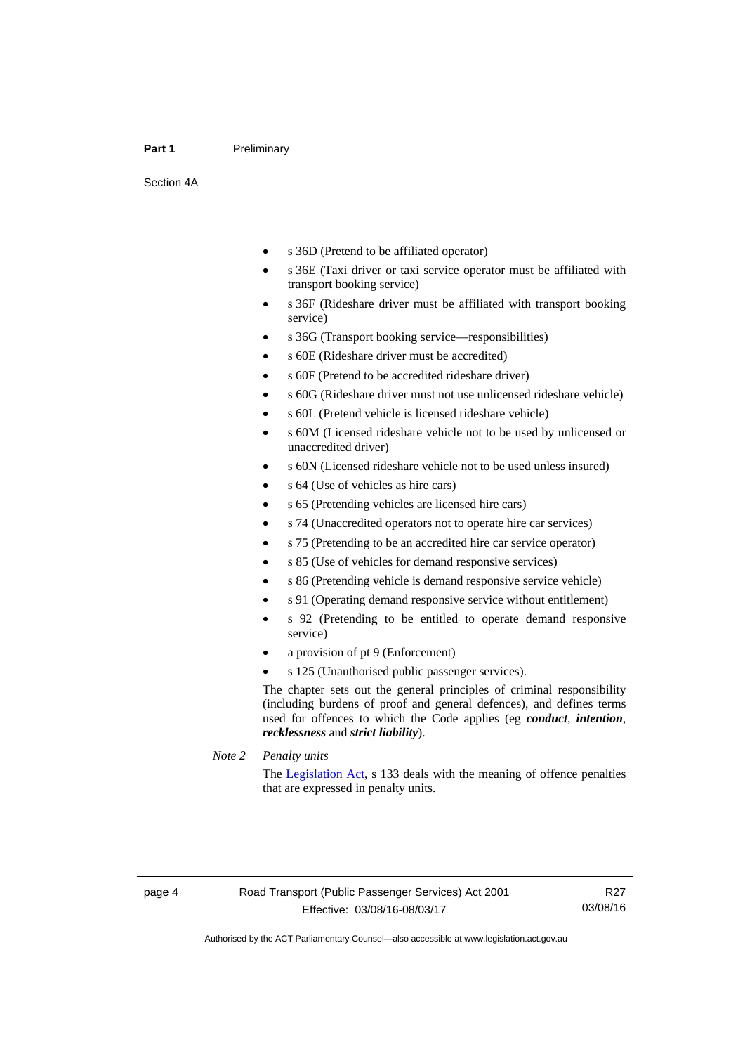- s 36D (Pretend to be affiliated operator)
- s 36E (Taxi driver or taxi service operator must be affiliated with transport booking service)
- s 36F (Rideshare driver must be affiliated with transport booking service)
- s 36G (Transport booking service—responsibilities)
- s 60E (Rideshare driver must be accredited)
- s 60F (Pretend to be accredited rideshare driver)
- s 60G (Rideshare driver must not use unlicensed rideshare vehicle)
- s 60L (Pretend vehicle is licensed rideshare vehicle)
- s 60M (Licensed rideshare vehicle not to be used by unlicensed or unaccredited driver)
- s 60N (Licensed rideshare vehicle not to be used unless insured)
- s 64 (Use of vehicles as hire cars)
- s 65 (Pretending vehicles are licensed hire cars)
- s 74 (Unaccredited operators not to operate hire car services)
- s 75 (Pretending to be an accredited hire car service operator)
- s 85 (Use of vehicles for demand responsive services)
- s 86 (Pretending vehicle is demand responsive service vehicle)
- s 91 (Operating demand responsive service without entitlement)
- s 92 (Pretending to be entitled to operate demand responsive service)
- a provision of pt 9 (Enforcement)
- s 125 (Unauthorised public passenger services).

The chapter sets out the general principles of criminal responsibility (including burdens of proof and general defences), and defines terms used for offences to which the Code applies (eg ***conduct***, ***intention***, ***recklessness*** and ***strict liability***).

*Note 2* *Penalty units*

The Legislation Act, s 133 deals with the meaning of offence penalties that are expressed in penalty units.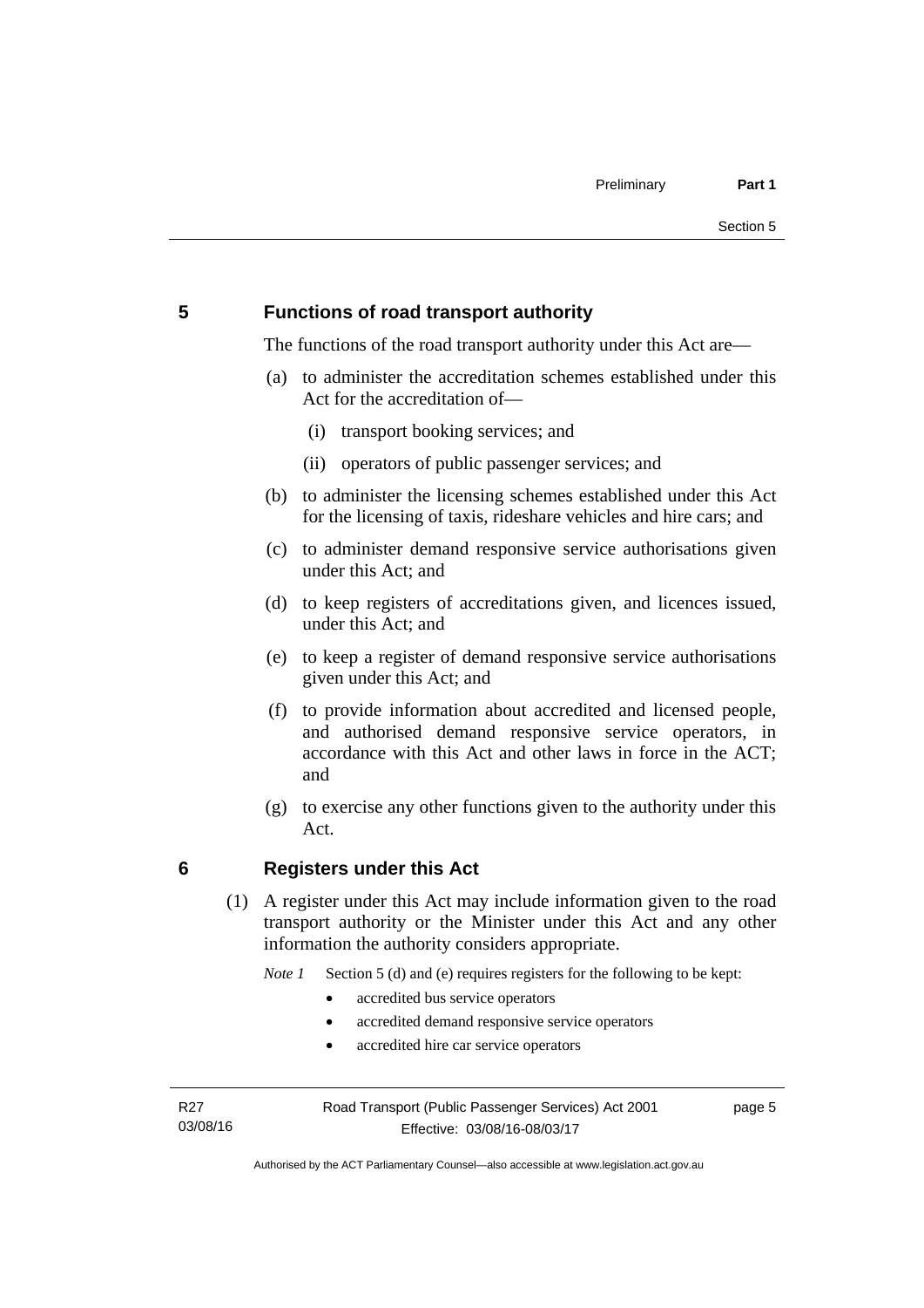## 5 Functions of road transport authority

The functions of the road transport authority under this Act are—

(a) to administer the accreditation schemes established under this Act for the accreditation of—

  (i) transport booking services; and

  (ii) operators of public passenger services; and

(b) to administer the licensing schemes established under this Act for the licensing of taxis, rideshare vehicles and hire cars; and

(c) to administer demand responsive service authorisations given under this Act; and

(d) to keep registers of accreditations given, and licences issued, under this Act; and

(e) to keep a register of demand responsive service authorisations given under this Act; and

(f) to provide information about accredited and licensed people, and authorised demand responsive service operators, in accordance with this Act and other laws in force in the ACT; and

(g) to exercise any other functions given to the authority under this Act.

## 6 Registers under this Act

(1) A register under this Act may include information given to the road transport authority or the Minister under this Act and any other information the authority considers appropriate.

*Note 1* Section 5 (d) and (e) requires registers for the following to be kept:

- accredited bus service operators
- accredited demand responsive service operators
- accredited hire car service operators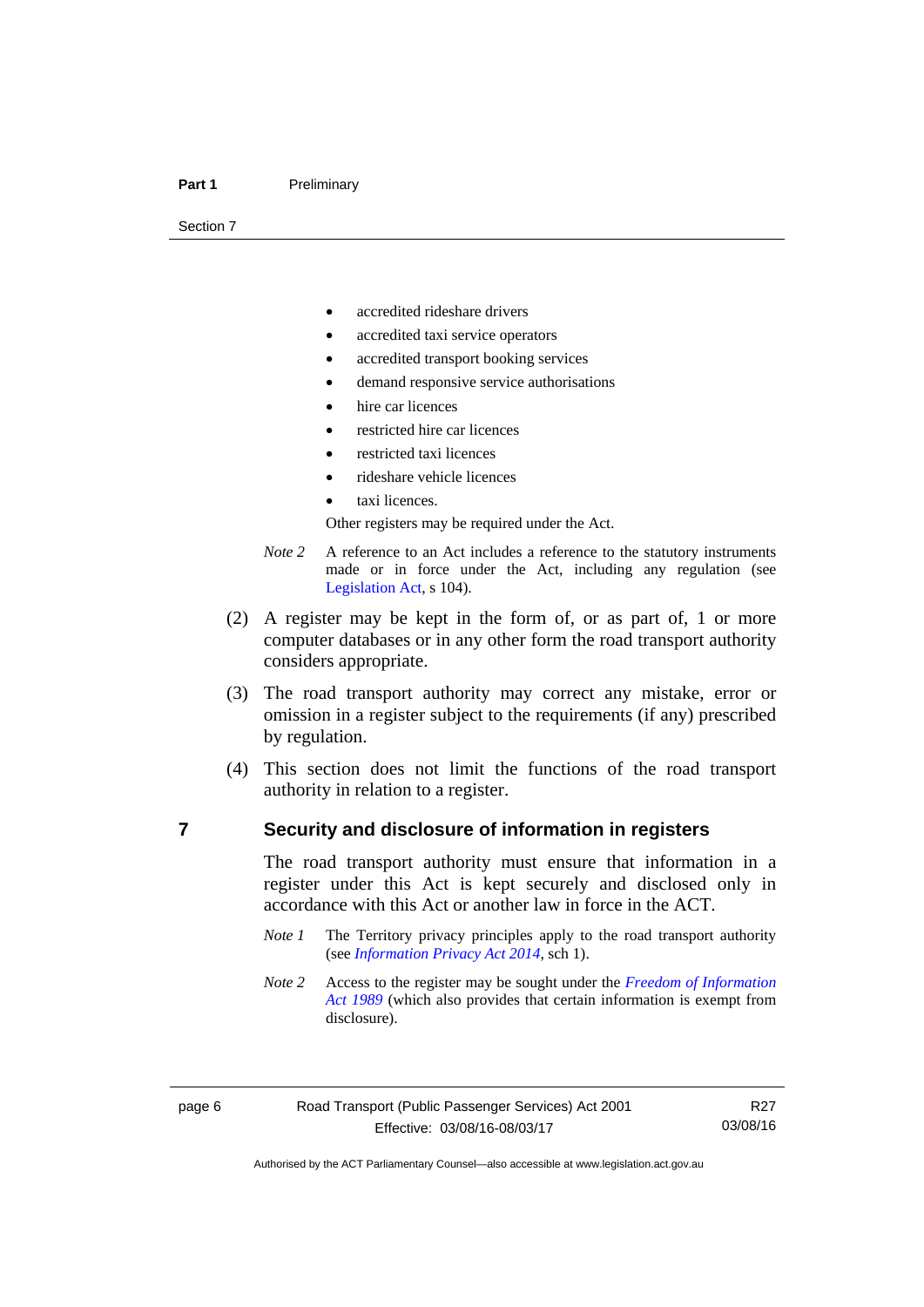- accredited rideshare drivers
- accredited taxi service operators
- accredited transport booking services
- demand responsive service authorisations
- hire car licences
- restricted hire car licences
- restricted taxi licences
- rideshare vehicle licences
- taxi licences.

Other registers may be required under the Act.

*Note 2* A reference to an Act includes a reference to the statutory instruments made or in force under the Act, including any regulation (see Legislation Act, s 104).

(2) A register may be kept in the form of, or as part of, 1 or more computer databases or in any other form the road transport authority considers appropriate.

(3) The road transport authority may correct any mistake, error or omission in a register subject to the requirements (if any) prescribed by regulation.

(4) This section does not limit the functions of the road transport authority in relation to a register.

## 7 Security and disclosure of information in registers

The road transport authority must ensure that information in a register under this Act is kept securely and disclosed only in accordance with this Act or another law in force in the ACT.

*Note 1* The Territory privacy principles apply to the road transport authority (see *Information Privacy Act 2014*, sch 1).

*Note 2* Access to the register may be sought under the *Freedom of Information Act 1989* (which also provides that certain information is exempt from disclosure).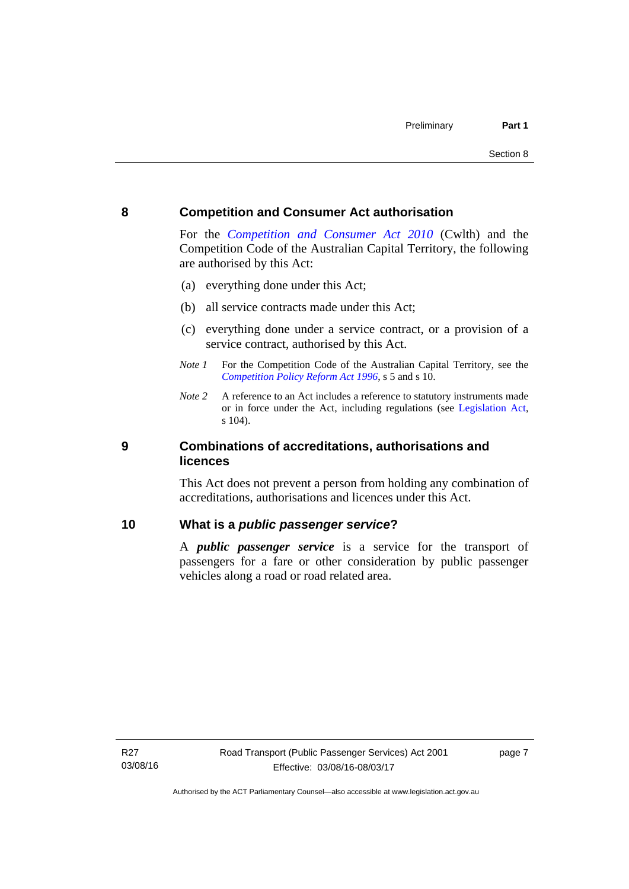## 8 Competition and Consumer Act authorisation

For the *Competition and Consumer Act 2010* (Cwlth) and the Competition Code of the Australian Capital Territory, the following are authorised by this Act:

(a) everything done under this Act;

(b) all service contracts made under this Act;

(c) everything done under a service contract, or a provision of a service contract, authorised by this Act.

*Note 1* For the Competition Code of the Australian Capital Territory, see the *Competition Policy Reform Act 1996*, s 5 and s 10.

*Note 2* A reference to an Act includes a reference to statutory instruments made or in force under the Act, including regulations (see Legislation Act, s 104).

## 9 Combinations of accreditations, authorisations and licences

This Act does not prevent a person from holding any combination of accreditations, authorisations and licences under this Act.

## 10 What is a *public passenger service*?

A ***public passenger service*** is a service for the transport of passengers for a fare or other consideration by public passenger vehicles along a road or road related area.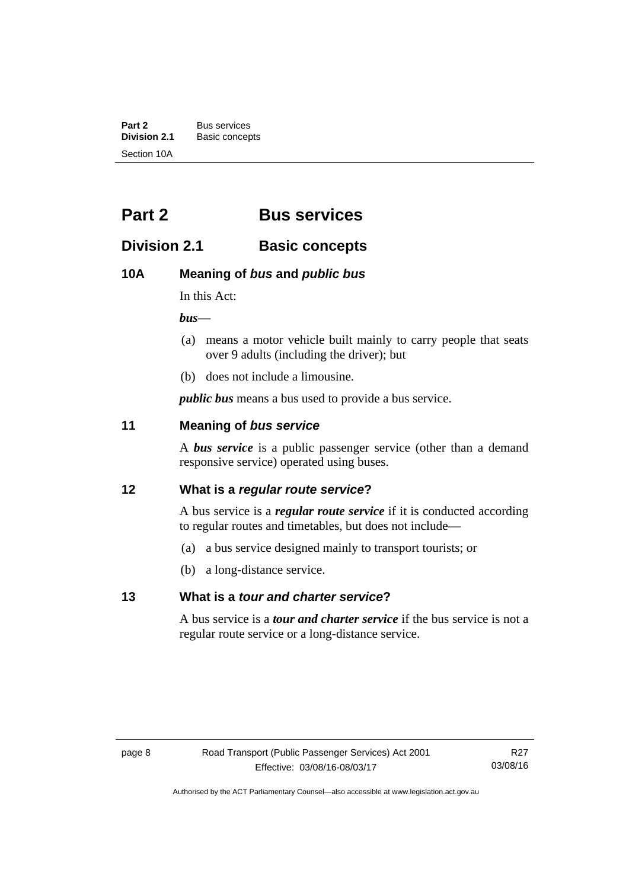# Part 2 Bus services

## Division 2.1 Basic concepts

### 10A Meaning of *bus* and *public bus*

In this Act:

***bus***—

(a) means a motor vehicle built mainly to carry people that seats over 9 adults (including the driver); but

(b) does not include a limousine.

***public bus*** means a bus used to provide a bus service.

### 11 Meaning of *bus service*

A ***bus service*** is a public passenger service (other than a demand responsive service) operated using buses.

### 12 What is a *regular route service*?

A bus service is a ***regular route service*** if it is conducted according to regular routes and timetables, but does not include—

(a) a bus service designed mainly to transport tourists; or

(b) a long-distance service.

### 13 What is a *tour and charter service*?

A bus service is a ***tour and charter service*** if the bus service is not a regular route service or a long-distance service.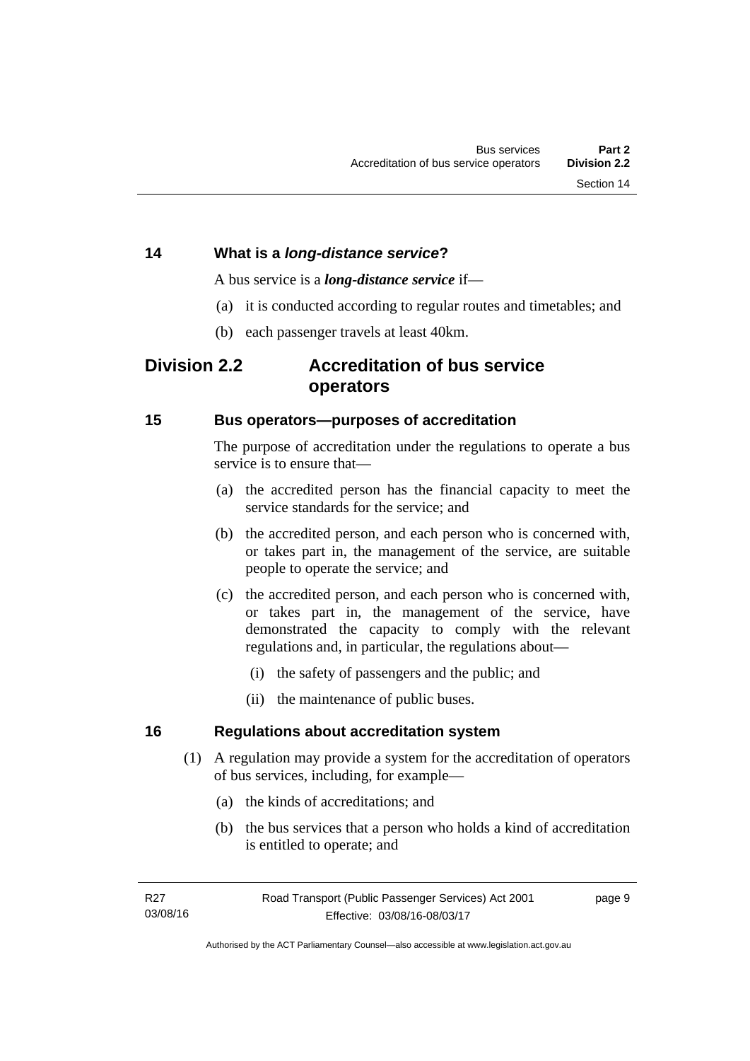### 14 What is a *long-distance service*?

A bus service is a ***long-distance service*** if—

(a) it is conducted according to regular routes and timetables; and

(b) each passenger travels at least 40km.

## Division 2.2 Accreditation of bus service operators

### 15 Bus operators—purposes of accreditation

The purpose of accreditation under the regulations to operate a bus service is to ensure that—

(a) the accredited person has the financial capacity to meet the service standards for the service; and

(b) the accredited person, and each person who is concerned with, or takes part in, the management of the service, are suitable people to operate the service; and

(c) the accredited person, and each person who is concerned with, or takes part in, the management of the service, have demonstrated the capacity to comply with the relevant regulations and, in particular, the regulations about—

(i) the safety of passengers and the public; and

(ii) the maintenance of public buses.

### 16 Regulations about accreditation system

(1) A regulation may provide a system for the accreditation of operators of bus services, including, for example—

(a) the kinds of accreditations; and

(b) the bus services that a person who holds a kind of accreditation is entitled to operate; and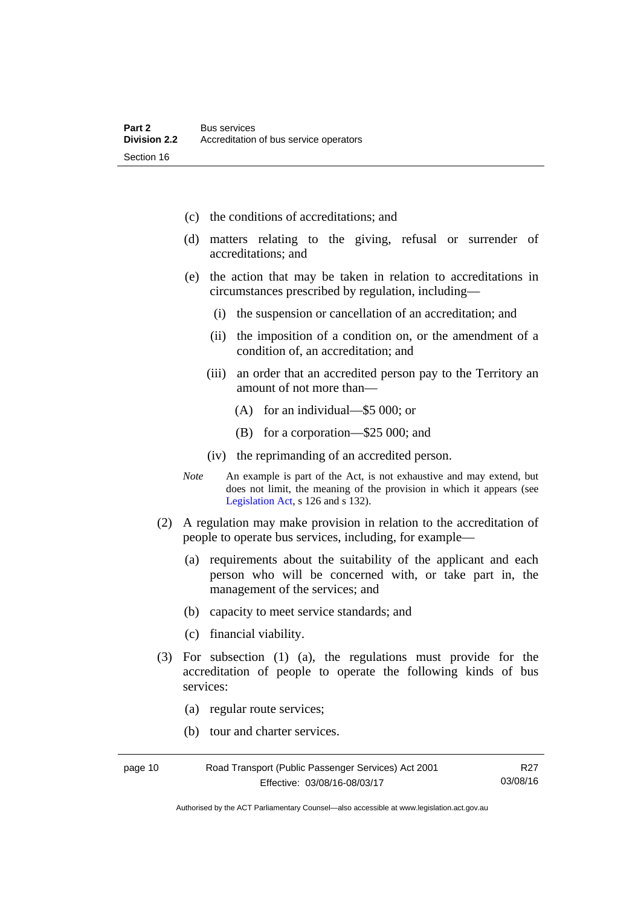(c) the conditions of accreditations; and

(d) matters relating to the giving, refusal or surrender of accreditations; and

(e) the action that may be taken in relation to accreditations in circumstances prescribed by regulation, including—

  (i) the suspension or cancellation of an accreditation; and

  (ii) the imposition of a condition on, or the amendment of a condition of, an accreditation; and

  (iii) an order that an accredited person pay to the Territory an amount of not more than—

    (A) for an individual—$5 000; or

    (B) for a corporation—$25 000; and

  (iv) the reprimanding of an accredited person.

*Note* An example is part of the Act, is not exhaustive and may extend, but does not limit, the meaning of the provision in which it appears (see Legislation Act, s 126 and s 132).

(2) A regulation may make provision in relation to the accreditation of people to operate bus services, including, for example—

(a) requirements about the suitability of the applicant and each person who will be concerned with, or take part in, the management of the services; and

(b) capacity to meet service standards; and

(c) financial viability.

(3) For subsection (1) (a), the regulations must provide for the accreditation of people to operate the following kinds of bus services:

(a) regular route services;

(b) tour and charter services.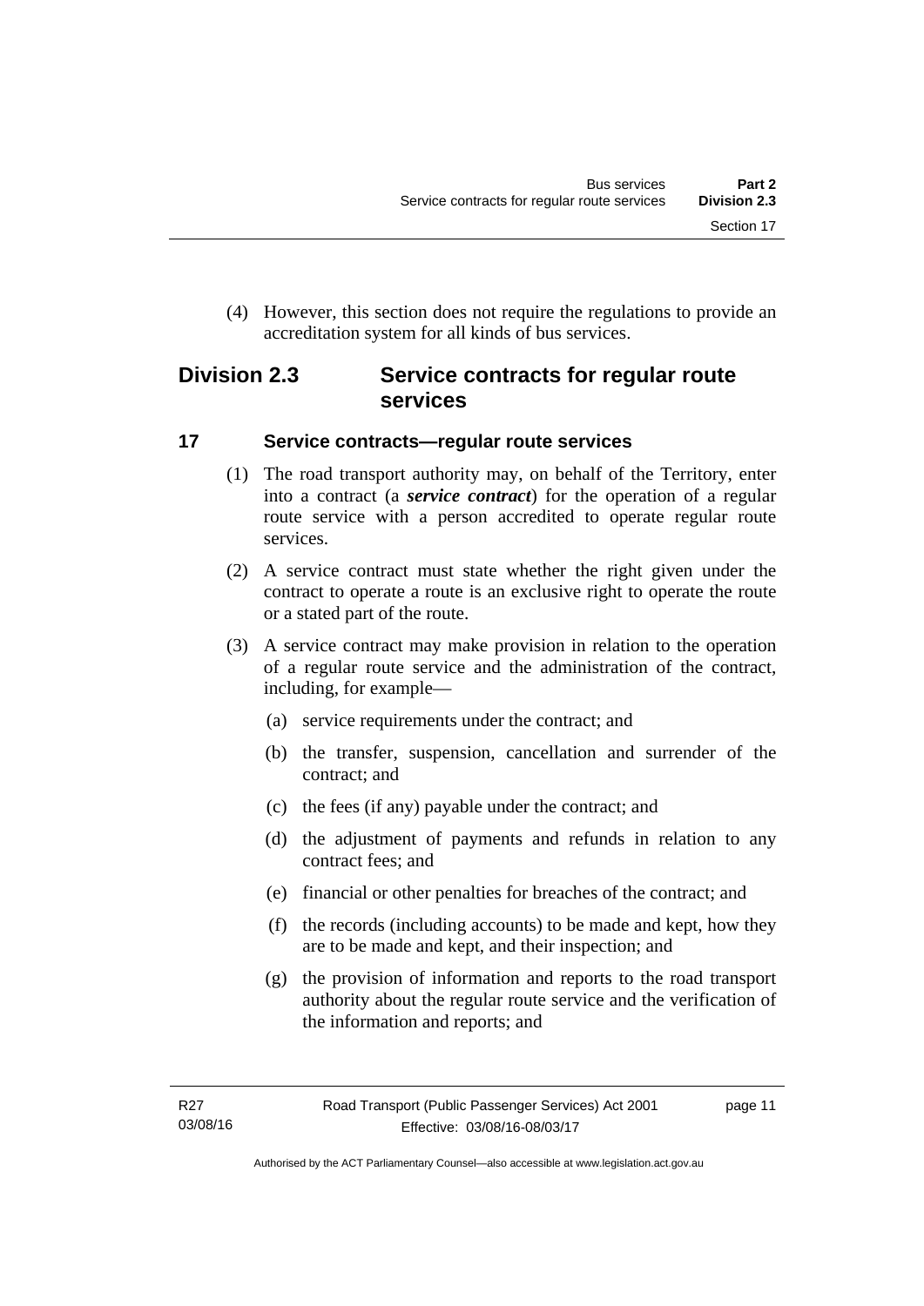(4) However, this section does not require the regulations to provide an accreditation system for all kinds of bus services.

## Division 2.3 Service contracts for regular route services

### 17 Service contracts—regular route services

(1) The road transport authority may, on behalf of the Territory, enter into a contract (a ***service contract***) for the operation of a regular route service with a person accredited to operate regular route services.

(2) A service contract must state whether the right given under the contract to operate a route is an exclusive right to operate the route or a stated part of the route.

(3) A service contract may make provision in relation to the operation of a regular route service and the administration of the contract, including, for example—

(a) service requirements under the contract; and

(b) the transfer, suspension, cancellation and surrender of the contract; and

(c) the fees (if any) payable under the contract; and

(d) the adjustment of payments and refunds in relation to any contract fees; and

(e) financial or other penalties for breaches of the contract; and

(f) the records (including accounts) to be made and kept, how they are to be made and kept, and their inspection; and

(g) the provision of information and reports to the road transport authority about the regular route service and the verification of the information and reports; and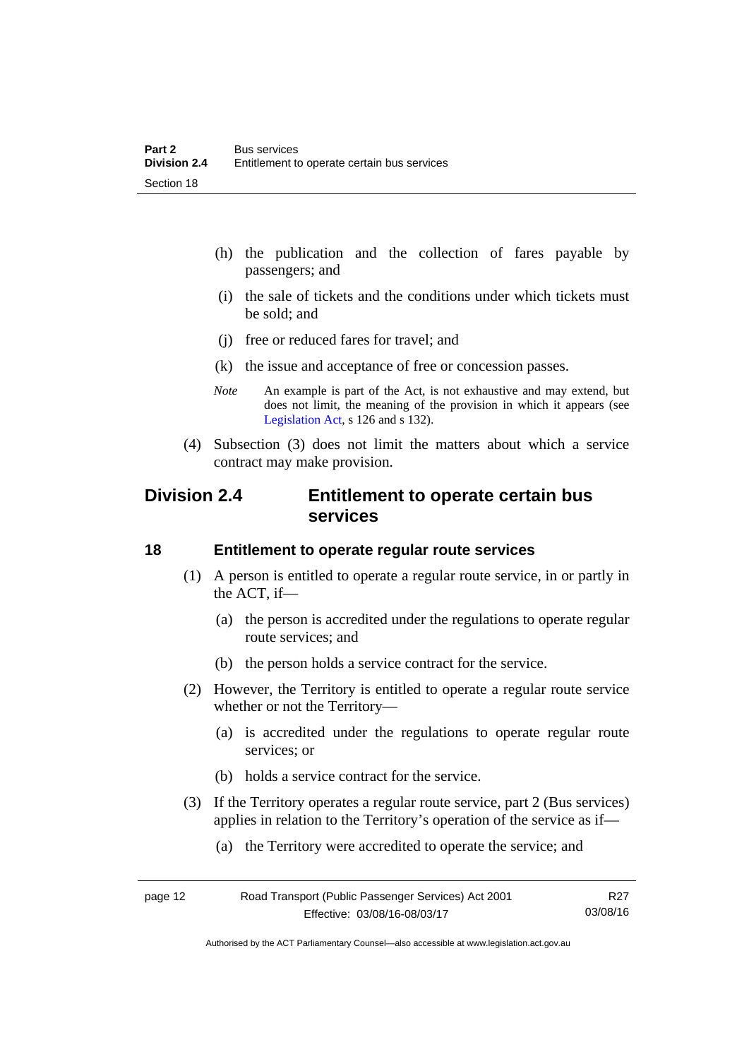(h) the publication and the collection of fares payable by passengers; and

(i) the sale of tickets and the conditions under which tickets must be sold; and

(j) free or reduced fares for travel; and

(k) the issue and acceptance of free or concession passes.

*Note* An example is part of the Act, is not exhaustive and may extend, but does not limit, the meaning of the provision in which it appears (see Legislation Act, s 126 and s 132).

(4) Subsection (3) does not limit the matters about which a service contract may make provision.

## Division 2.4 Entitlement to operate certain bus services

### 18 Entitlement to operate regular route services

(1) A person is entitled to operate a regular route service, in or partly in the ACT, if—

(a) the person is accredited under the regulations to operate regular route services; and

(b) the person holds a service contract for the service.

(2) However, the Territory is entitled to operate a regular route service whether or not the Territory—

(a) is accredited under the regulations to operate regular route services; or

(b) holds a service contract for the service.

(3) If the Territory operates a regular route service, part 2 (Bus services) applies in relation to the Territory's operation of the service as if—

(a) the Territory were accredited to operate the service; and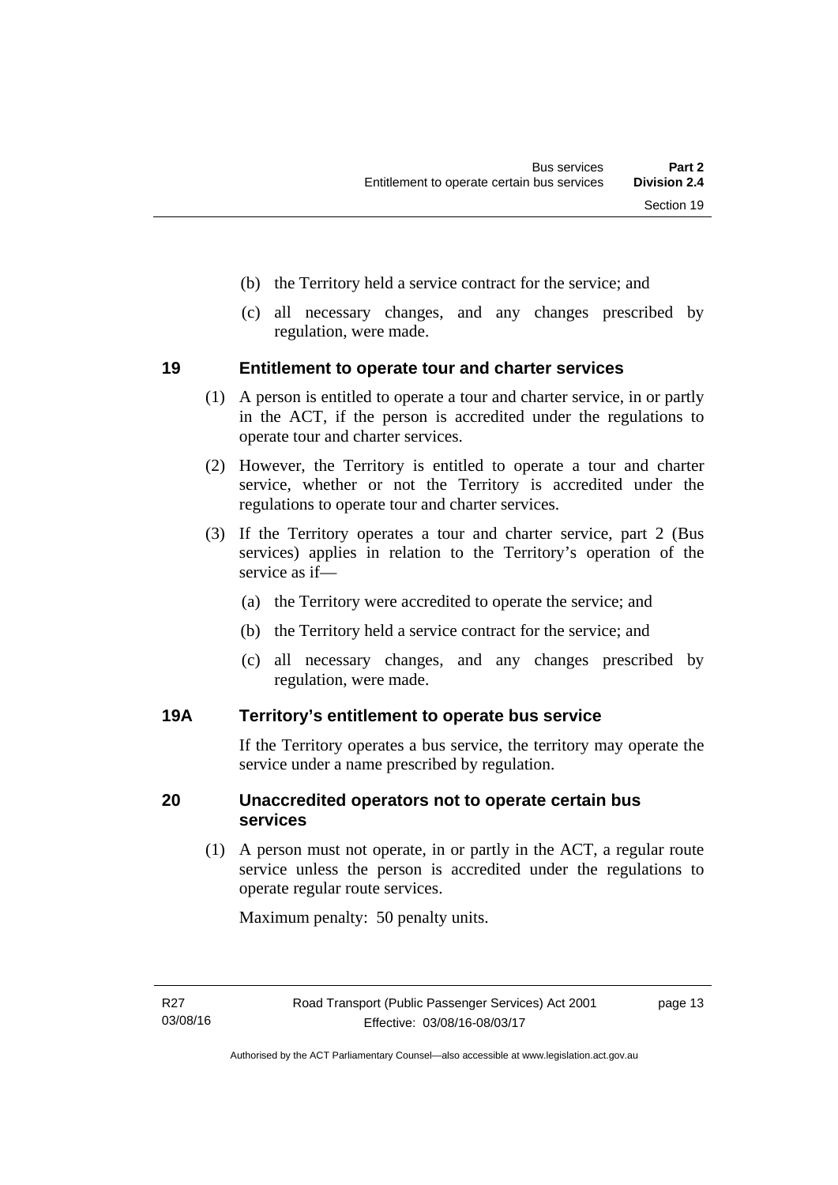(b) the Territory held a service contract for the service; and

(c) all necessary changes, and any changes prescribed by regulation, were made.

### 19 Entitlement to operate tour and charter services

(1) A person is entitled to operate a tour and charter service, in or partly in the ACT, if the person is accredited under the regulations to operate tour and charter services.

(2) However, the Territory is entitled to operate a tour and charter service, whether or not the Territory is accredited under the regulations to operate tour and charter services.

(3) If the Territory operates a tour and charter service, part 2 (Bus services) applies in relation to the Territory's operation of the service as if—

(a) the Territory were accredited to operate the service; and

(b) the Territory held a service contract for the service; and

(c) all necessary changes, and any changes prescribed by regulation, were made.

### 19A Territory's entitlement to operate bus service

If the Territory operates a bus service, the territory may operate the service under a name prescribed by regulation.

### 20 Unaccredited operators not to operate certain bus services

(1) A person must not operate, in or partly in the ACT, a regular route service unless the person is accredited under the regulations to operate regular route services.

Maximum penalty: 50 penalty units.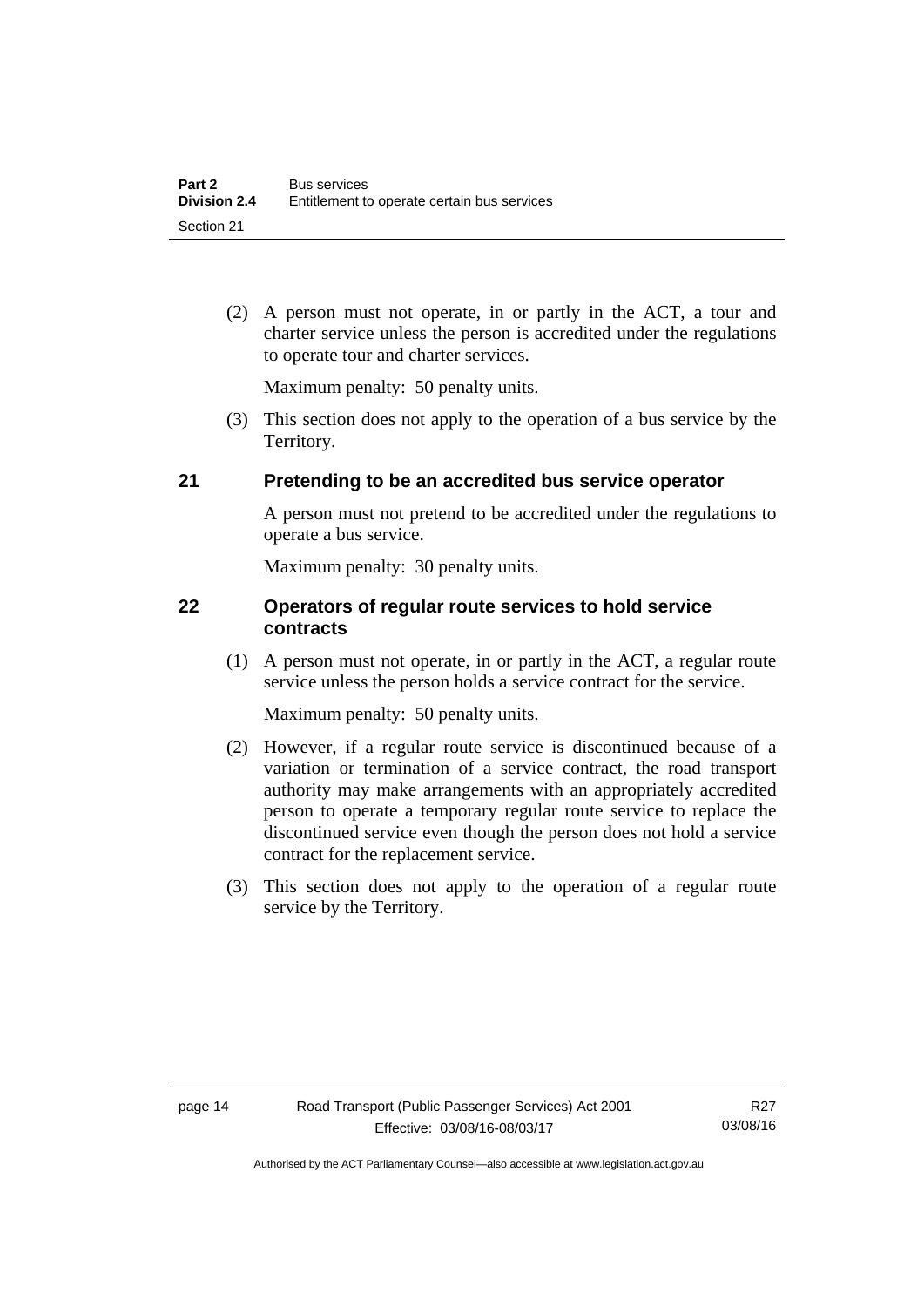(2) A person must not operate, in or partly in the ACT, a tour and charter service unless the person is accredited under the regulations to operate tour and charter services.

Maximum penalty: 50 penalty units.

(3) This section does not apply to the operation of a bus service by the Territory.

## 21 Pretending to be an accredited bus service operator

A person must not pretend to be accredited under the regulations to operate a bus service.

Maximum penalty: 30 penalty units.

## 22 Operators of regular route services to hold service contracts

(1) A person must not operate, in or partly in the ACT, a regular route service unless the person holds a service contract for the service.

Maximum penalty: 50 penalty units.

(2) However, if a regular route service is discontinued because of a variation or termination of a service contract, the road transport authority may make arrangements with an appropriately accredited person to operate a temporary regular route service to replace the discontinued service even though the person does not hold a service contract for the replacement service.

(3) This section does not apply to the operation of a regular route service by the Territory.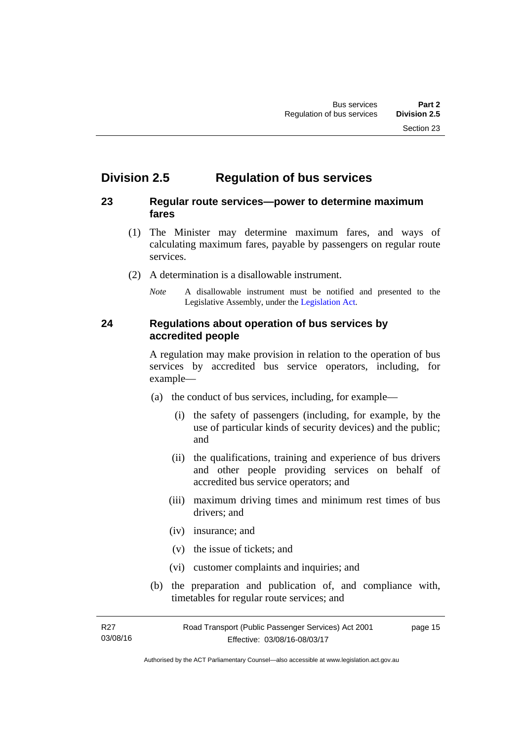# Division 2.5 Regulation of bus services

## 23 Regular route services—power to determine maximum fares

(1) The Minister may determine maximum fares, and ways of calculating maximum fares, payable by passengers on regular route services.

(2) A determination is a disallowable instrument.

*Note* A disallowable instrument must be notified and presented to the Legislative Assembly, under the Legislation Act.

## 24 Regulations about operation of bus services by accredited people

A regulation may make provision in relation to the operation of bus services by accredited bus service operators, including, for example—

(a) the conduct of bus services, including, for example—

(i) the safety of passengers (including, for example, by the use of particular kinds of security devices) and the public; and

(ii) the qualifications, training and experience of bus drivers and other people providing services on behalf of accredited bus service operators; and

(iii) maximum driving times and minimum rest times of bus drivers; and

(iv) insurance; and

(v) the issue of tickets; and

(vi) customer complaints and inquiries; and

(b) the preparation and publication of, and compliance with, timetables for regular route services; and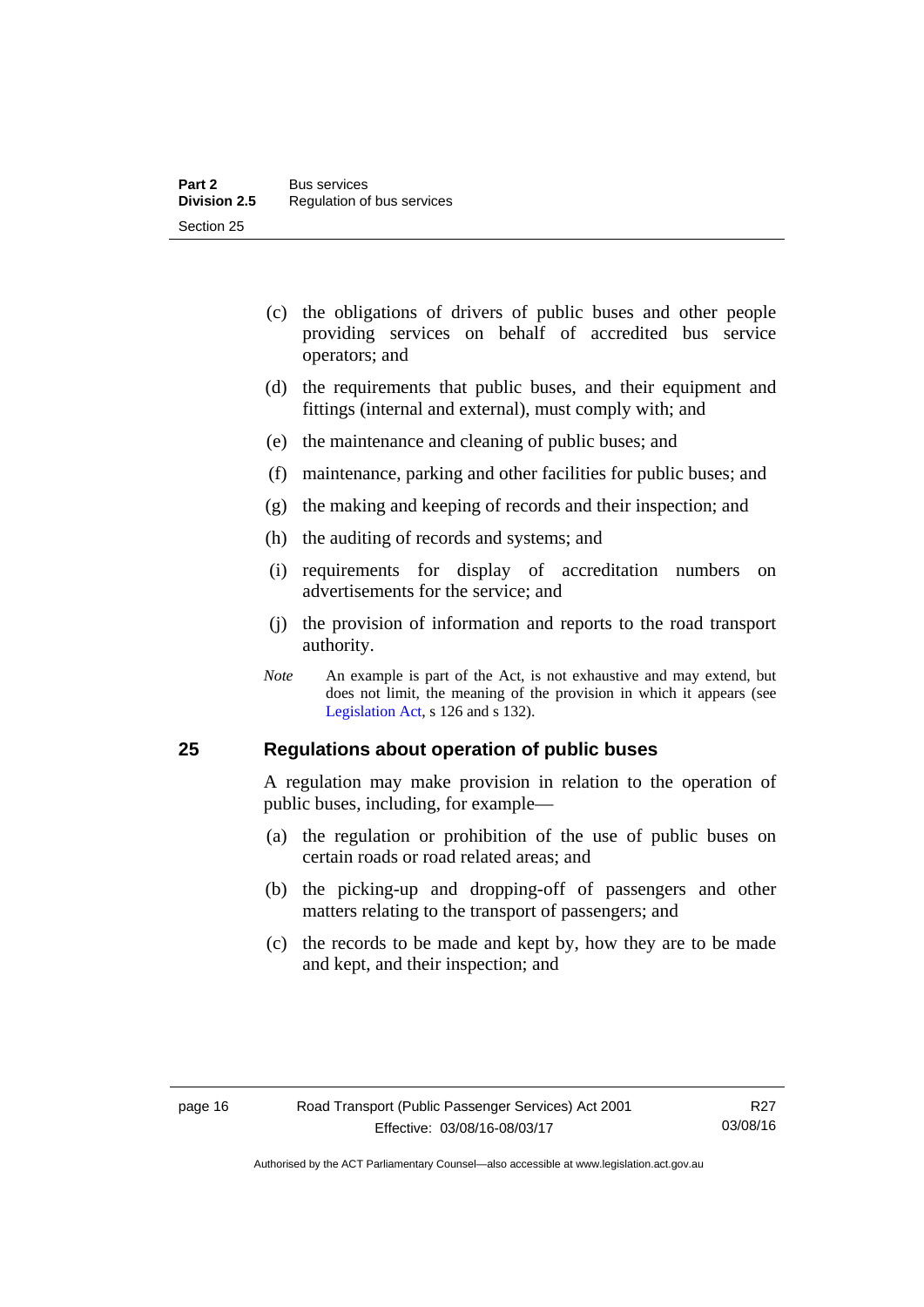(c) the obligations of drivers of public buses and other people providing services on behalf of accredited bus service operators; and

(d) the requirements that public buses, and their equipment and fittings (internal and external), must comply with; and

(e) the maintenance and cleaning of public buses; and

(f) maintenance, parking and other facilities for public buses; and

(g) the making and keeping of records and their inspection; and

(h) the auditing of records and systems; and

(i) requirements for display of accreditation numbers on advertisements for the service; and

(j) the provision of information and reports to the road transport authority.

*Note* An example is part of the Act, is not exhaustive and may extend, but does not limit, the meaning of the provision in which it appears (see Legislation Act, s 126 and s 132).

### 25 Regulations about operation of public buses

A regulation may make provision in relation to the operation of public buses, including, for example—

(a) the regulation or prohibition of the use of public buses on certain roads or road related areas; and

(b) the picking-up and dropping-off of passengers and other matters relating to the transport of passengers; and

(c) the records to be made and kept by, how they are to be made and kept, and their inspection; and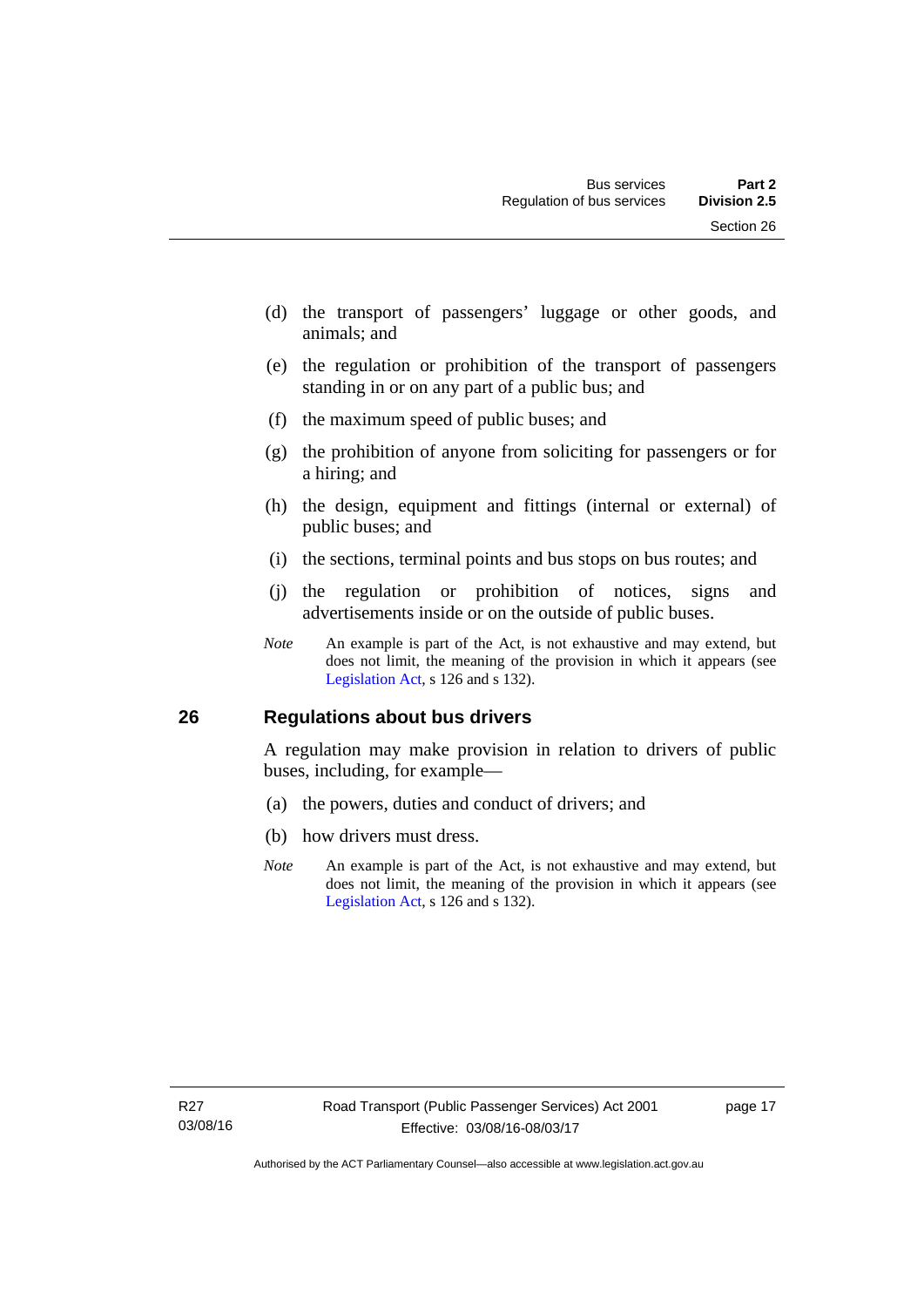(d) the transport of passengers' luggage or other goods, and animals; and

(e) the regulation or prohibition of the transport of passengers standing in or on any part of a public bus; and

(f) the maximum speed of public buses; and

(g) the prohibition of anyone from soliciting for passengers or for a hiring; and

(h) the design, equipment and fittings (internal or external) of public buses; and

(i) the sections, terminal points and bus stops on bus routes; and

(j) the regulation or prohibition of notices, signs and advertisements inside or on the outside of public buses.

*Note* An example is part of the Act, is not exhaustive and may extend, but does not limit, the meaning of the provision in which it appears (see Legislation Act, s 126 and s 132).

## 26 Regulations about bus drivers

A regulation may make provision in relation to drivers of public buses, including, for example—

(a) the powers, duties and conduct of drivers; and

(b) how drivers must dress.

*Note* An example is part of the Act, is not exhaustive and may extend, but does not limit, the meaning of the provision in which it appears (see Legislation Act, s 126 and s 132).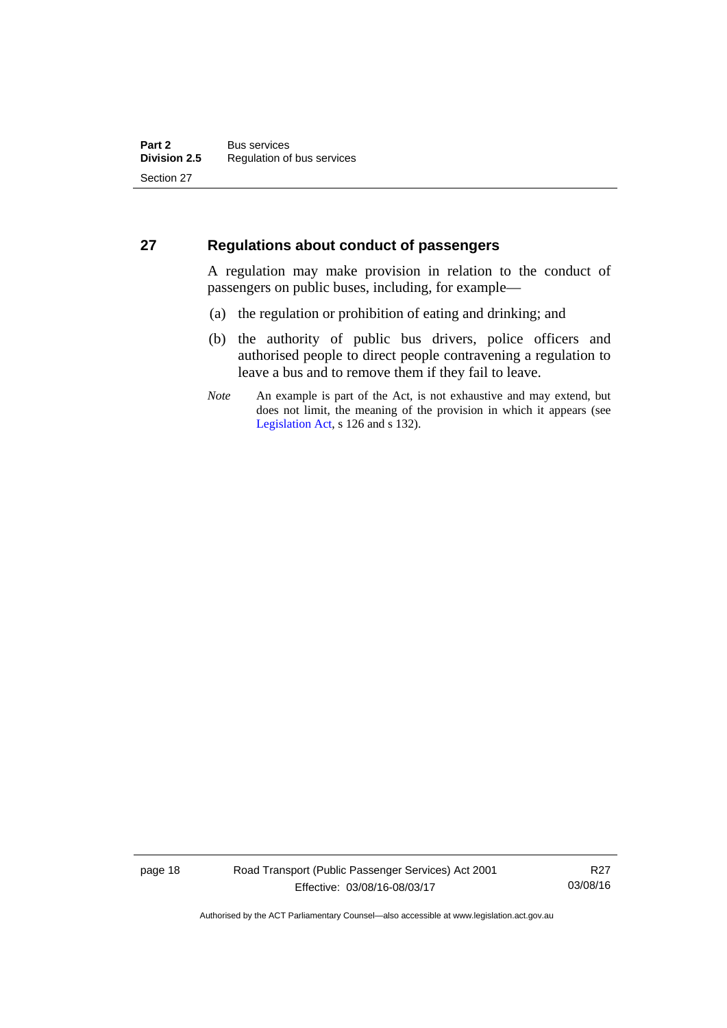## 27 Regulations about conduct of passengers

A regulation may make provision in relation to the conduct of passengers on public buses, including, for example—

(a) the regulation or prohibition of eating and drinking; and

(b) the authority of public bus drivers, police officers and authorised people to direct people contravening a regulation to leave a bus and to remove them if they fail to leave.

*Note* An example is part of the Act, is not exhaustive and may extend, but does not limit, the meaning of the provision in which it appears (see Legislation Act, s 126 and s 132).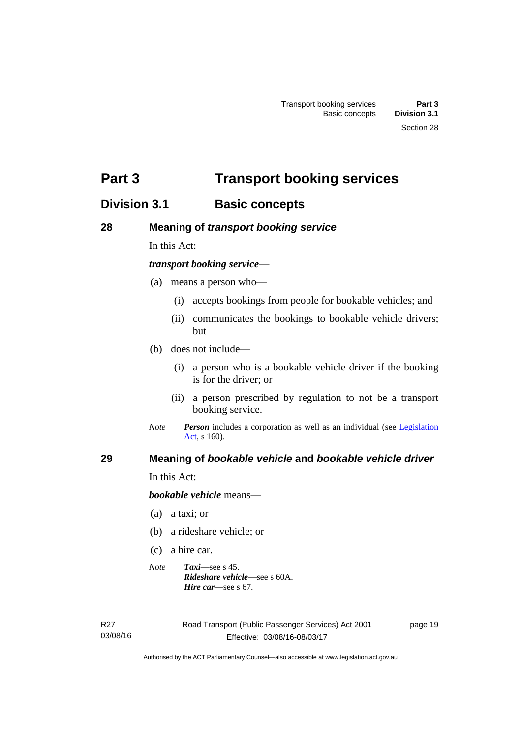# Part 3 Transport booking services

## Division 3.1 Basic concepts

### 28 Meaning of *transport booking service*

In this Act:

***transport booking service***—

(a) means a person who—

(i) accepts bookings from people for bookable vehicles; and

(ii) communicates the bookings to bookable vehicle drivers; but

(b) does not include—

(i) a person who is a bookable vehicle driver if the booking is for the driver; or

(ii) a person prescribed by regulation to not be a transport booking service.

*Note* ***Person*** includes a corporation as well as an individual (see Legislation Act, s 160).

### 29 Meaning of *bookable vehicle* and *bookable vehicle driver*

In this Act:

***bookable vehicle*** means—

(a) a taxi; or

(b) a rideshare vehicle; or

(c) a hire car.

*Note* ***Taxi***—see s 45.
***Rideshare vehicle***—see s 60A.
***Hire car***—see s 67.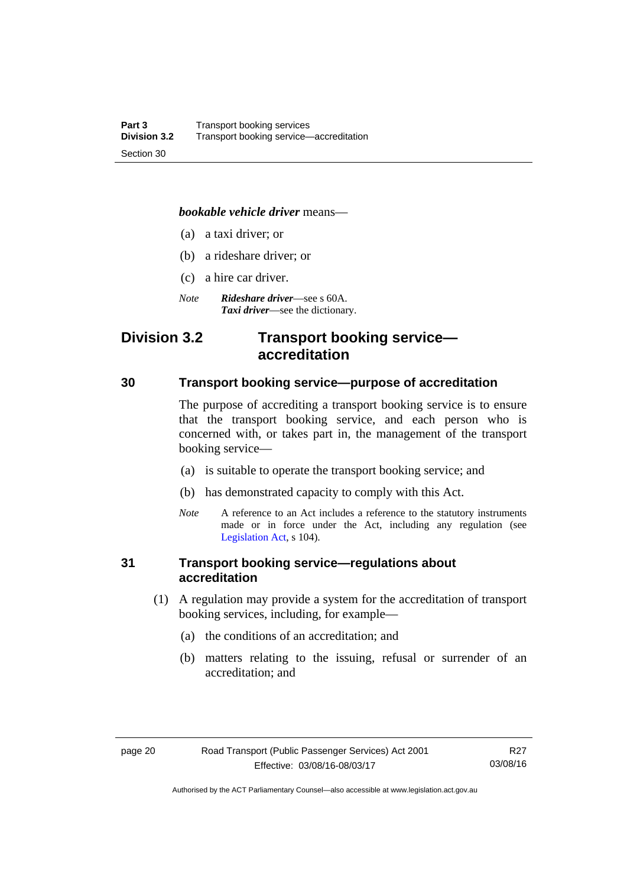***bookable vehicle driver*** means—

(a) a taxi driver; or

(b) a rideshare driver; or

(c) a hire car driver.

*Note* ***Rideshare driver***—see s 60A.
***Taxi driver***—see the dictionary.

## Division 3.2 Transport booking service—accreditation

### 30 Transport booking service—purpose of accreditation

The purpose of accrediting a transport booking service is to ensure that the transport booking service, and each person who is concerned with, or takes part in, the management of the transport booking service—

(a) is suitable to operate the transport booking service; and

(b) has demonstrated capacity to comply with this Act.

*Note* A reference to an Act includes a reference to the statutory instruments made or in force under the Act, including any regulation (see Legislation Act, s 104).

### 31 Transport booking service—regulations about accreditation

(1) A regulation may provide a system for the accreditation of transport booking services, including, for example—

(a) the conditions of an accreditation; and

(b) matters relating to the issuing, refusal or surrender of an accreditation; and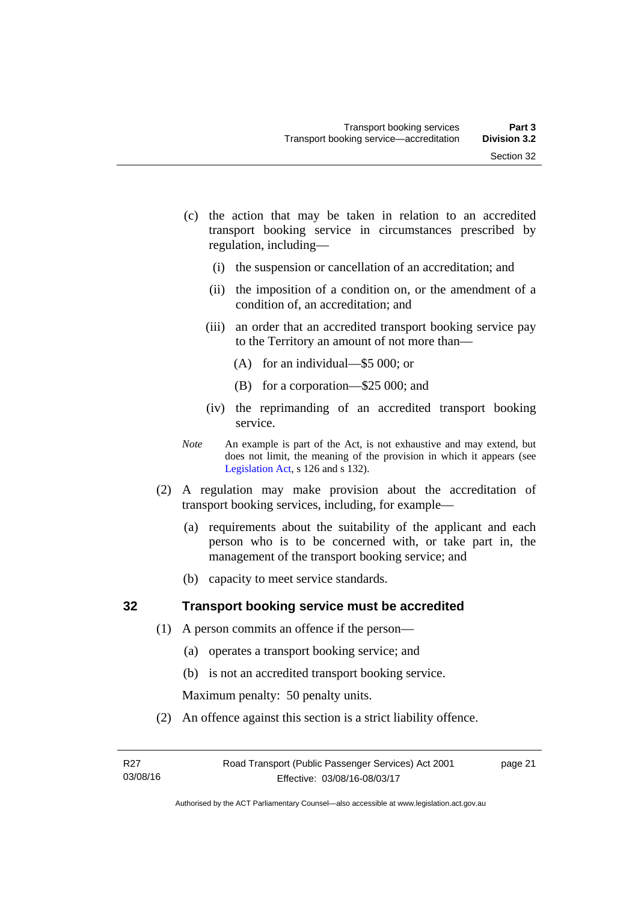(c) the action that may be taken in relation to an accredited transport booking service in circumstances prescribed by regulation, including—

(i) the suspension or cancellation of an accreditation; and

(ii) the imposition of a condition on, or the amendment of a condition of, an accreditation; and

(iii) an order that an accredited transport booking service pay to the Territory an amount of not more than—

(A) for an individual—$5 000; or

(B) for a corporation—$25 000; and

(iv) the reprimanding of an accredited transport booking service.

*Note* An example is part of the Act, is not exhaustive and may extend, but does not limit, the meaning of the provision in which it appears (see Legislation Act, s 126 and s 132).

(2) A regulation may make provision about the accreditation of transport booking services, including, for example—

(a) requirements about the suitability of the applicant and each person who is to be concerned with, or take part in, the management of the transport booking service; and

(b) capacity to meet service standards.

## 32 Transport booking service must be accredited

(1) A person commits an offence if the person—

(a) operates a transport booking service; and

(b) is not an accredited transport booking service.

Maximum penalty: 50 penalty units.

(2) An offence against this section is a strict liability offence.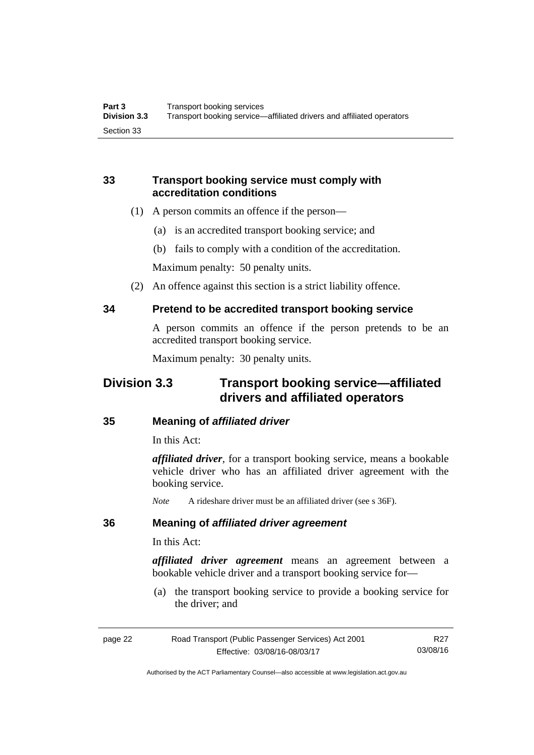### 33 Transport booking service must comply with accreditation conditions

(1) A person commits an offence if the person—

(a) is an accredited transport booking service; and

(b) fails to comply with a condition of the accreditation.

Maximum penalty: 50 penalty units.

(2) An offence against this section is a strict liability offence.

### 34 Pretend to be accredited transport booking service

A person commits an offence if the person pretends to be an accredited transport booking service.

Maximum penalty: 30 penalty units.

## Division 3.3 Transport booking service—affiliated drivers and affiliated operators

### 35 Meaning of *affiliated driver*

In this Act:

***affiliated driver***, for a transport booking service, means a bookable vehicle driver who has an affiliated driver agreement with the booking service.

*Note* A rideshare driver must be an affiliated driver (see s 36F).

### 36 Meaning of *affiliated driver agreement*

In this Act:

***affiliated driver agreement*** means an agreement between a bookable vehicle driver and a transport booking service for—

(a) the transport booking service to provide a booking service for the driver; and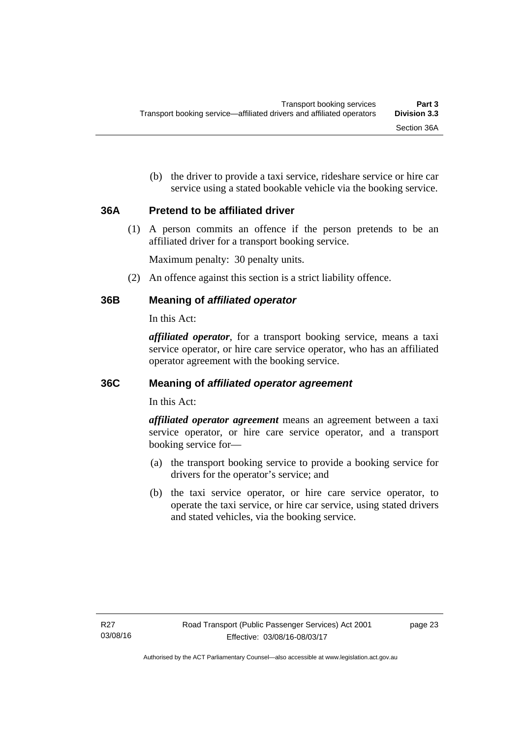(b) the driver to provide a taxi service, rideshare service or hire car service using a stated bookable vehicle via the booking service.

### 36A Pretend to be affiliated driver

(1) A person commits an offence if the person pretends to be an affiliated driver for a transport booking service.

Maximum penalty: 30 penalty units.

(2) An offence against this section is a strict liability offence.

### 36B Meaning of *affiliated operator*

In this Act:

***affiliated operator***, for a transport booking service, means a taxi service operator, or hire care service operator, who has an affiliated operator agreement with the booking service.

### 36C Meaning of *affiliated operator agreement*

In this Act:

***affiliated operator agreement*** means an agreement between a taxi service operator, or hire care service operator, and a transport booking service for—

(a) the transport booking service to provide a booking service for drivers for the operator's service; and

(b) the taxi service operator, or hire care service operator, to operate the taxi service, or hire car service, using stated drivers and stated vehicles, via the booking service.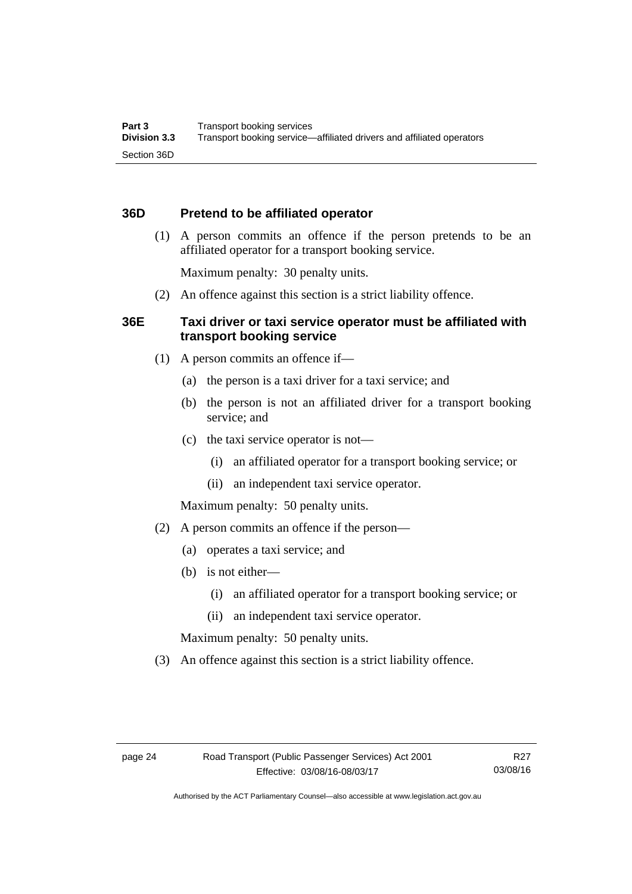## 36D Pretend to be affiliated operator

(1) A person commits an offence if the person pretends to be an affiliated operator for a transport booking service.

Maximum penalty: 30 penalty units.

(2) An offence against this section is a strict liability offence.

## 36E Taxi driver or taxi service operator must be affiliated with transport booking service

(1) A person commits an offence if—

- (a) the person is a taxi driver for a taxi service; and
- (b) the person is not an affiliated driver for a transport booking service; and
- (c) the taxi service operator is not—
  - (i) an affiliated operator for a transport booking service; or
  - (ii) an independent taxi service operator.

Maximum penalty: 50 penalty units.

(2) A person commits an offence if the person—

- (a) operates a taxi service; and
- (b) is not either—
  - (i) an affiliated operator for a transport booking service; or
  - (ii) an independent taxi service operator.

Maximum penalty: 50 penalty units.

(3) An offence against this section is a strict liability offence.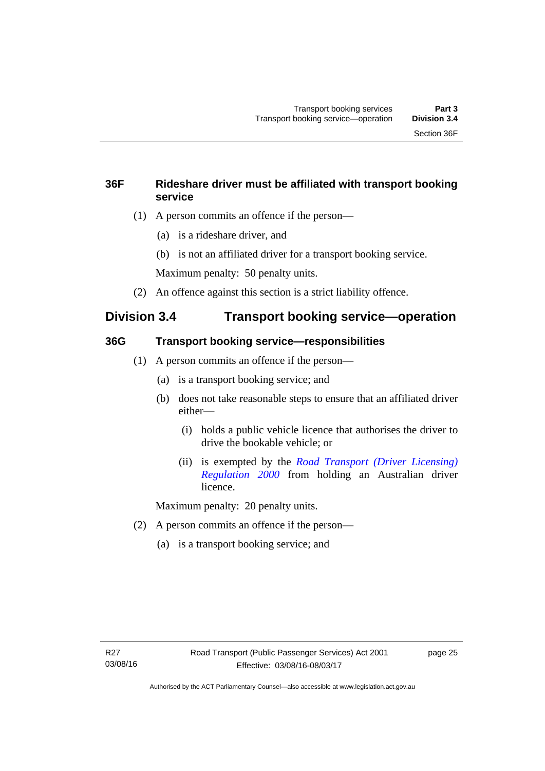### 36F Rideshare driver must be affiliated with transport booking service

(1) A person commits an offence if the person—

(a) is a rideshare driver, and

(b) is not an affiliated driver for a transport booking service.

Maximum penalty: 50 penalty units.

(2) An offence against this section is a strict liability offence.

## Division 3.4 Transport booking service—operation

### 36G Transport booking service—responsibilities

(1) A person commits an offence if the person—

(a) is a transport booking service; and

(b) does not take reasonable steps to ensure that an affiliated driver either—

(i) holds a public vehicle licence that authorises the driver to drive the bookable vehicle; or

(ii) is exempted by the *Road Transport (Driver Licensing) Regulation 2000* from holding an Australian driver licence.

Maximum penalty: 20 penalty units.

(2) A person commits an offence if the person—

(a) is a transport booking service; and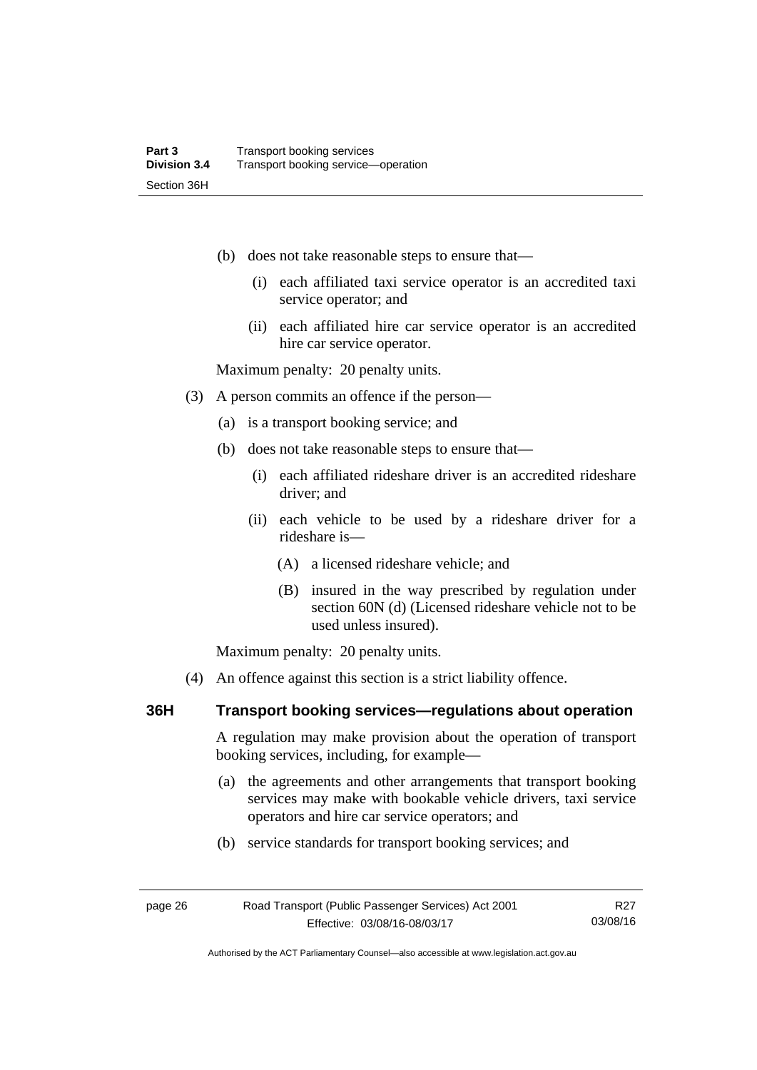(b) does not take reasonable steps to ensure that—

   (i) each affiliated taxi service operator is an accredited taxi service operator; and

   (ii) each affiliated hire car service operator is an accredited hire car service operator.

Maximum penalty: 20 penalty units.

(3) A person commits an offence if the person—

   (a) is a transport booking service; and

   (b) does not take reasonable steps to ensure that—

      (i) each affiliated rideshare driver is an accredited rideshare driver; and

      (ii) each vehicle to be used by a rideshare driver for a rideshare is—

         (A) a licensed rideshare vehicle; and

         (B) insured in the way prescribed by regulation under section 60N (d) (Licensed rideshare vehicle not to be used unless insured).

Maximum penalty: 20 penalty units.

(4) An offence against this section is a strict liability offence.

### 36H Transport booking services—regulations about operation

A regulation may make provision about the operation of transport booking services, including, for example—

(a) the agreements and other arrangements that transport booking services may make with bookable vehicle drivers, taxi service operators and hire car service operators; and

(b) service standards for transport booking services; and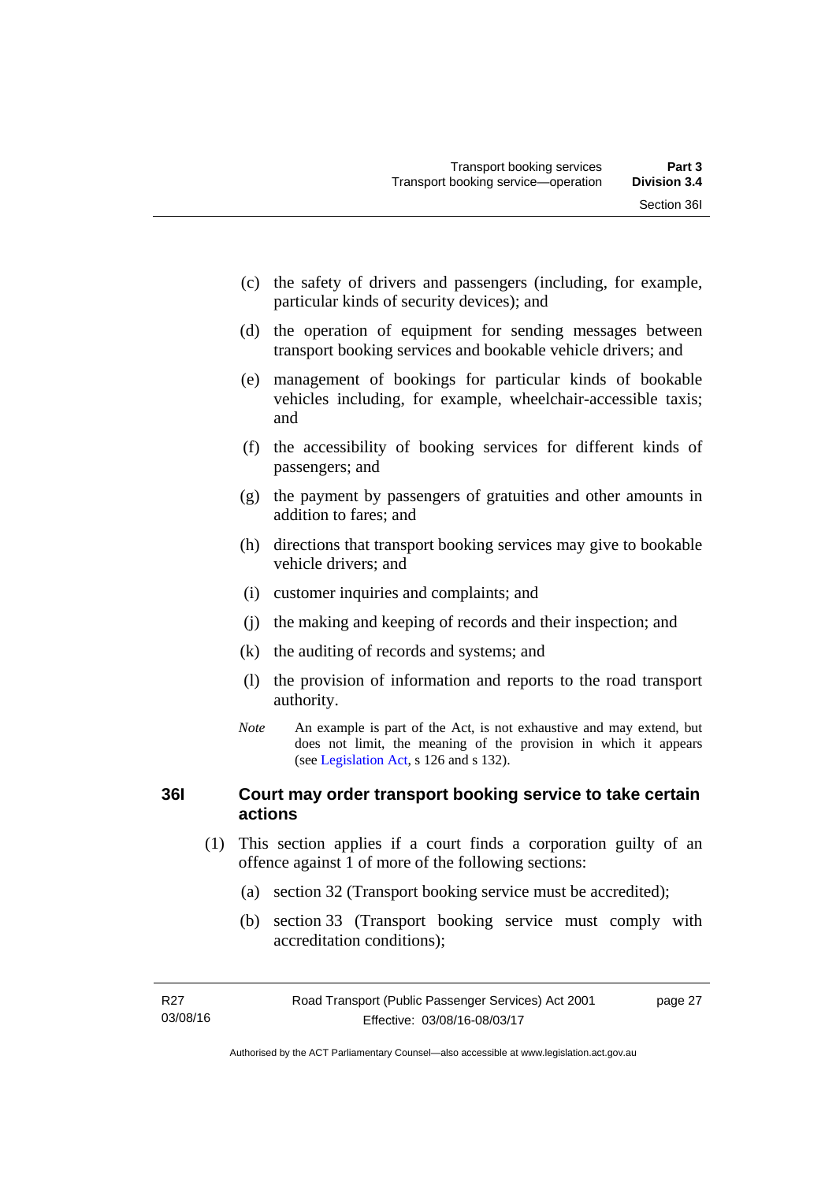(c) the safety of drivers and passengers (including, for example, particular kinds of security devices); and

(d) the operation of equipment for sending messages between transport booking services and bookable vehicle drivers; and

(e) management of bookings for particular kinds of bookable vehicles including, for example, wheelchair-accessible taxis; and

(f) the accessibility of booking services for different kinds of passengers; and

(g) the payment by passengers of gratuities and other amounts in addition to fares; and

(h) directions that transport booking services may give to bookable vehicle drivers; and

(i) customer inquiries and complaints; and

(j) the making and keeping of records and their inspection; and

(k) the auditing of records and systems; and

(l) the provision of information and reports to the road transport authority.

*Note* An example is part of the Act, is not exhaustive and may extend, but does not limit, the meaning of the provision in which it appears (see Legislation Act, s 126 and s 132).

### 36I Court may order transport booking service to take certain actions

(1) This section applies if a court finds a corporation guilty of an offence against 1 of more of the following sections:

(a) section 32 (Transport booking service must be accredited);

(b) section 33 (Transport booking service must comply with accreditation conditions);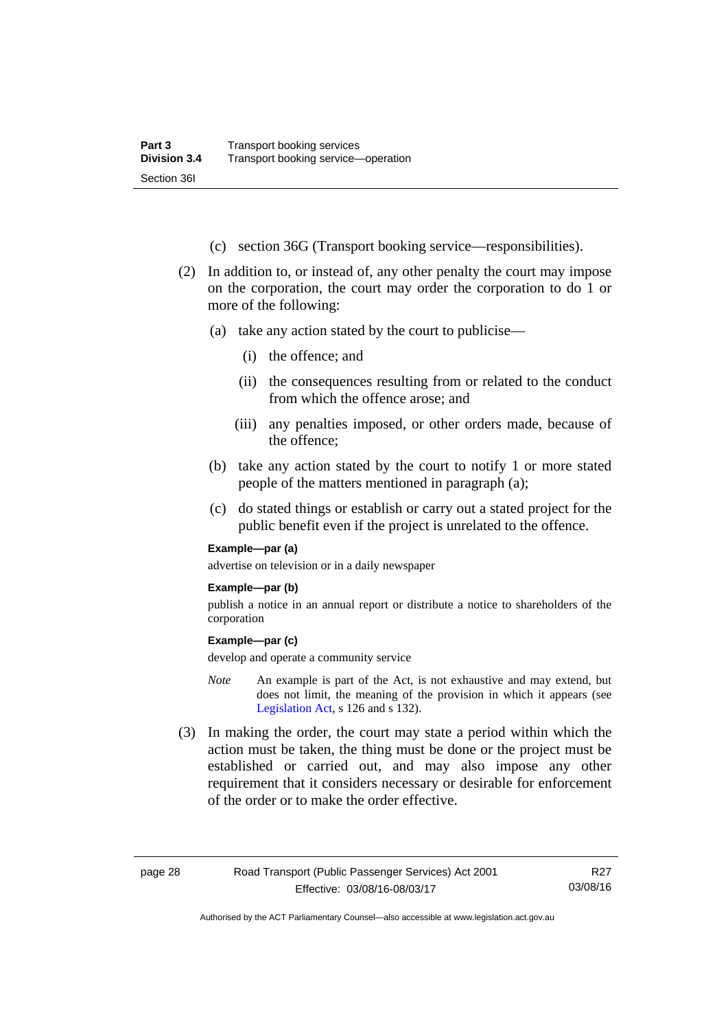(c) section 36G (Transport booking service—responsibilities).

(2) In addition to, or instead of, any other penalty the court may impose on the corporation, the court may order the corporation to do 1 or more of the following:

(a) take any action stated by the court to publicise—

(i) the offence; and

(ii) the consequences resulting from or related to the conduct from which the offence arose; and

(iii) any penalties imposed, or other orders made, because of the offence;

(b) take any action stated by the court to notify 1 or more stated people of the matters mentioned in paragraph (a);

(c) do stated things or establish or carry out a stated project for the public benefit even if the project is unrelated to the offence.

**Example—par (a)**

advertise on television or in a daily newspaper

**Example—par (b)**

publish a notice in an annual report or distribute a notice to shareholders of the corporation

**Example—par (c)**

develop and operate a community service

*Note* An example is part of the Act, is not exhaustive and may extend, but does not limit, the meaning of the provision in which it appears (see Legislation Act, s 126 and s 132).

(3) In making the order, the court may state a period within which the action must be taken, the thing must be done or the project must be established or carried out, and may also impose any other requirement that it considers necessary or desirable for enforcement of the order or to make the order effective.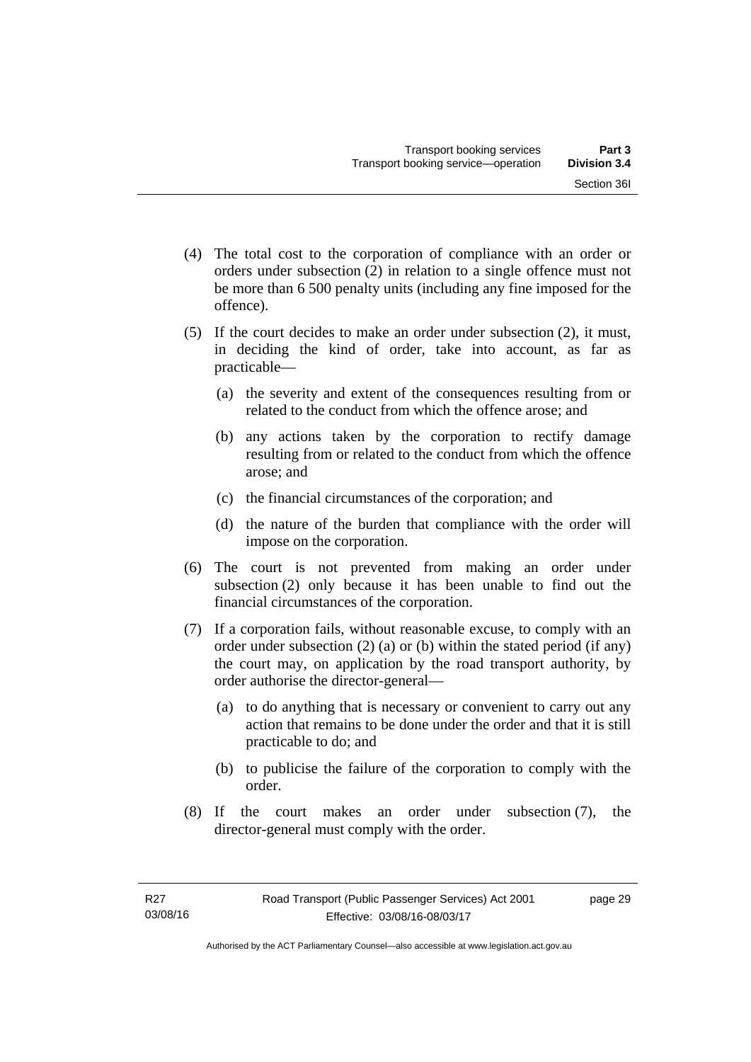(4) The total cost to the corporation of compliance with an order or orders under subsection (2) in relation to a single offence must not be more than 6 500 penalty units (including any fine imposed for the offence).

(5) If the court decides to make an order under subsection (2), it must, in deciding the kind of order, take into account, as far as practicable—

  (a) the severity and extent of the consequences resulting from or related to the conduct from which the offence arose; and

  (b) any actions taken by the corporation to rectify damage resulting from or related to the conduct from which the offence arose; and

  (c) the financial circumstances of the corporation; and

  (d) the nature of the burden that compliance with the order will impose on the corporation.

(6) The court is not prevented from making an order under subsection (2) only because it has been unable to find out the financial circumstances of the corporation.

(7) If a corporation fails, without reasonable excuse, to comply with an order under subsection (2) (a) or (b) within the stated period (if any) the court may, on application by the road transport authority, by order authorise the director-general—

  (a) to do anything that is necessary or convenient to carry out any action that remains to be done under the order and that it is still practicable to do; and

  (b) to publicise the failure of the corporation to comply with the order.

(8) If the court makes an order under subsection (7), the director-general must comply with the order.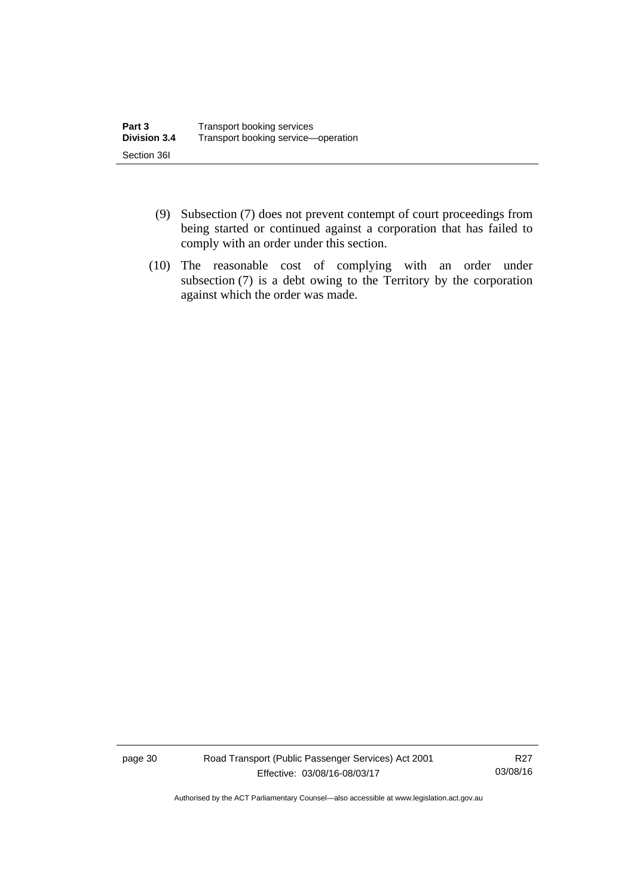(9) Subsection (7) does not prevent contempt of court proceedings from being started or continued against a corporation that has failed to comply with an order under this section.

(10) The reasonable cost of complying with an order under subsection (7) is a debt owing to the Territory by the corporation against which the order was made.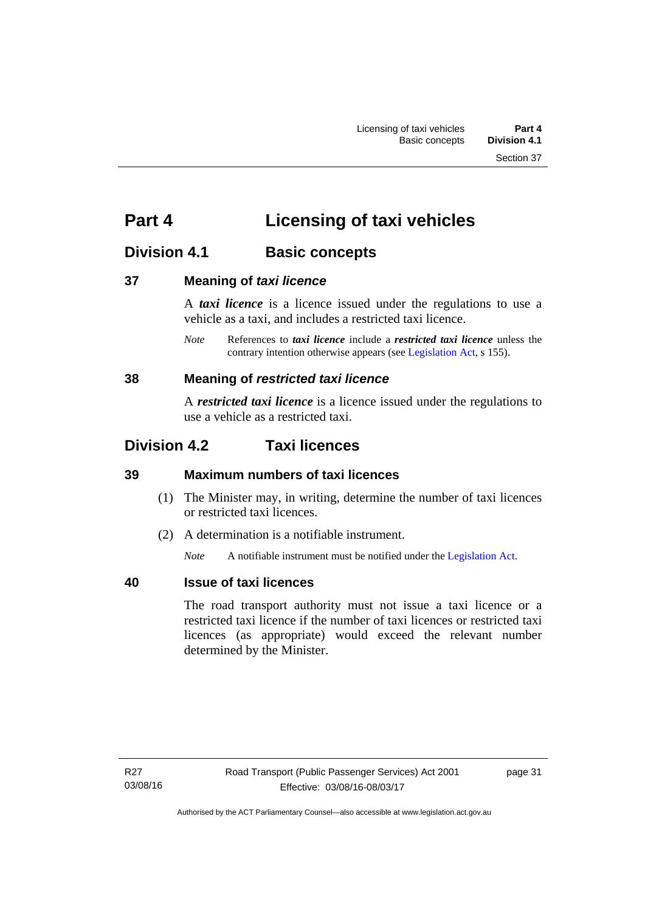# Part 4 Licensing of taxi vehicles

## Division 4.1 Basic concepts

### 37 Meaning of *taxi licence*

A ***taxi licence*** is a licence issued under the regulations to use a vehicle as a taxi, and includes a restricted taxi licence.

*Note* References to ***taxi licence*** include a ***restricted taxi licence*** unless the contrary intention otherwise appears (see Legislation Act, s 155).

### 38 Meaning of *restricted taxi licence*

A ***restricted taxi licence*** is a licence issued under the regulations to use a vehicle as a restricted taxi.

## Division 4.2 Taxi licences

### 39 Maximum numbers of taxi licences

(1) The Minister may, in writing, determine the number of taxi licences or restricted taxi licences.

(2) A determination is a notifiable instrument.

*Note* A notifiable instrument must be notified under the Legislation Act.

### 40 Issue of taxi licences

The road transport authority must not issue a taxi licence or a restricted taxi licence if the number of taxi licences or restricted taxi licences (as appropriate) would exceed the relevant number determined by the Minister.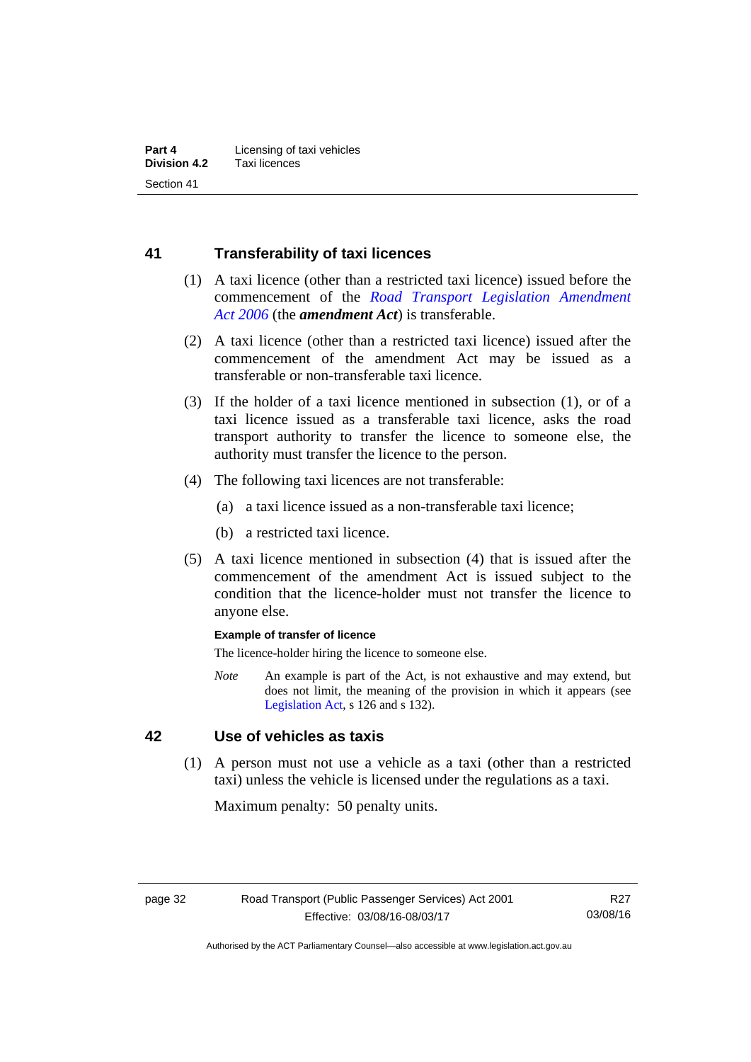## 41 Transferability of taxi licences

(1) A taxi licence (other than a restricted taxi licence) issued before the commencement of the *Road Transport Legislation Amendment Act 2006* (the ***amendment Act***) is transferable.

(2) A taxi licence (other than a restricted taxi licence) issued after the commencement of the amendment Act may be issued as a transferable or non-transferable taxi licence.

(3) If the holder of a taxi licence mentioned in subsection (1), or of a taxi licence issued as a transferable taxi licence, asks the road transport authority to transfer the licence to someone else, the authority must transfer the licence to the person.

(4) The following taxi licences are not transferable:

(a) a taxi licence issued as a non-transferable taxi licence;

(b) a restricted taxi licence.

(5) A taxi licence mentioned in subsection (4) that is issued after the commencement of the amendment Act is issued subject to the condition that the licence-holder must not transfer the licence to anyone else.

**Example of transfer of licence**

The licence-holder hiring the licence to someone else.

*Note* An example is part of the Act, is not exhaustive and may extend, but does not limit, the meaning of the provision in which it appears (see Legislation Act, s 126 and s 132).

## 42 Use of vehicles as taxis

(1) A person must not use a vehicle as a taxi (other than a restricted taxi) unless the vehicle is licensed under the regulations as a taxi.

Maximum penalty: 50 penalty units.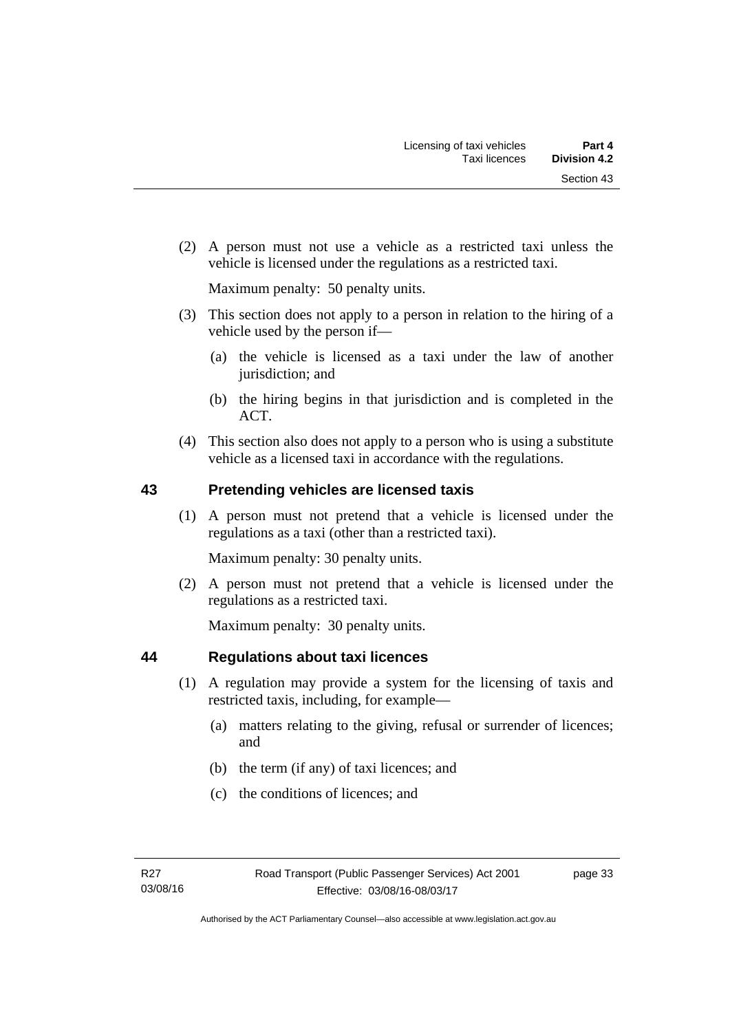(2) A person must not use a vehicle as a restricted taxi unless the vehicle is licensed under the regulations as a restricted taxi.

Maximum penalty: 50 penalty units.

(3) This section does not apply to a person in relation to the hiring of a vehicle used by the person if—

(a) the vehicle is licensed as a taxi under the law of another jurisdiction; and

(b) the hiring begins in that jurisdiction and is completed in the ACT.

(4) This section also does not apply to a person who is using a substitute vehicle as a licensed taxi in accordance with the regulations.

## 43 Pretending vehicles are licensed taxis

(1) A person must not pretend that a vehicle is licensed under the regulations as a taxi (other than a restricted taxi).

Maximum penalty: 30 penalty units.

(2) A person must not pretend that a vehicle is licensed under the regulations as a restricted taxi.

Maximum penalty: 30 penalty units.

## 44 Regulations about taxi licences

(1) A regulation may provide a system for the licensing of taxis and restricted taxis, including, for example—

(a) matters relating to the giving, refusal or surrender of licences; and

(b) the term (if any) of taxi licences; and

(c) the conditions of licences; and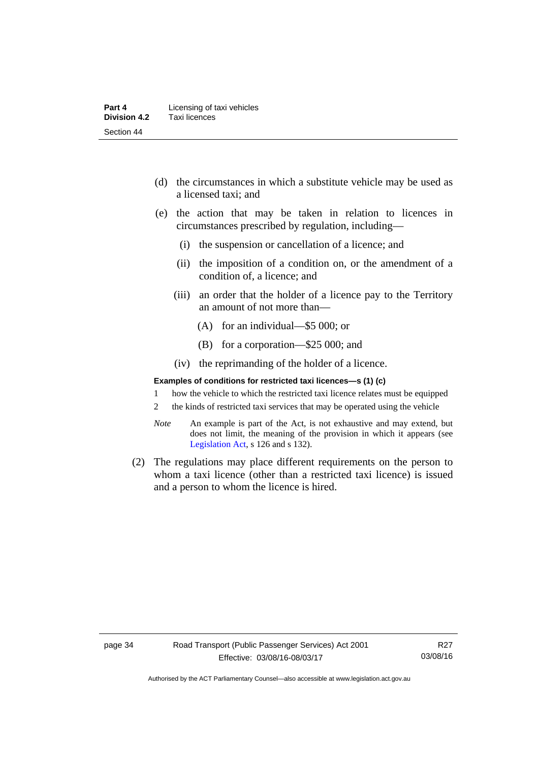(d) the circumstances in which a substitute vehicle may be used as a licensed taxi; and

(e) the action that may be taken in relation to licences in circumstances prescribed by regulation, including—

   (i) the suspension or cancellation of a licence; and

   (ii) the imposition of a condition on, or the amendment of a condition of, a licence; and

   (iii) an order that the holder of a licence pay to the Territory an amount of not more than—

      (A) for an individual—$5 000; or

      (B) for a corporation—$25 000; and

   (iv) the reprimanding of the holder of a licence.

**Examples of conditions for restricted taxi licences—s (1) (c)**

1 how the vehicle to which the restricted taxi licence relates must be equipped

2 the kinds of restricted taxi services that may be operated using the vehicle

*Note* An example is part of the Act, is not exhaustive and may extend, but does not limit, the meaning of the provision in which it appears (see Legislation Act, s 126 and s 132).

(2) The regulations may place different requirements on the person to whom a taxi licence (other than a restricted taxi licence) is issued and a person to whom the licence is hired.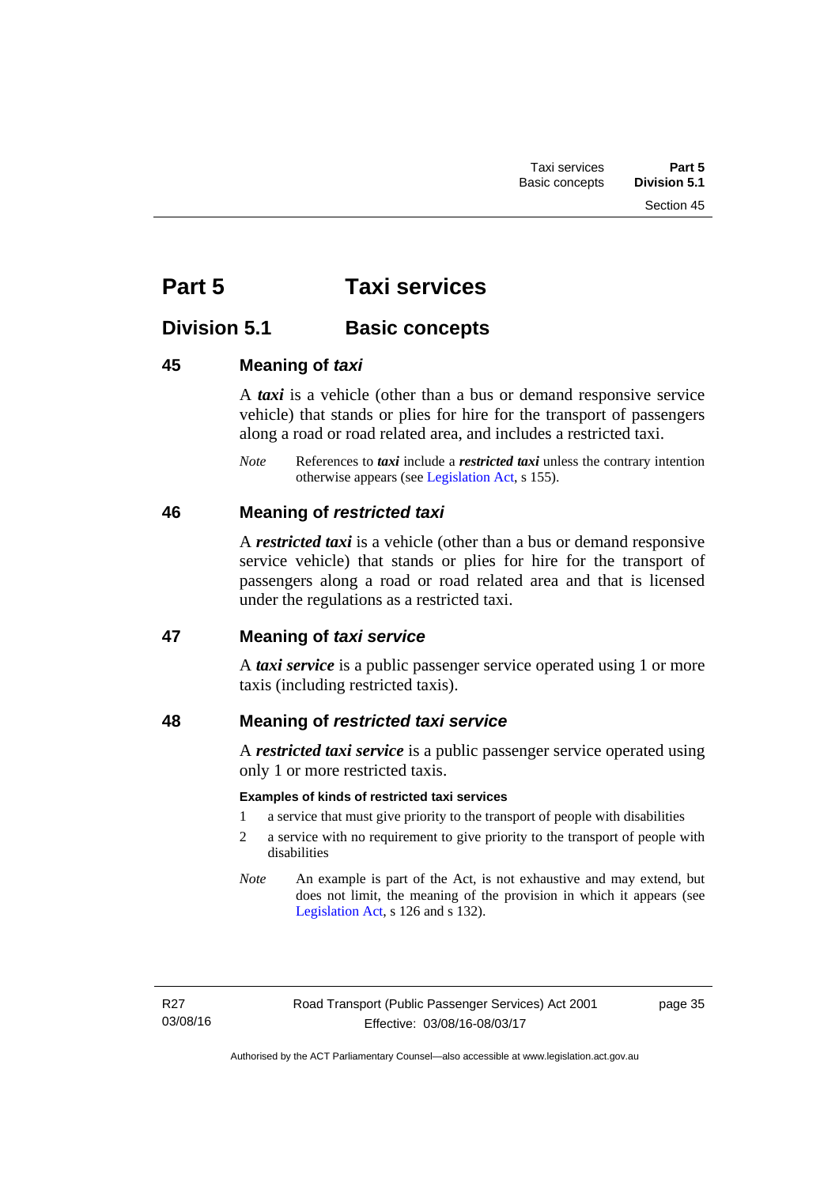# Part 5 Taxi services

## Division 5.1 Basic concepts

### 45 Meaning of *taxi*

A ***taxi*** is a vehicle (other than a bus or demand responsive service vehicle) that stands or plies for hire for the transport of passengers along a road or road related area, and includes a restricted taxi.

*Note* References to ***taxi*** include a ***restricted taxi*** unless the contrary intention otherwise appears (see Legislation Act, s 155).

### 46 Meaning of *restricted taxi*

A ***restricted taxi*** is a vehicle (other than a bus or demand responsive service vehicle) that stands or plies for hire for the transport of passengers along a road or road related area and that is licensed under the regulations as a restricted taxi.

### 47 Meaning of *taxi service*

A ***taxi service*** is a public passenger service operated using 1 or more taxis (including restricted taxis).

### 48 Meaning of *restricted taxi service*

A ***restricted taxi service*** is a public passenger service operated using only 1 or more restricted taxis.

**Examples of kinds of restricted taxi services**

1 a service that must give priority to the transport of people with disabilities

2 a service with no requirement to give priority to the transport of people with disabilities

*Note* An example is part of the Act, is not exhaustive and may extend, but does not limit, the meaning of the provision in which it appears (see Legislation Act, s 126 and s 132).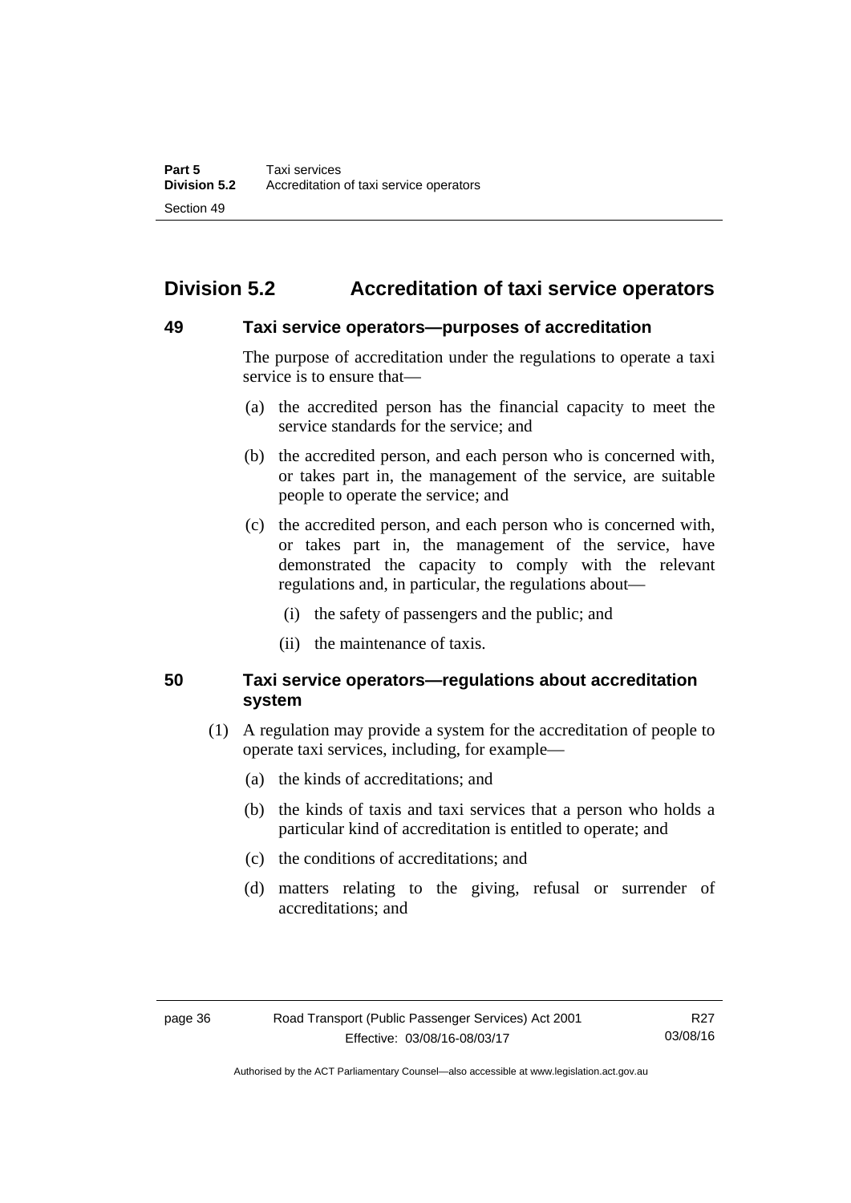## Division 5.2 Accreditation of taxi service operators

### 49 Taxi service operators—purposes of accreditation

The purpose of accreditation under the regulations to operate a taxi service is to ensure that—

(a) the accredited person has the financial capacity to meet the service standards for the service; and

(b) the accredited person, and each person who is concerned with, or takes part in, the management of the service, are suitable people to operate the service; and

(c) the accredited person, and each person who is concerned with, or takes part in, the management of the service, have demonstrated the capacity to comply with the relevant regulations and, in particular, the regulations about—

(i) the safety of passengers and the public; and

(ii) the maintenance of taxis.

### 50 Taxi service operators—regulations about accreditation system

(1) A regulation may provide a system for the accreditation of people to operate taxi services, including, for example—

(a) the kinds of accreditations; and

(b) the kinds of taxis and taxi services that a person who holds a particular kind of accreditation is entitled to operate; and

(c) the conditions of accreditations; and

(d) matters relating to the giving, refusal or surrender of accreditations; and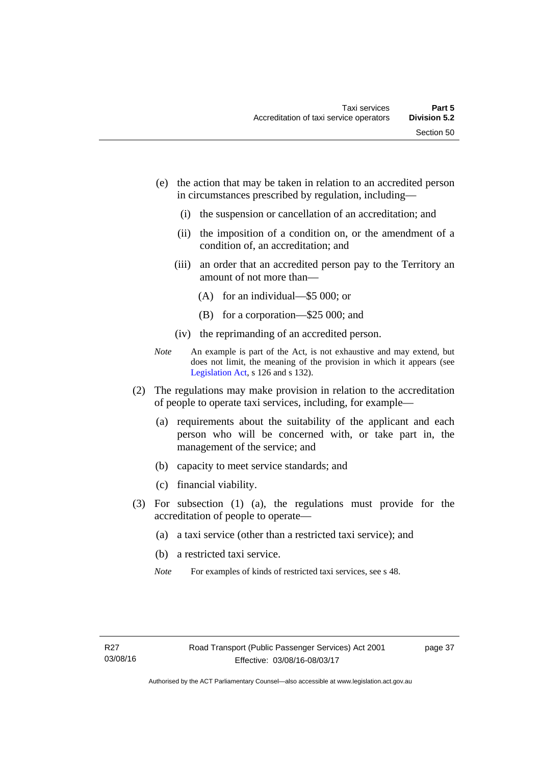(e) the action that may be taken in relation to an accredited person in circumstances prescribed by regulation, including—

  (i) the suspension or cancellation of an accreditation; and

  (ii) the imposition of a condition on, or the amendment of a condition of, an accreditation; and

  (iii) an order that an accredited person pay to the Territory an amount of not more than—

    (A) for an individual—$5 000; or

    (B) for a corporation—$25 000; and

  (iv) the reprimanding of an accredited person.

*Note* An example is part of the Act, is not exhaustive and may extend, but does not limit, the meaning of the provision in which it appears (see Legislation Act, s 126 and s 132).

(2) The regulations may make provision in relation to the accreditation of people to operate taxi services, including, for example—

  (a) requirements about the suitability of the applicant and each person who will be concerned with, or take part in, the management of the service; and

  (b) capacity to meet service standards; and

  (c) financial viability.

(3) For subsection (1) (a), the regulations must provide for the accreditation of people to operate—

  (a) a taxi service (other than a restricted taxi service); and

  (b) a restricted taxi service.

*Note* For examples of kinds of restricted taxi services, see s 48.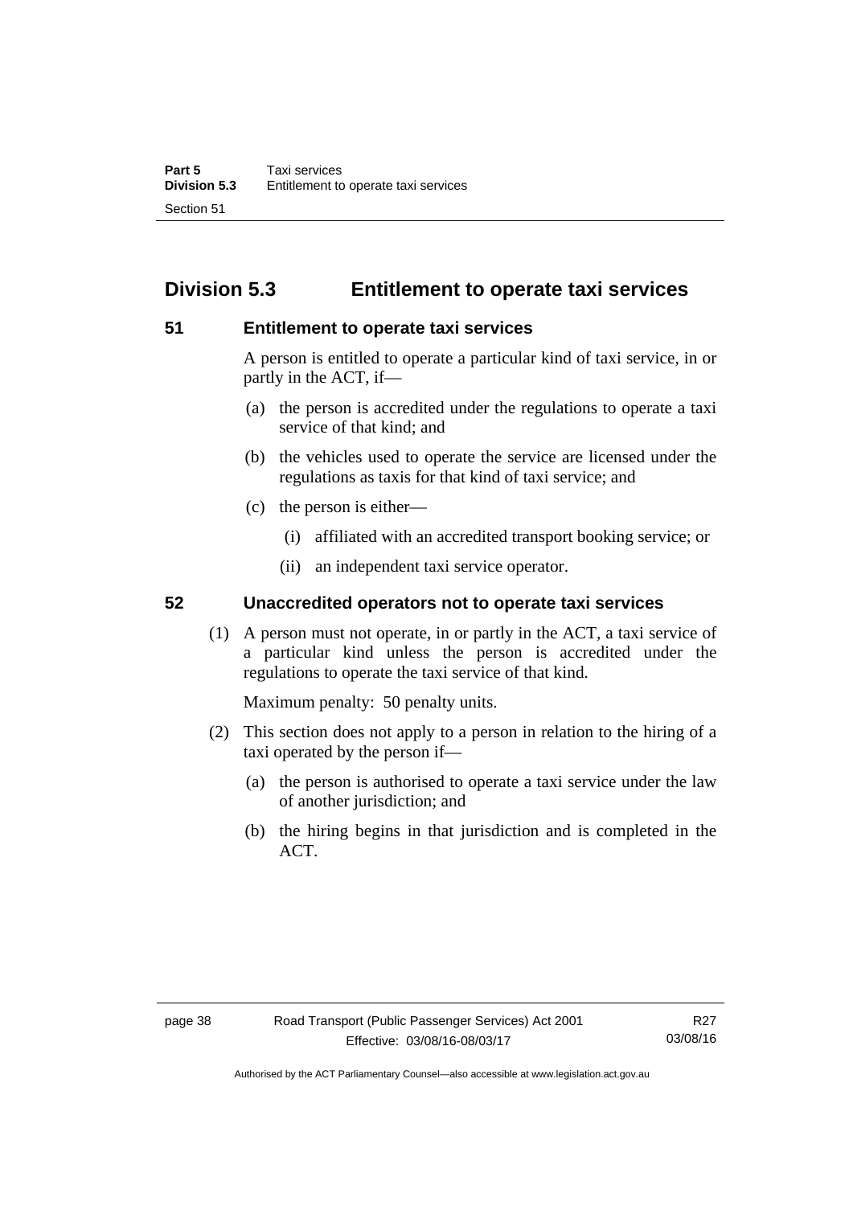## Division 5.3 Entitlement to operate taxi services

### 51 Entitlement to operate taxi services

A person is entitled to operate a particular kind of taxi service, in or partly in the ACT, if—

(a) the person is accredited under the regulations to operate a taxi service of that kind; and

(b) the vehicles used to operate the service are licensed under the regulations as taxis for that kind of taxi service; and

(c) the person is either—

(i) affiliated with an accredited transport booking service; or

(ii) an independent taxi service operator.

### 52 Unaccredited operators not to operate taxi services

(1) A person must not operate, in or partly in the ACT, a taxi service of a particular kind unless the person is accredited under the regulations to operate the taxi service of that kind.

Maximum penalty: 50 penalty units.

(2) This section does not apply to a person in relation to the hiring of a taxi operated by the person if—

(a) the person is authorised to operate a taxi service under the law of another jurisdiction; and

(b) the hiring begins in that jurisdiction and is completed in the ACT.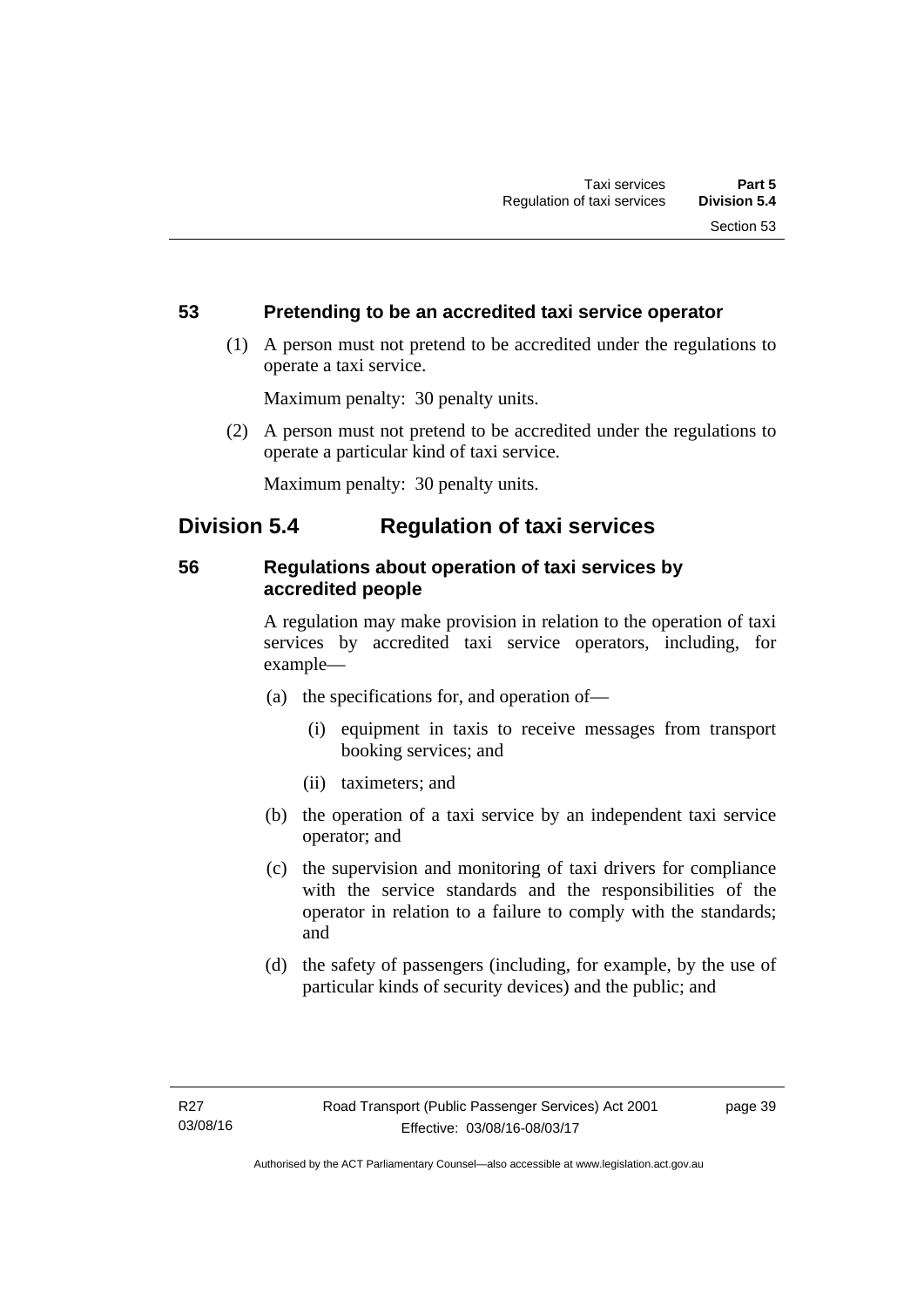### 53 Pretending to be an accredited taxi service operator

(1) A person must not pretend to be accredited under the regulations to operate a taxi service.

Maximum penalty: 30 penalty units.

(2) A person must not pretend to be accredited under the regulations to operate a particular kind of taxi service.

Maximum penalty: 30 penalty units.

## Division 5.4 Regulation of taxi services

### 56 Regulations about operation of taxi services by accredited people

A regulation may make provision in relation to the operation of taxi services by accredited taxi service operators, including, for example—

(a) the specifications for, and operation of—

  (i) equipment in taxis to receive messages from transport booking services; and

  (ii) taximeters; and

(b) the operation of a taxi service by an independent taxi service operator; and

(c) the supervision and monitoring of taxi drivers for compliance with the service standards and the responsibilities of the operator in relation to a failure to comply with the standards; and

(d) the safety of passengers (including, for example, by the use of particular kinds of security devices) and the public; and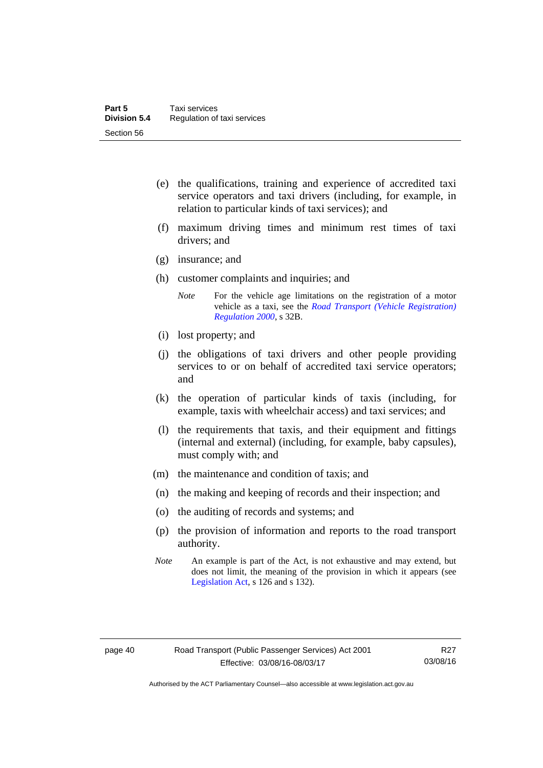(e) the qualifications, training and experience of accredited taxi service operators and taxi drivers (including, for example, in relation to particular kinds of taxi services); and

(f) maximum driving times and minimum rest times of taxi drivers; and

(g) insurance; and

(h) customer complaints and inquiries; and

> *Note* For the vehicle age limitations on the registration of a motor vehicle as a taxi, see the *Road Transport (Vehicle Registration) Regulation 2000*, s 32B.

(i) lost property; and

(j) the obligations of taxi drivers and other people providing services to or on behalf of accredited taxi service operators; and

(k) the operation of particular kinds of taxis (including, for example, taxis with wheelchair access) and taxi services; and

(l) the requirements that taxis, and their equipment and fittings (internal and external) (including, for example, baby capsules), must comply with; and

(m) the maintenance and condition of taxis; and

(n) the making and keeping of records and their inspection; and

(o) the auditing of records and systems; and

(p) the provision of information and reports to the road transport authority.

*Note* An example is part of the Act, is not exhaustive and may extend, but does not limit, the meaning of the provision in which it appears (see Legislation Act, s 126 and s 132).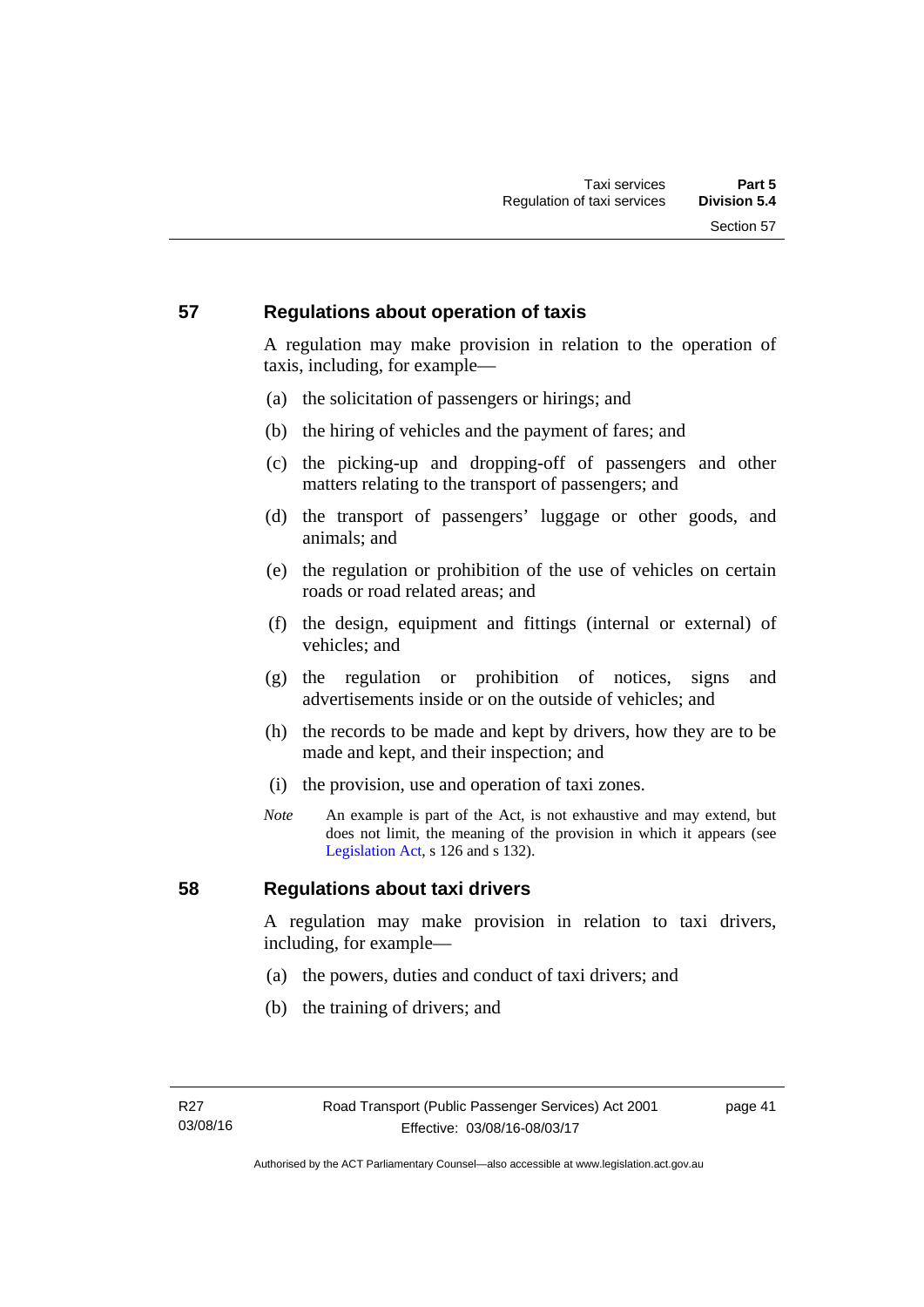## 57 Regulations about operation of taxis

A regulation may make provision in relation to the operation of taxis, including, for example—

(a) the solicitation of passengers or hirings; and

(b) the hiring of vehicles and the payment of fares; and

(c) the picking-up and dropping-off of passengers and other matters relating to the transport of passengers; and

(d) the transport of passengers' luggage or other goods, and animals; and

(e) the regulation or prohibition of the use of vehicles on certain roads or road related areas; and

(f) the design, equipment and fittings (internal or external) of vehicles; and

(g) the regulation or prohibition of notices, signs and advertisements inside or on the outside of vehicles; and

(h) the records to be made and kept by drivers, how they are to be made and kept, and their inspection; and

(i) the provision, use and operation of taxi zones.

*Note* An example is part of the Act, is not exhaustive and may extend, but does not limit, the meaning of the provision in which it appears (see Legislation Act, s 126 and s 132).

## 58 Regulations about taxi drivers

A regulation may make provision in relation to taxi drivers, including, for example—

(a) the powers, duties and conduct of taxi drivers; and

(b) the training of drivers; and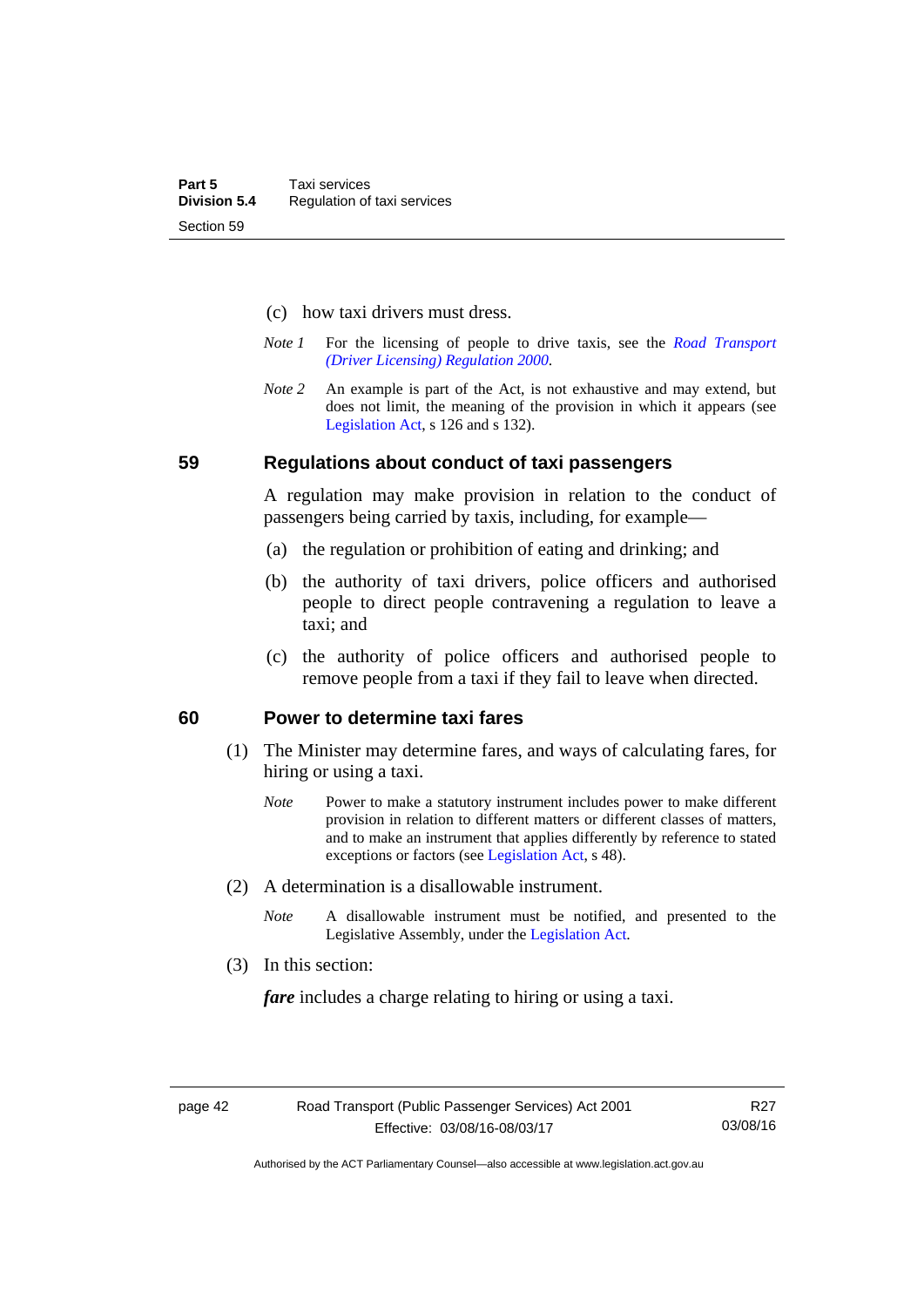(c) how taxi drivers must dress.

*Note 1* For the licensing of people to drive taxis, see the *Road Transport (Driver Licensing) Regulation 2000*.

*Note 2* An example is part of the Act, is not exhaustive and may extend, but does not limit, the meaning of the provision in which it appears (see Legislation Act, s 126 and s 132).

## 59 Regulations about conduct of taxi passengers

A regulation may make provision in relation to the conduct of passengers being carried by taxis, including, for example—

(a) the regulation or prohibition of eating and drinking; and

(b) the authority of taxi drivers, police officers and authorised people to direct people contravening a regulation to leave a taxi; and

(c) the authority of police officers and authorised people to remove people from a taxi if they fail to leave when directed.

## 60 Power to determine taxi fares

(1) The Minister may determine fares, and ways of calculating fares, for hiring or using a taxi.

*Note* Power to make a statutory instrument includes power to make different provision in relation to different matters or different classes of matters, and to make an instrument that applies differently by reference to stated exceptions or factors (see Legislation Act, s 48).

(2) A determination is a disallowable instrument.

*Note* A disallowable instrument must be notified, and presented to the Legislative Assembly, under the Legislation Act.

(3) In this section:

***fare*** includes a charge relating to hiring or using a taxi.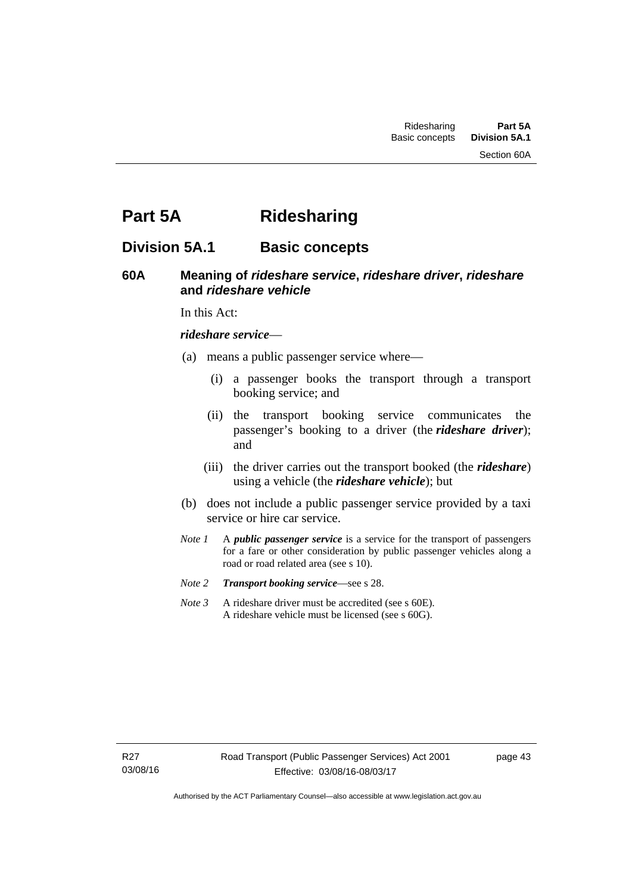# Part 5A Ridesharing

## Division 5A.1 Basic concepts

### 60A Meaning of *rideshare service*, *rideshare driver*, *rideshare* and *rideshare vehicle*

In this Act:

***rideshare service***—

(a) means a public passenger service where—

  (i) a passenger books the transport through a transport booking service; and

  (ii) the transport booking service communicates the passenger's booking to a driver (the ***rideshare driver***); and

  (iii) the driver carries out the transport booked (the ***rideshare***) using a vehicle (the ***rideshare vehicle***); but

(b) does not include a public passenger service provided by a taxi service or hire car service.

*Note 1* A ***public passenger service*** is a service for the transport of passengers for a fare or other consideration by public passenger vehicles along a road or road related area (see s 10).

*Note 2* ***Transport booking service***—see s 28.

*Note 3* A rideshare driver must be accredited (see s 60E). A rideshare vehicle must be licensed (see s 60G).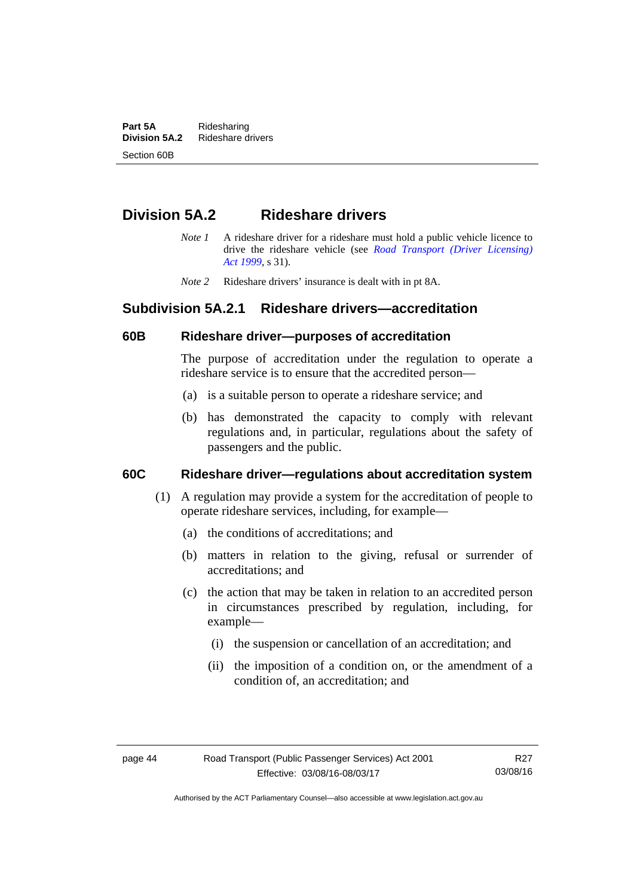## Division 5A.2 Rideshare drivers

*Note 1* A rideshare driver for a rideshare must hold a public vehicle licence to drive the rideshare vehicle (see *Road Transport (Driver Licensing) Act 1999*, s 31).

*Note 2* Rideshare drivers' insurance is dealt with in pt 8A.

### Subdivision 5A.2.1 Rideshare drivers—accreditation

#### 60B Rideshare driver—purposes of accreditation

The purpose of accreditation under the regulation to operate a rideshare service is to ensure that the accredited person—

(a) is a suitable person to operate a rideshare service; and

(b) has demonstrated the capacity to comply with relevant regulations and, in particular, regulations about the safety of passengers and the public.

#### 60C Rideshare driver—regulations about accreditation system

(1) A regulation may provide a system for the accreditation of people to operate rideshare services, including, for example—

(a) the conditions of accreditations; and

(b) matters in relation to the giving, refusal or surrender of accreditations; and

(c) the action that may be taken in relation to an accredited person in circumstances prescribed by regulation, including, for example—

(i) the suspension or cancellation of an accreditation; and

(ii) the imposition of a condition on, or the amendment of a condition of, an accreditation; and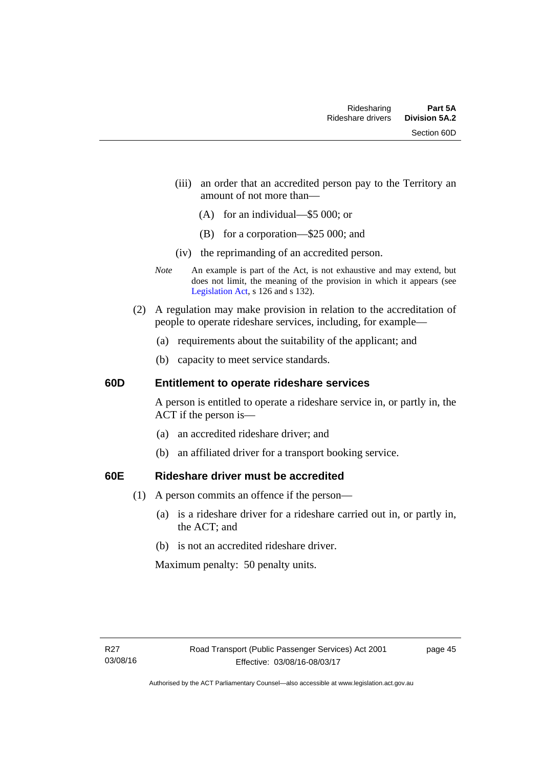(iii) an order that an accredited person pay to the Territory an amount of not more than—

(A) for an individual—$5 000; or

(B) for a corporation—$25 000; and

(iv) the reprimanding of an accredited person.

*Note* An example is part of the Act, is not exhaustive and may extend, but does not limit, the meaning of the provision in which it appears (see Legislation Act, s 126 and s 132).

(2) A regulation may make provision in relation to the accreditation of people to operate rideshare services, including, for example—

(a) requirements about the suitability of the applicant; and

(b) capacity to meet service standards.

### 60D Entitlement to operate rideshare services

A person is entitled to operate a rideshare service in, or partly in, the ACT if the person is—

(a) an accredited rideshare driver; and

(b) an affiliated driver for a transport booking service.

### 60E Rideshare driver must be accredited

(1) A person commits an offence if the person—

(a) is a rideshare driver for a rideshare carried out in, or partly in, the ACT; and

(b) is not an accredited rideshare driver.

Maximum penalty: 50 penalty units.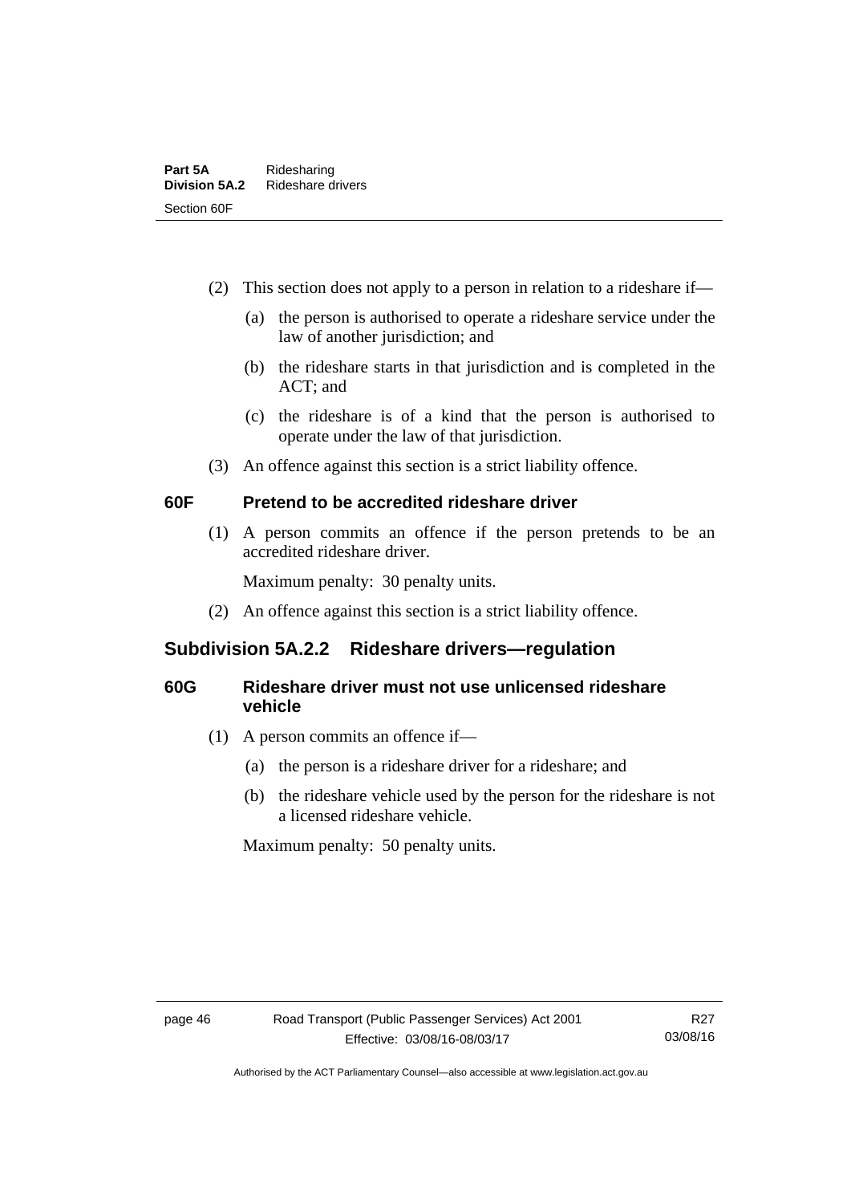(2) This section does not apply to a person in relation to a rideshare if—

(a) the person is authorised to operate a rideshare service under the law of another jurisdiction; and

(b) the rideshare starts in that jurisdiction and is completed in the ACT; and

(c) the rideshare is of a kind that the person is authorised to operate under the law of that jurisdiction.

(3) An offence against this section is a strict liability offence.

### 60F Pretend to be accredited rideshare driver

(1) A person commits an offence if the person pretends to be an accredited rideshare driver.

Maximum penalty: 30 penalty units.

(2) An offence against this section is a strict liability offence.

## Subdivision 5A.2.2 Rideshare drivers—regulation

### 60G Rideshare driver must not use unlicensed rideshare vehicle

(1) A person commits an offence if—

(a) the person is a rideshare driver for a rideshare; and

(b) the rideshare vehicle used by the person for the rideshare is not a licensed rideshare vehicle.

Maximum penalty: 50 penalty units.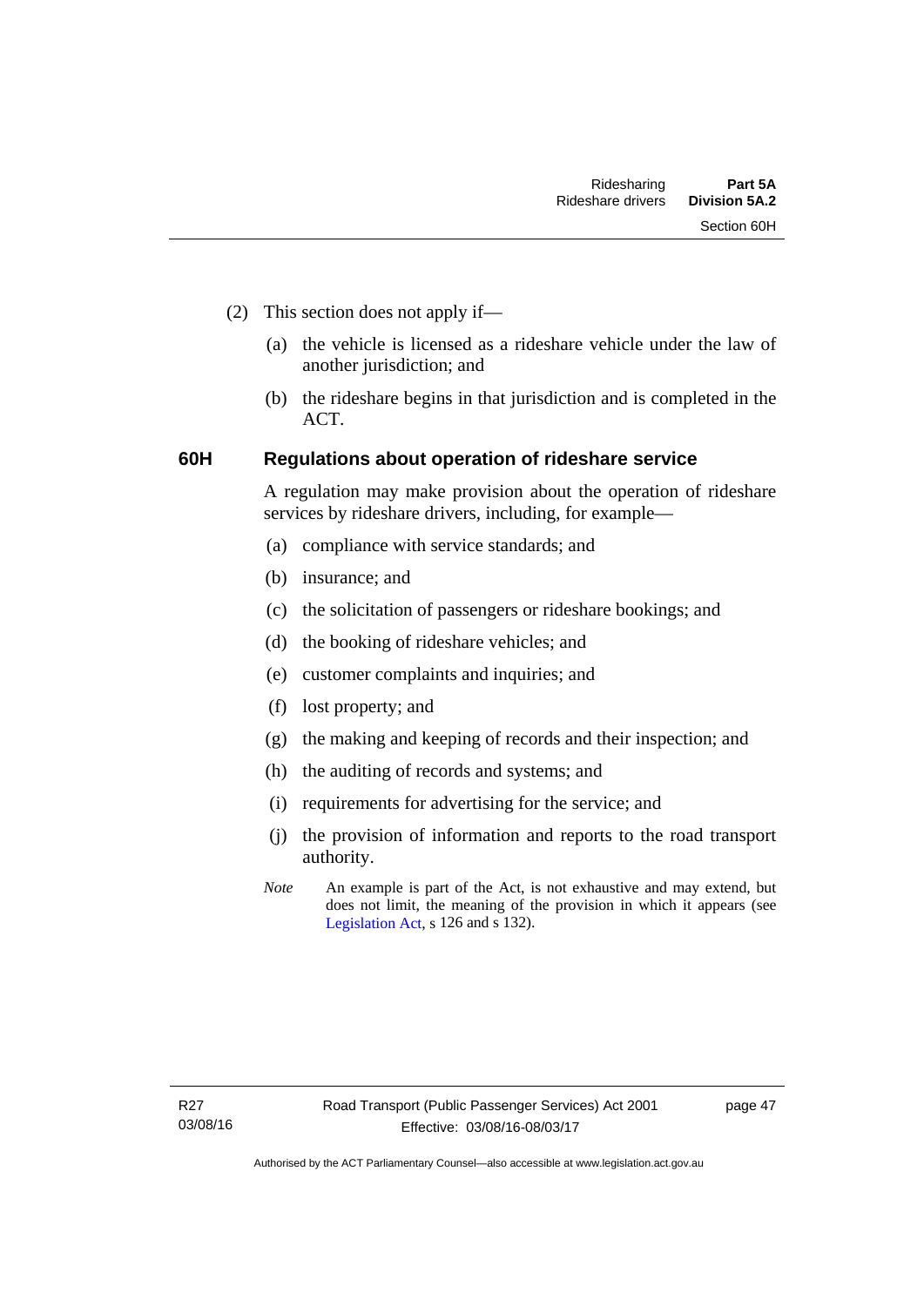(2) This section does not apply if—

(a) the vehicle is licensed as a rideshare vehicle under the law of another jurisdiction; and

(b) the rideshare begins in that jurisdiction and is completed in the ACT.

### 60H Regulations about operation of rideshare service

A regulation may make provision about the operation of rideshare services by rideshare drivers, including, for example—

(a) compliance with service standards; and

(b) insurance; and

(c) the solicitation of passengers or rideshare bookings; and

(d) the booking of rideshare vehicles; and

(e) customer complaints and inquiries; and

(f) lost property; and

(g) the making and keeping of records and their inspection; and

(h) the auditing of records and systems; and

(i) requirements for advertising for the service; and

(j) the provision of information and reports to the road transport authority.

*Note* An example is part of the Act, is not exhaustive and may extend, but does not limit, the meaning of the provision in which it appears (see Legislation Act, s 126 and s 132).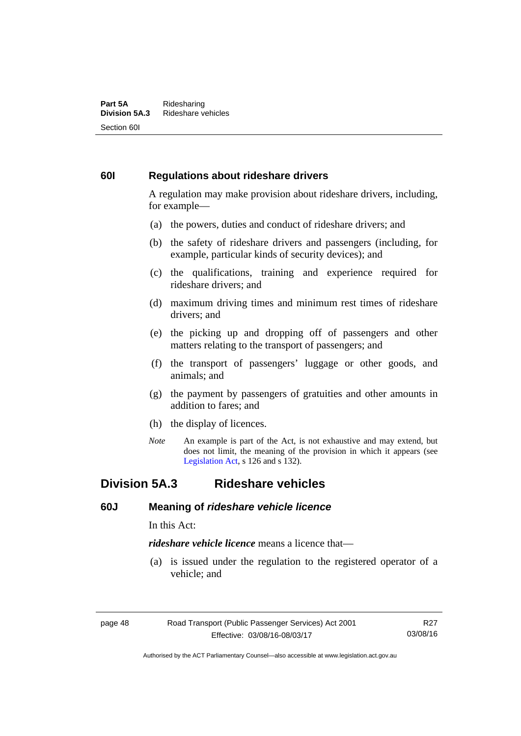### 60I Regulations about rideshare drivers

A regulation may make provision about rideshare drivers, including, for example—

(a) the powers, duties and conduct of rideshare drivers; and

(b) the safety of rideshare drivers and passengers (including, for example, particular kinds of security devices); and

(c) the qualifications, training and experience required for rideshare drivers; and

(d) maximum driving times and minimum rest times of rideshare drivers; and

(e) the picking up and dropping off of passengers and other matters relating to the transport of passengers; and

(f) the transport of passengers' luggage or other goods, and animals; and

(g) the payment by passengers of gratuities and other amounts in addition to fares; and

(h) the display of licences.

*Note* An example is part of the Act, is not exhaustive and may extend, but does not limit, the meaning of the provision in which it appears (see Legislation Act, s 126 and s 132).

## Division 5A.3 Rideshare vehicles

### 60J Meaning of *rideshare vehicle licence*

In this Act:

***rideshare vehicle licence*** means a licence that—

(a) is issued under the regulation to the registered operator of a vehicle; and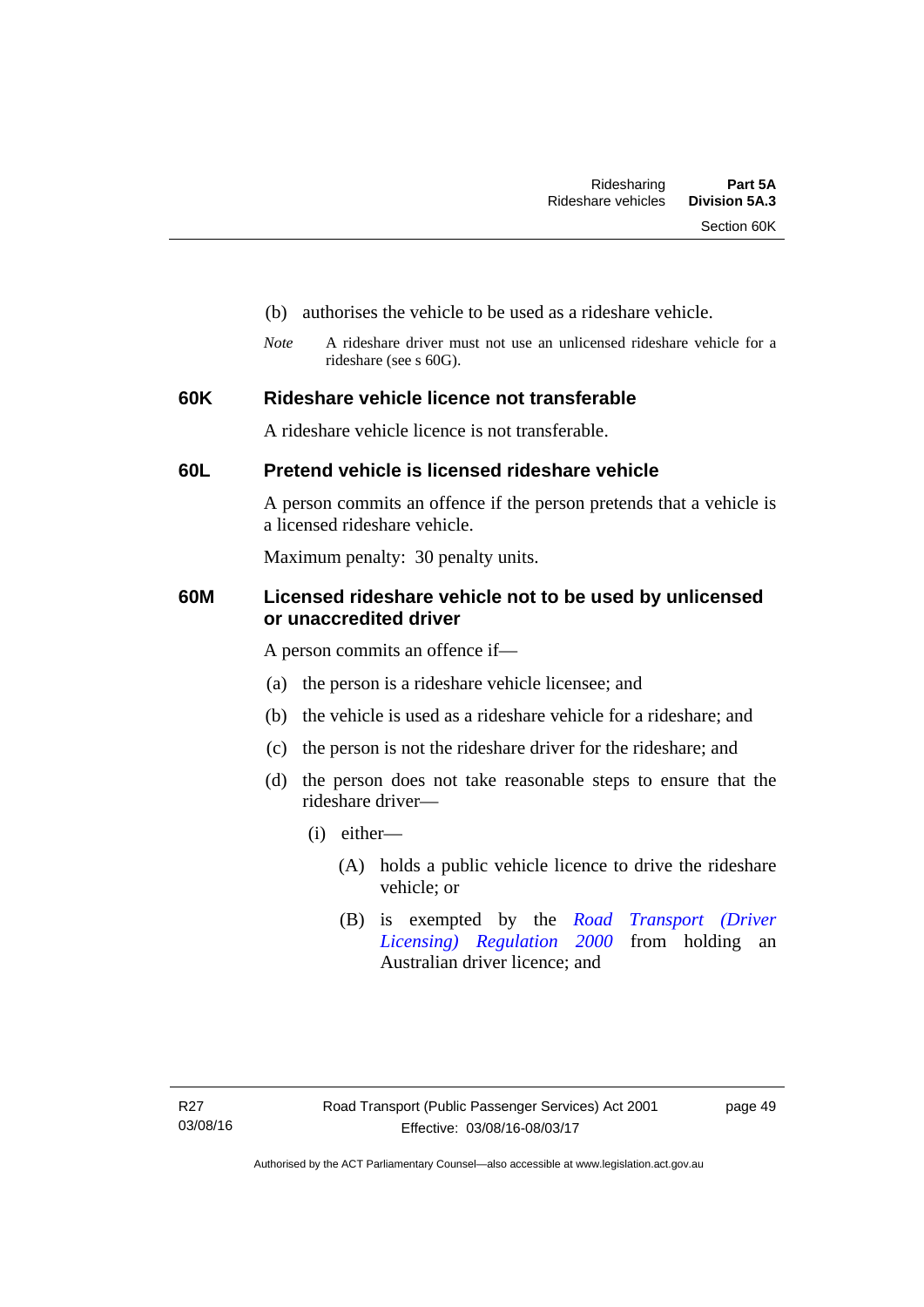(b) authorises the vehicle to be used as a rideshare vehicle.

*Note* A rideshare driver must not use an unlicensed rideshare vehicle for a rideshare (see s 60G).

### 60K Rideshare vehicle licence not transferable

A rideshare vehicle licence is not transferable.

### 60L Pretend vehicle is licensed rideshare vehicle

A person commits an offence if the person pretends that a vehicle is a licensed rideshare vehicle.

Maximum penalty: 30 penalty units.

### 60M Licensed rideshare vehicle not to be used by unlicensed or unaccredited driver

A person commits an offence if—

(a) the person is a rideshare vehicle licensee; and

(b) the vehicle is used as a rideshare vehicle for a rideshare; and

(c) the person is not the rideshare driver for the rideshare; and

(d) the person does not take reasonable steps to ensure that the rideshare driver—

(i) either—

(A) holds a public vehicle licence to drive the rideshare vehicle; or

(B) is exempted by the *Road Transport (Driver Licensing) Regulation 2000* from holding an Australian driver licence; and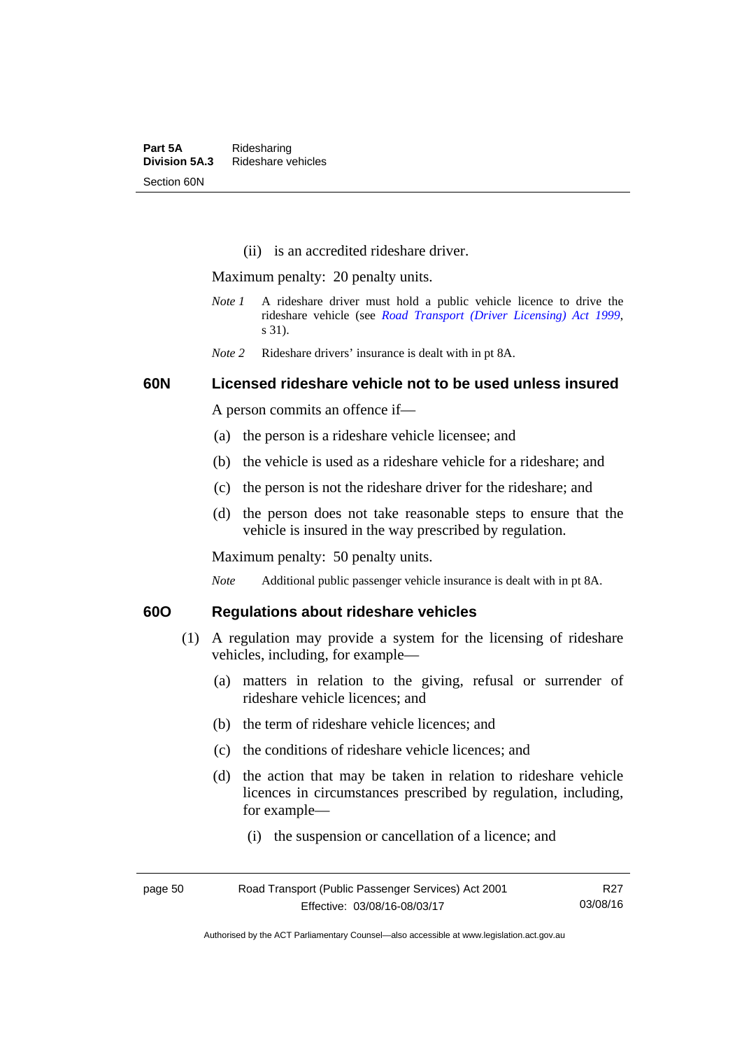(ii) is an accredited rideshare driver.

Maximum penalty: 20 penalty units.

*Note 1* A rideshare driver must hold a public vehicle licence to drive the rideshare vehicle (see *Road Transport (Driver Licensing) Act 1999*, s 31).

*Note 2* Rideshare drivers' insurance is dealt with in pt 8A.

### 60N Licensed rideshare vehicle not to be used unless insured

A person commits an offence if—

(a) the person is a rideshare vehicle licensee; and

(b) the vehicle is used as a rideshare vehicle for a rideshare; and

(c) the person is not the rideshare driver for the rideshare; and

(d) the person does not take reasonable steps to ensure that the vehicle is insured in the way prescribed by regulation.

Maximum penalty: 50 penalty units.

*Note* Additional public passenger vehicle insurance is dealt with in pt 8A.

### 60O Regulations about rideshare vehicles

(1) A regulation may provide a system for the licensing of rideshare vehicles, including, for example—

(a) matters in relation to the giving, refusal or surrender of rideshare vehicle licences; and

(b) the term of rideshare vehicle licences; and

(c) the conditions of rideshare vehicle licences; and

(d) the action that may be taken in relation to rideshare vehicle licences in circumstances prescribed by regulation, including, for example—

(i) the suspension or cancellation of a licence; and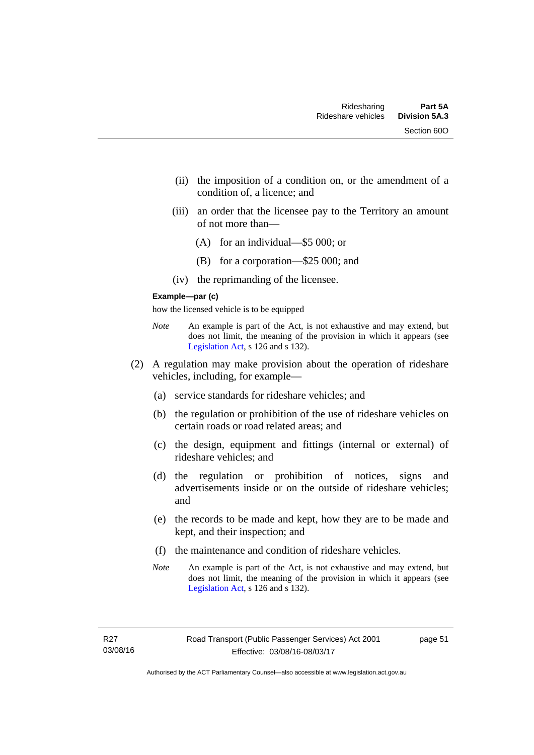(ii) the imposition of a condition on, or the amendment of a condition of, a licence; and

(iii) an order that the licensee pay to the Territory an amount of not more than—

(A) for an individual—$5 000; or

(B) for a corporation—$25 000; and

(iv) the reprimanding of the licensee.

**Example—par (c)**

how the licensed vehicle is to be equipped

*Note* An example is part of the Act, is not exhaustive and may extend, but does not limit, the meaning of the provision in which it appears (see Legislation Act, s 126 and s 132).

(2) A regulation may make provision about the operation of rideshare vehicles, including, for example—

(a) service standards for rideshare vehicles; and

(b) the regulation or prohibition of the use of rideshare vehicles on certain roads or road related areas; and

(c) the design, equipment and fittings (internal or external) of rideshare vehicles; and

(d) the regulation or prohibition of notices, signs and advertisements inside or on the outside of rideshare vehicles; and

(e) the records to be made and kept, how they are to be made and kept, and their inspection; and

(f) the maintenance and condition of rideshare vehicles.

*Note* An example is part of the Act, is not exhaustive and may extend, but does not limit, the meaning of the provision in which it appears (see Legislation Act, s 126 and s 132).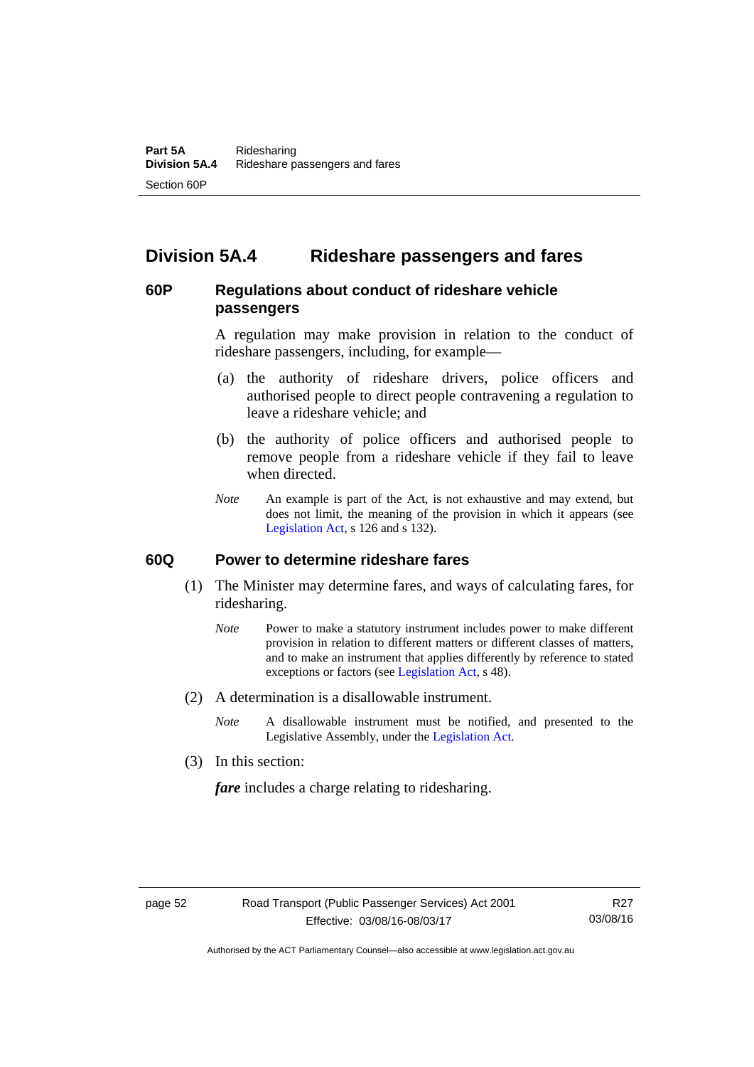## Division 5A.4 Rideshare passengers and fares

### 60P Regulations about conduct of rideshare vehicle passengers

A regulation may make provision in relation to the conduct of rideshare passengers, including, for example—

(a) the authority of rideshare drivers, police officers and authorised people to direct people contravening a regulation to leave a rideshare vehicle; and

(b) the authority of police officers and authorised people to remove people from a rideshare vehicle if they fail to leave when directed.

*Note* An example is part of the Act, is not exhaustive and may extend, but does not limit, the meaning of the provision in which it appears (see Legislation Act, s 126 and s 132).

### 60Q Power to determine rideshare fares

(1) The Minister may determine fares, and ways of calculating fares, for ridesharing.

*Note* Power to make a statutory instrument includes power to make different provision in relation to different matters or different classes of matters, and to make an instrument that applies differently by reference to stated exceptions or factors (see Legislation Act, s 48).

(2) A determination is a disallowable instrument.

*Note* A disallowable instrument must be notified, and presented to the Legislative Assembly, under the Legislation Act.

(3) In this section:

***fare*** includes a charge relating to ridesharing.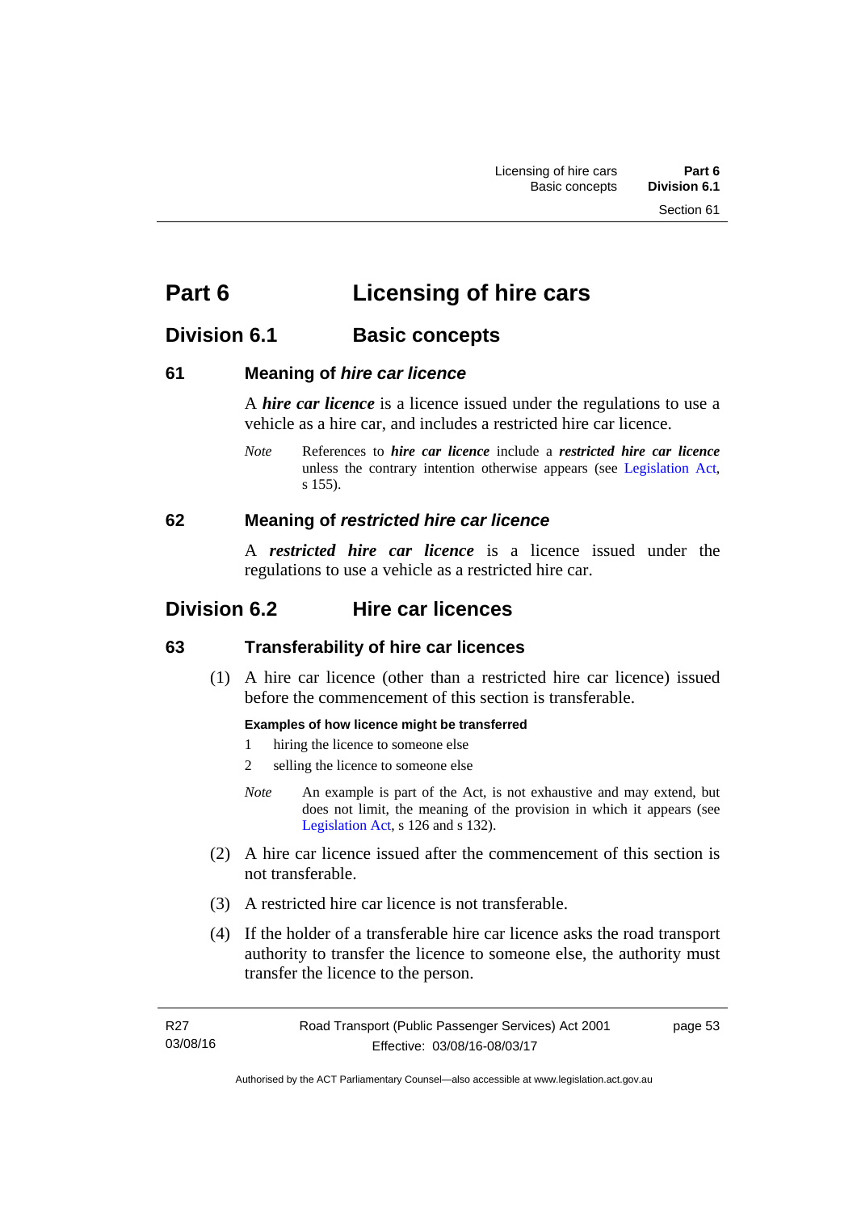# Part 6 Licensing of hire cars

## Division 6.1 Basic concepts

### 61 Meaning of *hire car licence*

A ***hire car licence*** is a licence issued under the regulations to use a vehicle as a hire car, and includes a restricted hire car licence.

*Note* References to ***hire car licence*** include a ***restricted hire car licence*** unless the contrary intention otherwise appears (see Legislation Act, s 155).

### 62 Meaning of *restricted hire car licence*

A ***restricted hire car licence*** is a licence issued under the regulations to use a vehicle as a restricted hire car.

## Division 6.2 Hire car licences

### 63 Transferability of hire car licences

(1) A hire car licence (other than a restricted hire car licence) issued before the commencement of this section is transferable.

**Examples of how licence might be transferred**

1 hiring the licence to someone else

2 selling the licence to someone else

*Note* An example is part of the Act, is not exhaustive and may extend, but does not limit, the meaning of the provision in which it appears (see Legislation Act, s 126 and s 132).

(2) A hire car licence issued after the commencement of this section is not transferable.

(3) A restricted hire car licence is not transferable.

(4) If the holder of a transferable hire car licence asks the road transport authority to transfer the licence to someone else, the authority must transfer the licence to the person.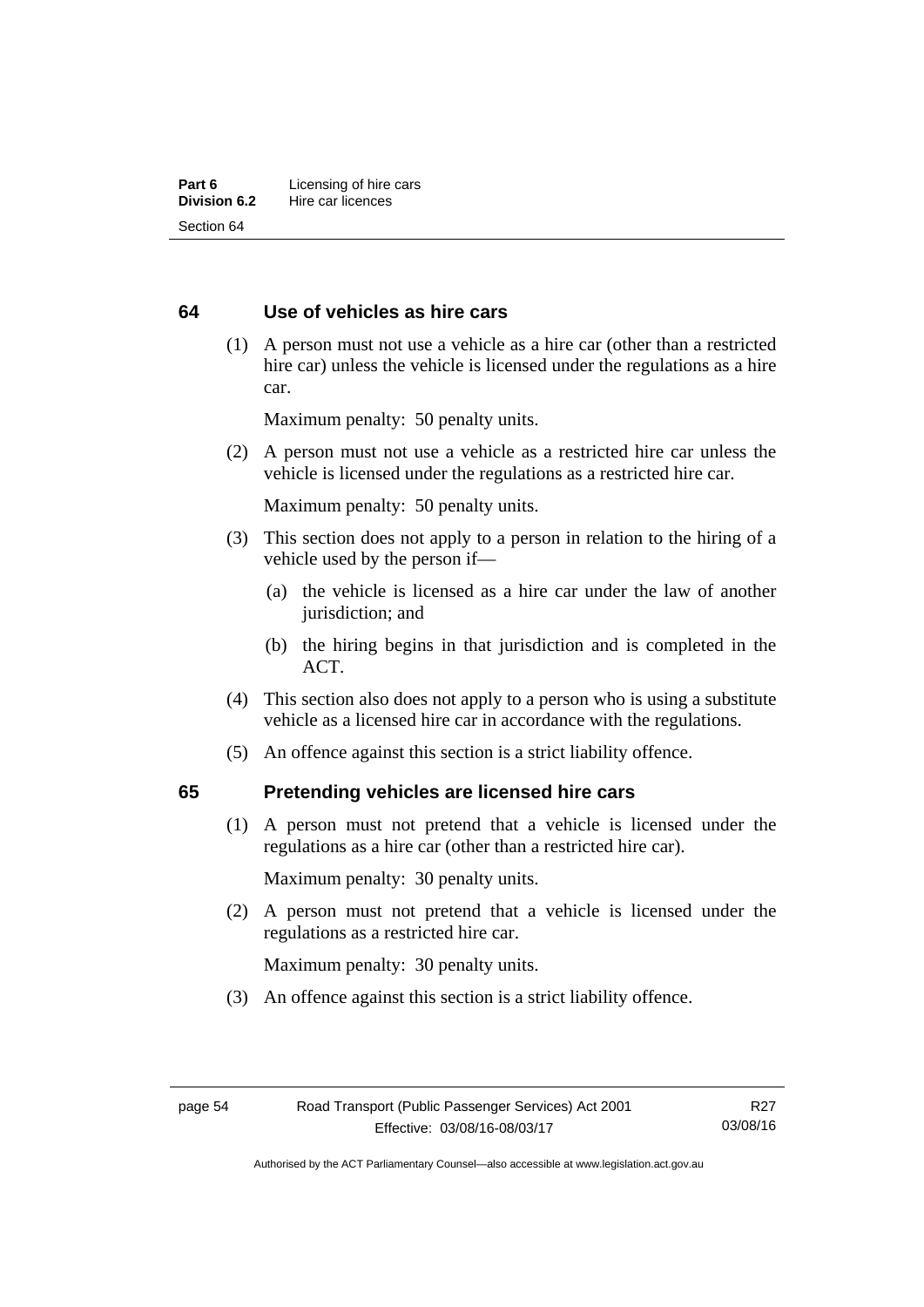## 64 Use of vehicles as hire cars

(1) A person must not use a vehicle as a hire car (other than a restricted hire car) unless the vehicle is licensed under the regulations as a hire car.

Maximum penalty: 50 penalty units.

(2) A person must not use a vehicle as a restricted hire car unless the vehicle is licensed under the regulations as a restricted hire car.

Maximum penalty: 50 penalty units.

(3) This section does not apply to a person in relation to the hiring of a vehicle used by the person if—

(a) the vehicle is licensed as a hire car under the law of another jurisdiction; and

(b) the hiring begins in that jurisdiction and is completed in the ACT.

(4) This section also does not apply to a person who is using a substitute vehicle as a licensed hire car in accordance with the regulations.

(5) An offence against this section is a strict liability offence.

## 65 Pretending vehicles are licensed hire cars

(1) A person must not pretend that a vehicle is licensed under the regulations as a hire car (other than a restricted hire car).

Maximum penalty: 30 penalty units.

(2) A person must not pretend that a vehicle is licensed under the regulations as a restricted hire car.

Maximum penalty: 30 penalty units.

(3) An offence against this section is a strict liability offence.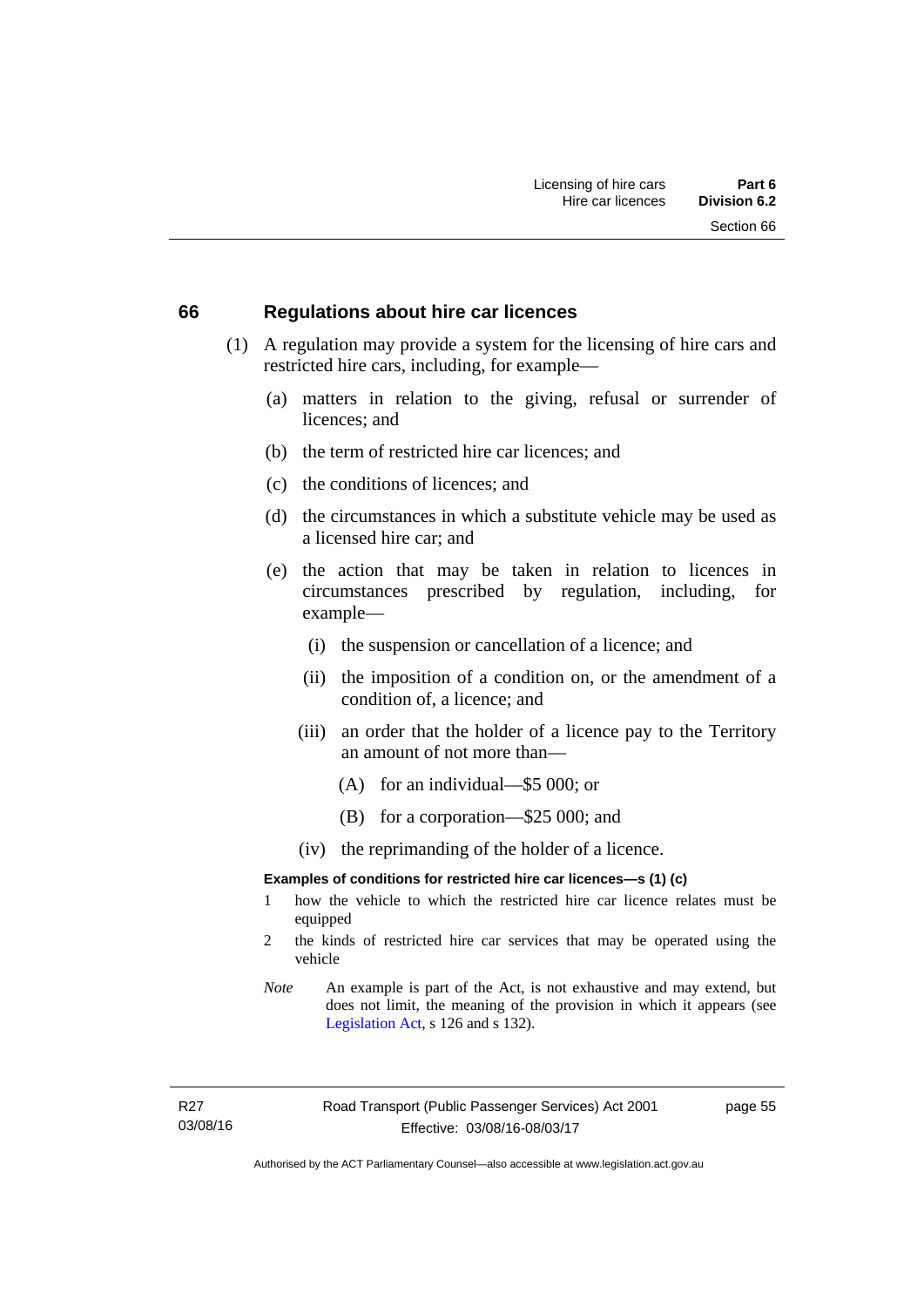## 66 Regulations about hire car licences

(1) A regulation may provide a system for the licensing of hire cars and restricted hire cars, including, for example—

- (a) matters in relation to the giving, refusal or surrender of licences; and
- (b) the term of restricted hire car licences; and
- (c) the conditions of licences; and
- (d) the circumstances in which a substitute vehicle may be used as a licensed hire car; and
- (e) the action that may be taken in relation to licences in circumstances prescribed by regulation, including, for example—
  - (i) the suspension or cancellation of a licence; and
  - (ii) the imposition of a condition on, or the amendment of a condition of, a licence; and
  - (iii) an order that the holder of a licence pay to the Territory an amount of not more than—
    - (A) for an individual—$5 000; or
    - (B) for a corporation—$25 000; and
  - (iv) the reprimanding of the holder of a licence.

**Examples of conditions for restricted hire car licences—s (1) (c)**

1 how the vehicle to which the restricted hire car licence relates must be equipped

2 the kinds of restricted hire car services that may be operated using the vehicle

*Note* An example is part of the Act, is not exhaustive and may extend, but does not limit, the meaning of the provision in which it appears (see Legislation Act, s 126 and s 132).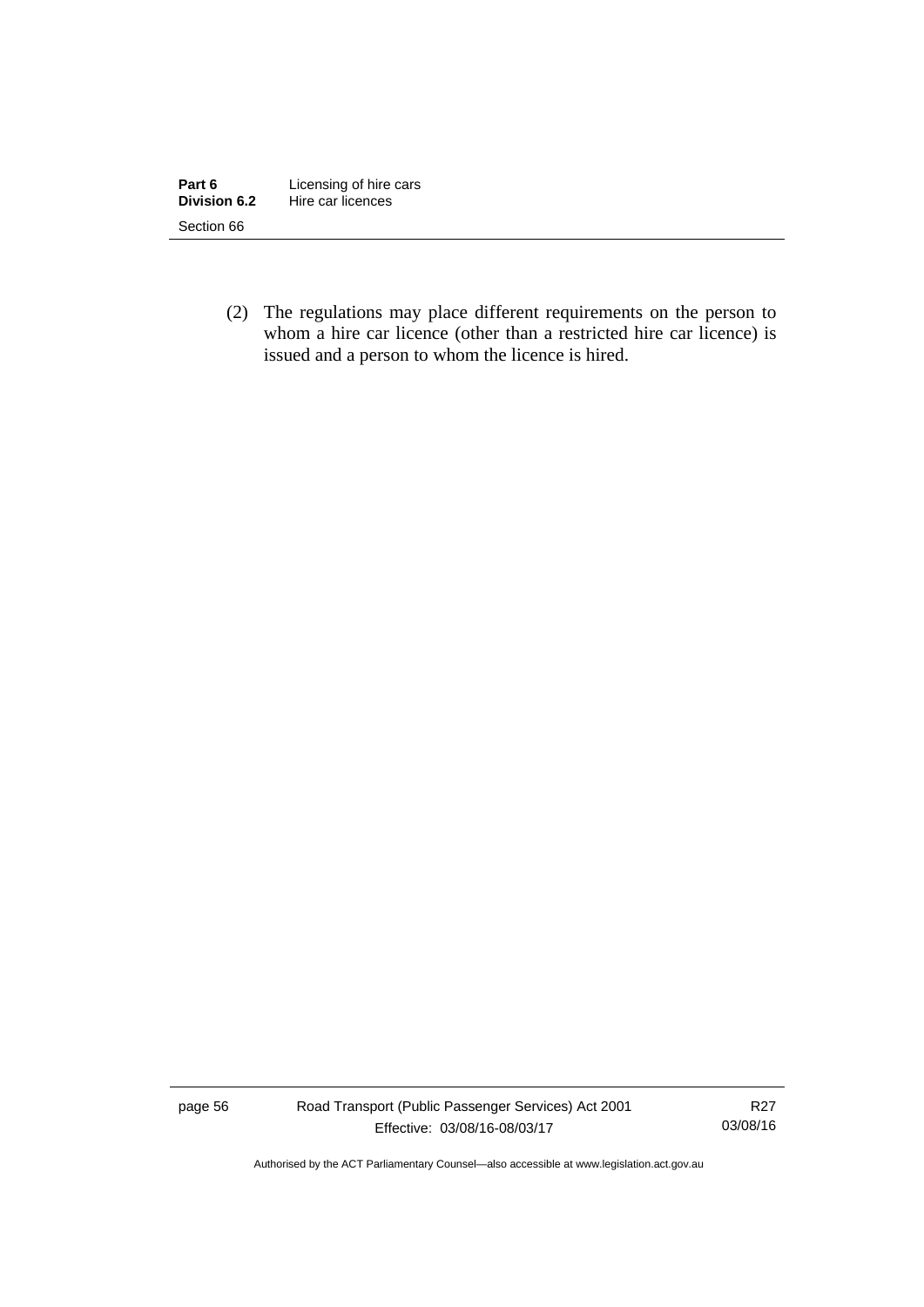(2) The regulations may place different requirements on the person to whom a hire car licence (other than a restricted hire car licence) is issued and a person to whom the licence is hired.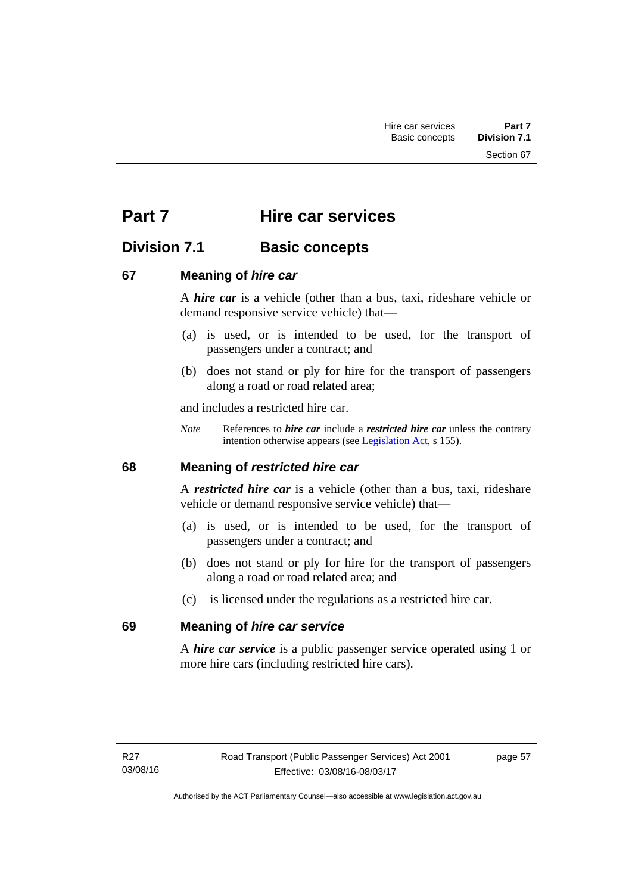# Part 7 Hire car services

## Division 7.1 Basic concepts

### 67 Meaning of *hire car*

A ***hire car*** is a vehicle (other than a bus, taxi, rideshare vehicle or demand responsive service vehicle) that—

(a) is used, or is intended to be used, for the transport of passengers under a contract; and

(b) does not stand or ply for hire for the transport of passengers along a road or road related area;

and includes a restricted hire car.

*Note* References to ***hire car*** include a ***restricted hire car*** unless the contrary intention otherwise appears (see Legislation Act, s 155).

### 68 Meaning of *restricted hire car*

A ***restricted hire car*** is a vehicle (other than a bus, taxi, rideshare vehicle or demand responsive service vehicle) that—

(a) is used, or is intended to be used, for the transport of passengers under a contract; and

(b) does not stand or ply for hire for the transport of passengers along a road or road related area; and

(c) is licensed under the regulations as a restricted hire car.

### 69 Meaning of *hire car service*

A ***hire car service*** is a public passenger service operated using 1 or more hire cars (including restricted hire cars).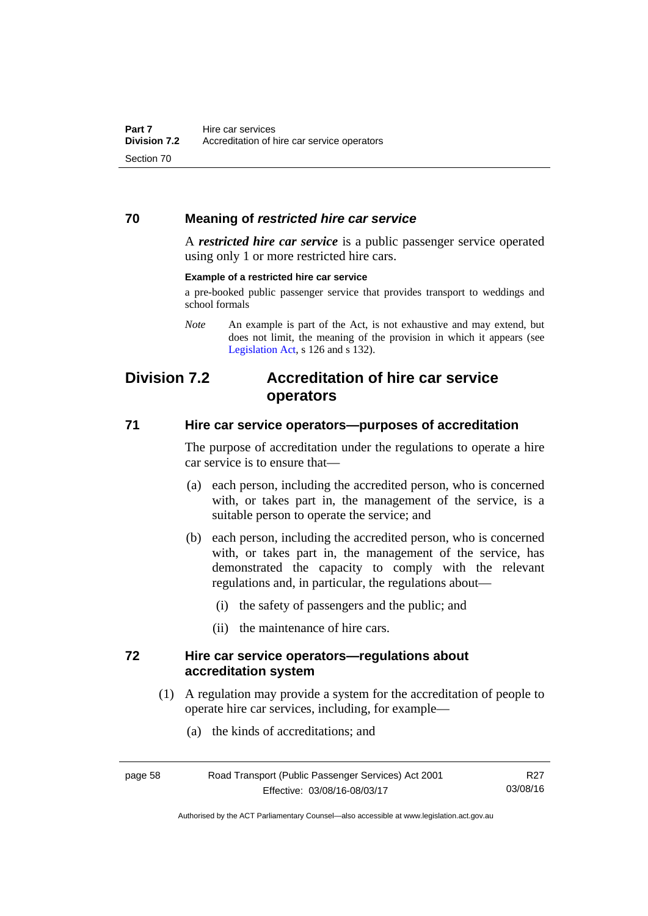### 70 Meaning of *restricted hire car service*

A ***restricted hire car service*** is a public passenger service operated using only 1 or more restricted hire cars.

**Example of a restricted hire car service**

a pre-booked public passenger service that provides transport to weddings and school formals

*Note* An example is part of the Act, is not exhaustive and may extend, but does not limit, the meaning of the provision in which it appears (see Legislation Act, s 126 and s 132).

## Division 7.2 Accreditation of hire car service operators

### 71 Hire car service operators—purposes of accreditation

The purpose of accreditation under the regulations to operate a hire car service is to ensure that—

(a) each person, including the accredited person, who is concerned with, or takes part in, the management of the service, is a suitable person to operate the service; and

(b) each person, including the accredited person, who is concerned with, or takes part in, the management of the service, has demonstrated the capacity to comply with the relevant regulations and, in particular, the regulations about—

(i) the safety of passengers and the public; and

(ii) the maintenance of hire cars.

### 72 Hire car service operators—regulations about accreditation system

(1) A regulation may provide a system for the accreditation of people to operate hire car services, including, for example—

(a) the kinds of accreditations; and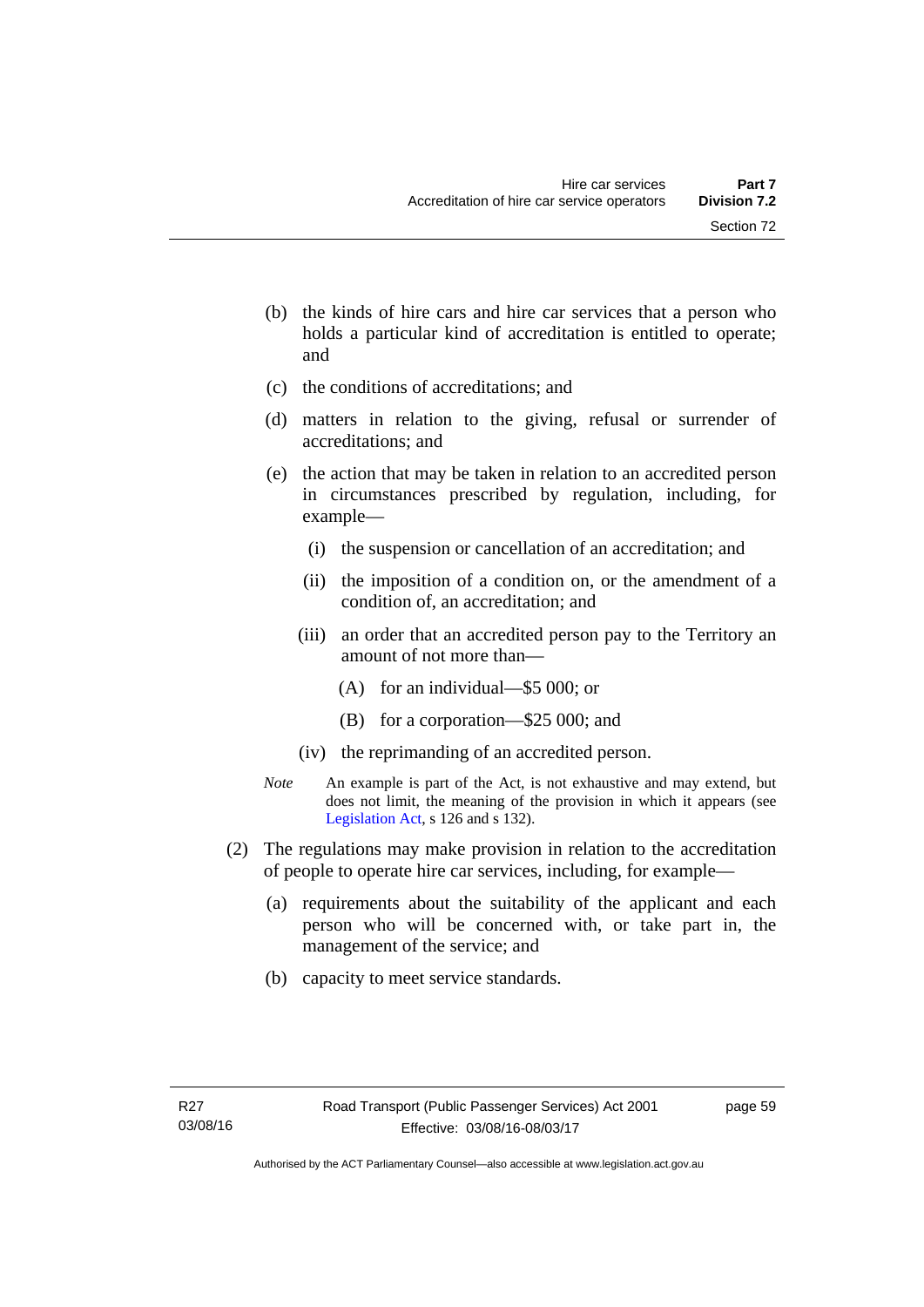(b) the kinds of hire cars and hire car services that a person who holds a particular kind of accreditation is entitled to operate; and

(c) the conditions of accreditations; and

(d) matters in relation to the giving, refusal or surrender of accreditations; and

(e) the action that may be taken in relation to an accredited person in circumstances prescribed by regulation, including, for example—

   (i) the suspension or cancellation of an accreditation; and

   (ii) the imposition of a condition on, or the amendment of a condition of, an accreditation; and

   (iii) an order that an accredited person pay to the Territory an amount of not more than—

      (A) for an individual—$5 000; or

      (B) for a corporation—$25 000; and

   (iv) the reprimanding of an accredited person.

*Note* An example is part of the Act, is not exhaustive and may extend, but does not limit, the meaning of the provision in which it appears (see Legislation Act, s 126 and s 132).

(2) The regulations may make provision in relation to the accreditation of people to operate hire car services, including, for example—

(a) requirements about the suitability of the applicant and each person who will be concerned with, or take part in, the management of the service; and

(b) capacity to meet service standards.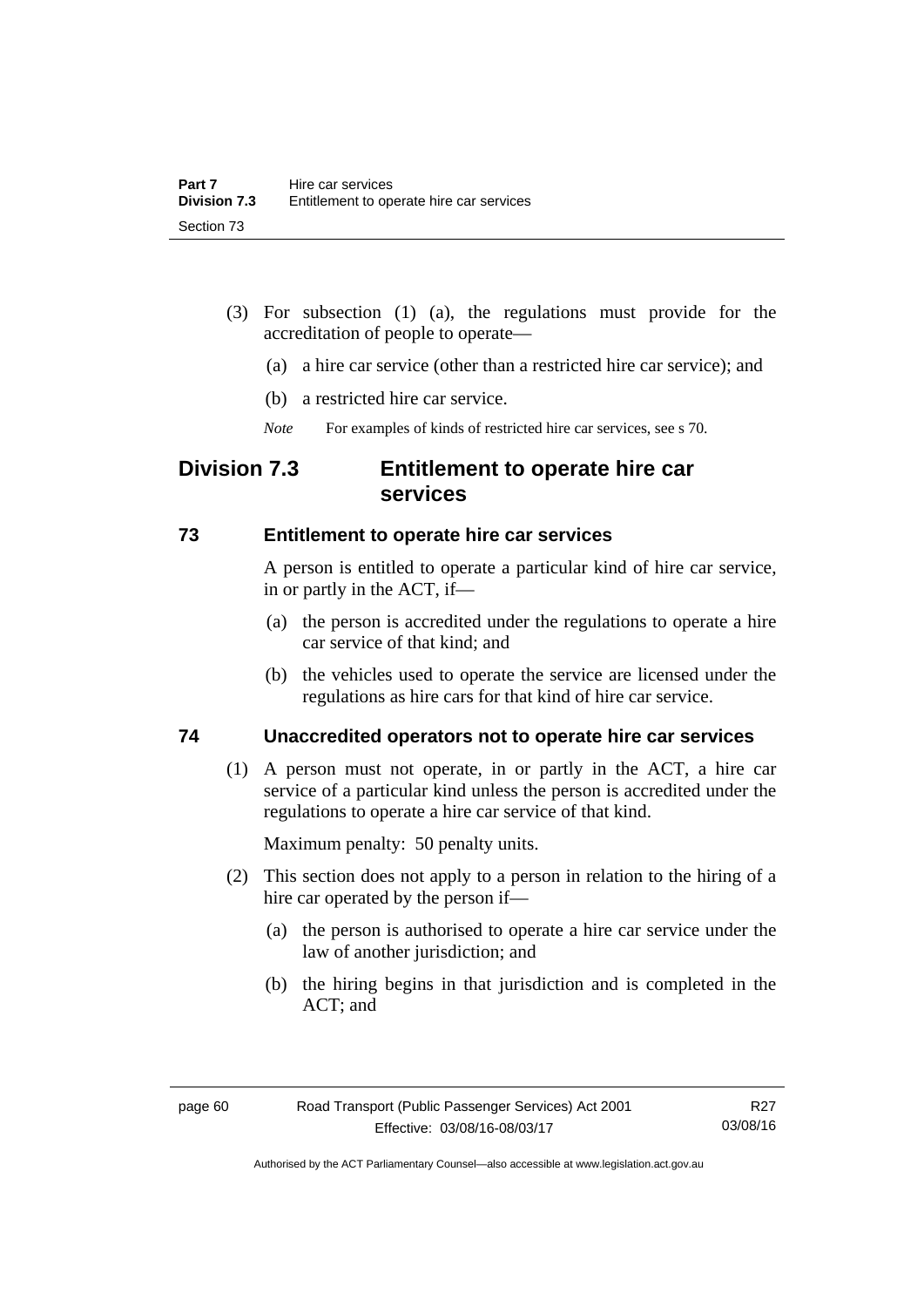(3) For subsection (1) (a), the regulations must provide for the accreditation of people to operate—

(a) a hire car service (other than a restricted hire car service); and

(b) a restricted hire car service.

*Note* For examples of kinds of restricted hire car services, see s 70.

## Division 7.3 Entitlement to operate hire car services

### 73 Entitlement to operate hire car services

A person is entitled to operate a particular kind of hire car service, in or partly in the ACT, if—

(a) the person is accredited under the regulations to operate a hire car service of that kind; and

(b) the vehicles used to operate the service are licensed under the regulations as hire cars for that kind of hire car service.

### 74 Unaccredited operators not to operate hire car services

(1) A person must not operate, in or partly in the ACT, a hire car service of a particular kind unless the person is accredited under the regulations to operate a hire car service of that kind.

Maximum penalty: 50 penalty units.

(2) This section does not apply to a person in relation to the hiring of a hire car operated by the person if—

(a) the person is authorised to operate a hire car service under the law of another jurisdiction; and

(b) the hiring begins in that jurisdiction and is completed in the ACT; and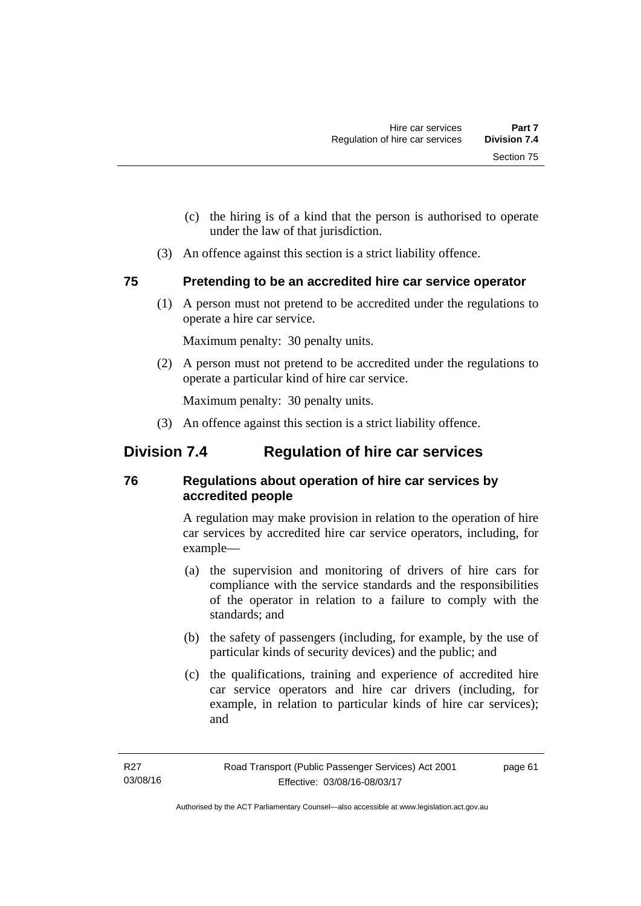(c) the hiring is of a kind that the person is authorised to operate under the law of that jurisdiction.

(3) An offence against this section is a strict liability offence.

### 75 Pretending to be an accredited hire car service operator

(1) A person must not pretend to be accredited under the regulations to operate a hire car service.

Maximum penalty: 30 penalty units.

(2) A person must not pretend to be accredited under the regulations to operate a particular kind of hire car service.

Maximum penalty: 30 penalty units.

(3) An offence against this section is a strict liability offence.

## Division 7.4 Regulation of hire car services

### 76 Regulations about operation of hire car services by accredited people

A regulation may make provision in relation to the operation of hire car services by accredited hire car service operators, including, for example—

(a) the supervision and monitoring of drivers of hire cars for compliance with the service standards and the responsibilities of the operator in relation to a failure to comply with the standards; and

(b) the safety of passengers (including, for example, by the use of particular kinds of security devices) and the public; and

(c) the qualifications, training and experience of accredited hire car service operators and hire car drivers (including, for example, in relation to particular kinds of hire car services); and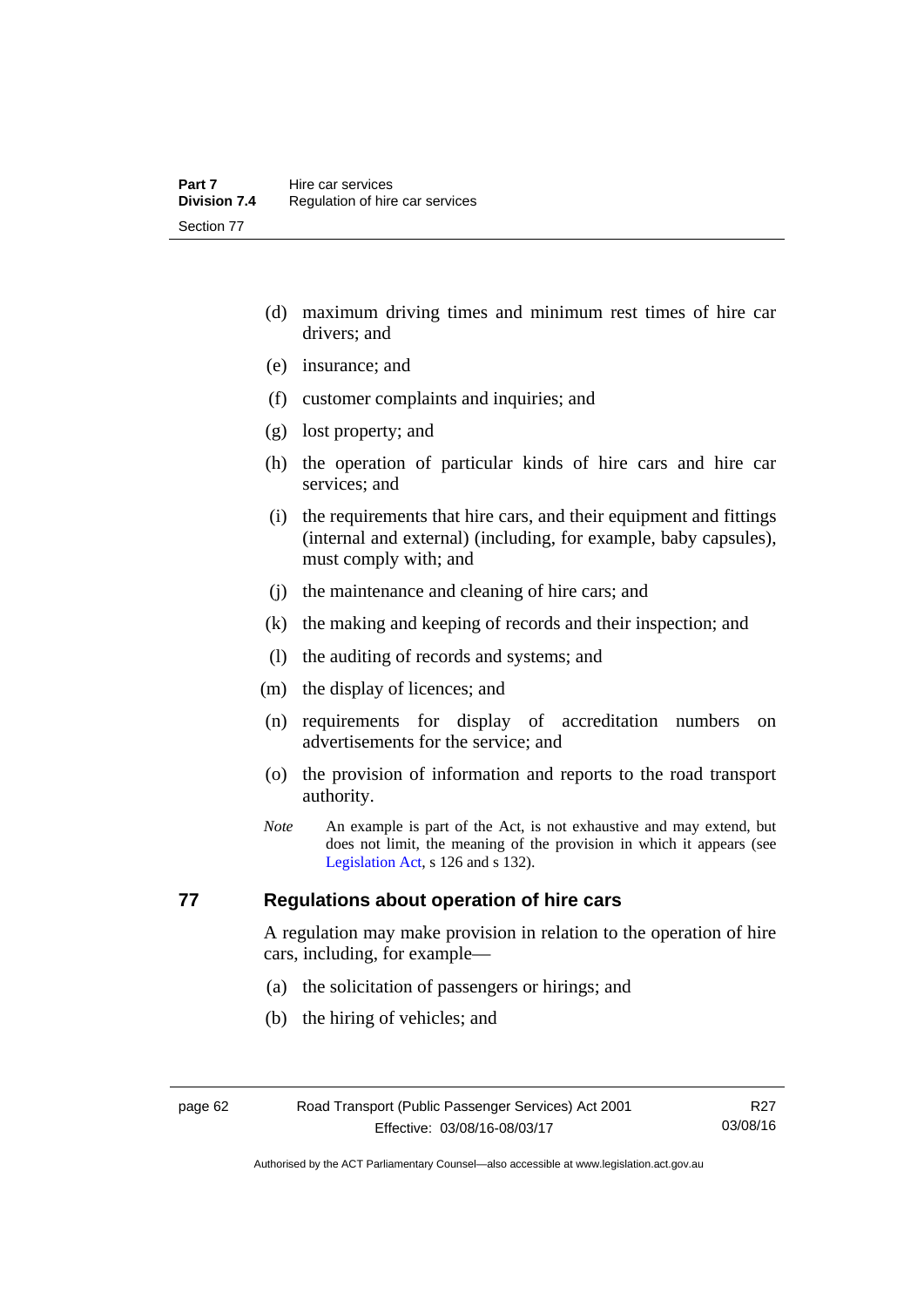(d) maximum driving times and minimum rest times of hire car drivers; and

(e) insurance; and

(f) customer complaints and inquiries; and

(g) lost property; and

(h) the operation of particular kinds of hire cars and hire car services; and

(i) the requirements that hire cars, and their equipment and fittings (internal and external) (including, for example, baby capsules), must comply with; and

(j) the maintenance and cleaning of hire cars; and

(k) the making and keeping of records and their inspection; and

(l) the auditing of records and systems; and

(m) the display of licences; and

(n) requirements for display of accreditation numbers on advertisements for the service; and

(o) the provision of information and reports to the road transport authority.

*Note* An example is part of the Act, is not exhaustive and may extend, but does not limit, the meaning of the provision in which it appears (see Legislation Act, s 126 and s 132).

## 77 Regulations about operation of hire cars

A regulation may make provision in relation to the operation of hire cars, including, for example—

(a) the solicitation of passengers or hirings; and

(b) the hiring of vehicles; and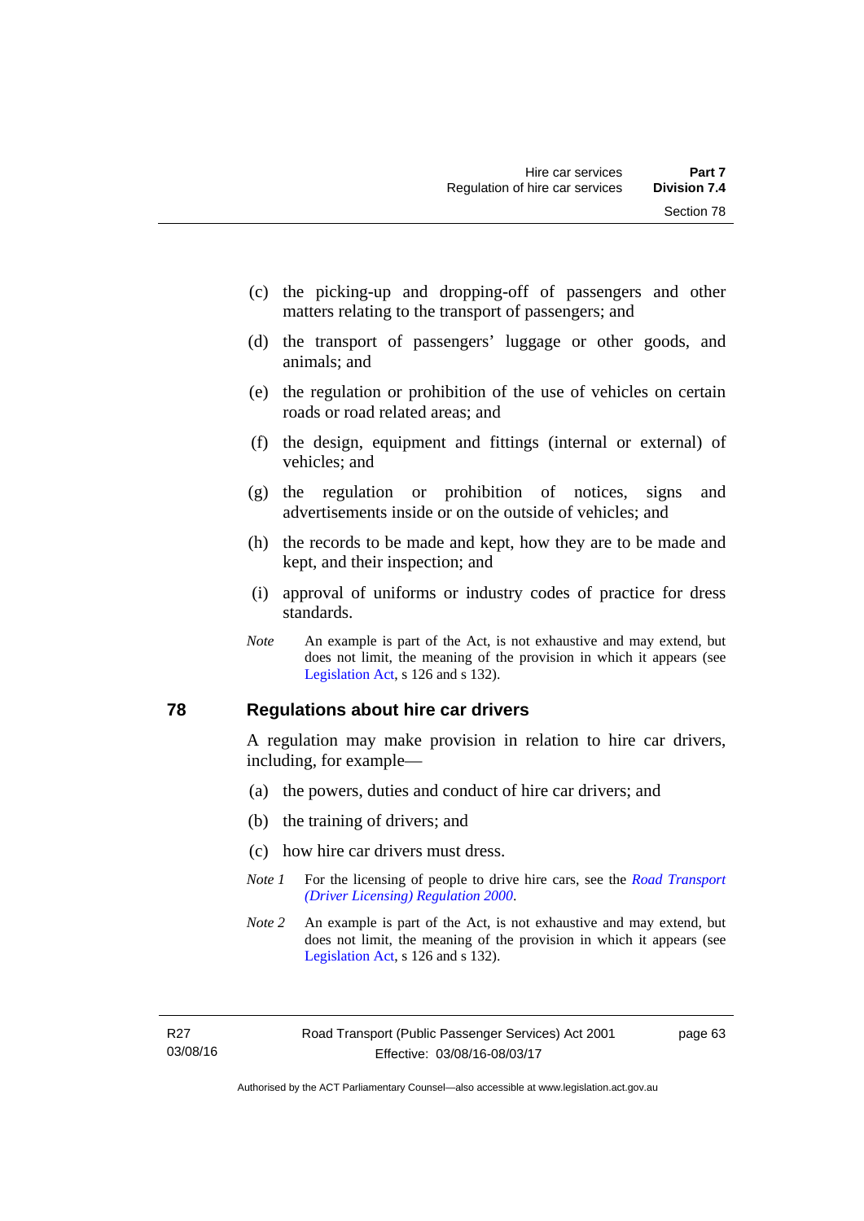(c) the picking-up and dropping-off of passengers and other matters relating to the transport of passengers; and

(d) the transport of passengers' luggage or other goods, and animals; and

(e) the regulation or prohibition of the use of vehicles on certain roads or road related areas; and

(f) the design, equipment and fittings (internal or external) of vehicles; and

(g) the regulation or prohibition of notices, signs and advertisements inside or on the outside of vehicles; and

(h) the records to be made and kept, how they are to be made and kept, and their inspection; and

(i) approval of uniforms or industry codes of practice for dress standards.

*Note* An example is part of the Act, is not exhaustive and may extend, but does not limit, the meaning of the provision in which it appears (see Legislation Act, s 126 and s 132).

## 78 Regulations about hire car drivers

A regulation may make provision in relation to hire car drivers, including, for example—

(a) the powers, duties and conduct of hire car drivers; and

(b) the training of drivers; and

(c) how hire car drivers must dress.

*Note 1* For the licensing of people to drive hire cars, see the *Road Transport (Driver Licensing) Regulation 2000*.

*Note 2* An example is part of the Act, is not exhaustive and may extend, but does not limit, the meaning of the provision in which it appears (see Legislation Act, s 126 and s 132).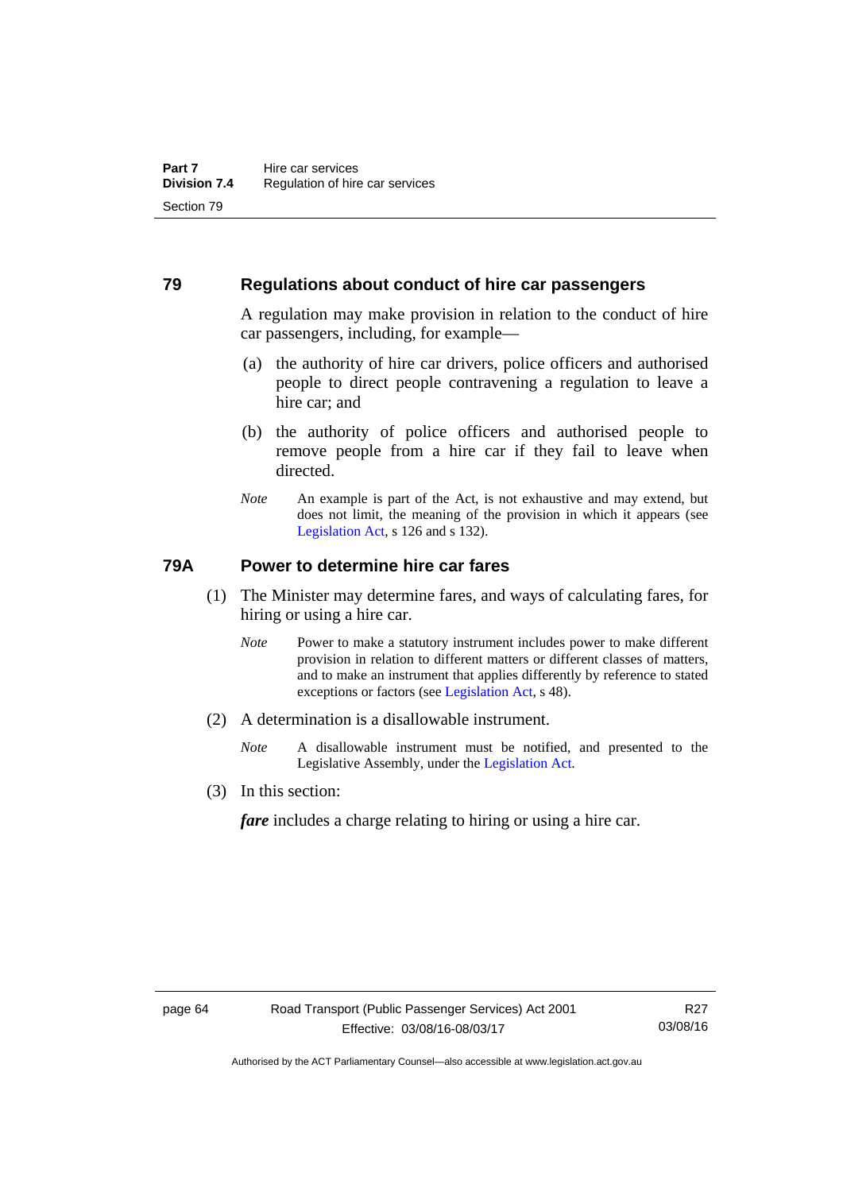## 79 Regulations about conduct of hire car passengers

A regulation may make provision in relation to the conduct of hire car passengers, including, for example—

(a) the authority of hire car drivers, police officers and authorised people to direct people contravening a regulation to leave a hire car; and

(b) the authority of police officers and authorised people to remove people from a hire car if they fail to leave when directed.

*Note* An example is part of the Act, is not exhaustive and may extend, but does not limit, the meaning of the provision in which it appears (see Legislation Act, s 126 and s 132).

## 79A Power to determine hire car fares

(1) The Minister may determine fares, and ways of calculating fares, for hiring or using a hire car.

*Note* Power to make a statutory instrument includes power to make different provision in relation to different matters or different classes of matters, and to make an instrument that applies differently by reference to stated exceptions or factors (see Legislation Act, s 48).

(2) A determination is a disallowable instrument.

*Note* A disallowable instrument must be notified, and presented to the Legislative Assembly, under the Legislation Act.

(3) In this section:

***fare*** includes a charge relating to hiring or using a hire car.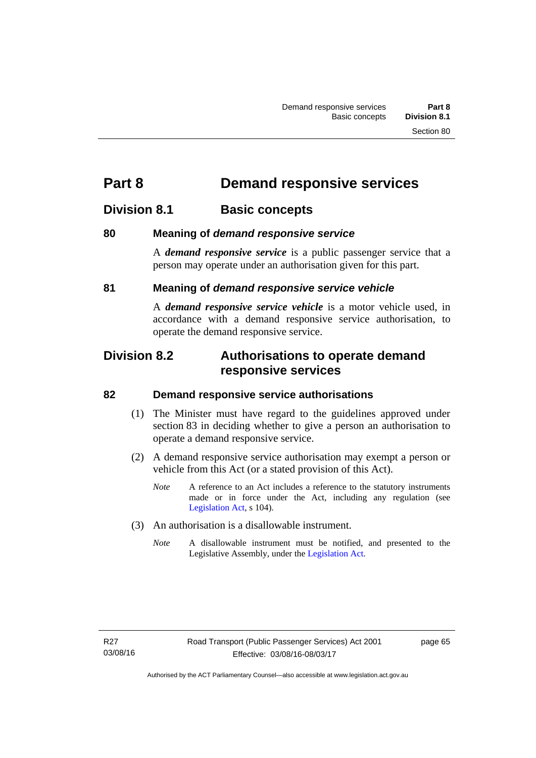# Part 8 Demand responsive services

## Division 8.1 Basic concepts

### 80 Meaning of *demand responsive service*

A ***demand responsive service*** is a public passenger service that a person may operate under an authorisation given for this part.

### 81 Meaning of *demand responsive service vehicle*

A ***demand responsive service vehicle*** is a motor vehicle used, in accordance with a demand responsive service authorisation, to operate the demand responsive service.

## Division 8.2 Authorisations to operate demand responsive services

### 82 Demand responsive service authorisations

(1) The Minister must have regard to the guidelines approved under section 83 in deciding whether to give a person an authorisation to operate a demand responsive service.

(2) A demand responsive service authorisation may exempt a person or vehicle from this Act (or a stated provision of this Act).

*Note* A reference to an Act includes a reference to the statutory instruments made or in force under the Act, including any regulation (see Legislation Act, s 104).

(3) An authorisation is a disallowable instrument.

*Note* A disallowable instrument must be notified, and presented to the Legislative Assembly, under the Legislation Act.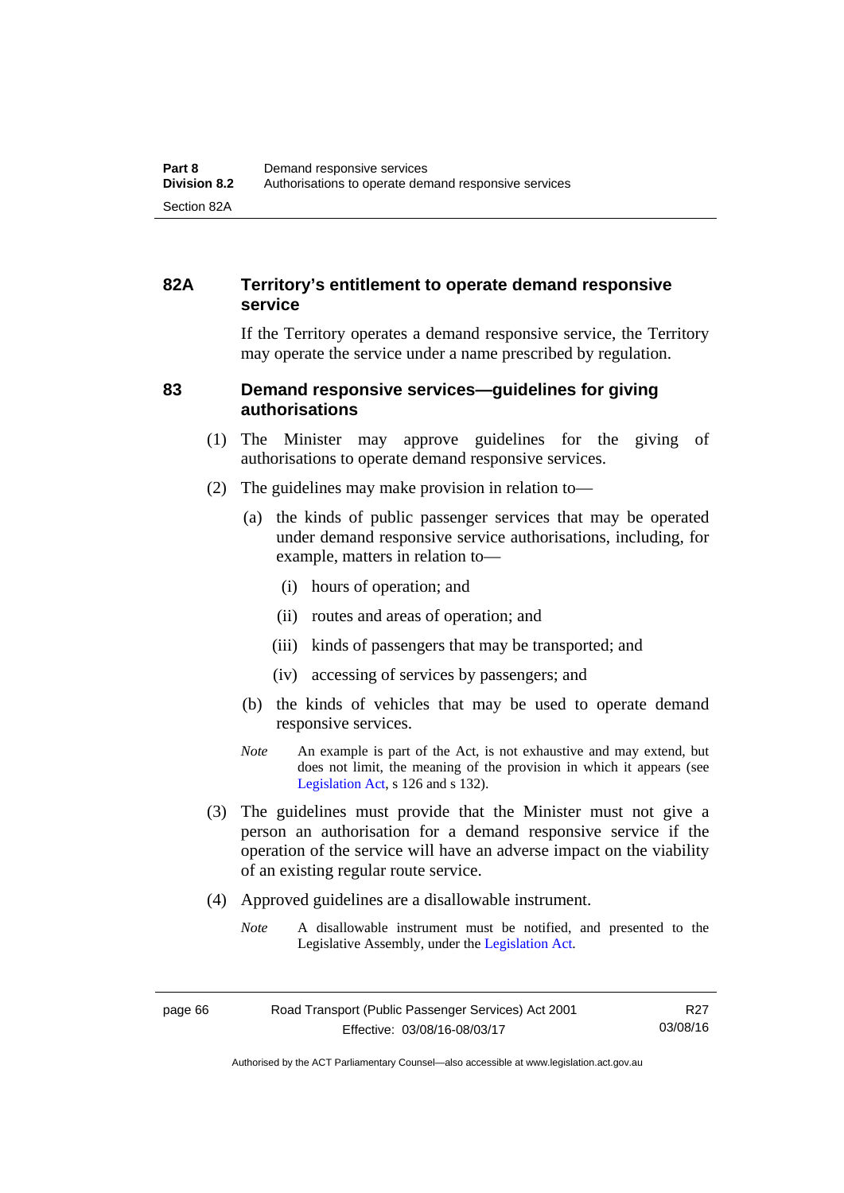### 82A Territory's entitlement to operate demand responsive service

If the Territory operates a demand responsive service, the Territory may operate the service under a name prescribed by regulation.

### 83 Demand responsive services—guidelines for giving authorisations

(1) The Minister may approve guidelines for the giving of authorisations to operate demand responsive services.

(2) The guidelines may make provision in relation to—

(a) the kinds of public passenger services that may be operated under demand responsive service authorisations, including, for example, matters in relation to—

(i) hours of operation; and

(ii) routes and areas of operation; and

(iii) kinds of passengers that may be transported; and

(iv) accessing of services by passengers; and

(b) the kinds of vehicles that may be used to operate demand responsive services.

*Note* An example is part of the Act, is not exhaustive and may extend, but does not limit, the meaning of the provision in which it appears (see Legislation Act, s 126 and s 132).

(3) The guidelines must provide that the Minister must not give a person an authorisation for a demand responsive service if the operation of the service will have an adverse impact on the viability of an existing regular route service.

(4) Approved guidelines are a disallowable instrument.

*Note* A disallowable instrument must be notified, and presented to the Legislative Assembly, under the Legislation Act.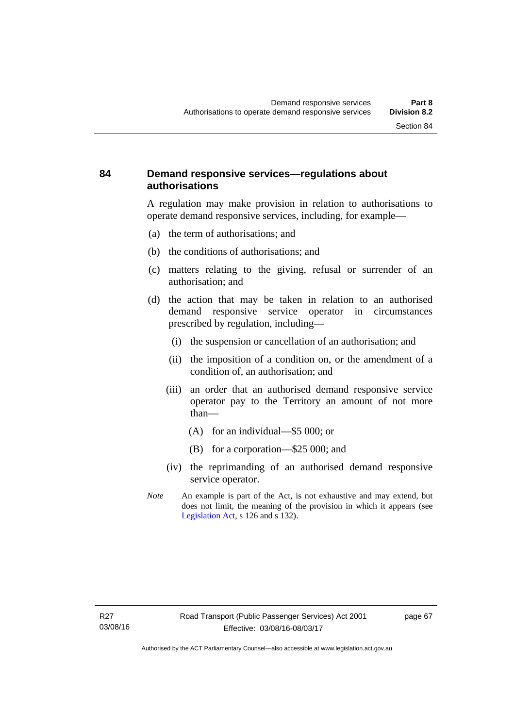### 84 Demand responsive services—regulations about authorisations

A regulation may make provision in relation to authorisations to operate demand responsive services, including, for example—

(a) the term of authorisations; and

(b) the conditions of authorisations; and

(c) matters relating to the giving, refusal or surrender of an authorisation; and

(d) the action that may be taken in relation to an authorised demand responsive service operator in circumstances prescribed by regulation, including—

  (i) the suspension or cancellation of an authorisation; and

  (ii) the imposition of a condition on, or the amendment of a condition of, an authorisation; and

  (iii) an order that an authorised demand responsive service operator pay to the Territory an amount of not more than—

    (A) for an individual—$5 000; or

    (B) for a corporation—$25 000; and

  (iv) the reprimanding of an authorised demand responsive service operator.

*Note* An example is part of the Act, is not exhaustive and may extend, but does not limit, the meaning of the provision in which it appears (see Legislation Act, s 126 and s 132).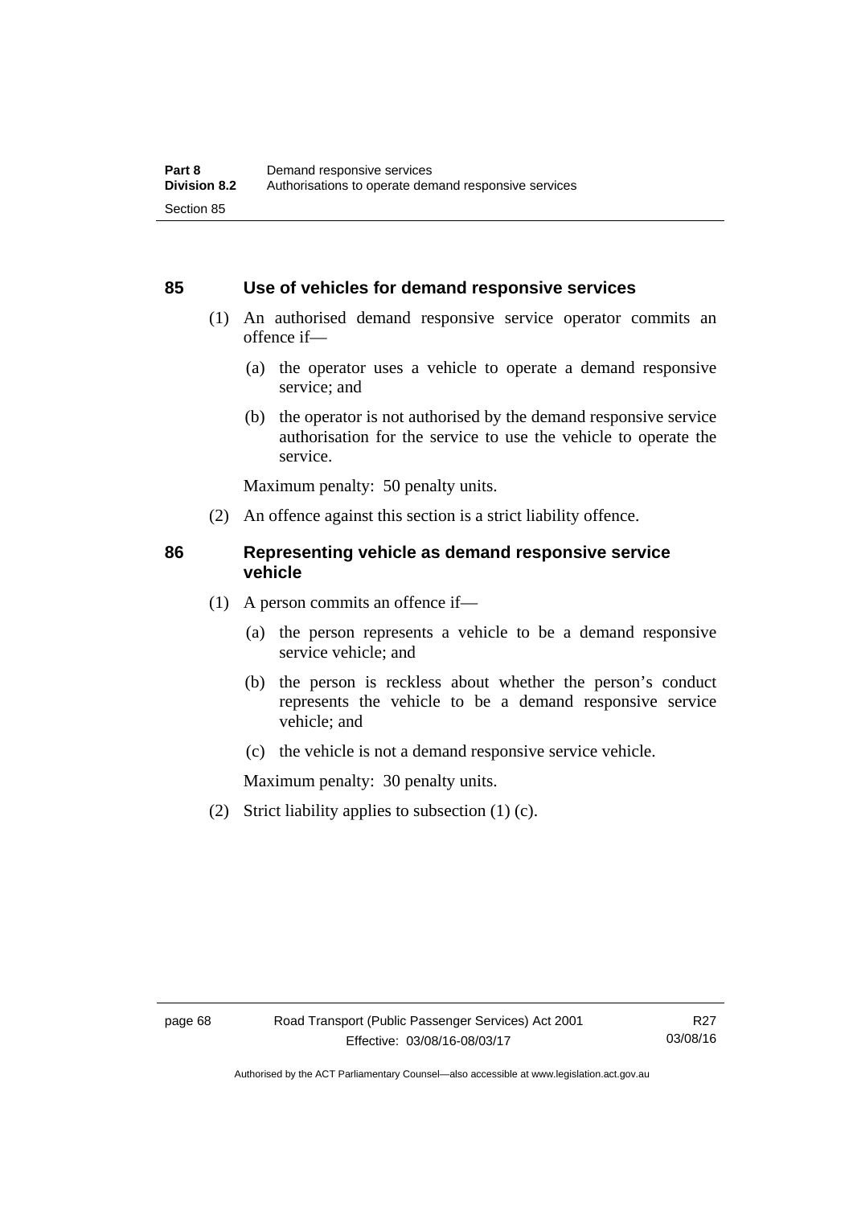## 85 Use of vehicles for demand responsive services

(1) An authorised demand responsive service operator commits an offence if—

(a) the operator uses a vehicle to operate a demand responsive service; and

(b) the operator is not authorised by the demand responsive service authorisation for the service to use the vehicle to operate the service.

Maximum penalty: 50 penalty units.

(2) An offence against this section is a strict liability offence.

## 86 Representing vehicle as demand responsive service vehicle

(1) A person commits an offence if—

(a) the person represents a vehicle to be a demand responsive service vehicle; and

(b) the person is reckless about whether the person's conduct represents the vehicle to be a demand responsive service vehicle; and

(c) the vehicle is not a demand responsive service vehicle.

Maximum penalty: 30 penalty units.

(2) Strict liability applies to subsection (1) (c).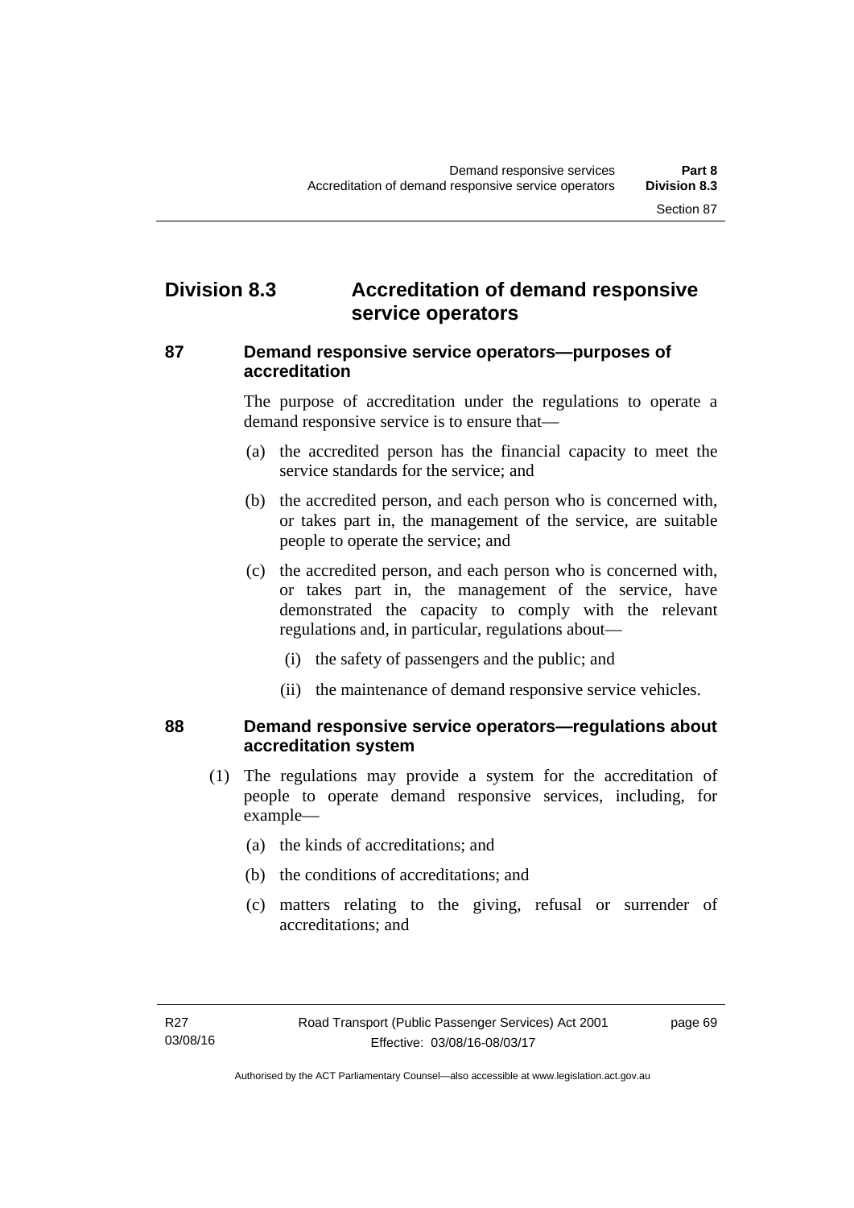## Division 8.3 Accreditation of demand responsive service operators

### 87 Demand responsive service operators—purposes of accreditation

The purpose of accreditation under the regulations to operate a demand responsive service is to ensure that—

(a) the accredited person has the financial capacity to meet the service standards for the service; and

(b) the accredited person, and each person who is concerned with, or takes part in, the management of the service, are suitable people to operate the service; and

(c) the accredited person, and each person who is concerned with, or takes part in, the management of the service, have demonstrated the capacity to comply with the relevant regulations and, in particular, regulations about—

(i) the safety of passengers and the public; and

(ii) the maintenance of demand responsive service vehicles.

### 88 Demand responsive service operators—regulations about accreditation system

(1) The regulations may provide a system for the accreditation of people to operate demand responsive services, including, for example—

(a) the kinds of accreditations; and

(b) the conditions of accreditations; and

(c) matters relating to the giving, refusal or surrender of accreditations; and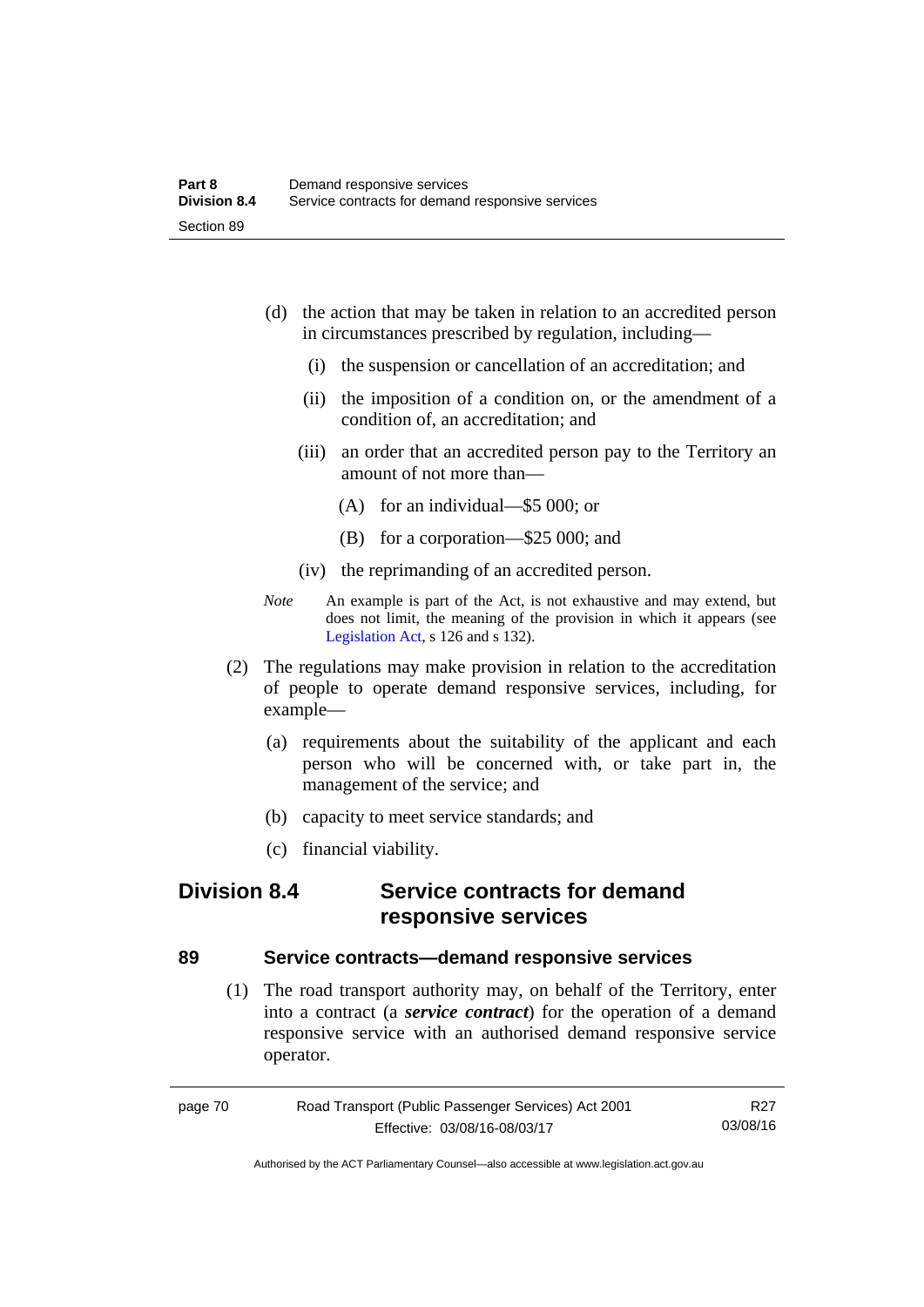(d) the action that may be taken in relation to an accredited person in circumstances prescribed by regulation, including—

(i) the suspension or cancellation of an accreditation; and

(ii) the imposition of a condition on, or the amendment of a condition of, an accreditation; and

(iii) an order that an accredited person pay to the Territory an amount of not more than—

(A) for an individual—$5 000; or

(B) for a corporation—$25 000; and

(iv) the reprimanding of an accredited person.

*Note* An example is part of the Act, is not exhaustive and may extend, but does not limit, the meaning of the provision in which it appears (see Legislation Act, s 126 and s 132).

(2) The regulations may make provision in relation to the accreditation of people to operate demand responsive services, including, for example—

(a) requirements about the suitability of the applicant and each person who will be concerned with, or take part in, the management of the service; and

(b) capacity to meet service standards; and

(c) financial viability.

## Division 8.4 Service contracts for demand responsive services

### 89 Service contracts—demand responsive services

(1) The road transport authority may, on behalf of the Territory, enter into a contract (a ***service contract***) for the operation of a demand responsive service with an authorised demand responsive service operator.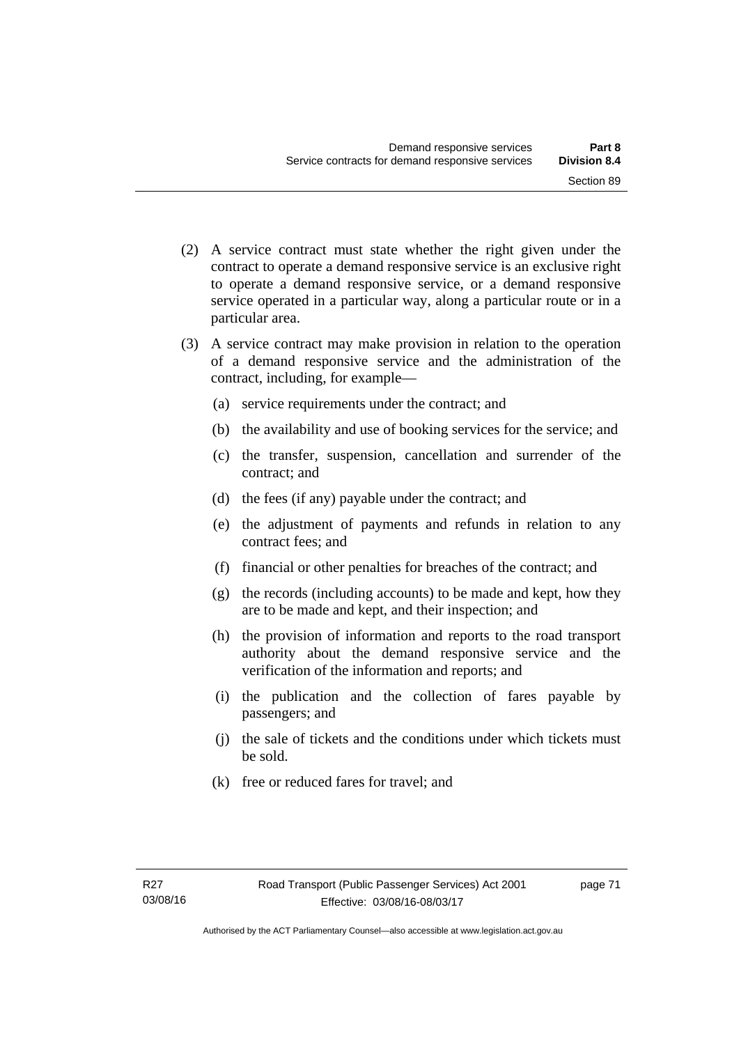(2) A service contract must state whether the right given under the contract to operate a demand responsive service is an exclusive right to operate a demand responsive service, or a demand responsive service operated in a particular way, along a particular route or in a particular area.

(3) A service contract may make provision in relation to the operation of a demand responsive service and the administration of the contract, including, for example—

(a) service requirements under the contract; and

(b) the availability and use of booking services for the service; and

(c) the transfer, suspension, cancellation and surrender of the contract; and

(d) the fees (if any) payable under the contract; and

(e) the adjustment of payments and refunds in relation to any contract fees; and

(f) financial or other penalties for breaches of the contract; and

(g) the records (including accounts) to be made and kept, how they are to be made and kept, and their inspection; and

(h) the provision of information and reports to the road transport authority about the demand responsive service and the verification of the information and reports; and

(i) the publication and the collection of fares payable by passengers; and

(j) the sale of tickets and the conditions under which tickets must be sold.

(k) free or reduced fares for travel; and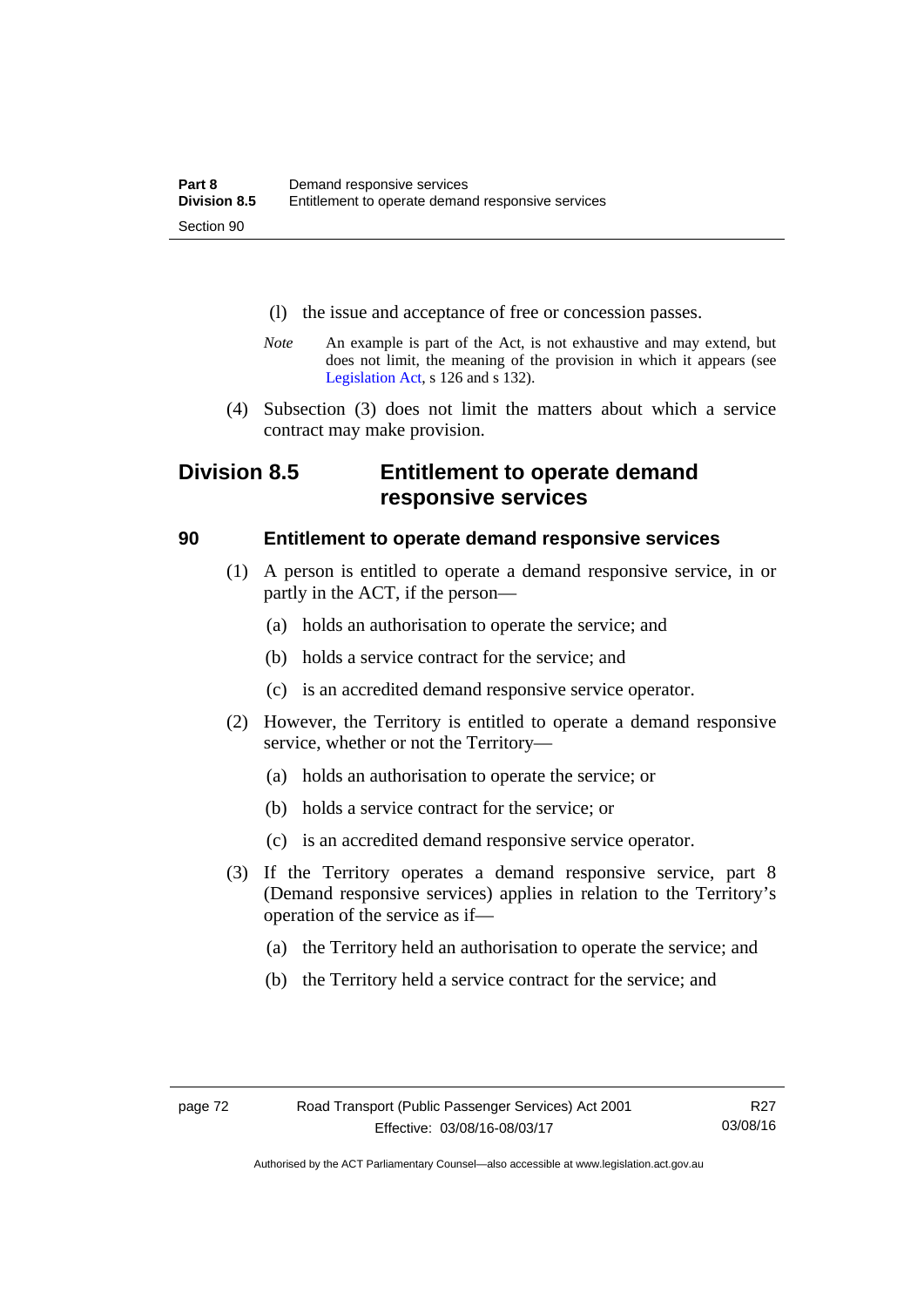(l) the issue and acceptance of free or concession passes.

*Note* An example is part of the Act, is not exhaustive and may extend, but does not limit, the meaning of the provision in which it appears (see Legislation Act, s 126 and s 132).

(4) Subsection (3) does not limit the matters about which a service contract may make provision.

## Division 8.5 Entitlement to operate demand responsive services

### 90 Entitlement to operate demand responsive services

(1) A person is entitled to operate a demand responsive service, in or partly in the ACT, if the person—

(a) holds an authorisation to operate the service; and

(b) holds a service contract for the service; and

(c) is an accredited demand responsive service operator.

(2) However, the Territory is entitled to operate a demand responsive service, whether or not the Territory—

(a) holds an authorisation to operate the service; or

(b) holds a service contract for the service; or

(c) is an accredited demand responsive service operator.

(3) If the Territory operates a demand responsive service, part 8 (Demand responsive services) applies in relation to the Territory's operation of the service as if—

(a) the Territory held an authorisation to operate the service; and

(b) the Territory held a service contract for the service; and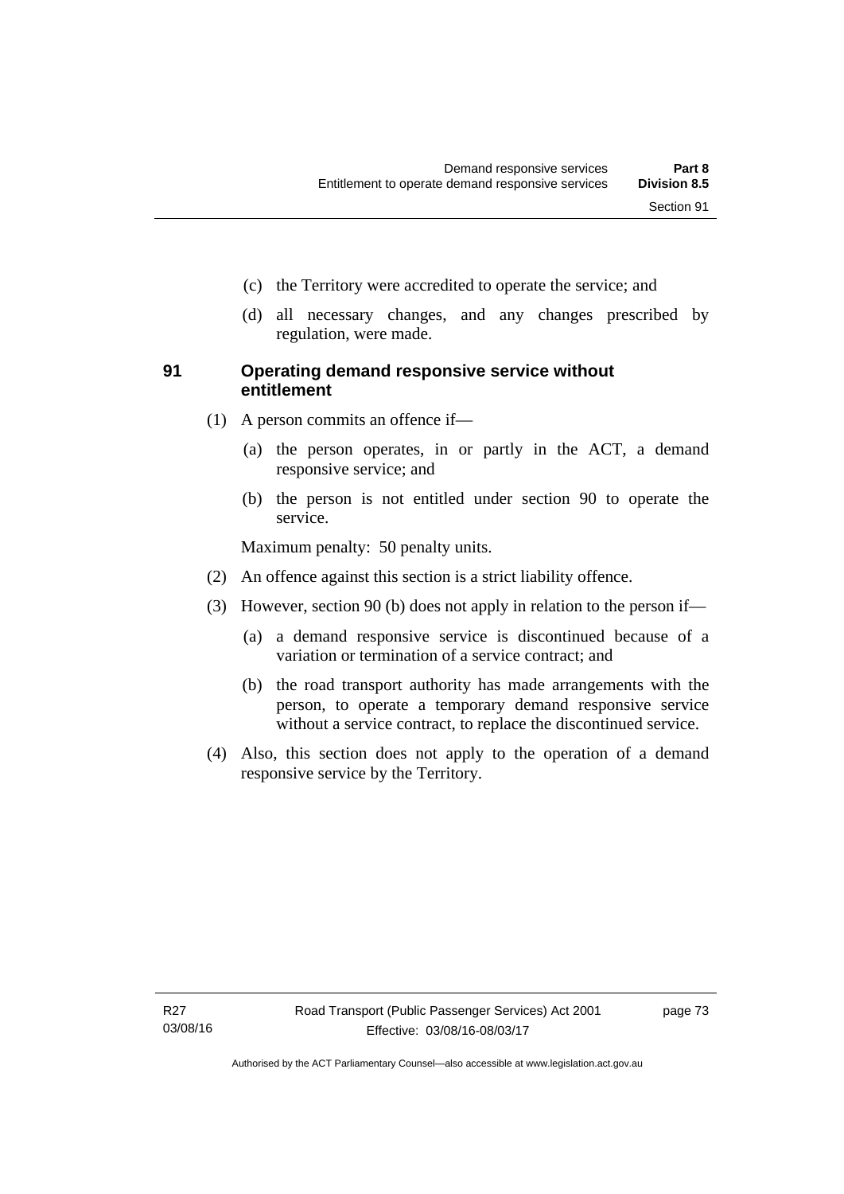(c) the Territory were accredited to operate the service; and

(d) all necessary changes, and any changes prescribed by regulation, were made.

### 91 Operating demand responsive service without entitlement

(1) A person commits an offence if—

(a) the person operates, in or partly in the ACT, a demand responsive service; and

(b) the person is not entitled under section 90 to operate the service.

Maximum penalty: 50 penalty units.

(2) An offence against this section is a strict liability offence.

(3) However, section 90 (b) does not apply in relation to the person if—

(a) a demand responsive service is discontinued because of a variation or termination of a service contract; and

(b) the road transport authority has made arrangements with the person, to operate a temporary demand responsive service without a service contract, to replace the discontinued service.

(4) Also, this section does not apply to the operation of a demand responsive service by the Territory.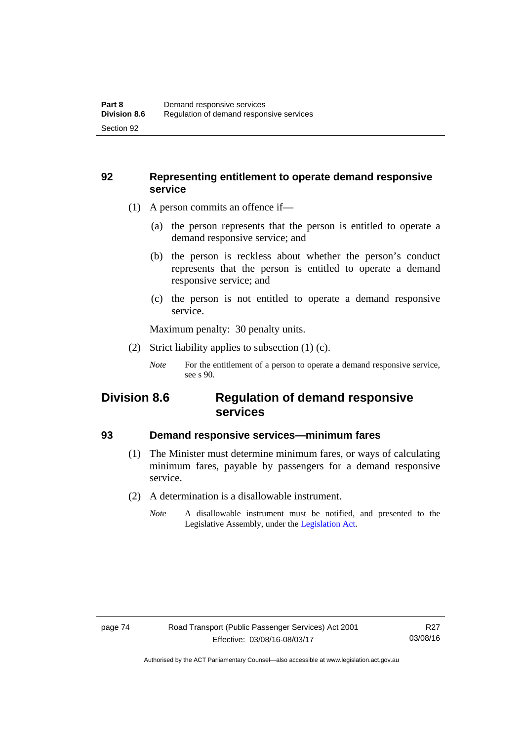## 92 Representing entitlement to operate demand responsive service

(1) A person commits an offence if—

(a) the person represents that the person is entitled to operate a demand responsive service; and

(b) the person is reckless about whether the person's conduct represents that the person is entitled to operate a demand responsive service; and

(c) the person is not entitled to operate a demand responsive service.

Maximum penalty: 30 penalty units.

(2) Strict liability applies to subsection (1) (c).

*Note* For the entitlement of a person to operate a demand responsive service, see s 90.

# Division 8.6 Regulation of demand responsive services

## 93 Demand responsive services—minimum fares

(1) The Minister must determine minimum fares, or ways of calculating minimum fares, payable by passengers for a demand responsive service.

(2) A determination is a disallowable instrument.

*Note* A disallowable instrument must be notified, and presented to the Legislative Assembly, under the Legislation Act.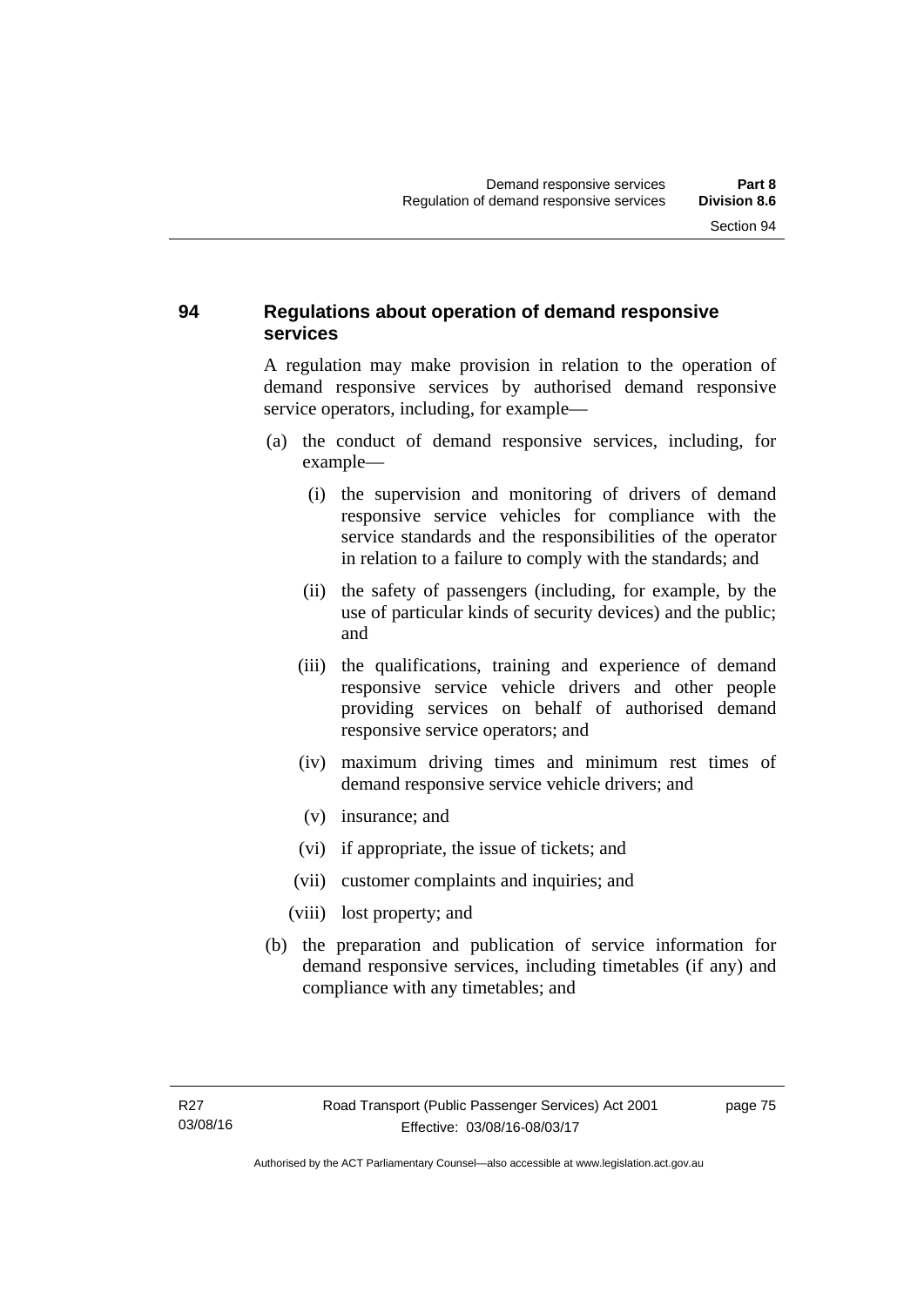## 94 Regulations about operation of demand responsive services

A regulation may make provision in relation to the operation of demand responsive services by authorised demand responsive service operators, including, for example—

(a) the conduct of demand responsive services, including, for example—

   (i) the supervision and monitoring of drivers of demand responsive service vehicles for compliance with the service standards and the responsibilities of the operator in relation to a failure to comply with the standards; and

   (ii) the safety of passengers (including, for example, by the use of particular kinds of security devices) and the public; and

   (iii) the qualifications, training and experience of demand responsive service vehicle drivers and other people providing services on behalf of authorised demand responsive service operators; and

   (iv) maximum driving times and minimum rest times of demand responsive service vehicle drivers; and

   (v) insurance; and

   (vi) if appropriate, the issue of tickets; and

   (vii) customer complaints and inquiries; and

   (viii) lost property; and

(b) the preparation and publication of service information for demand responsive services, including timetables (if any) and compliance with any timetables; and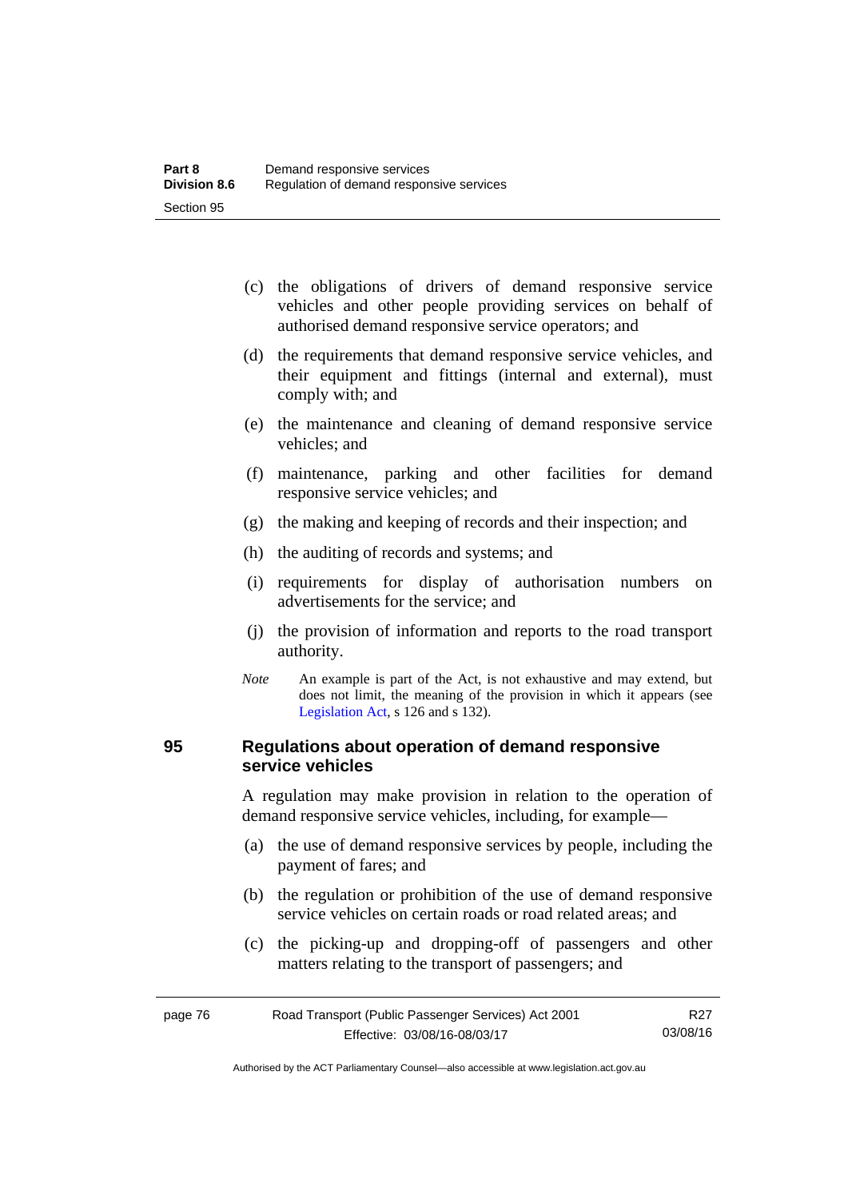(c) the obligations of drivers of demand responsive service vehicles and other people providing services on behalf of authorised demand responsive service operators; and

(d) the requirements that demand responsive service vehicles, and their equipment and fittings (internal and external), must comply with; and

(e) the maintenance and cleaning of demand responsive service vehicles; and

(f) maintenance, parking and other facilities for demand responsive service vehicles; and

(g) the making and keeping of records and their inspection; and

(h) the auditing of records and systems; and

(i) requirements for display of authorisation numbers on advertisements for the service; and

(j) the provision of information and reports to the road transport authority.

*Note* An example is part of the Act, is not exhaustive and may extend, but does not limit, the meaning of the provision in which it appears (see Legislation Act, s 126 and s 132).

## 95 Regulations about operation of demand responsive service vehicles

A regulation may make provision in relation to the operation of demand responsive service vehicles, including, for example—

(a) the use of demand responsive services by people, including the payment of fares; and

(b) the regulation or prohibition of the use of demand responsive service vehicles on certain roads or road related areas; and

(c) the picking-up and dropping-off of passengers and other matters relating to the transport of passengers; and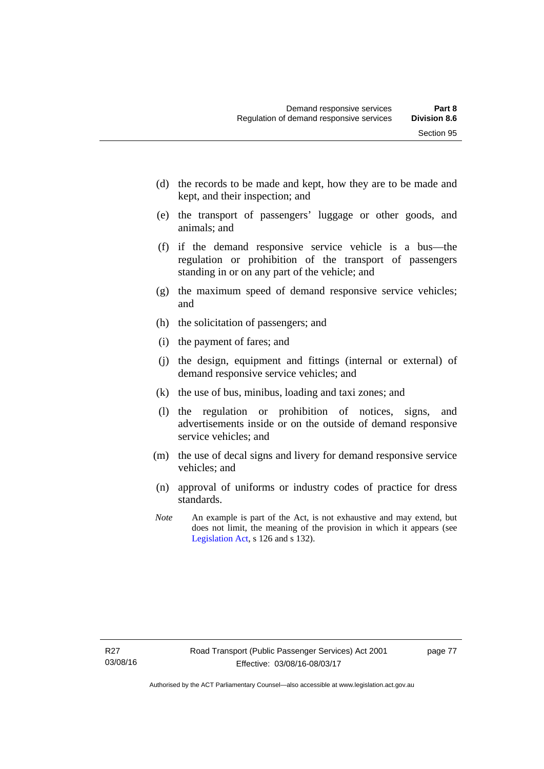(d) the records to be made and kept, how they are to be made and kept, and their inspection; and

(e) the transport of passengers' luggage or other goods, and animals; and

(f) if the demand responsive service vehicle is a bus—the regulation or prohibition of the transport of passengers standing in or on any part of the vehicle; and

(g) the maximum speed of demand responsive service vehicles; and

(h) the solicitation of passengers; and

(i) the payment of fares; and

(j) the design, equipment and fittings (internal or external) of demand responsive service vehicles; and

(k) the use of bus, minibus, loading and taxi zones; and

(l) the regulation or prohibition of notices, signs, and advertisements inside or on the outside of demand responsive service vehicles; and

(m) the use of decal signs and livery for demand responsive service vehicles; and

(n) approval of uniforms or industry codes of practice for dress standards.

*Note* An example is part of the Act, is not exhaustive and may extend, but does not limit, the meaning of the provision in which it appears (see Legislation Act, s 126 and s 132).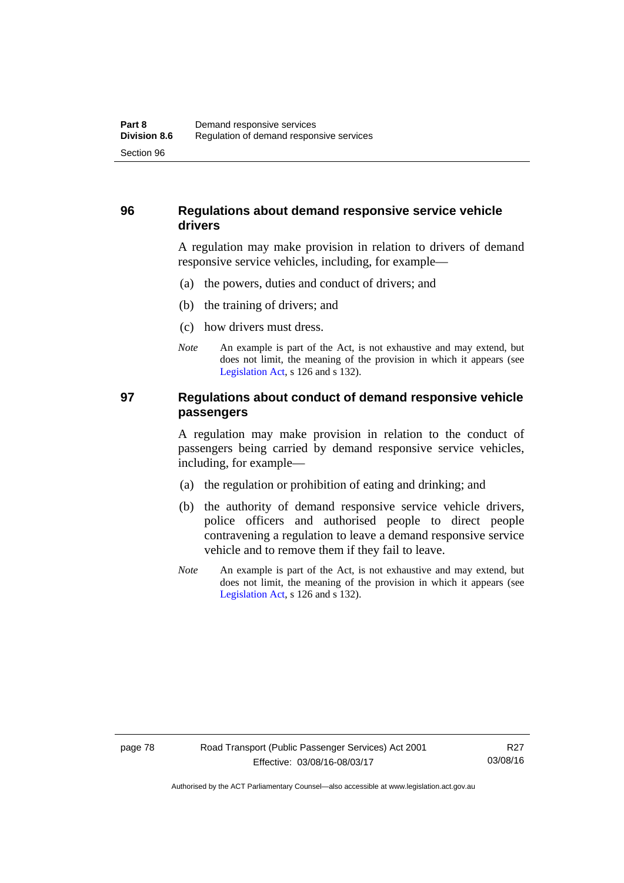## 96 Regulations about demand responsive service vehicle drivers

A regulation may make provision in relation to drivers of demand responsive service vehicles, including, for example—

(a) the powers, duties and conduct of drivers; and

(b) the training of drivers; and

(c) how drivers must dress.

*Note* An example is part of the Act, is not exhaustive and may extend, but does not limit, the meaning of the provision in which it appears (see Legislation Act, s 126 and s 132).

## 97 Regulations about conduct of demand responsive vehicle passengers

A regulation may make provision in relation to the conduct of passengers being carried by demand responsive service vehicles, including, for example—

(a) the regulation or prohibition of eating and drinking; and

(b) the authority of demand responsive service vehicle drivers, police officers and authorised people to direct people contravening a regulation to leave a demand responsive service vehicle and to remove them if they fail to leave.

*Note* An example is part of the Act, is not exhaustive and may extend, but does not limit, the meaning of the provision in which it appears (see Legislation Act, s 126 and s 132).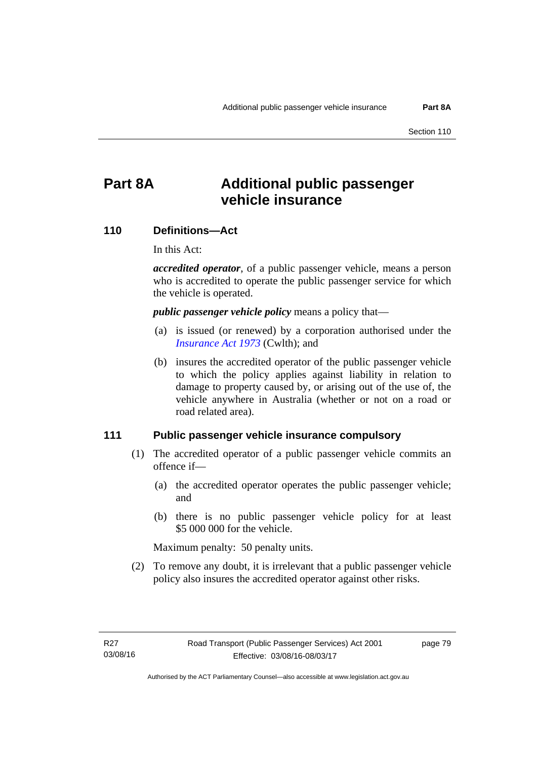# Part 8A Additional public passenger vehicle insurance

## 110 Definitions—Act

In this Act:

***accredited operator***, of a public passenger vehicle, means a person who is accredited to operate the public passenger service for which the vehicle is operated.

***public passenger vehicle policy*** means a policy that—

(a) is issued (or renewed) by a corporation authorised under the *Insurance Act 1973* (Cwlth); and

(b) insures the accredited operator of the public passenger vehicle to which the policy applies against liability in relation to damage to property caused by, or arising out of the use of, the vehicle anywhere in Australia (whether or not on a road or road related area).

## 111 Public passenger vehicle insurance compulsory

(1) The accredited operator of a public passenger vehicle commits an offence if—

(a) the accredited operator operates the public passenger vehicle; and

(b) there is no public passenger vehicle policy for at least $5 000 000 for the vehicle.

Maximum penalty: 50 penalty units.

(2) To remove any doubt, it is irrelevant that a public passenger vehicle policy also insures the accredited operator against other risks.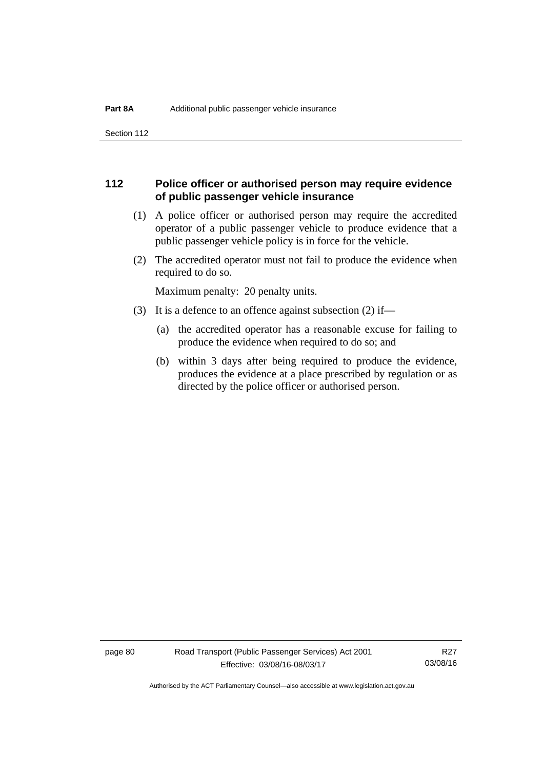## 112 Police officer or authorised person may require evidence of public passenger vehicle insurance

(1) A police officer or authorised person may require the accredited operator of a public passenger vehicle to produce evidence that a public passenger vehicle policy is in force for the vehicle.

(2) The accredited operator must not fail to produce the evidence when required to do so.

Maximum penalty: 20 penalty units.

(3) It is a defence to an offence against subsection (2) if—

(a) the accredited operator has a reasonable excuse for failing to produce the evidence when required to do so; and

(b) within 3 days after being required to produce the evidence, produces the evidence at a place prescribed by regulation or as directed by the police officer or authorised person.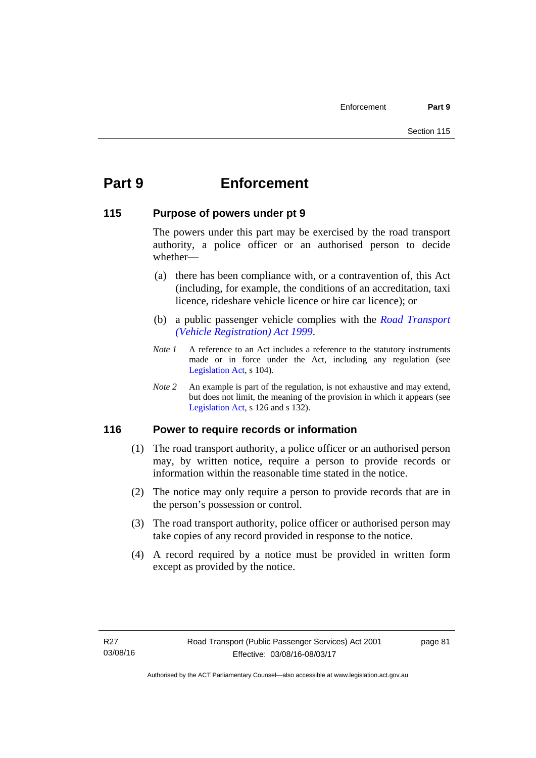# Part 9 Enforcement

## 115 Purpose of powers under pt 9

The powers under this part may be exercised by the road transport authority, a police officer or an authorised person to decide whether—

(a) there has been compliance with, or a contravention of, this Act (including, for example, the conditions of an accreditation, taxi licence, rideshare vehicle licence or hire car licence); or

(b) a public passenger vehicle complies with the *Road Transport (Vehicle Registration) Act 1999*.

*Note 1* A reference to an Act includes a reference to the statutory instruments made or in force under the Act, including any regulation (see Legislation Act, s 104).

*Note 2* An example is part of the regulation, is not exhaustive and may extend, but does not limit, the meaning of the provision in which it appears (see Legislation Act, s 126 and s 132).

## 116 Power to require records or information

(1) The road transport authority, a police officer or an authorised person may, by written notice, require a person to provide records or information within the reasonable time stated in the notice.

(2) The notice may only require a person to provide records that are in the person's possession or control.

(3) The road transport authority, police officer or authorised person may take copies of any record provided in response to the notice.

(4) A record required by a notice must be provided in written form except as provided by the notice.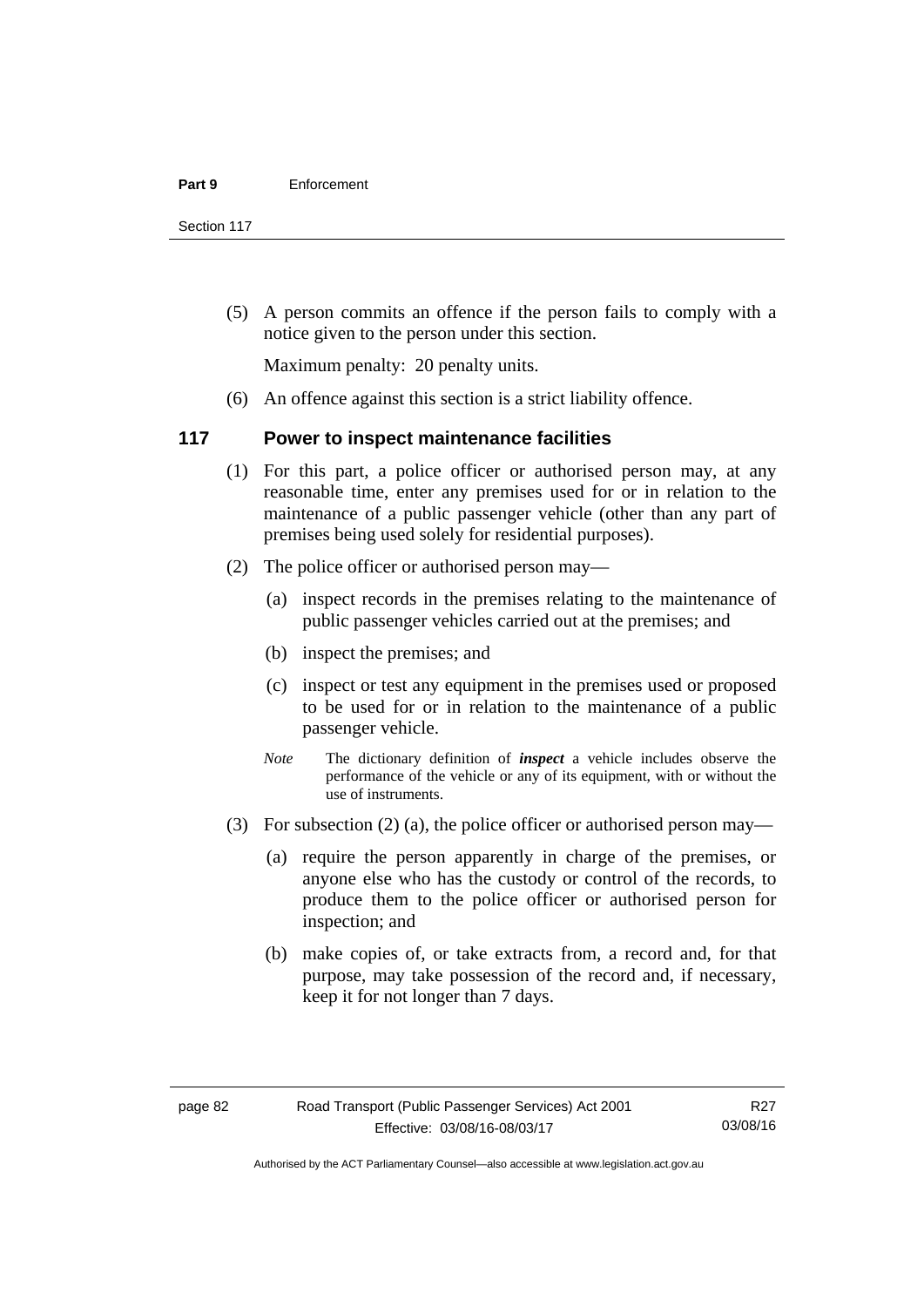(5) A person commits an offence if the person fails to comply with a notice given to the person under this section.

Maximum penalty: 20 penalty units.

(6) An offence against this section is a strict liability offence.

## 117 Power to inspect maintenance facilities

(1) For this part, a police officer or authorised person may, at any reasonable time, enter any premises used for or in relation to the maintenance of a public passenger vehicle (other than any part of premises being used solely for residential purposes).

(2) The police officer or authorised person may—

(a) inspect records in the premises relating to the maintenance of public passenger vehicles carried out at the premises; and

(b) inspect the premises; and

(c) inspect or test any equipment in the premises used or proposed to be used for or in relation to the maintenance of a public passenger vehicle.

*Note* The dictionary definition of ***inspect*** a vehicle includes observe the performance of the vehicle or any of its equipment, with or without the use of instruments.

(3) For subsection (2) (a), the police officer or authorised person may—

(a) require the person apparently in charge of the premises, or anyone else who has the custody or control of the records, to produce them to the police officer or authorised person for inspection; and

(b) make copies of, or take extracts from, a record and, for that purpose, may take possession of the record and, if necessary, keep it for not longer than 7 days.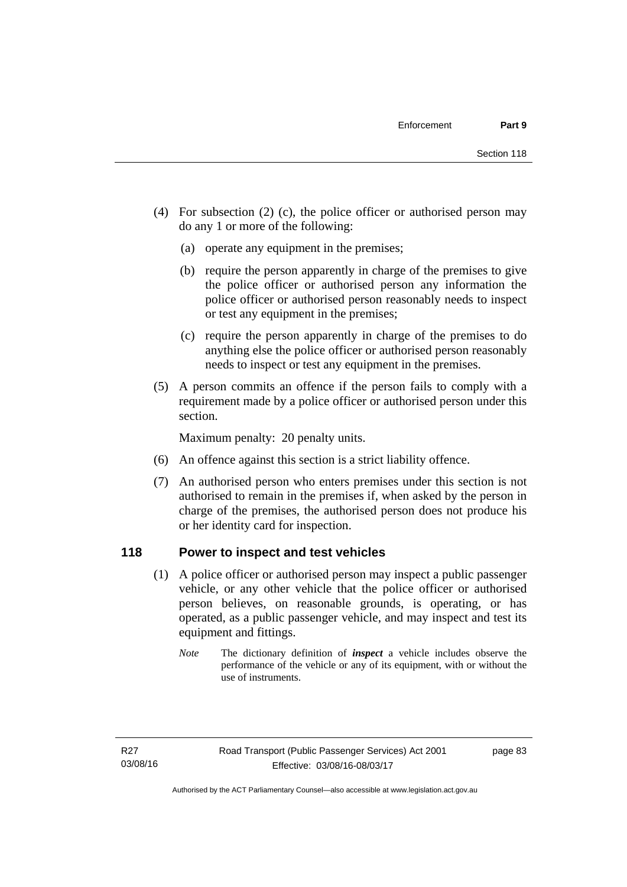(4) For subsection (2) (c), the police officer or authorised person may do any 1 or more of the following:

(a) operate any equipment in the premises;

(b) require the person apparently in charge of the premises to give the police officer or authorised person any information the police officer or authorised person reasonably needs to inspect or test any equipment in the premises;

(c) require the person apparently in charge of the premises to do anything else the police officer or authorised person reasonably needs to inspect or test any equipment in the premises.

(5) A person commits an offence if the person fails to comply with a requirement made by a police officer or authorised person under this section.

Maximum penalty: 20 penalty units.

(6) An offence against this section is a strict liability offence.

(7) An authorised person who enters premises under this section is not authorised to remain in the premises if, when asked by the person in charge of the premises, the authorised person does not produce his or her identity card for inspection.

## 118 Power to inspect and test vehicles

(1) A police officer or authorised person may inspect a public passenger vehicle, or any other vehicle that the police officer or authorised person believes, on reasonable grounds, is operating, or has operated, as a public passenger vehicle, and may inspect and test its equipment and fittings.

*Note* The dictionary definition of ***inspect*** a vehicle includes observe the performance of the vehicle or any of its equipment, with or without the use of instruments.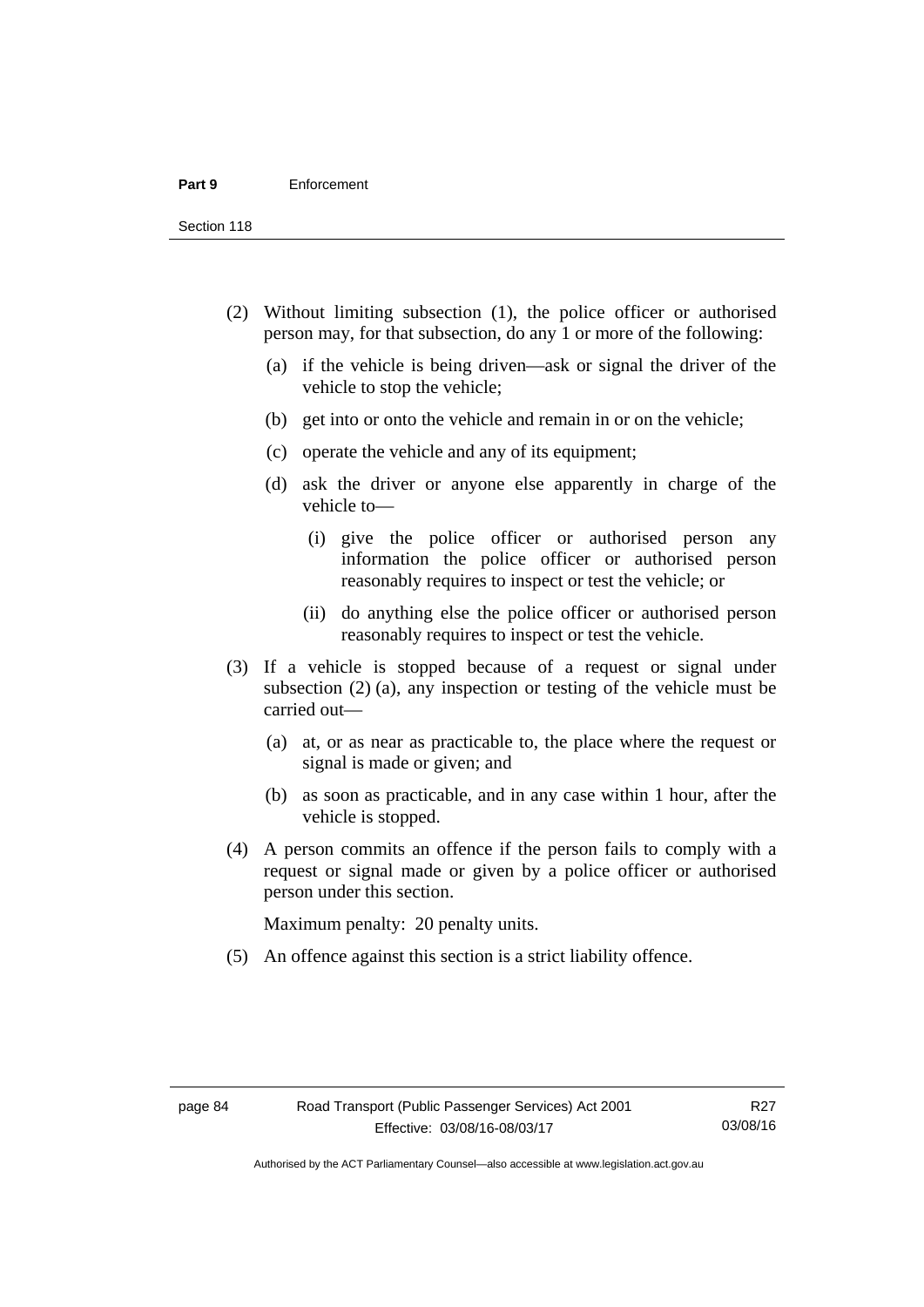(2) Without limiting subsection (1), the police officer or authorised person may, for that subsection, do any 1 or more of the following:

  (a) if the vehicle is being driven—ask or signal the driver of the vehicle to stop the vehicle;

  (b) get into or onto the vehicle and remain in or on the vehicle;

  (c) operate the vehicle and any of its equipment;

  (d) ask the driver or anyone else apparently in charge of the vehicle to—

    (i) give the police officer or authorised person any information the police officer or authorised person reasonably requires to inspect or test the vehicle; or

    (ii) do anything else the police officer or authorised person reasonably requires to inspect or test the vehicle.

(3) If a vehicle is stopped because of a request or signal under subsection (2) (a), any inspection or testing of the vehicle must be carried out—

  (a) at, or as near as practicable to, the place where the request or signal is made or given; and

  (b) as soon as practicable, and in any case within 1 hour, after the vehicle is stopped.

(4) A person commits an offence if the person fails to comply with a request or signal made or given by a police officer or authorised person under this section.

Maximum penalty: 20 penalty units.

(5) An offence against this section is a strict liability offence.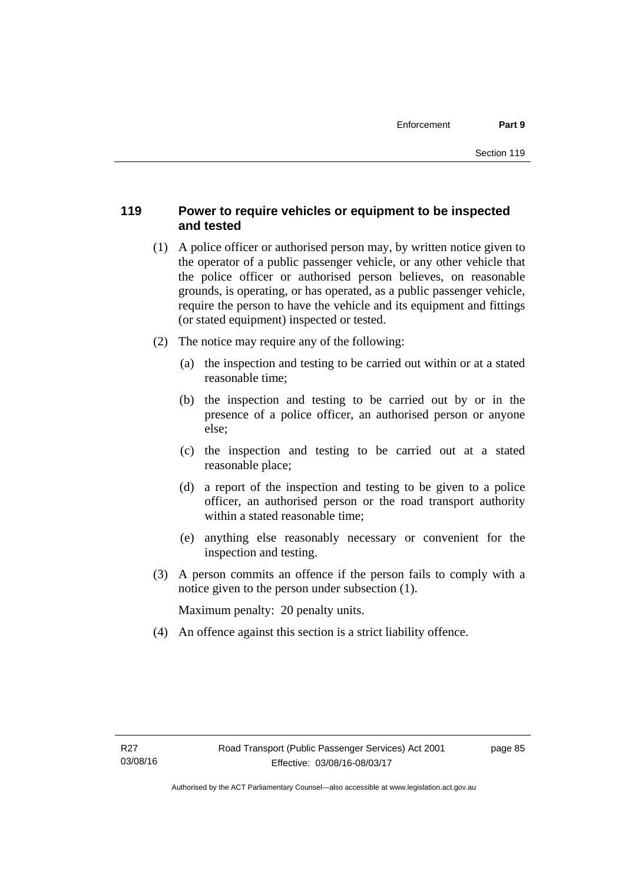### 119 Power to require vehicles or equipment to be inspected and tested

(1) A police officer or authorised person may, by written notice given to the operator of a public passenger vehicle, or any other vehicle that the police officer or authorised person believes, on reasonable grounds, is operating, or has operated, as a public passenger vehicle, require the person to have the vehicle and its equipment and fittings (or stated equipment) inspected or tested.

(2) The notice may require any of the following:

- (a) the inspection and testing to be carried out within or at a stated reasonable time;
- (b) the inspection and testing to be carried out by or in the presence of a police officer, an authorised person or anyone else;
- (c) the inspection and testing to be carried out at a stated reasonable place;
- (d) a report of the inspection and testing to be given to a police officer, an authorised person or the road transport authority within a stated reasonable time;
- (e) anything else reasonably necessary or convenient for the inspection and testing.

(3) A person commits an offence if the person fails to comply with a notice given to the person under subsection (1).

Maximum penalty: 20 penalty units.

(4) An offence against this section is a strict liability offence.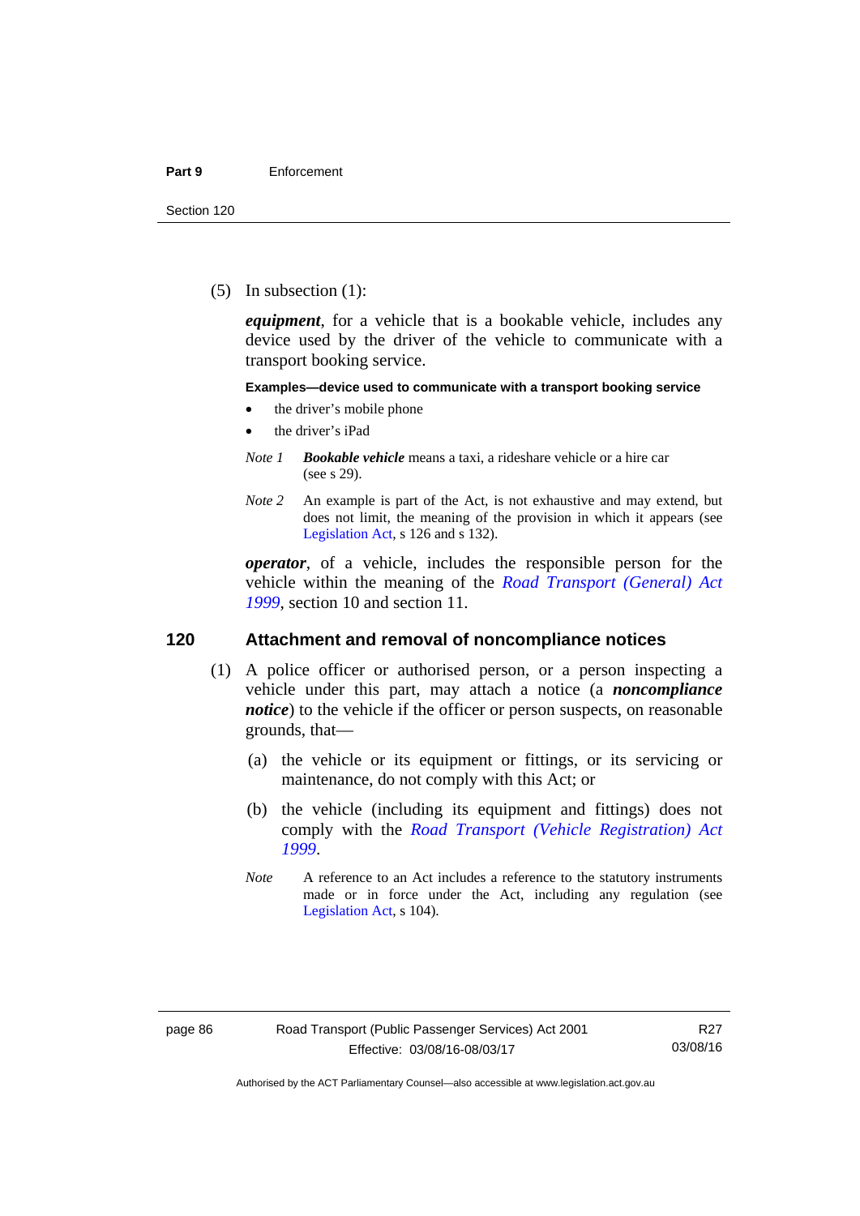(5) In subsection (1):

***equipment***, for a vehicle that is a bookable vehicle, includes any device used by the driver of the vehicle to communicate with a transport booking service.

**Examples—device used to communicate with a transport booking service**

- the driver's mobile phone
- the driver's iPad

*Note 1* ***Bookable vehicle*** means a taxi, a rideshare vehicle or a hire car (see s 29).

*Note 2* An example is part of the Act, is not exhaustive and may extend, but does not limit, the meaning of the provision in which it appears (see Legislation Act, s 126 and s 132).

***operator***, of a vehicle, includes the responsible person for the vehicle within the meaning of the *Road Transport (General) Act 1999*, section 10 and section 11.

## 120 Attachment and removal of noncompliance notices

(1) A police officer or authorised person, or a person inspecting a vehicle under this part, may attach a notice (a ***noncompliance notice***) to the vehicle if the officer or person suspects, on reasonable grounds, that—

(a) the vehicle or its equipment or fittings, or its servicing or maintenance, do not comply with this Act; or

(b) the vehicle (including its equipment and fittings) does not comply with the *Road Transport (Vehicle Registration) Act 1999*.

*Note* A reference to an Act includes a reference to the statutory instruments made or in force under the Act, including any regulation (see Legislation Act, s 104).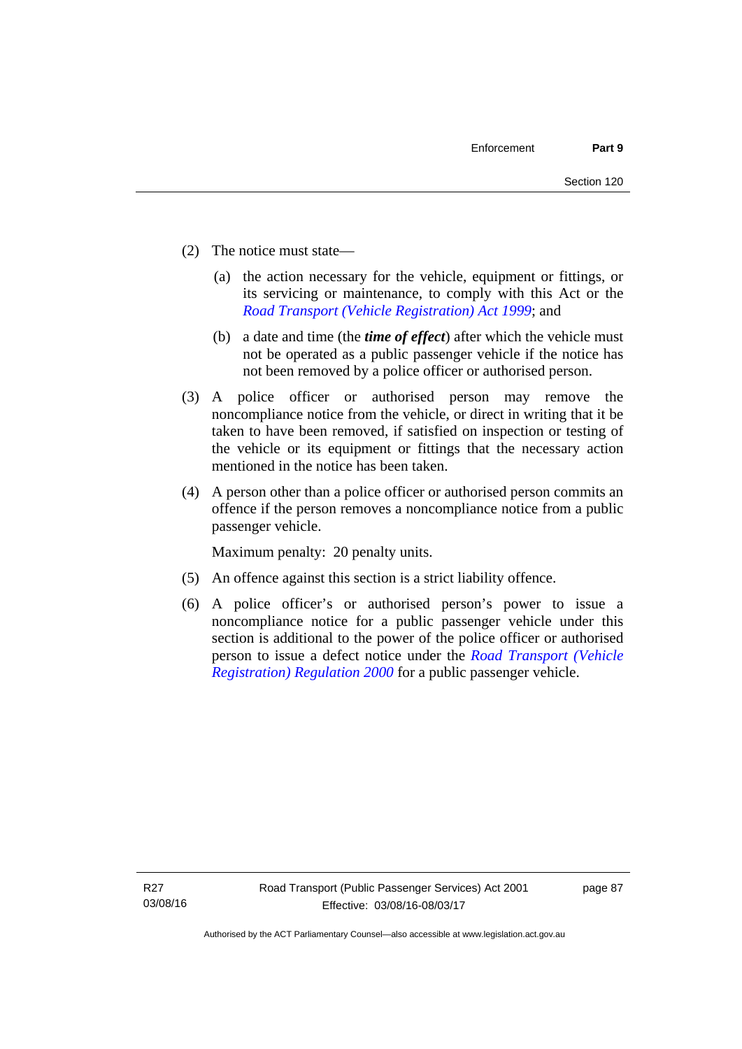(2) The notice must state—

(a) the action necessary for the vehicle, equipment or fittings, or its servicing or maintenance, to comply with this Act or the *Road Transport (Vehicle Registration) Act 1999*; and

(b) a date and time (the ***time of effect***) after which the vehicle must not be operated as a public passenger vehicle if the notice has not been removed by a police officer or authorised person.

(3) A police officer or authorised person may remove the noncompliance notice from the vehicle, or direct in writing that it be taken to have been removed, if satisfied on inspection or testing of the vehicle or its equipment or fittings that the necessary action mentioned in the notice has been taken.

(4) A person other than a police officer or authorised person commits an offence if the person removes a noncompliance notice from a public passenger vehicle.

Maximum penalty: 20 penalty units.

(5) An offence against this section is a strict liability offence.

(6) A police officer's or authorised person's power to issue a noncompliance notice for a public passenger vehicle under this section is additional to the power of the police officer or authorised person to issue a defect notice under the *Road Transport (Vehicle Registration) Regulation 2000* for a public passenger vehicle.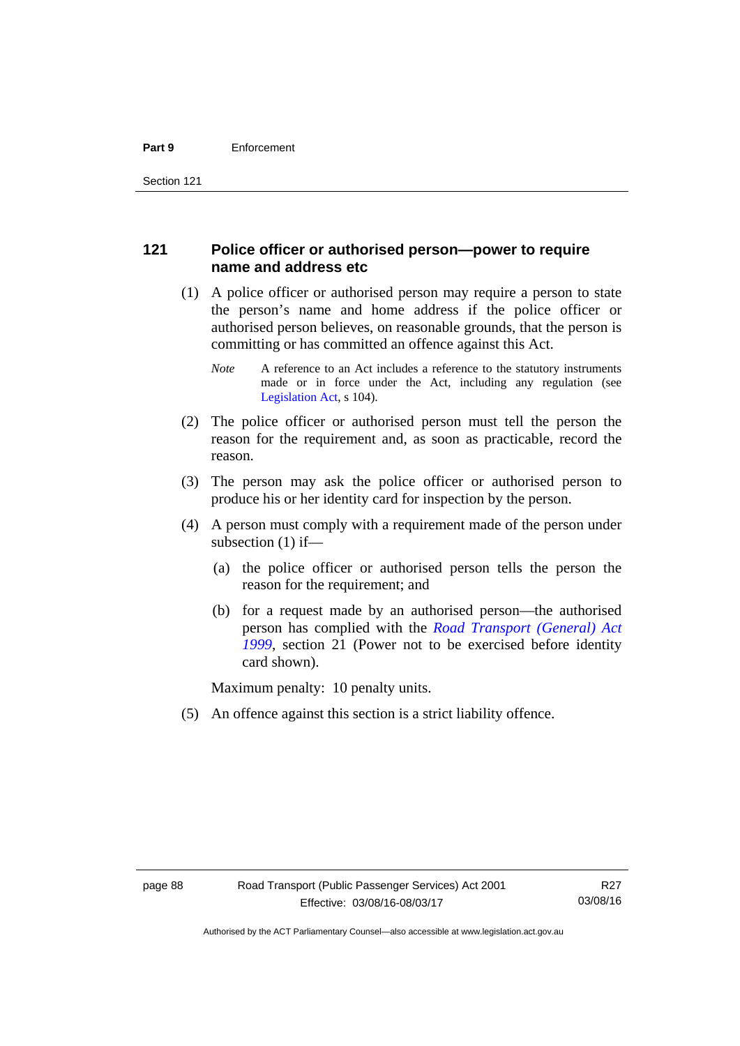## 121 Police officer or authorised person—power to require name and address etc

(1) A police officer or authorised person may require a person to state the person's name and home address if the police officer or authorised person believes, on reasonable grounds, that the person is committing or has committed an offence against this Act.

*Note* A reference to an Act includes a reference to the statutory instruments made or in force under the Act, including any regulation (see Legislation Act, s 104).

(2) The police officer or authorised person must tell the person the reason for the requirement and, as soon as practicable, record the reason.

(3) The person may ask the police officer or authorised person to produce his or her identity card for inspection by the person.

(4) A person must comply with a requirement made of the person under subsection (1) if—

(a) the police officer or authorised person tells the person the reason for the requirement; and

(b) for a request made by an authorised person—the authorised person has complied with the *Road Transport (General) Act 1999*, section 21 (Power not to be exercised before identity card shown).

Maximum penalty: 10 penalty units.

(5) An offence against this section is a strict liability offence.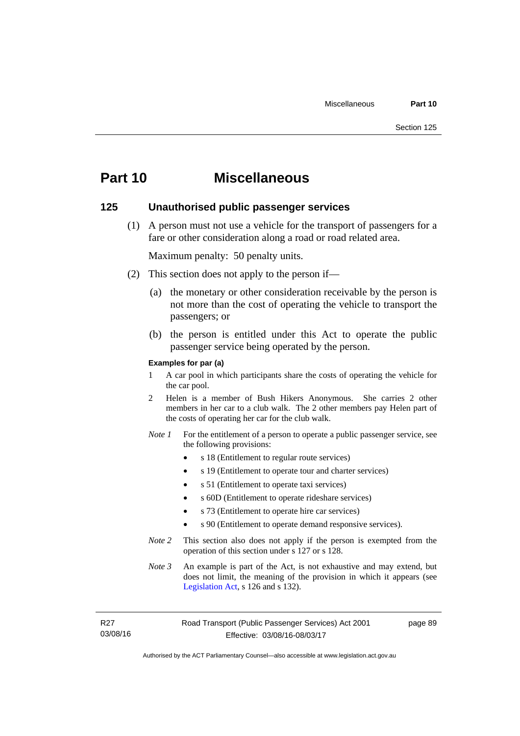# Part 10 Miscellaneous

## 125 Unauthorised public passenger services

(1) A person must not use a vehicle for the transport of passengers for a fare or other consideration along a road or road related area.

Maximum penalty: 50 penalty units.

(2) This section does not apply to the person if—

(a) the monetary or other consideration receivable by the person is not more than the cost of operating the vehicle to transport the passengers; or

(b) the person is entitled under this Act to operate the public passenger service being operated by the person.

**Examples for par (a)**

1 A car pool in which participants share the costs of operating the vehicle for the car pool.

2 Helen is a member of Bush Hikers Anonymous. She carries 2 other members in her car to a club walk. The 2 other members pay Helen part of the costs of operating her car for the club walk.

*Note 1* For the entitlement of a person to operate a public passenger service, see the following provisions:

- s 18 (Entitlement to regular route services)
- s 19 (Entitlement to operate tour and charter services)
- s 51 (Entitlement to operate taxi services)
- s 60D (Entitlement to operate rideshare services)
- s 73 (Entitlement to operate hire car services)
- s 90 (Entitlement to operate demand responsive services).

*Note 2* This section also does not apply if the person is exempted from the operation of this section under s 127 or s 128.

*Note 3* An example is part of the Act, is not exhaustive and may extend, but does not limit, the meaning of the provision in which it appears (see Legislation Act, s 126 and s 132).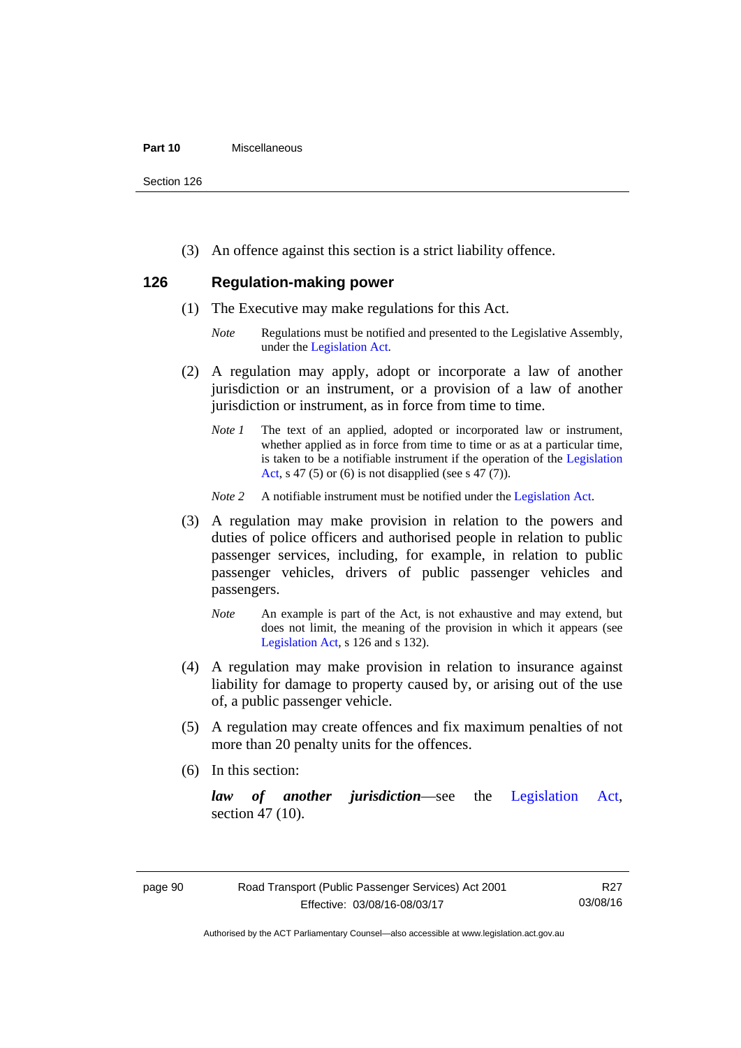(3) An offence against this section is a strict liability offence.

## 126 Regulation-making power

(1) The Executive may make regulations for this Act.

*Note* Regulations must be notified and presented to the Legislative Assembly, under the Legislation Act.

(2) A regulation may apply, adopt or incorporate a law of another jurisdiction or an instrument, or a provision of a law of another jurisdiction or instrument, as in force from time to time.

*Note 1* The text of an applied, adopted or incorporated law or instrument, whether applied as in force from time to time or as at a particular time, is taken to be a notifiable instrument if the operation of the Legislation Act, s 47 (5) or (6) is not disapplied (see s 47 (7)).

*Note 2* A notifiable instrument must be notified under the Legislation Act.

(3) A regulation may make provision in relation to the powers and duties of police officers and authorised people in relation to public passenger services, including, for example, in relation to public passenger vehicles, drivers of public passenger vehicles and passengers.

*Note* An example is part of the Act, is not exhaustive and may extend, but does not limit, the meaning of the provision in which it appears (see Legislation Act, s 126 and s 132).

(4) A regulation may make provision in relation to insurance against liability for damage to property caused by, or arising out of the use of, a public passenger vehicle.

(5) A regulation may create offences and fix maximum penalties of not more than 20 penalty units for the offences.

(6) In this section:

***law of another jurisdiction***—see the Legislation Act, section 47 (10).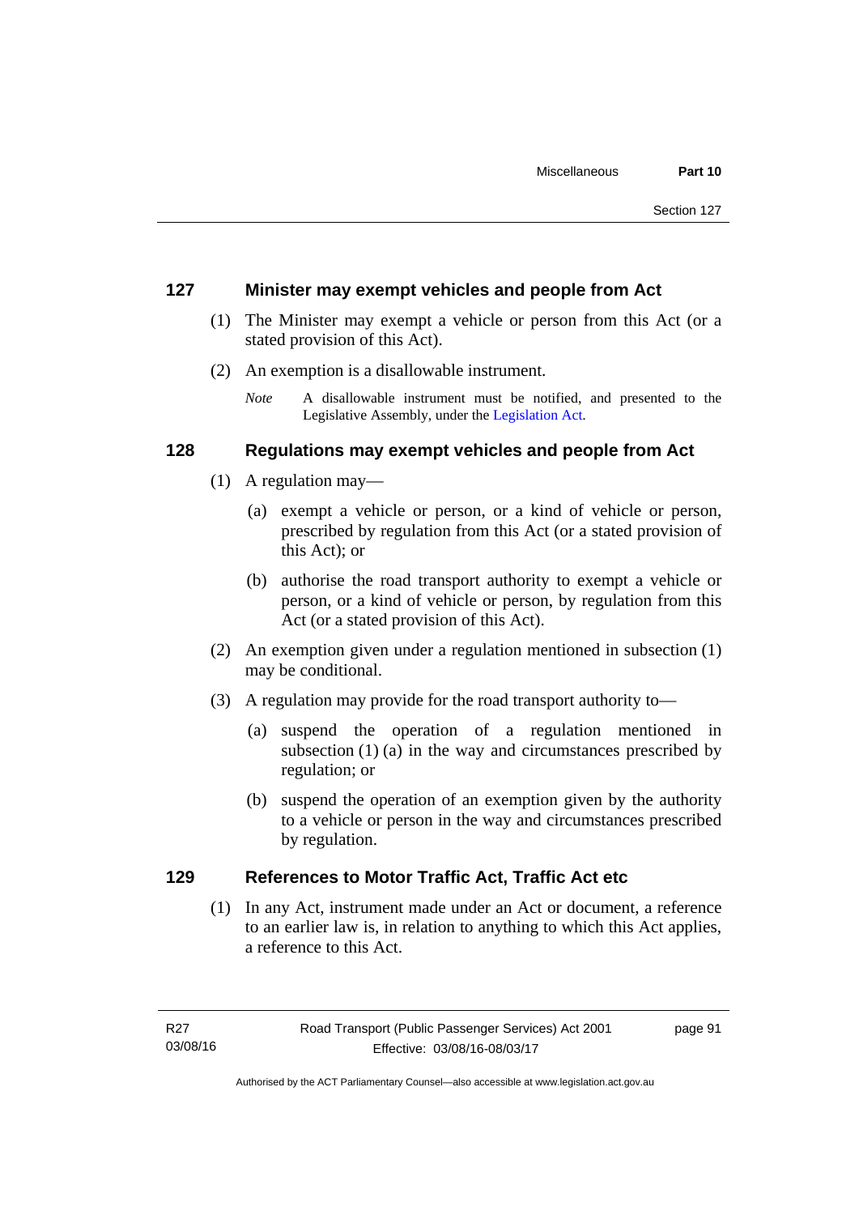## 127 Minister may exempt vehicles and people from Act

(1) The Minister may exempt a vehicle or person from this Act (or a stated provision of this Act).

(2) An exemption is a disallowable instrument.

*Note* A disallowable instrument must be notified, and presented to the Legislative Assembly, under the Legislation Act.

## 128 Regulations may exempt vehicles and people from Act

(1) A regulation may—

(a) exempt a vehicle or person, or a kind of vehicle or person, prescribed by regulation from this Act (or a stated provision of this Act); or

(b) authorise the road transport authority to exempt a vehicle or person, or a kind of vehicle or person, by regulation from this Act (or a stated provision of this Act).

(2) An exemption given under a regulation mentioned in subsection (1) may be conditional.

(3) A regulation may provide for the road transport authority to—

(a) suspend the operation of a regulation mentioned in subsection (1) (a) in the way and circumstances prescribed by regulation; or

(b) suspend the operation of an exemption given by the authority to a vehicle or person in the way and circumstances prescribed by regulation.

## 129 References to Motor Traffic Act, Traffic Act etc

(1) In any Act, instrument made under an Act or document, a reference to an earlier law is, in relation to anything to which this Act applies, a reference to this Act.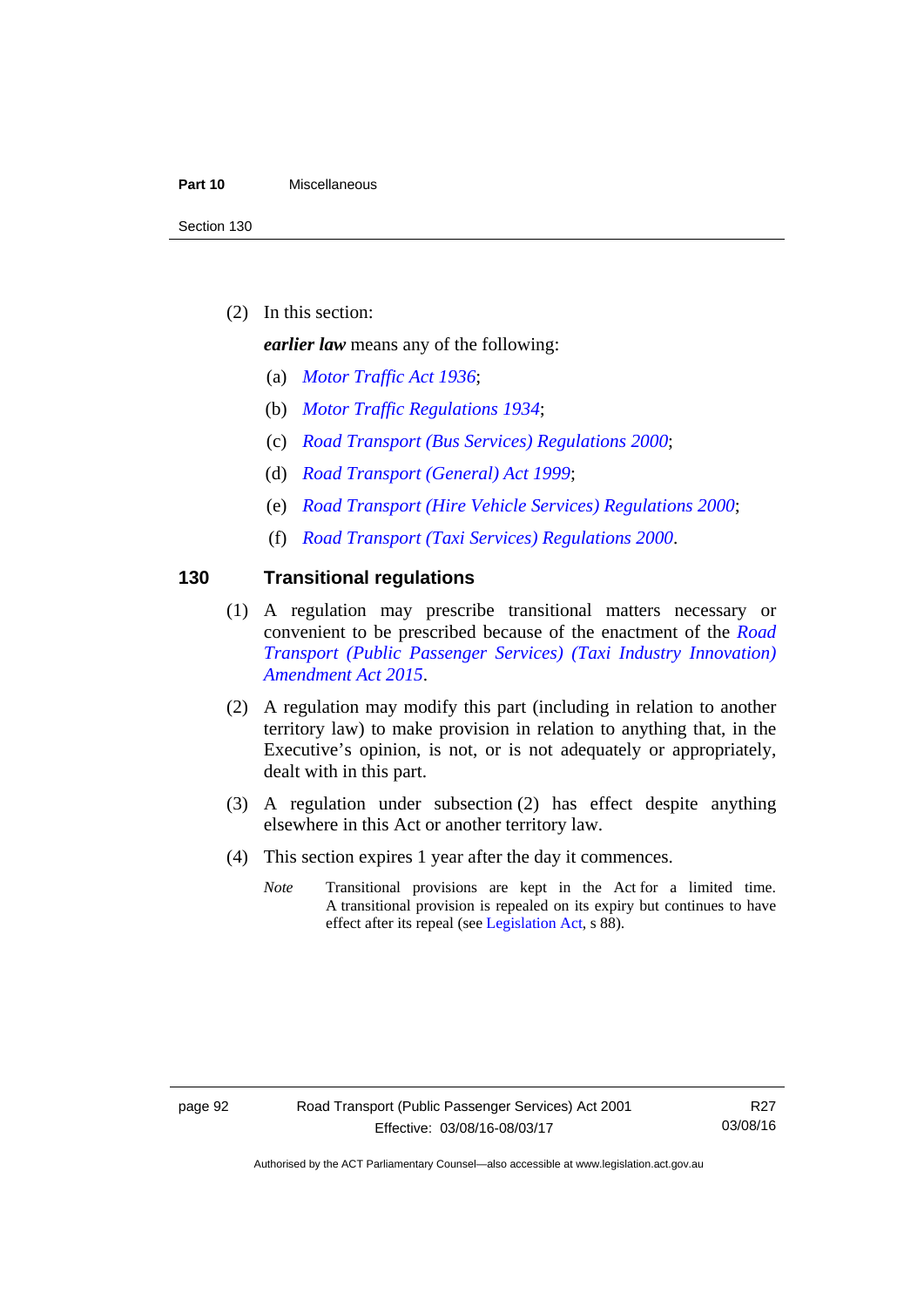(2) In this section:

***earlier law*** means any of the following:

(a) *Motor Traffic Act 1936*;

(b) *Motor Traffic Regulations 1934*;

(c) *Road Transport (Bus Services) Regulations 2000*;

(d) *Road Transport (General) Act 1999*;

(e) *Road Transport (Hire Vehicle Services) Regulations 2000*;

(f) *Road Transport (Taxi Services) Regulations 2000*.

## 130 Transitional regulations

(1) A regulation may prescribe transitional matters necessary or convenient to be prescribed because of the enactment of the *Road Transport (Public Passenger Services) (Taxi Industry Innovation) Amendment Act 2015*.

(2) A regulation may modify this part (including in relation to another territory law) to make provision in relation to anything that, in the Executive's opinion, is not, or is not adequately or appropriately, dealt with in this part.

(3) A regulation under subsection (2) has effect despite anything elsewhere in this Act or another territory law.

(4) This section expires 1 year after the day it commences.

*Note* Transitional provisions are kept in the Act for a limited time. A transitional provision is repealed on its expiry but continues to have effect after its repeal (see Legislation Act, s 88).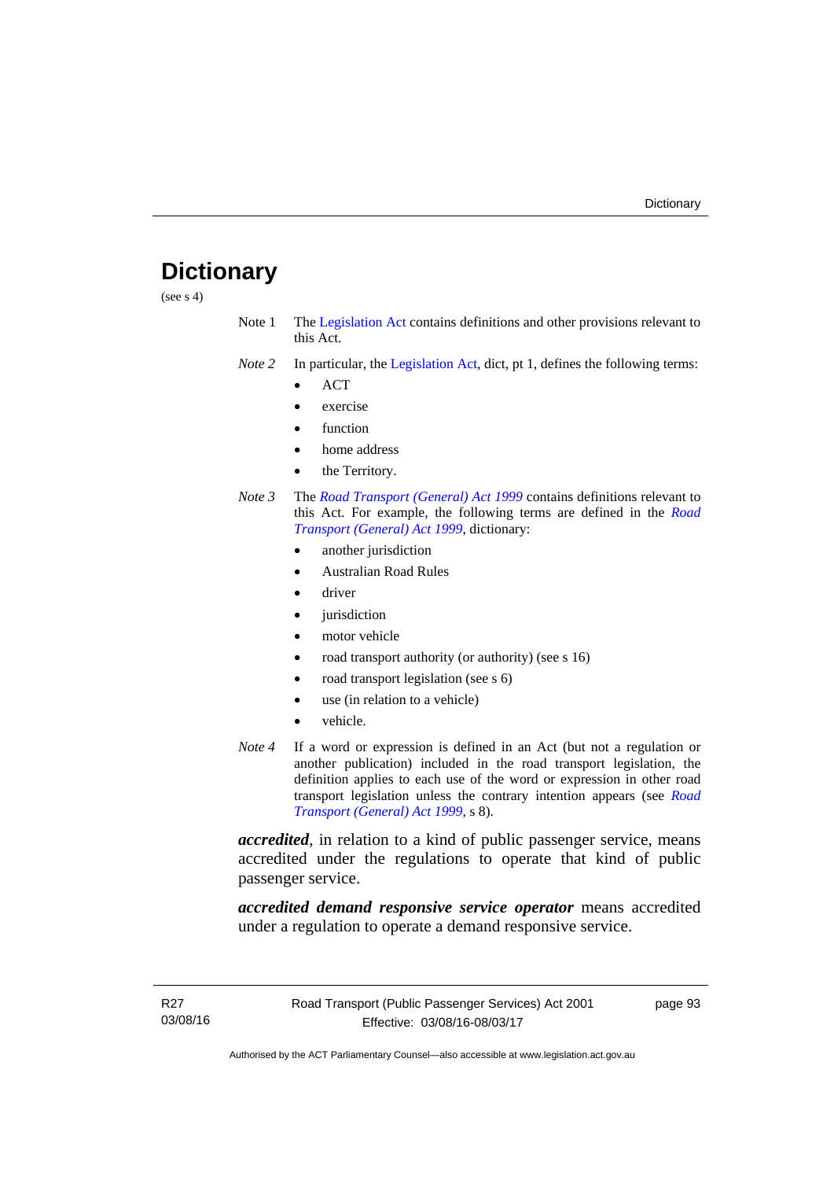# Dictionary

(see s 4)

Note 1 The Legislation Act contains definitions and other provisions relevant to this Act.

*Note 2* In particular, the Legislation Act, dict, pt 1, defines the following terms:

- ACT
- exercise
- function
- home address
- the Territory.

*Note 3* The *Road Transport (General) Act 1999* contains definitions relevant to this Act. For example, the following terms are defined in the *Road Transport (General) Act 1999*, dictionary:

- another jurisdiction
- Australian Road Rules
- driver
- jurisdiction
- motor vehicle
- road transport authority (or authority) (see s 16)
- road transport legislation (see s 6)
- use (in relation to a vehicle)
- vehicle.

*Note 4* If a word or expression is defined in an Act (but not a regulation or another publication) included in the road transport legislation, the definition applies to each use of the word or expression in other road transport legislation unless the contrary intention appears (see *Road Transport (General) Act 1999*, s 8).

***accredited***, in relation to a kind of public passenger service, means accredited under the regulations to operate that kind of public passenger service.

***accredited demand responsive service operator*** means accredited under a regulation to operate a demand responsive service.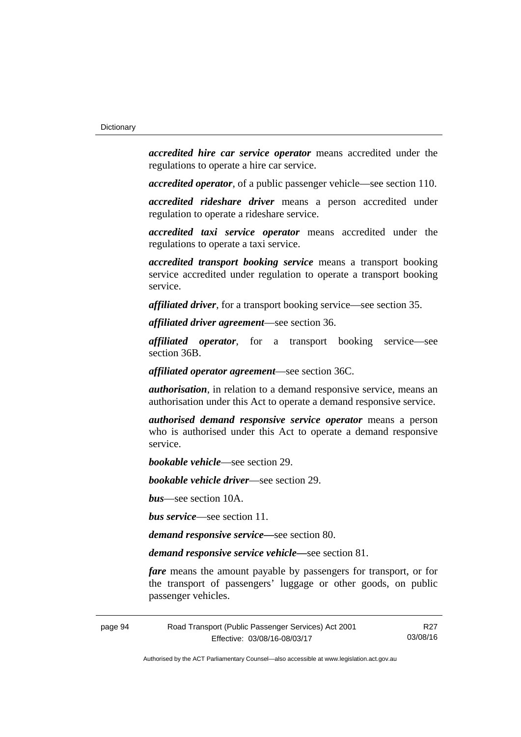***accredited hire car service operator*** means accredited under the regulations to operate a hire car service.

***accredited operator***, of a public passenger vehicle—see section 110.

***accredited rideshare driver*** means a person accredited under regulation to operate a rideshare service.

***accredited taxi service operator*** means accredited under the regulations to operate a taxi service.

***accredited transport booking service*** means a transport booking service accredited under regulation to operate a transport booking service.

***affiliated driver***, for a transport booking service—see section 35.

***affiliated driver agreement***—see section 36.

***affiliated operator***, for a transport booking service—see section 36B.

***affiliated operator agreement***—see section 36C.

***authorisation***, in relation to a demand responsive service, means an authorisation under this Act to operate a demand responsive service.

***authorised demand responsive service operator*** means a person who is authorised under this Act to operate a demand responsive service.

***bookable vehicle***—see section 29.

***bookable vehicle driver***—see section 29.

***bus***—see section 10A.

***bus service***—see section 11.

***demand responsive service***—see section 80.

***demand responsive service vehicle***—see section 81.

***fare*** means the amount payable by passengers for transport, or for the transport of passengers' luggage or other goods, on public passenger vehicles.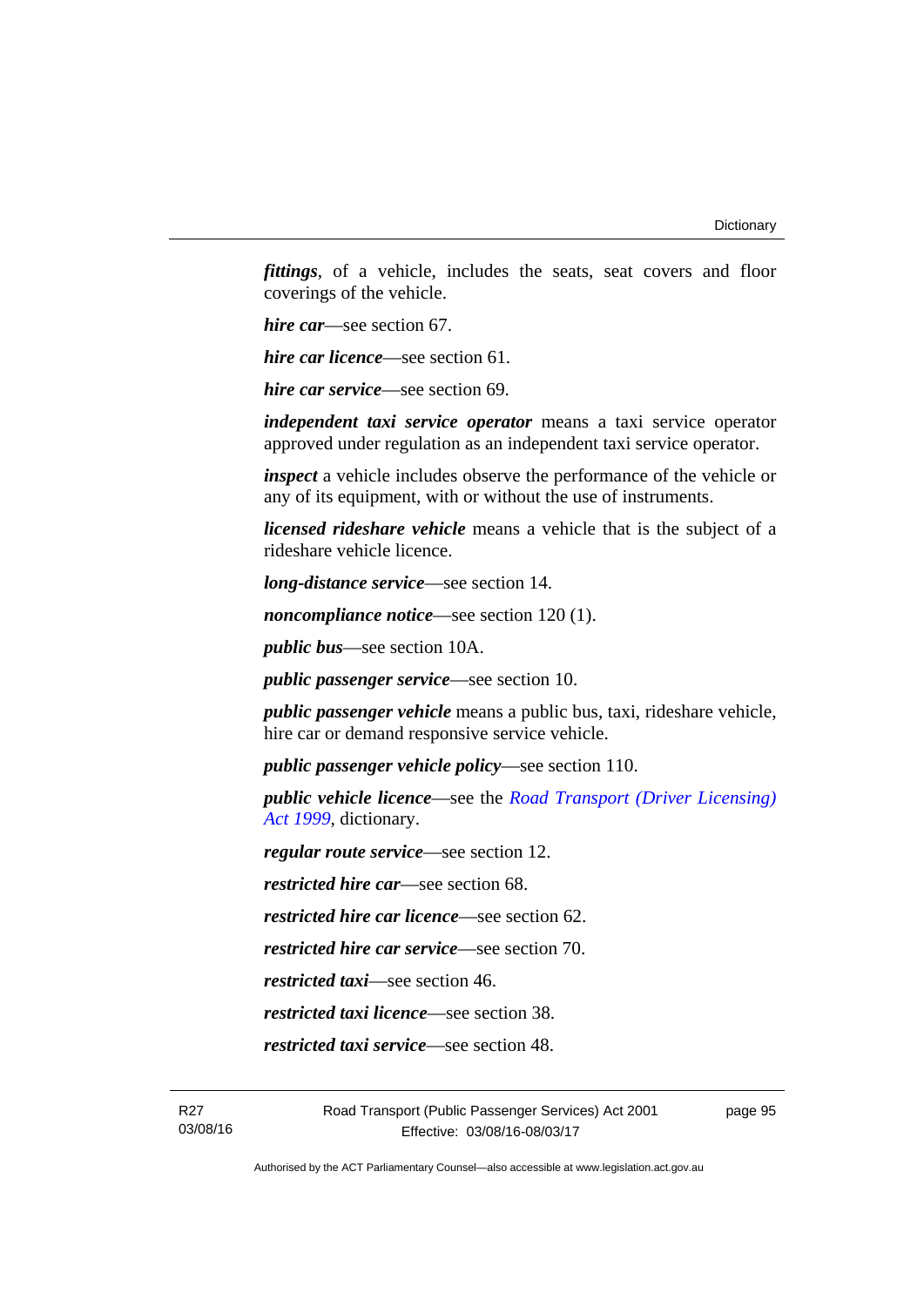***fittings***, of a vehicle, includes the seats, seat covers and floor coverings of the vehicle.

***hire car***—see section 67.

***hire car licence***—see section 61.

***hire car service***—see section 69.

***independent taxi service operator*** means a taxi service operator approved under regulation as an independent taxi service operator.

***inspect*** a vehicle includes observe the performance of the vehicle or any of its equipment, with or without the use of instruments.

***licensed rideshare vehicle*** means a vehicle that is the subject of a rideshare vehicle licence.

***long-distance service***—see section 14.

***noncompliance notice***—see section 120 (1).

***public bus***—see section 10A.

***public passenger service***—see section 10.

***public passenger vehicle*** means a public bus, taxi, rideshare vehicle, hire car or demand responsive service vehicle.

***public passenger vehicle policy***—see section 110.

***public vehicle licence***—see the *Road Transport (Driver Licensing) Act 1999*, dictionary.

***regular route service***—see section 12.

***restricted hire car***—see section 68.

***restricted hire car licence***—see section 62.

***restricted hire car service***—see section 70.

***restricted taxi***—see section 46.

***restricted taxi licence***—see section 38.

***restricted taxi service***—see section 48.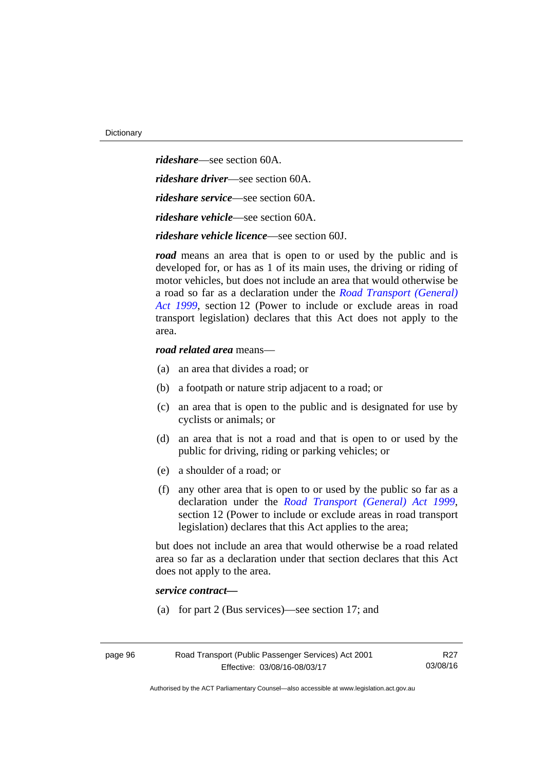***rideshare***—see section 60A.

***rideshare driver***—see section 60A.

***rideshare service***—see section 60A.

***rideshare vehicle***—see section 60A.

***rideshare vehicle licence***—see section 60J.

***road*** means an area that is open to or used by the public and is developed for, or has as 1 of its main uses, the driving or riding of motor vehicles, but does not include an area that would otherwise be a road so far as a declaration under the *Road Transport (General) Act 1999*, section 12 (Power to include or exclude areas in road transport legislation) declares that this Act does not apply to the area.

***road related area*** means—

(a) an area that divides a road; or

(b) a footpath or nature strip adjacent to a road; or

(c) an area that is open to the public and is designated for use by cyclists or animals; or

(d) an area that is not a road and that is open to or used by the public for driving, riding or parking vehicles; or

(e) a shoulder of a road; or

(f) any other area that is open to or used by the public so far as a declaration under the *Road Transport (General) Act 1999*, section 12 (Power to include or exclude areas in road transport legislation) declares that this Act applies to the area;

but does not include an area that would otherwise be a road related area so far as a declaration under that section declares that this Act does not apply to the area.

***service contract—***

(a) for part 2 (Bus services)—see section 17; and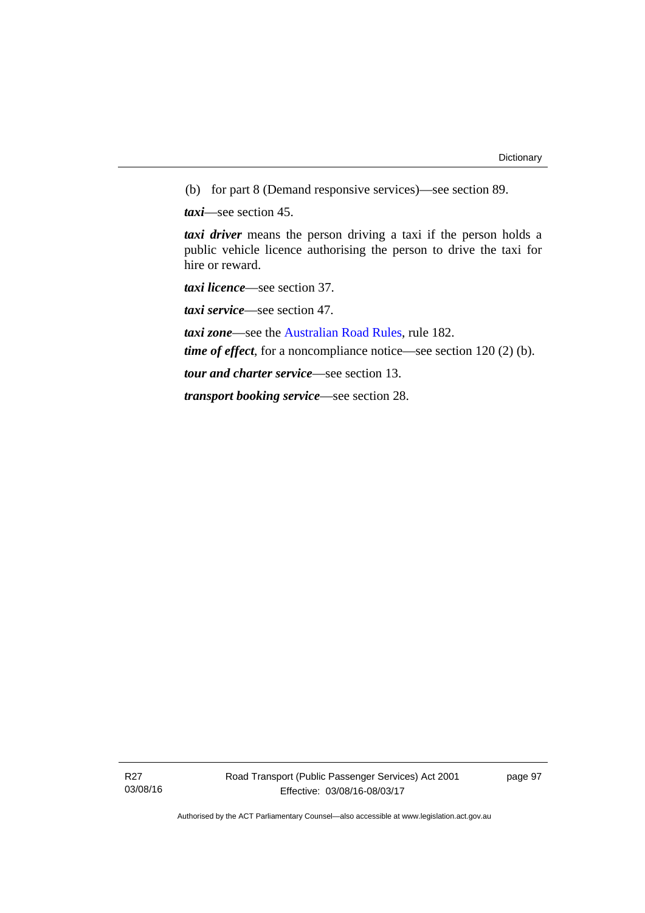(b) for part 8 (Demand responsive services)—see section 89.

***taxi***—see section 45.

***taxi driver*** means the person driving a taxi if the person holds a public vehicle licence authorising the person to drive the taxi for hire or reward.

***taxi licence***—see section 37.

***taxi service***—see section 47.

***taxi zone***—see the Australian Road Rules, rule 182.

***time of effect***, for a noncompliance notice—see section 120 (2) (b).

***tour and charter service***—see section 13.

***transport booking service***—see section 28.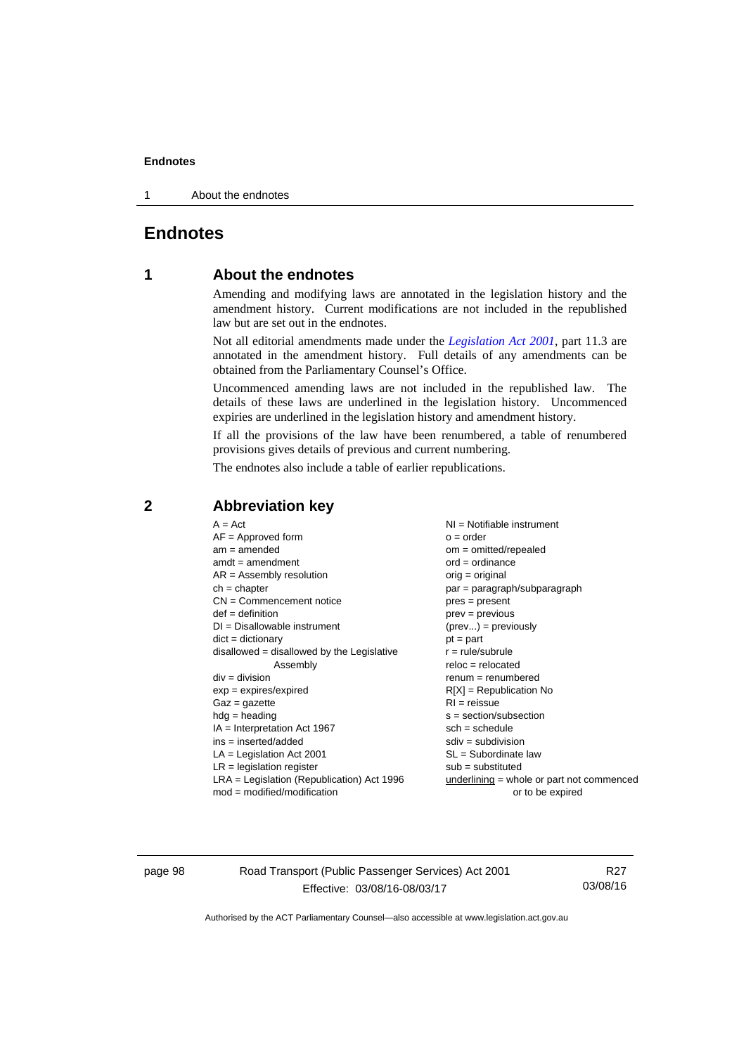# Endnotes

## 1 About the endnotes

Amending and modifying laws are annotated in the legislation history and the amendment history. Current modifications are not included in the republished law but are set out in the endnotes.

Not all editorial amendments made under the *Legislation Act 2001*, part 11.3 are annotated in the amendment history. Full details of any amendments can be obtained from the Parliamentary Counsel's Office.

Uncommenced amending laws are not included in the republished law. The details of these laws are underlined in the legislation history. Uncommenced expiries are underlined in the legislation history and amendment history.

If all the provisions of the law have been renumbered, a table of renumbered provisions gives details of previous and current numbering.

The endnotes also include a table of earlier republications.

## 2 Abbreviation key

A = Act
AF = Approved form
am = amended
amdt = amendment
AR = Assembly resolution
ch = chapter
CN = Commencement notice
def = definition
DI = Disallowable instrument
dict = dictionary
disallowed = disallowed by the Legislative Assembly
div = division
exp = expires/expired
Gaz = gazette
hdg = heading
IA = Interpretation Act 1967
ins = inserted/added
LA = Legislation Act 2001
LR = legislation register
LRA = Legislation (Republication) Act 1996
mod = modified/modification
NI = Notifiable instrument
o = order
om = omitted/repealed
ord = ordinance
orig = original
par = paragraph/subparagraph
pres = present
prev = previous
(prev...) = previously
pt = part
r = rule/subrule
reloc = relocated
renum = renumbered
R[X] = Republication No
RI = reissue
s = section/subsection
sch = schedule
sdiv = subdivision
SL = Subordinate law
sub = substituted
underlining = whole or part not commenced or to be expired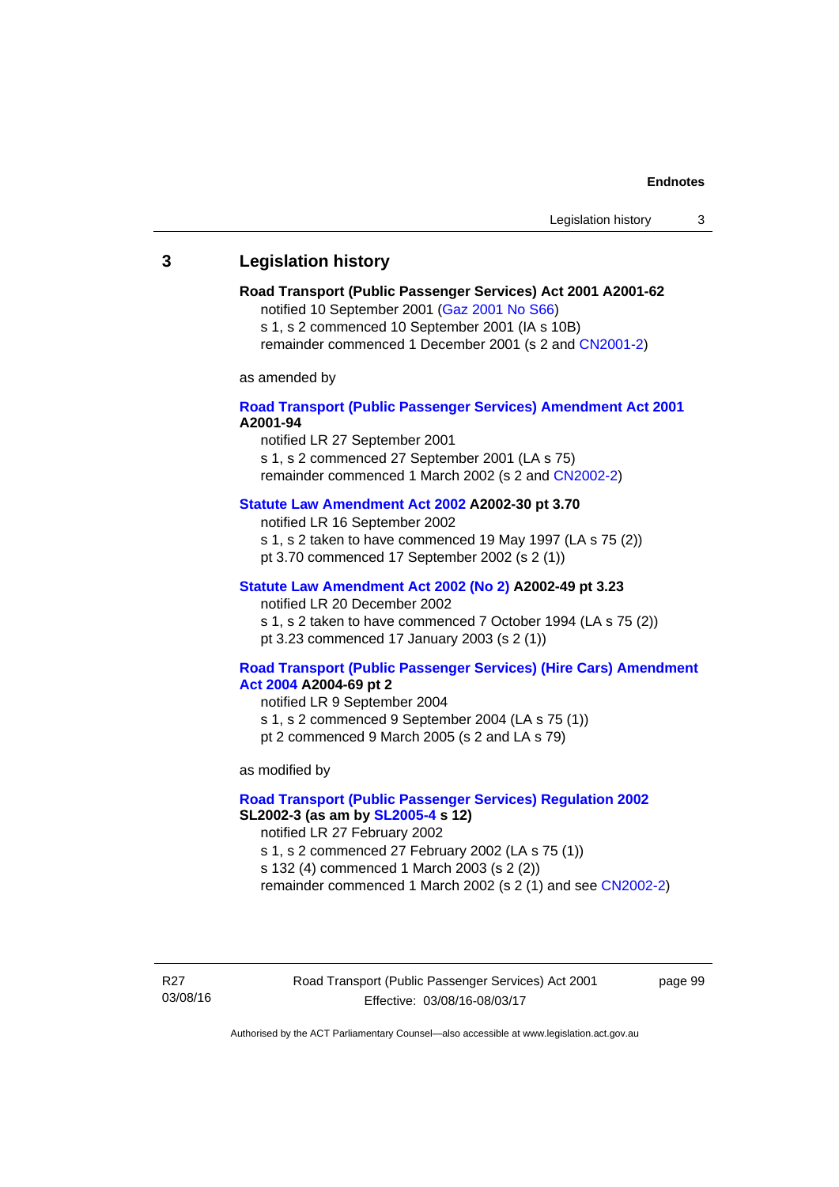## 3 Legislation history

**Road Transport (Public Passenger Services) Act 2001 A2001-62**

notified 10 September 2001 (Gaz 2001 No S66)

s 1, s 2 commenced 10 September 2001 (IA s 10B)

remainder commenced 1 December 2001 (s 2 and CN2001-2)

as amended by

**Road Transport (Public Passenger Services) Amendment Act 2001 A2001-94**

notified LR 27 September 2001

s 1, s 2 commenced 27 September 2001 (LA s 75)

remainder commenced 1 March 2002 (s 2 and CN2002-2)

**Statute Law Amendment Act 2002 A2002-30 pt 3.70**

notified LR 16 September 2002

s 1, s 2 taken to have commenced 19 May 1997 (LA s 75 (2))

pt 3.70 commenced 17 September 2002 (s 2 (1))

**Statute Law Amendment Act 2002 (No 2) A2002-49 pt 3.23**

notified LR 20 December 2002

s 1, s 2 taken to have commenced 7 October 1994 (LA s 75 (2))

pt 3.23 commenced 17 January 2003 (s 2 (1))

**Road Transport (Public Passenger Services) (Hire Cars) Amendment Act 2004 A2004-69 pt 2**

notified LR 9 September 2004

s 1, s 2 commenced 9 September 2004 (LA s 75 (1))

pt 2 commenced 9 March 2005 (s 2 and LA s 79)

as modified by

**Road Transport (Public Passenger Services) Regulation 2002 SL2002-3 (as am by SL2005-4 s 12)**

notified LR 27 February 2002

s 1, s 2 commenced 27 February 2002 (LA s 75 (1))

s 132 (4) commenced 1 March 2003 (s 2 (2))

remainder commenced 1 March 2002 (s 2 (1) and see CN2002-2)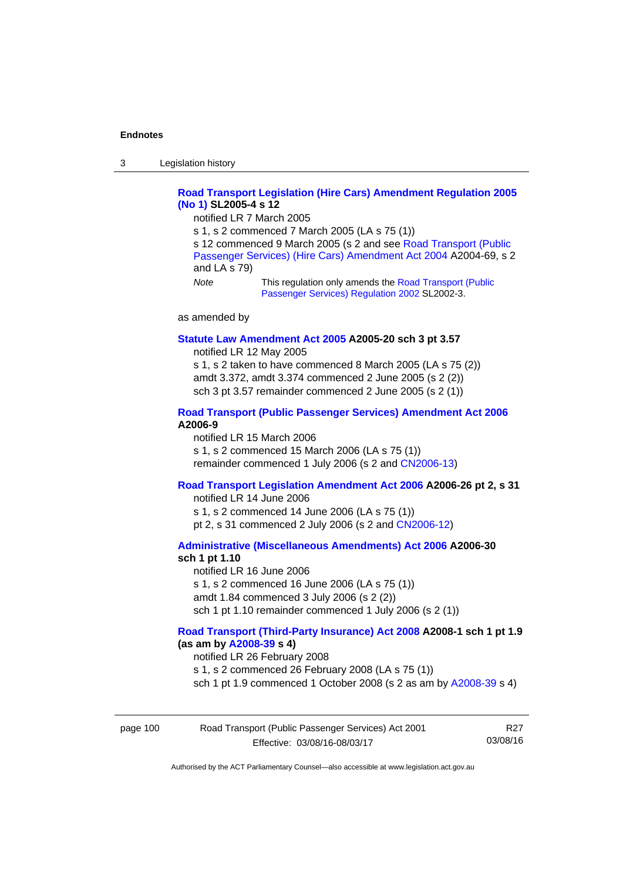**Road Transport Legislation (Hire Cars) Amendment Regulation 2005 (No 1) SL2005-4 s 12**

notified LR 7 March 2005

s 1, s 2 commenced 7 March 2005 (LA s 75 (1))

s 12 commenced 9 March 2005 (s 2 and see Road Transport (Public Passenger Services) (Hire Cars) Amendment Act 2004 A2004-69, s 2 and LA s 79)

*Note* This regulation only amends the Road Transport (Public Passenger Services) Regulation 2002 SL2002-3.

as amended by

**Statute Law Amendment Act 2005 A2005-20 sch 3 pt 3.57**

notified LR 12 May 2005

s 1, s 2 taken to have commenced 8 March 2005 (LA s 75 (2))

amdt 3.372, amdt 3.374 commenced 2 June 2005 (s 2 (2))

sch 3 pt 3.57 remainder commenced 2 June 2005 (s 2 (1))

**Road Transport (Public Passenger Services) Amendment Act 2006 A2006-9**

notified LR 15 March 2006

s 1, s 2 commenced 15 March 2006 (LA s 75 (1))

remainder commenced 1 July 2006 (s 2 and CN2006-13)

**Road Transport Legislation Amendment Act 2006 A2006-26 pt 2, s 31**

notified LR 14 June 2006

s 1, s 2 commenced 14 June 2006 (LA s 75 (1))

pt 2, s 31 commenced 2 July 2006 (s 2 and CN2006-12)

**Administrative (Miscellaneous Amendments) Act 2006 A2006-30 sch 1 pt 1.10**

notified LR 16 June 2006

s 1, s 2 commenced 16 June 2006 (LA s 75 (1))

amdt 1.84 commenced 3 July 2006 (s 2 (2))

sch 1 pt 1.10 remainder commenced 1 July 2006 (s 2 (1))

**Road Transport (Third-Party Insurance) Act 2008 A2008-1 sch 1 pt 1.9 (as am by A2008-39 s 4)**

notified LR 26 February 2008

s 1, s 2 commenced 26 February 2008 (LA s 75 (1))

sch 1 pt 1.9 commenced 1 October 2008 (s 2 as am by A2008-39 s 4)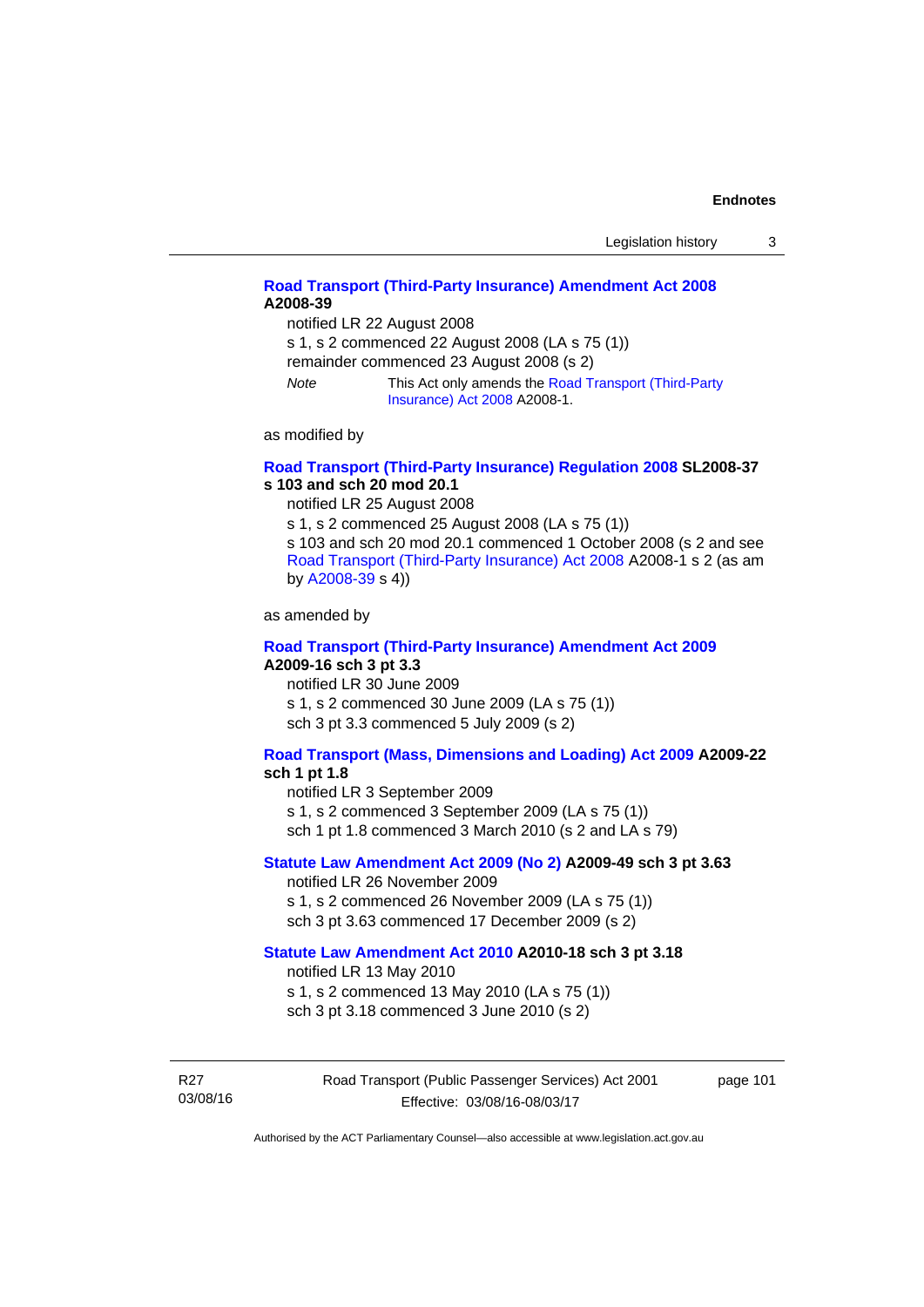**Road Transport (Third-Party Insurance) Amendment Act 2008 A2008-39**

notified LR 22 August 2008

s 1, s 2 commenced 22 August 2008 (LA s 75 (1))

remainder commenced 23 August 2008 (s 2)

*Note* This Act only amends the Road Transport (Third-Party Insurance) Act 2008 A2008-1.

as modified by

**Road Transport (Third-Party Insurance) Regulation 2008 SL2008-37 s 103 and sch 20 mod 20.1**

notified LR 25 August 2008

s 1, s 2 commenced 25 August 2008 (LA s 75 (1))

s 103 and sch 20 mod 20.1 commenced 1 October 2008 (s 2 and see Road Transport (Third-Party Insurance) Act 2008 A2008-1 s 2 (as am by A2008-39 s 4))

as amended by

**Road Transport (Third-Party Insurance) Amendment Act 2009 A2009-16 sch 3 pt 3.3**

notified LR 30 June 2009

s 1, s 2 commenced 30 June 2009 (LA s 75 (1))

sch 3 pt 3.3 commenced 5 July 2009 (s 2)

**Road Transport (Mass, Dimensions and Loading) Act 2009 A2009-22 sch 1 pt 1.8**

notified LR 3 September 2009

s 1, s 2 commenced 3 September 2009 (LA s 75 (1))

sch 1 pt 1.8 commenced 3 March 2010 (s 2 and LA s 79)

**Statute Law Amendment Act 2009 (No 2) A2009-49 sch 3 pt 3.63**

notified LR 26 November 2009

s 1, s 2 commenced 26 November 2009 (LA s 75 (1))

sch 3 pt 3.63 commenced 17 December 2009 (s 2)

**Statute Law Amendment Act 2010 A2010-18 sch 3 pt 3.18**

notified LR 13 May 2010

s 1, s 2 commenced 13 May 2010 (LA s 75 (1))

sch 3 pt 3.18 commenced 3 June 2010 (s 2)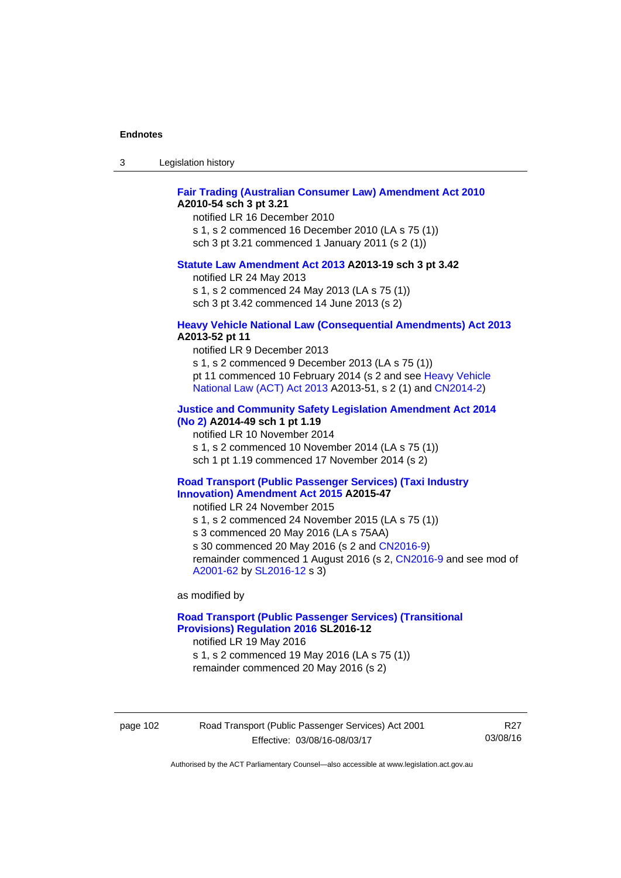**Fair Trading (Australian Consumer Law) Amendment Act 2010 A2010-54 sch 3 pt 3.21**

notified LR 16 December 2010

s 1, s 2 commenced 16 December 2010 (LA s 75 (1))

sch 3 pt 3.21 commenced 1 January 2011 (s 2 (1))

**Statute Law Amendment Act 2013 A2013-19 sch 3 pt 3.42**

notified LR 24 May 2013

s 1, s 2 commenced 24 May 2013 (LA s 75 (1))

sch 3 pt 3.42 commenced 14 June 2013 (s 2)

**Heavy Vehicle National Law (Consequential Amendments) Act 2013 A2013-52 pt 11**

notified LR 9 December 2013

s 1, s 2 commenced 9 December 2013 (LA s 75 (1))

pt 11 commenced 10 February 2014 (s 2 and see Heavy Vehicle National Law (ACT) Act 2013 A2013-51, s 2 (1) and CN2014-2)

**Justice and Community Safety Legislation Amendment Act 2014 (No 2) A2014-49 sch 1 pt 1.19**

notified LR 10 November 2014

s 1, s 2 commenced 10 November 2014 (LA s 75 (1))

sch 1 pt 1.19 commenced 17 November 2014 (s 2)

**Road Transport (Public Passenger Services) (Taxi Industry Innovation) Amendment Act 2015 A2015-47**

notified LR 24 November 2015

s 1, s 2 commenced 24 November 2015 (LA s 75 (1))

s 3 commenced 20 May 2016 (LA s 75AA)

s 30 commenced 20 May 2016 (s 2 and CN2016-9)

remainder commenced 1 August 2016 (s 2, CN2016-9 and see mod of A2001-62 by SL2016-12 s 3)

as modified by

**Road Transport (Public Passenger Services) (Transitional Provisions) Regulation 2016 SL2016-12**

notified LR 19 May 2016

s 1, s 2 commenced 19 May 2016 (LA s 75 (1))

remainder commenced 20 May 2016 (s 2)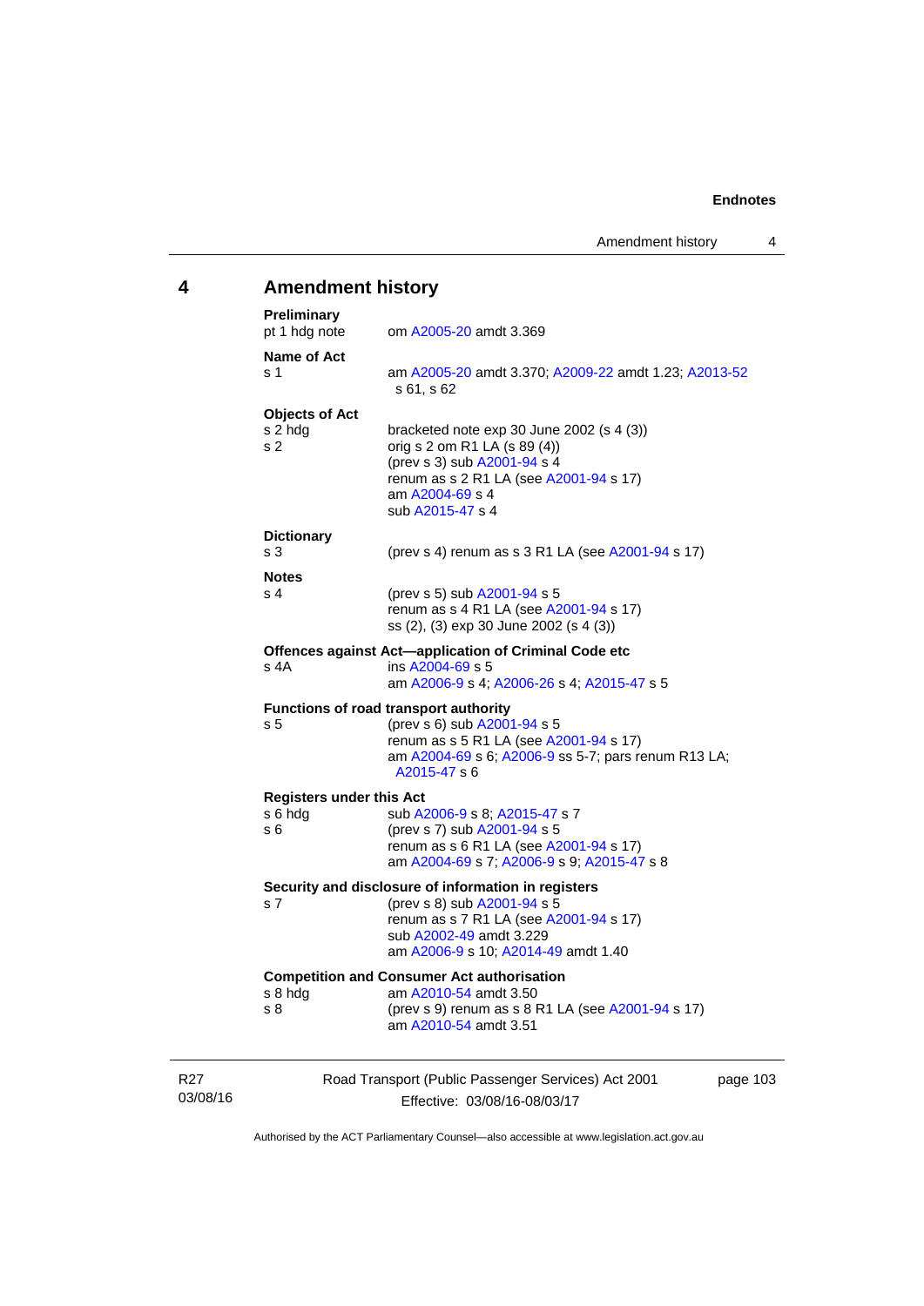## 4 Amendment history

**Preliminary**

pt 1 hdg note — om A2005-20 amdt 3.369

**Name of Act**

s 1 — am A2005-20 amdt 3.370; A2009-22 amdt 1.23; A2013-52 s 61, s 62

**Objects of Act**

s 2 hdg — bracketed note exp 30 June 2002 (s 4 (3))

s 2 — orig s 2 om R1 LA (s 89 (4))
(prev s 3) sub A2001-94 s 4
renum as s 2 R1 LA (see A2001-94 s 17)
am A2004-69 s 4
sub A2015-47 s 4

**Dictionary**

s 3 — (prev s 4) renum as s 3 R1 LA (see A2001-94 s 17)

**Notes**

s 4 — (prev s 5) sub A2001-94 s 5
renum as s 4 R1 LA (see A2001-94 s 17)
ss (2), (3) exp 30 June 2002 (s 4 (3))

**Offences against Act—application of Criminal Code etc**

s 4A — ins A2004-69 s 5
am A2006-9 s 4; A2006-26 s 4; A2015-47 s 5

**Functions of road transport authority**

s 5 — (prev s 6) sub A2001-94 s 5
renum as s 5 R1 LA (see A2001-94 s 17)
am A2004-69 s 6; A2006-9 ss 5-7; pars renum R13 LA; A2015-47 s 6

**Registers under this Act**

s 6 hdg — sub A2006-9 s 8; A2015-47 s 7

s 6 — (prev s 7) sub A2001-94 s 5
renum as s 6 R1 LA (see A2001-94 s 17)
am A2004-69 s 7; A2006-9 s 9; A2015-47 s 8

**Security and disclosure of information in registers**

s 7 — (prev s 8) sub A2001-94 s 5
renum as s 7 R1 LA (see A2001-94 s 17)
sub A2002-49 amdt 3.229
am A2006-9 s 10; A2014-49 amdt 1.40

**Competition and Consumer Act authorisation**

s 8 hdg — am A2010-54 amdt 3.50

s 8 — (prev s 9) renum as s 8 R1 LA (see A2001-94 s 17)
am A2010-54 amdt 3.51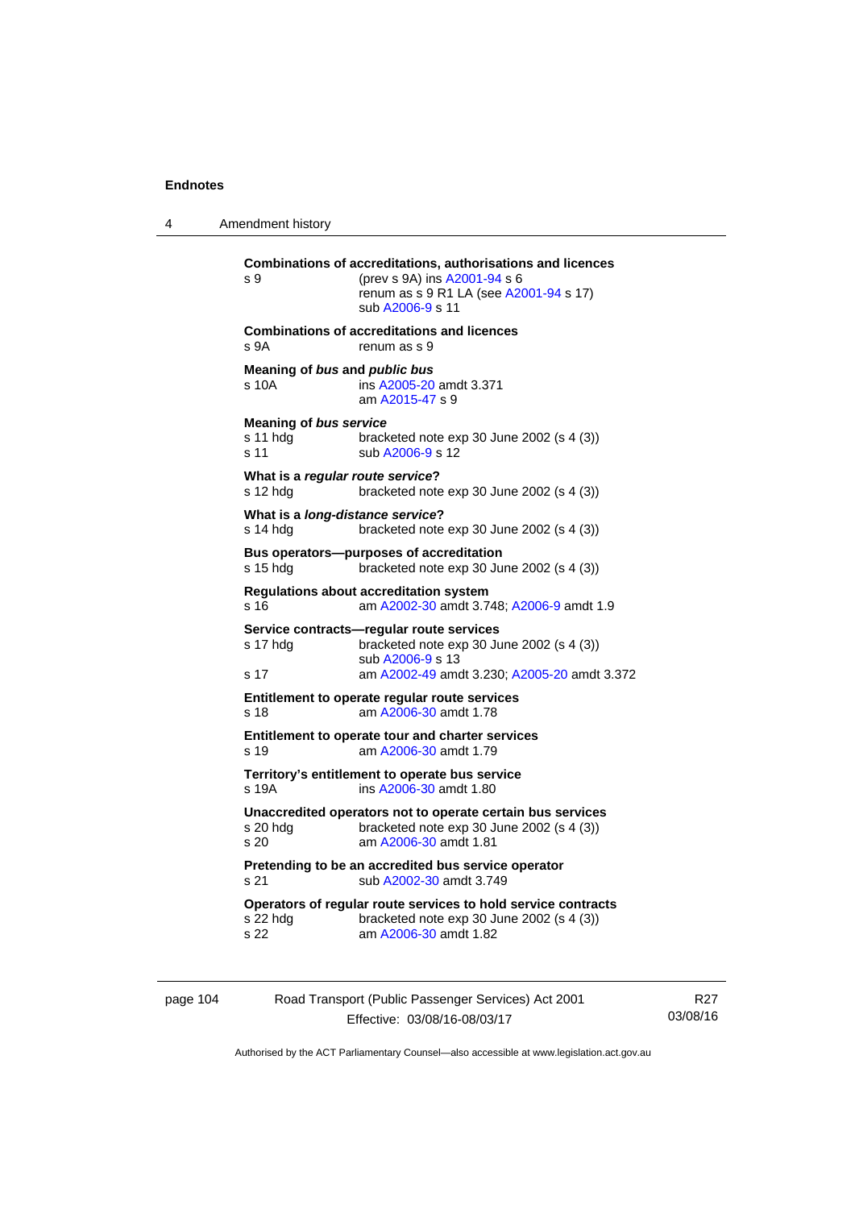**Combinations of accreditations, authorisations and licences**
s 9 (prev s 9A) ins A2001-94 s 6
renum as s 9 R1 LA (see A2001-94 s 17)
sub A2006-9 s 11

**Combinations of accreditations and licences**
s 9A renum as s 9

**Meaning of *bus* and *public bus***
s 10A ins A2005-20 amdt 3.371
am A2015-47 s 9

**Meaning of *bus service***
s 11 hdg bracketed note exp 30 June 2002 (s 4 (3))
s 11 sub A2006-9 s 12

**What is a *regular route service*?**
s 12 hdg bracketed note exp 30 June 2002 (s 4 (3))

**What is a *long-distance service*?**
s 14 hdg bracketed note exp 30 June 2002 (s 4 (3))

**Bus operators—purposes of accreditation**
s 15 hdg bracketed note exp 30 June 2002 (s 4 (3))

**Regulations about accreditation system**
s 16 am A2002-30 amdt 3.748; A2006-9 amdt 1.9

**Service contracts—regular route services**
s 17 hdg bracketed note exp 30 June 2002 (s 4 (3))
sub A2006-9 s 13
s 17 am A2002-49 amdt 3.230; A2005-20 amdt 3.372

**Entitlement to operate regular route services**
s 18 am A2006-30 amdt 1.78

**Entitlement to operate tour and charter services**
s 19 am A2006-30 amdt 1.79

**Territory's entitlement to operate bus service**
s 19A ins A2006-30 amdt 1.80

**Unaccredited operators not to operate certain bus services**
s 20 hdg bracketed note exp 30 June 2002 (s 4 (3))
s 20 am A2006-30 amdt 1.81

**Pretending to be an accredited bus service operator**
s 21 sub A2002-30 amdt 3.749

**Operators of regular route services to hold service contracts**
s 22 hdg bracketed note exp 30 June 2002 (s 4 (3))
s 22 am A2006-30 amdt 1.82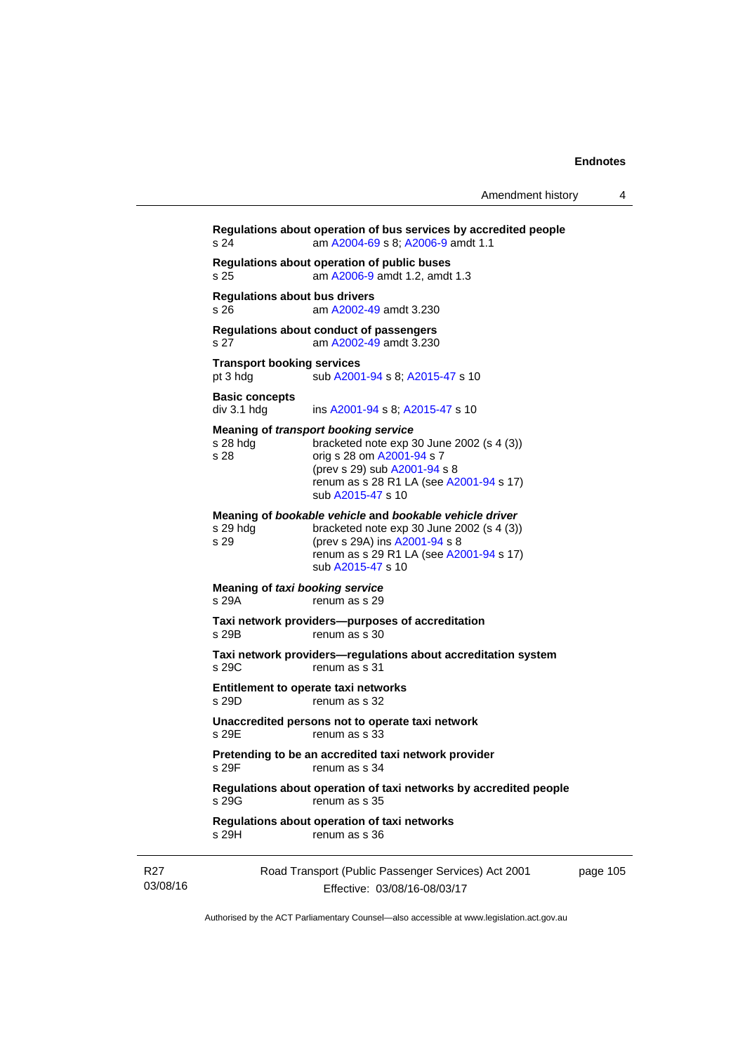**Regulations about operation of bus services by accredited people**
s 24 am A2004-69 s 8; A2006-9 amdt 1.1

**Regulations about operation of public buses**
s 25 am A2006-9 amdt 1.2, amdt 1.3

**Regulations about bus drivers**
s 26 am A2002-49 amdt 3.230

**Regulations about conduct of passengers**
s 27 am A2002-49 amdt 3.230

**Transport booking services**
pt 3 hdg sub A2001-94 s 8; A2015-47 s 10

**Basic concepts**
div 3.1 hdg ins A2001-94 s 8; A2015-47 s 10

**Meaning of *transport booking service***
s 28 hdg bracketed note exp 30 June 2002 (s 4 (3))
s 28 orig s 28 om A2001-94 s 7
(prev s 29) sub A2001-94 s 8
renum as s 28 R1 LA (see A2001-94 s 17)
sub A2015-47 s 10

**Meaning of *bookable vehicle* and *bookable vehicle driver***
s 29 hdg bracketed note exp 30 June 2002 (s 4 (3))
s 29 (prev s 29A) ins A2001-94 s 8
renum as s 29 R1 LA (see A2001-94 s 17)
sub A2015-47 s 10

**Meaning of *taxi booking service***
s 29A renum as s 29

**Taxi network providers—purposes of accreditation**
s 29B renum as s 30

**Taxi network providers—regulations about accreditation system**
s 29C renum as s 31

**Entitlement to operate taxi networks**
s 29D renum as s 32

**Unaccredited persons not to operate taxi network**
s 29E renum as s 33

**Pretending to be an accredited taxi network provider**
s 29F renum as s 34

**Regulations about operation of taxi networks by accredited people**
s 29G renum as s 35

**Regulations about operation of taxi networks**
s 29H renum as s 36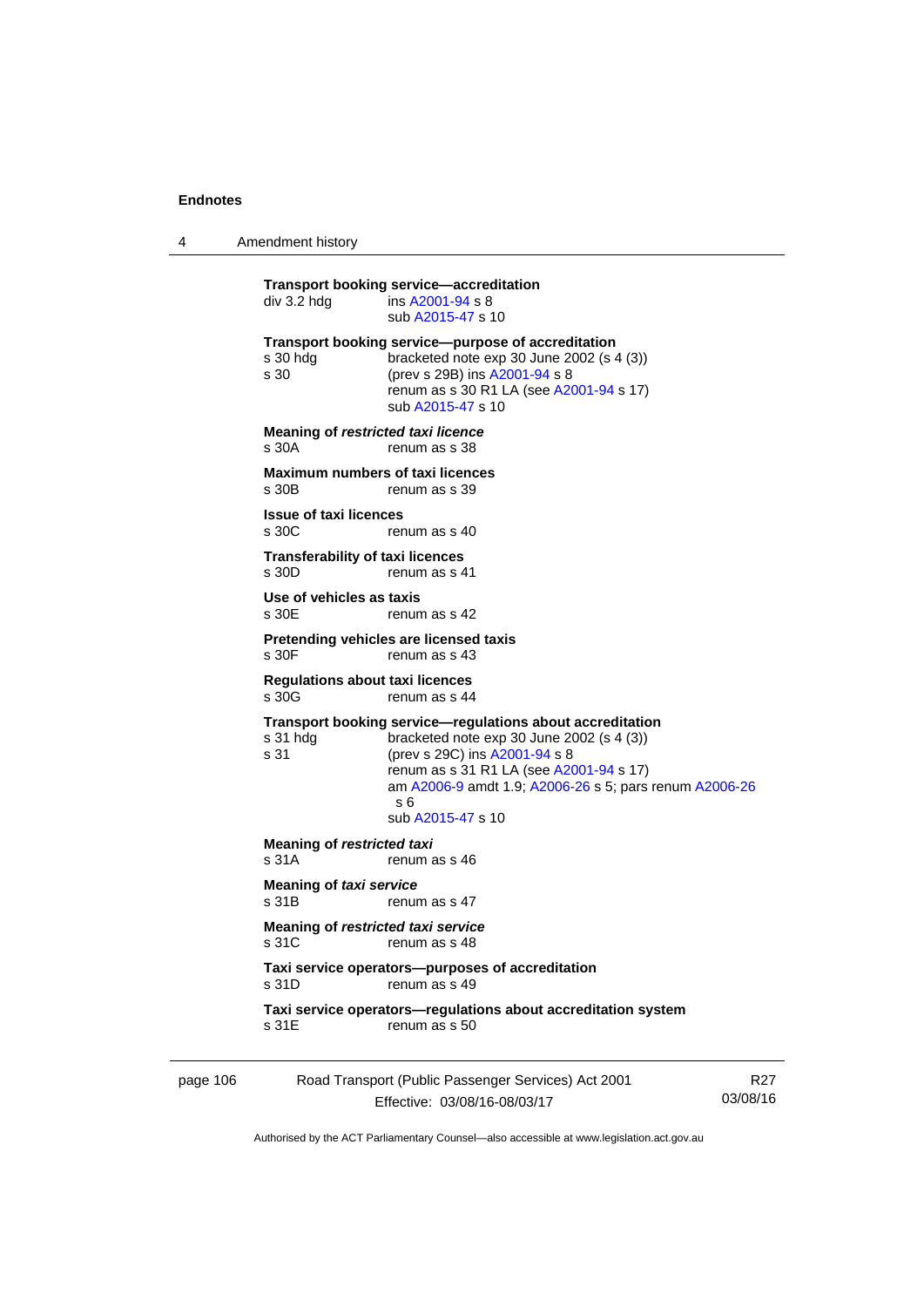**Transport booking service—accreditation**

div 3.2 hdg ins A2001-94 s 8
sub A2015-47 s 10

**Transport booking service—purpose of accreditation**

s 30 hdg bracketed note exp 30 June 2002 (s 4 (3))
s 30 (prev s 29B) ins A2001-94 s 8
renum as s 30 R1 LA (see A2001-94 s 17)
sub A2015-47 s 10

**Meaning of *restricted taxi licence***

s 30A renum as s 38

**Maximum numbers of taxi licences**

s 30B renum as s 39

**Issue of taxi licences**

s 30C renum as s 40

**Transferability of taxi licences**

s 30D renum as s 41

**Use of vehicles as taxis**

s 30E renum as s 42

**Pretending vehicles are licensed taxis**

s 30F renum as s 43

**Regulations about taxi licences**

s 30G renum as s 44

**Transport booking service—regulations about accreditation**

s 31 hdg bracketed note exp 30 June 2002 (s 4 (3))
s 31 (prev s 29C) ins A2001-94 s 8
renum as s 31 R1 LA (see A2001-94 s 17)
am A2006-9 amdt 1.9; A2006-26 s 5; pars renum A2006-26 s 6
sub A2015-47 s 10

**Meaning of *restricted taxi***

s 31A renum as s 46

**Meaning of *taxi service***

s 31B renum as s 47

**Meaning of *restricted taxi service***

s 31C renum as s 48

**Taxi service operators—purposes of accreditation**

s 31D renum as s 49

**Taxi service operators—regulations about accreditation system**

s 31E renum as s 50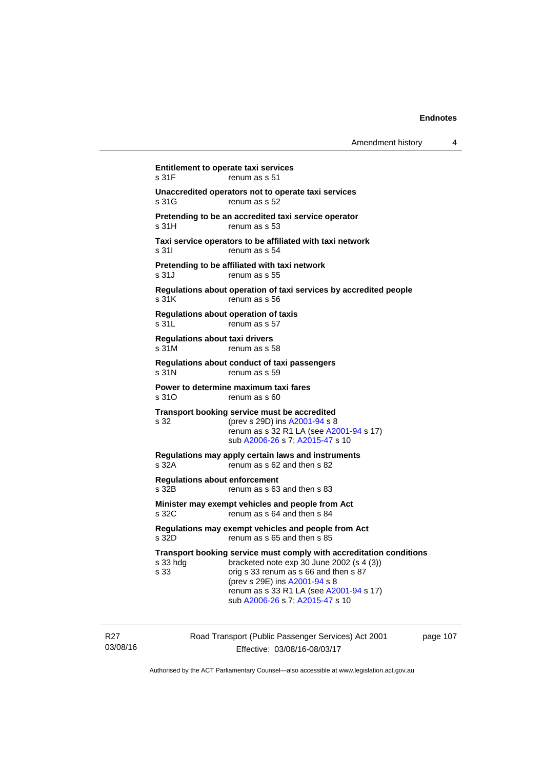**Entitlement to operate taxi services**
s 31F renum as s 51

**Unaccredited operators not to operate taxi services**
s 31G renum as s 52

**Pretending to be an accredited taxi service operator**
s 31H renum as s 53

**Taxi service operators to be affiliated with taxi network**
s 31I renum as s 54

**Pretending to be affiliated with taxi network**
s 31J renum as s 55

**Regulations about operation of taxi services by accredited people**
s 31K renum as s 56

**Regulations about operation of taxis**
s 31L renum as s 57

**Regulations about taxi drivers**
s 31M renum as s 58

**Regulations about conduct of taxi passengers**
s 31N renum as s 59

**Power to determine maximum taxi fares**
s 31O renum as s 60

**Transport booking service must be accredited**
s 32 (prev s 29D) ins A2001-94 s 8
renum as s 32 R1 LA (see A2001-94 s 17)
sub A2006-26 s 7; A2015-47 s 10

**Regulations may apply certain laws and instruments**
s 32A renum as s 62 and then s 82

**Regulations about enforcement**
s 32B renum as s 63 and then s 83

**Minister may exempt vehicles and people from Act**
s 32C renum as s 64 and then s 84

**Regulations may exempt vehicles and people from Act**
s 32D renum as s 65 and then s 85

**Transport booking service must comply with accreditation conditions**
s 33 hdg bracketed note exp 30 June 2002 (s 4 (3))
s 33 orig s 33 renum as s 66 and then s 87
(prev s 29E) ins A2001-94 s 8
renum as s 33 R1 LA (see A2001-94 s 17)
sub A2006-26 s 7; A2015-47 s 10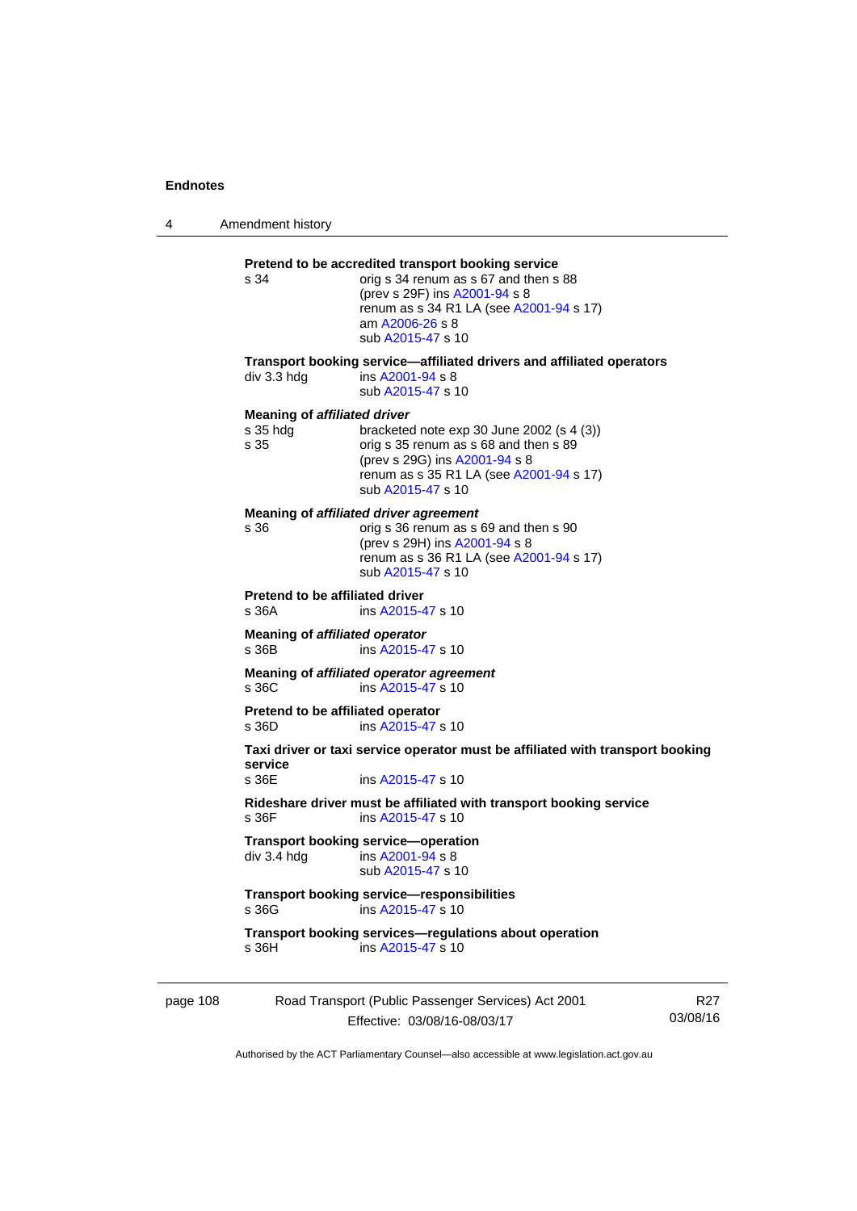**Pretend to be accredited transport booking service**

s 34 — orig s 34 renum as s 67 and then s 88
(prev s 29F) ins A2001-94 s 8
renum as s 34 R1 LA (see A2001-94 s 17)
am A2006-26 s 8
sub A2015-47 s 10

**Transport booking service—affiliated drivers and affiliated operators**

div 3.3 hdg — ins A2001-94 s 8
sub A2015-47 s 10

**Meaning of *affiliated driver***

s 35 hdg — bracketed note exp 30 June 2002 (s 4 (3))

s 35 — orig s 35 renum as s 68 and then s 89
(prev s 29G) ins A2001-94 s 8
renum as s 35 R1 LA (see A2001-94 s 17)
sub A2015-47 s 10

**Meaning of *affiliated driver agreement***

s 36 — orig s 36 renum as s 69 and then s 90
(prev s 29H) ins A2001-94 s 8
renum as s 36 R1 LA (see A2001-94 s 17)
sub A2015-47 s 10

**Pretend to be affiliated driver**

s 36A — ins A2015-47 s 10

**Meaning of *affiliated operator***

s 36B — ins A2015-47 s 10

**Meaning of *affiliated operator agreement***

s 36C — ins A2015-47 s 10

**Pretend to be affiliated operator**

s 36D — ins A2015-47 s 10

**Taxi driver or taxi service operator must be affiliated with transport booking service**

s 36E — ins A2015-47 s 10

**Rideshare driver must be affiliated with transport booking service**

s 36F — ins A2015-47 s 10

**Transport booking service—operation**

div 3.4 hdg — ins A2001-94 s 8
sub A2015-47 s 10

**Transport booking service—responsibilities**

s 36G — ins A2015-47 s 10

**Transport booking services—regulations about operation**

s 36H — ins A2015-47 s 10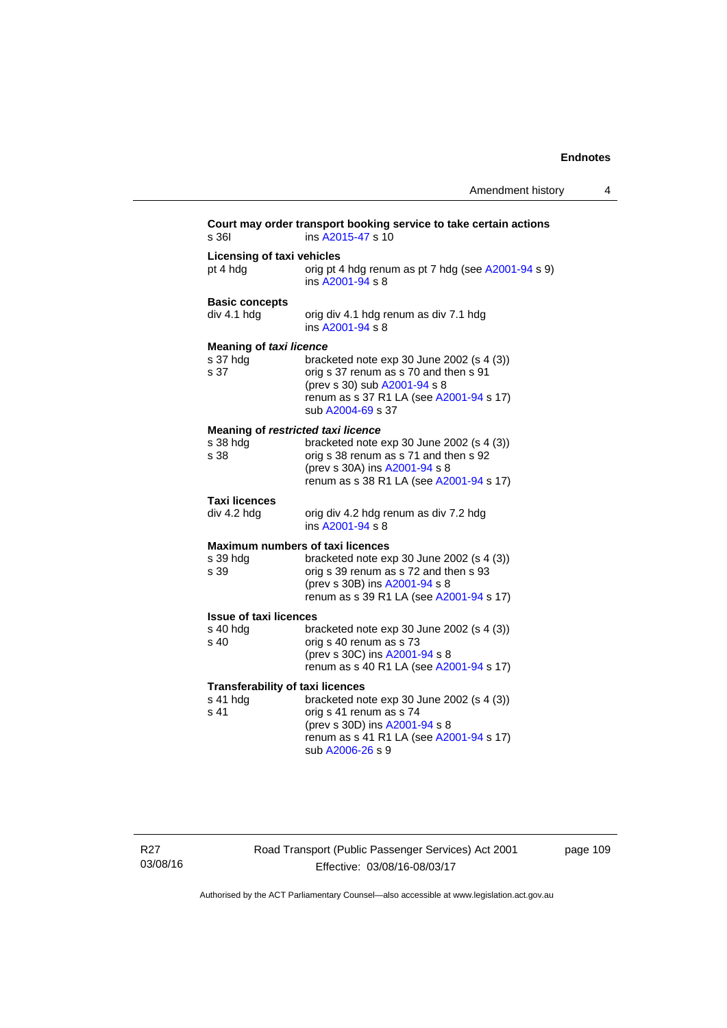**Court may order transport booking service to take certain actions**

s 36I ins A2015-47 s 10

**Licensing of taxi vehicles**

pt 4 hdg orig pt 4 hdg renum as pt 7 hdg (see A2001-94 s 9)
ins A2001-94 s 8

**Basic concepts**

div 4.1 hdg orig div 4.1 hdg renum as div 7.1 hdg
ins A2001-94 s 8

**Meaning of *taxi licence***

s 37 hdg bracketed note exp 30 June 2002 (s 4 (3))
s 37 orig s 37 renum as s 70 and then s 91
(prev s 30) sub A2001-94 s 8
renum as s 37 R1 LA (see A2001-94 s 17)
sub A2004-69 s 37

**Meaning of *restricted taxi licence***

s 38 hdg bracketed note exp 30 June 2002 (s 4 (3))
s 38 orig s 38 renum as s 71 and then s 92
(prev s 30A) ins A2001-94 s 8
renum as s 38 R1 LA (see A2001-94 s 17)

**Taxi licences**

div 4.2 hdg orig div 4.2 hdg renum as div 7.2 hdg
ins A2001-94 s 8

**Maximum numbers of taxi licences**

s 39 hdg bracketed note exp 30 June 2002 (s 4 (3))
s 39 orig s 39 renum as s 72 and then s 93
(prev s 30B) ins A2001-94 s 8
renum as s 39 R1 LA (see A2001-94 s 17)

**Issue of taxi licences**

s 40 hdg bracketed note exp 30 June 2002 (s 4 (3))
s 40 orig s 40 renum as s 73
(prev s 30C) ins A2001-94 s 8
renum as s 40 R1 LA (see A2001-94 s 17)

**Transferability of taxi licences**

s 41 hdg bracketed note exp 30 June 2002 (s 4 (3))
s 41 orig s 41 renum as s 74
(prev s 30D) ins A2001-94 s 8
renum as s 41 R1 LA (see A2001-94 s 17)
sub A2006-26 s 9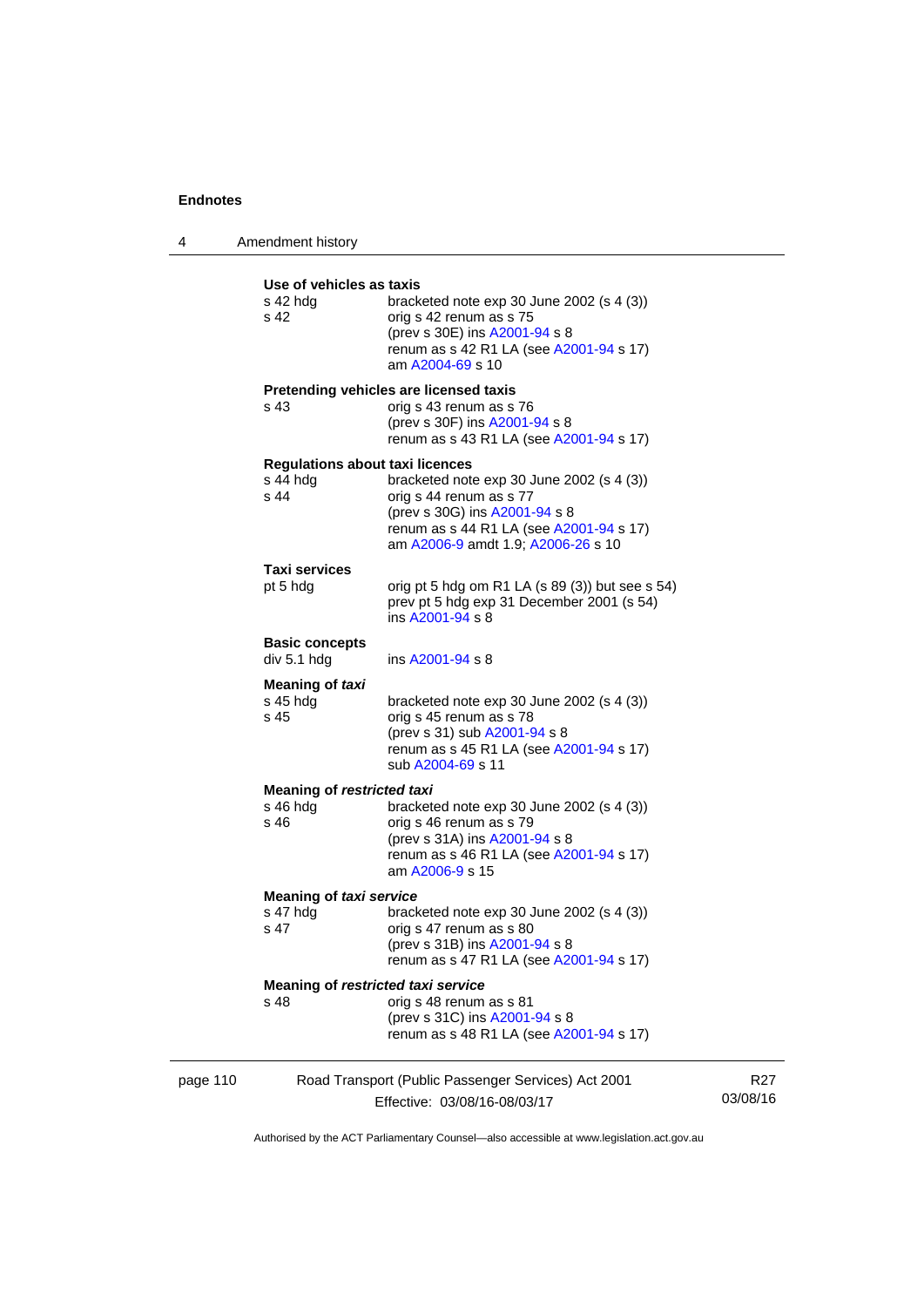**Use of vehicles as taxis**

s 42 hdg — bracketed note exp 30 June 2002 (s 4 (3))

s 42 — orig s 42 renum as s 75
(prev s 30E) ins A2001-94 s 8
renum as s 42 R1 LA (see A2001-94 s 17)
am A2004-69 s 10

**Pretending vehicles are licensed taxis**

s 43 — orig s 43 renum as s 76
(prev s 30F) ins A2001-94 s 8
renum as s 43 R1 LA (see A2001-94 s 17)

**Regulations about taxi licences**

s 44 hdg — bracketed note exp 30 June 2002 (s 4 (3))

s 44 — orig s 44 renum as s 77
(prev s 30G) ins A2001-94 s 8
renum as s 44 R1 LA (see A2001-94 s 17)
am A2006-9 amdt 1.9; A2006-26 s 10

**Taxi services**

pt 5 hdg — orig pt 5 hdg om R1 LA (s 89 (3)) but see s 54)
prev pt 5 hdg exp 31 December 2001 (s 54)
ins A2001-94 s 8

**Basic concepts**

div 5.1 hdg — ins A2001-94 s 8

**Meaning of *taxi***

s 45 hdg — bracketed note exp 30 June 2002 (s 4 (3))

s 45 — orig s 45 renum as s 78
(prev s 31) sub A2001-94 s 8
renum as s 45 R1 LA (see A2001-94 s 17)
sub A2004-69 s 11

**Meaning of *restricted taxi***

s 46 hdg — bracketed note exp 30 June 2002 (s 4 (3))

s 46 — orig s 46 renum as s 79
(prev s 31A) ins A2001-94 s 8
renum as s 46 R1 LA (see A2001-94 s 17)
am A2006-9 s 15

**Meaning of *taxi service***

s 47 hdg — bracketed note exp 30 June 2002 (s 4 (3))

s 47 — orig s 47 renum as s 80
(prev s 31B) ins A2001-94 s 8
renum as s 47 R1 LA (see A2001-94 s 17)

**Meaning of *restricted taxi service***

s 48 — orig s 48 renum as s 81
(prev s 31C) ins A2001-94 s 8
renum as s 48 R1 LA (see A2001-94 s 17)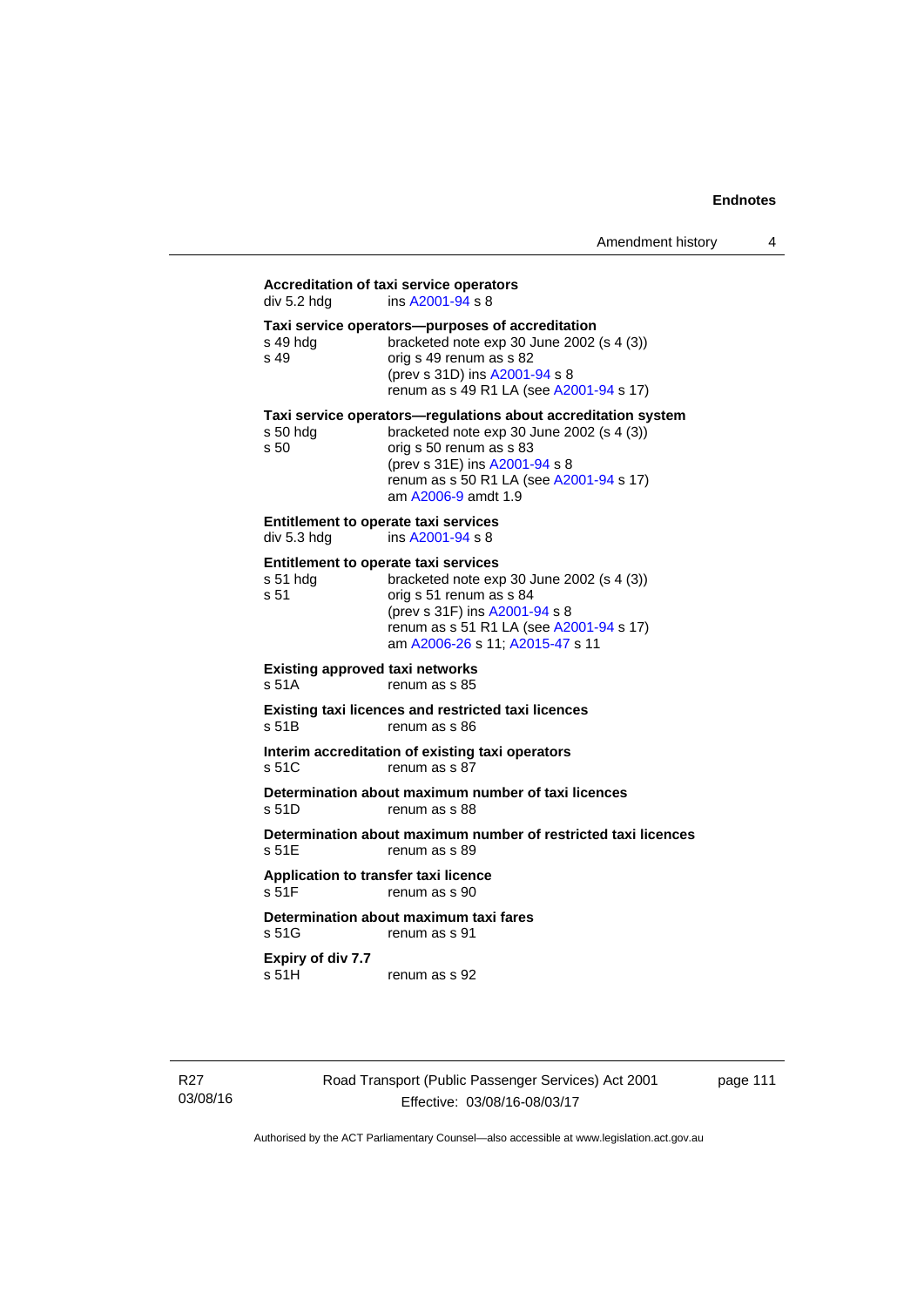**Accreditation of taxi service operators**
div 5.2 hdg	ins A2001-94 s 8

**Taxi service operators—purposes of accreditation**
s 49 hdg	bracketed note exp 30 June 2002 (s 4 (3))
s 49	orig s 49 renum as s 82
(prev s 31D) ins A2001-94 s 8
renum as s 49 R1 LA (see A2001-94 s 17)

**Taxi service operators—regulations about accreditation system**
s 50 hdg	bracketed note exp 30 June 2002 (s 4 (3))
s 50	orig s 50 renum as s 83
(prev s 31E) ins A2001-94 s 8
renum as s 50 R1 LA (see A2001-94 s 17)
am A2006-9 amdt 1.9

**Entitlement to operate taxi services**
div 5.3 hdg	ins A2001-94 s 8

**Entitlement to operate taxi services**
s 51 hdg	bracketed note exp 30 June 2002 (s 4 (3))
s 51	orig s 51 renum as s 84
(prev s 31F) ins A2001-94 s 8
renum as s 51 R1 LA (see A2001-94 s 17)
am A2006-26 s 11; A2015-47 s 11

**Existing approved taxi networks**
s 51A	renum as s 85

**Existing taxi licences and restricted taxi licences**
s 51B	renum as s 86

**Interim accreditation of existing taxi operators**
s 51C	renum as s 87

**Determination about maximum number of taxi licences**
s 51D	renum as s 88

**Determination about maximum number of restricted taxi licences**
s 51E	renum as s 89

**Application to transfer taxi licence**
s 51F	renum as s 90

**Determination about maximum taxi fares**
s 51G	renum as s 91

**Expiry of div 7.7**
s 51H	renum as s 92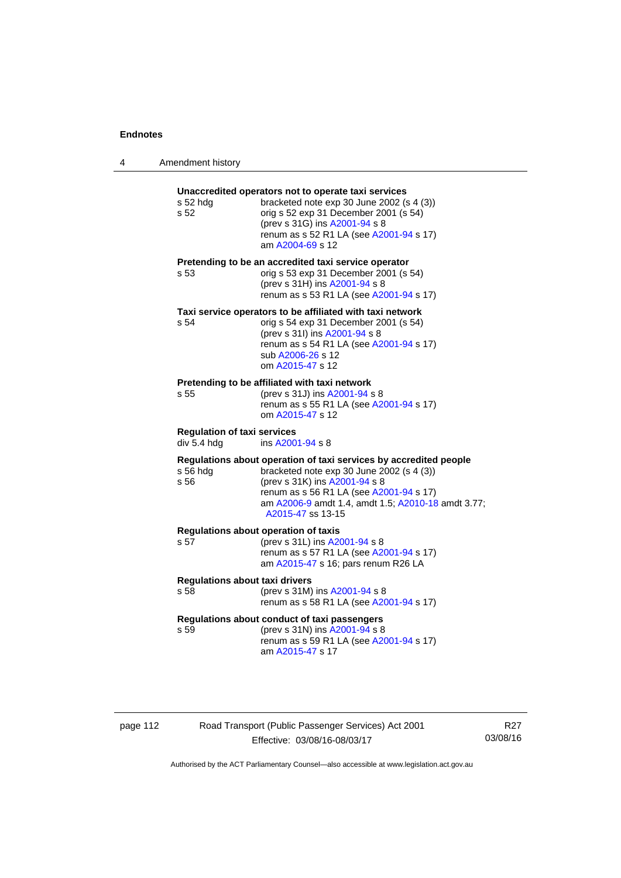**Unaccredited operators not to operate taxi services**

s 52 hdg — bracketed note exp 30 June 2002 (s 4 (3))
s 52 — orig s 52 exp 31 December 2001 (s 54)
(prev s 31G) ins A2001-94 s 8
renum as s 52 R1 LA (see A2001-94 s 17)
am A2004-69 s 12

**Pretending to be an accredited taxi service operator**

s 53 — orig s 53 exp 31 December 2001 (s 54)
(prev s 31H) ins A2001-94 s 8
renum as s 53 R1 LA (see A2001-94 s 17)

**Taxi service operators to be affiliated with taxi network**

s 54 — orig s 54 exp 31 December 2001 (s 54)
(prev s 31I) ins A2001-94 s 8
renum as s 54 R1 LA (see A2001-94 s 17)
sub A2006-26 s 12
om A2015-47 s 12

**Pretending to be affiliated with taxi network**

s 55 — (prev s 31J) ins A2001-94 s 8
renum as s 55 R1 LA (see A2001-94 s 17)
om A2015-47 s 12

**Regulation of taxi services**

div 5.4 hdg — ins A2001-94 s 8

**Regulations about operation of taxi services by accredited people**

s 56 hdg — bracketed note exp 30 June 2002 (s 4 (3))
s 56 — (prev s 31K) ins A2001-94 s 8
renum as s 56 R1 LA (see A2001-94 s 17)
am A2006-9 amdt 1.4, amdt 1.5; A2010-18 amdt 3.77; A2015-47 ss 13-15

**Regulations about operation of taxis**

s 57 — (prev s 31L) ins A2001-94 s 8
renum as s 57 R1 LA (see A2001-94 s 17)
am A2015-47 s 16; pars renum R26 LA

**Regulations about taxi drivers**

s 58 — (prev s 31M) ins A2001-94 s 8
renum as s 58 R1 LA (see A2001-94 s 17)

**Regulations about conduct of taxi passengers**

s 59 — (prev s 31N) ins A2001-94 s 8
renum as s 59 R1 LA (see A2001-94 s 17)
am A2015-47 s 17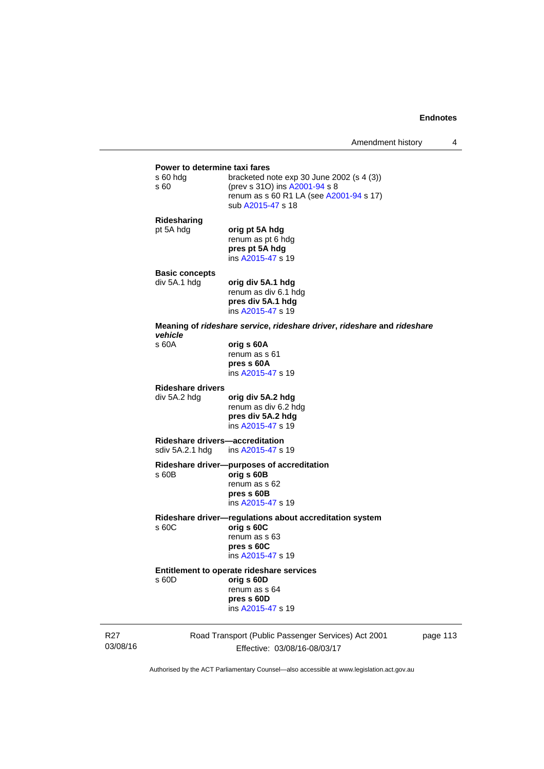**Power to determine taxi fares**

s 60 hdg — bracketed note exp 30 June 2002 (s 4 (3))
s 60 — (prev s 31O) ins A2001-94 s 8
renum as s 60 R1 LA (see A2001-94 s 17)
sub A2015-47 s 18

**Ridesharing**

pt 5A hdg — **orig pt 5A hdg**
renum as pt 6 hdg
**pres pt 5A hdg**
ins A2015-47 s 19

**Basic concepts**

div 5A.1 hdg — **orig div 5A.1 hdg**
renum as div 6.1 hdg
**pres div 5A.1 hdg**
ins A2015-47 s 19

**Meaning of *rideshare service*, *rideshare driver*, *rideshare* and *rideshare vehicle***

s 60A — **orig s 60A**
renum as s 61
**pres s 60A**
ins A2015-47 s 19

**Rideshare drivers**

div 5A.2 hdg — **orig div 5A.2 hdg**
renum as div 6.2 hdg
**pres div 5A.2 hdg**
ins A2015-47 s 19

**Rideshare drivers—accreditation**

sdiv 5A.2.1 hdg — ins A2015-47 s 19

**Rideshare driver—purposes of accreditation**

s 60B — **orig s 60B**
renum as s 62
**pres s 60B**
ins A2015-47 s 19

**Rideshare driver—regulations about accreditation system**

s 60C — **orig s 60C**
renum as s 63
**pres s 60C**
ins A2015-47 s 19

**Entitlement to operate rideshare services**

s 60D — **orig s 60D**
renum as s 64
**pres s 60D**
ins A2015-47 s 19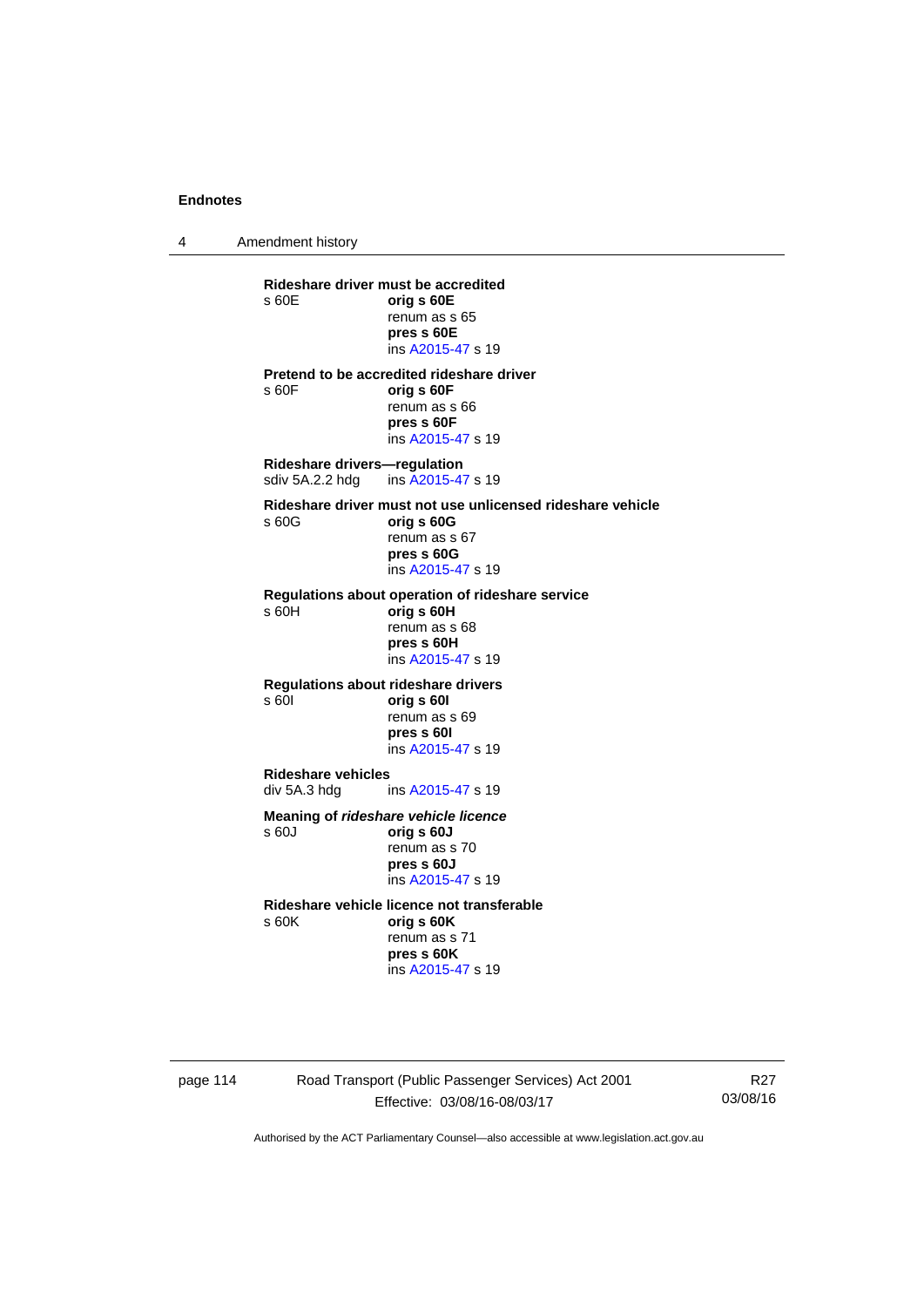**Rideshare driver must be accredited**
s 60E **orig s 60E**
renum as s 65
**pres s 60E**
ins A2015-47 s 19

**Pretend to be accredited rideshare driver**
s 60F **orig s 60F**
renum as s 66
**pres s 60F**
ins A2015-47 s 19

**Rideshare drivers—regulation**
sdiv 5A.2.2 hdg ins A2015-47 s 19

**Rideshare driver must not use unlicensed rideshare vehicle**
s 60G **orig s 60G**
renum as s 67
**pres s 60G**
ins A2015-47 s 19

**Regulations about operation of rideshare service**
s 60H **orig s 60H**
renum as s 68
**pres s 60H**
ins A2015-47 s 19

**Regulations about rideshare drivers**
s 60I **orig s 60I**
renum as s 69
**pres s 60I**
ins A2015-47 s 19

**Rideshare vehicles**
div 5A.3 hdg ins A2015-47 s 19

**Meaning of *rideshare vehicle licence***
s 60J **orig s 60J**
renum as s 70
**pres s 60J**
ins A2015-47 s 19

**Rideshare vehicle licence not transferable**
s 60K **orig s 60K**
renum as s 71
**pres s 60K**
ins A2015-47 s 19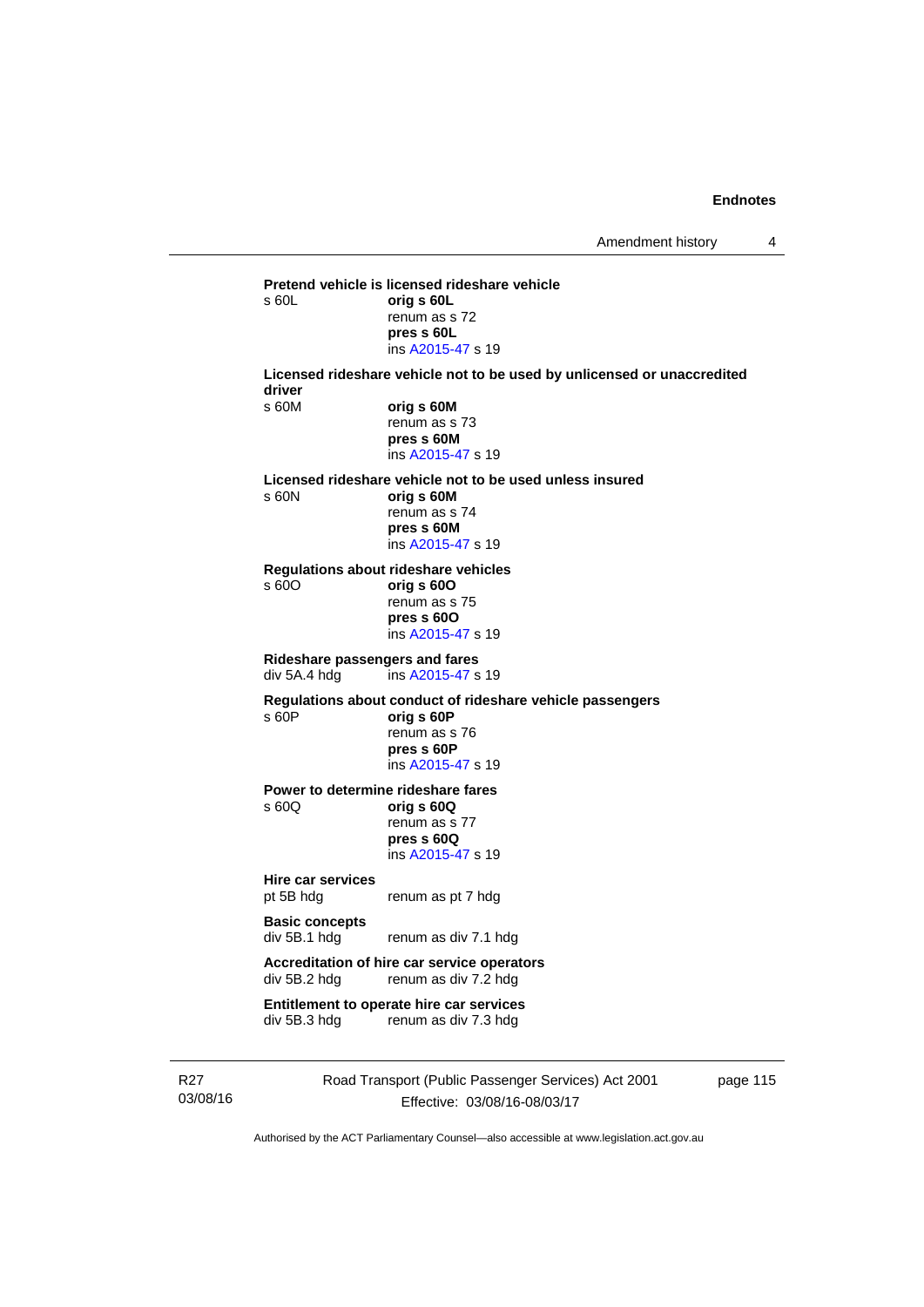**Pretend vehicle is licensed rideshare vehicle**

s 60L **orig s 60L**
renum as s 72
**pres s 60L**
ins A2015-47 s 19

**Licensed rideshare vehicle not to be used by unlicensed or unaccredited driver**

s 60M **orig s 60M**
renum as s 73
**pres s 60M**
ins A2015-47 s 19

**Licensed rideshare vehicle not to be used unless insured**

s 60N **orig s 60M**
renum as s 74
**pres s 60M**
ins A2015-47 s 19

**Regulations about rideshare vehicles**

s 60O **orig s 60O**
renum as s 75
**pres s 60O**
ins A2015-47 s 19

**Rideshare passengers and fares**

div 5A.4 hdg ins A2015-47 s 19

**Regulations about conduct of rideshare vehicle passengers**

s 60P **orig s 60P**
renum as s 76
**pres s 60P**
ins A2015-47 s 19

**Power to determine rideshare fares**

s 60Q **orig s 60Q**
renum as s 77
**pres s 60Q**
ins A2015-47 s 19

**Hire car services**

pt 5B hdg renum as pt 7 hdg

**Basic concepts**

div 5B.1 hdg renum as div 7.1 hdg

**Accreditation of hire car service operators**

div 5B.2 hdg renum as div 7.2 hdg

**Entitlement to operate hire car services**

div 5B.3 hdg renum as div 7.3 hdg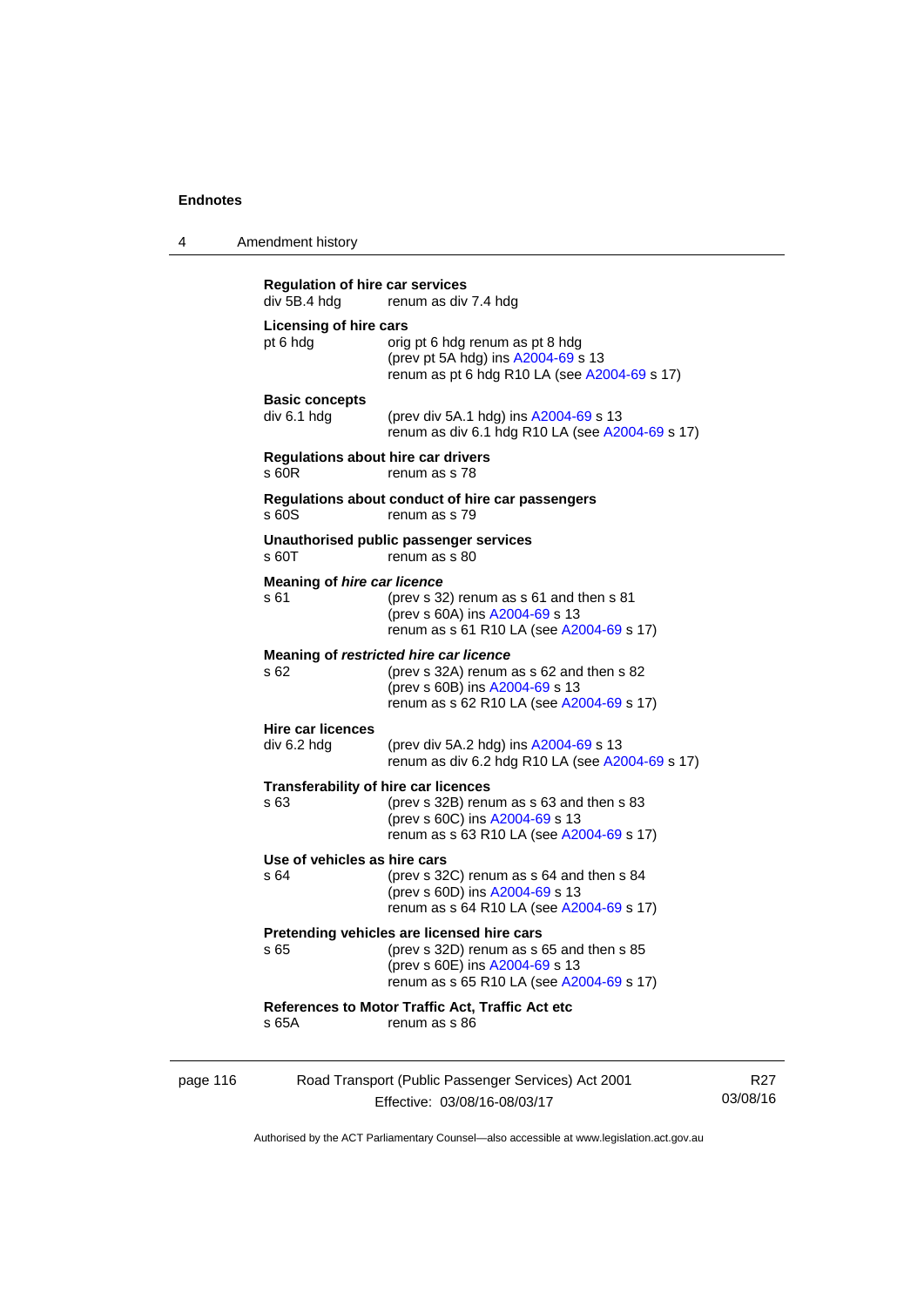**Regulation of hire car services**
div 5B.4 hdg renum as div 7.4 hdg

**Licensing of hire cars**
pt 6 hdg orig pt 6 hdg renum as pt 8 hdg
(prev pt 5A hdg) ins A2004-69 s 13
renum as pt 6 hdg R10 LA (see A2004-69 s 17)

**Basic concepts**
div 6.1 hdg (prev div 5A.1 hdg) ins A2004-69 s 13
renum as div 6.1 hdg R10 LA (see A2004-69 s 17)

**Regulations about hire car drivers**
s 60R renum as s 78

**Regulations about conduct of hire car passengers**
s 60S renum as s 79

**Unauthorised public passenger services**
s 60T renum as s 80

**Meaning of *hire car licence***
s 61 (prev s 32) renum as s 61 and then s 81
(prev s 60A) ins A2004-69 s 13
renum as s 61 R10 LA (see A2004-69 s 17)

**Meaning of *restricted hire car licence***
s 62 (prev s 32A) renum as s 62 and then s 82
(prev s 60B) ins A2004-69 s 13
renum as s 62 R10 LA (see A2004-69 s 17)

**Hire car licences**
div 6.2 hdg (prev div 5A.2 hdg) ins A2004-69 s 13
renum as div 6.2 hdg R10 LA (see A2004-69 s 17)

**Transferability of hire car licences**
s 63 (prev s 32B) renum as s 63 and then s 83
(prev s 60C) ins A2004-69 s 13
renum as s 63 R10 LA (see A2004-69 s 17)

**Use of vehicles as hire cars**
s 64 (prev s 32C) renum as s 64 and then s 84
(prev s 60D) ins A2004-69 s 13
renum as s 64 R10 LA (see A2004-69 s 17)

**Pretending vehicles are licensed hire cars**
s 65 (prev s 32D) renum as s 65 and then s 85
(prev s 60E) ins A2004-69 s 13
renum as s 65 R10 LA (see A2004-69 s 17)

**References to Motor Traffic Act, Traffic Act etc**
s 65A renum as s 86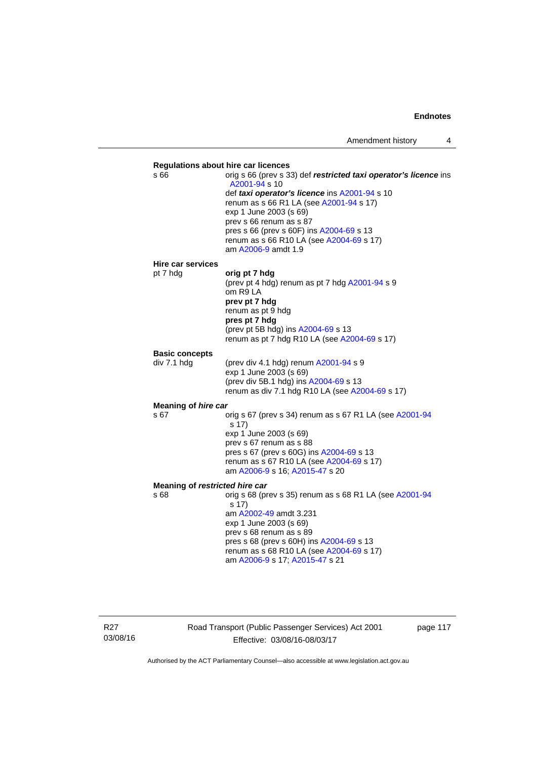**Regulations about hire car licences**

s 66 — orig s 66 (prev s 33) def ***restricted taxi operator's licence*** ins A2001-94 s 10
def ***taxi operator's licence*** ins A2001-94 s 10
renum as s 66 R1 LA (see A2001-94 s 17)
exp 1 June 2003 (s 69)
prev s 66 renum as s 87
pres s 66 (prev s 60F) ins A2004-69 s 13
renum as s 66 R10 LA (see A2004-69 s 17)
am A2006-9 amdt 1.9

**Hire car services**

pt 7 hdg — **orig pt 7 hdg**
(prev pt 4 hdg) renum as pt 7 hdg A2001-94 s 9
om R9 LA
**prev pt 7 hdg**
renum as pt 9 hdg
**pres pt 7 hdg**
(prev pt 5B hdg) ins A2004-69 s 13
renum as pt 7 hdg R10 LA (see A2004-69 s 17)

**Basic concepts**

div 7.1 hdg — (prev div 4.1 hdg) renum A2001-94 s 9
exp 1 June 2003 (s 69)
(prev div 5B.1 hdg) ins A2004-69 s 13
renum as div 7.1 hdg R10 LA (see A2004-69 s 17)

**Meaning of *hire car***

s 67 — orig s 67 (prev s 34) renum as s 67 R1 LA (see A2001-94 s 17)
exp 1 June 2003 (s 69)
prev s 67 renum as s 88
pres s 67 (prev s 60G) ins A2004-69 s 13
renum as s 67 R10 LA (see A2004-69 s 17)
am A2006-9 s 16; A2015-47 s 20

**Meaning of *restricted hire car***

s 68 — orig s 68 (prev s 35) renum as s 68 R1 LA (see A2001-94 s 17)
am A2002-49 amdt 3.231
exp 1 June 2003 (s 69)
prev s 68 renum as s 89
pres s 68 (prev s 60H) ins A2004-69 s 13
renum as s 68 R10 LA (see A2004-69 s 17)
am A2006-9 s 17; A2015-47 s 21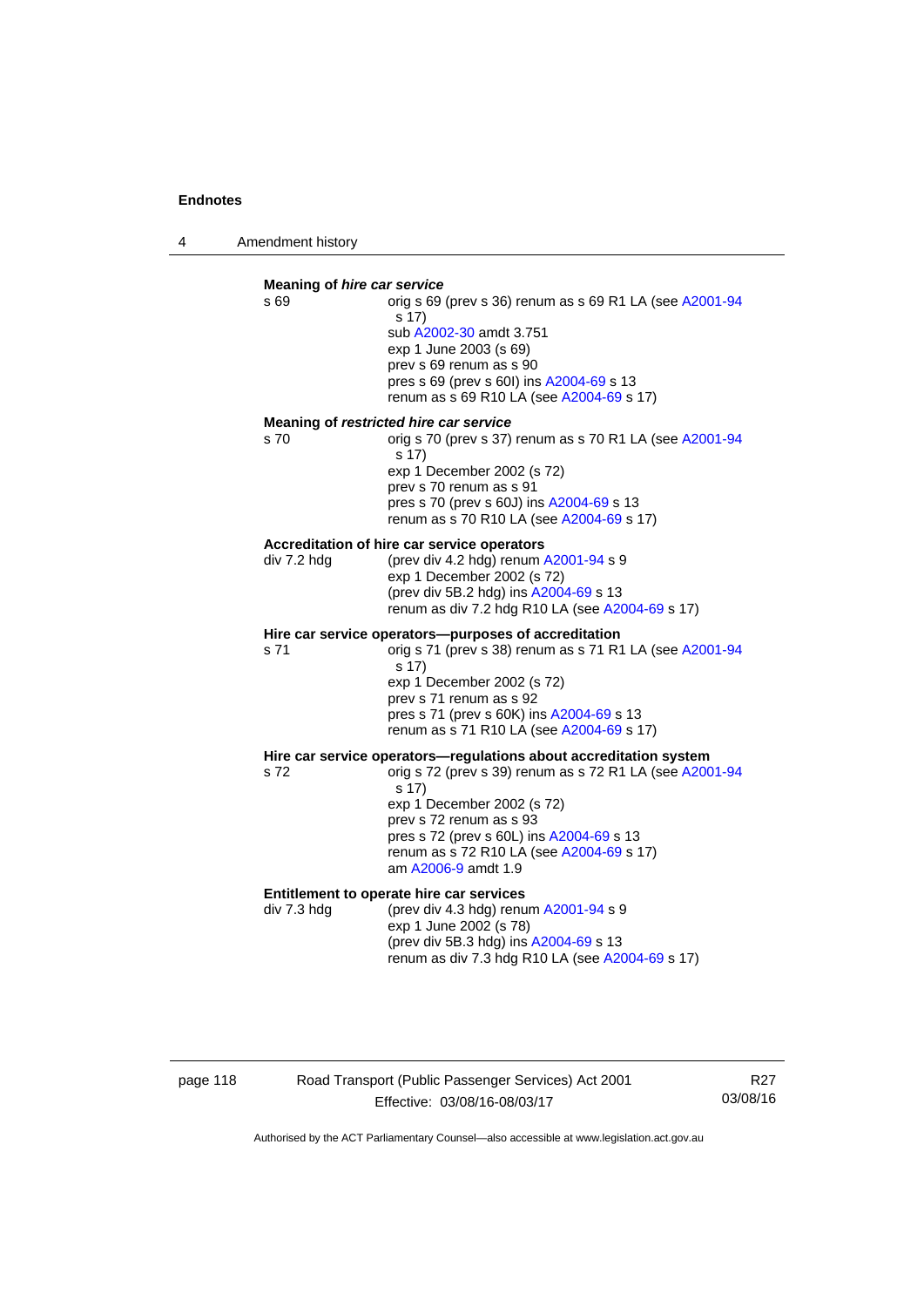**Meaning of *hire car service***

s 69 — orig s 69 (prev s 36) renum as s 69 R1 LA (see A2001-94 s 17)
sub A2002-30 amdt 3.751
exp 1 June 2003 (s 69)
prev s 69 renum as s 90
pres s 69 (prev s 60I) ins A2004-69 s 13
renum as s 69 R10 LA (see A2004-69 s 17)

**Meaning of *restricted hire car service***

s 70 — orig s 70 (prev s 37) renum as s 70 R1 LA (see A2001-94 s 17)
exp 1 December 2002 (s 72)
prev s 70 renum as s 91
pres s 70 (prev s 60J) ins A2004-69 s 13
renum as s 70 R10 LA (see A2004-69 s 17)

**Accreditation of hire car service operators**

div 7.2 hdg — (prev div 4.2 hdg) renum A2001-94 s 9
exp 1 December 2002 (s 72)
(prev div 5B.2 hdg) ins A2004-69 s 13
renum as div 7.2 hdg R10 LA (see A2004-69 s 17)

**Hire car service operators—purposes of accreditation**

s 71 — orig s 71 (prev s 38) renum as s 71 R1 LA (see A2001-94 s 17)
exp 1 December 2002 (s 72)
prev s 71 renum as s 92
pres s 71 (prev s 60K) ins A2004-69 s 13
renum as s 71 R10 LA (see A2004-69 s 17)

**Hire car service operators—regulations about accreditation system**

s 72 — orig s 72 (prev s 39) renum as s 72 R1 LA (see A2001-94 s 17)
exp 1 December 2002 (s 72)
prev s 72 renum as s 93
pres s 72 (prev s 60L) ins A2004-69 s 13
renum as s 72 R10 LA (see A2004-69 s 17)
am A2006-9 amdt 1.9

**Entitlement to operate hire car services**

div 7.3 hdg — (prev div 4.3 hdg) renum A2001-94 s 9
exp 1 June 2002 (s 78)
(prev div 5B.3 hdg) ins A2004-69 s 13
renum as div 7.3 hdg R10 LA (see A2004-69 s 17)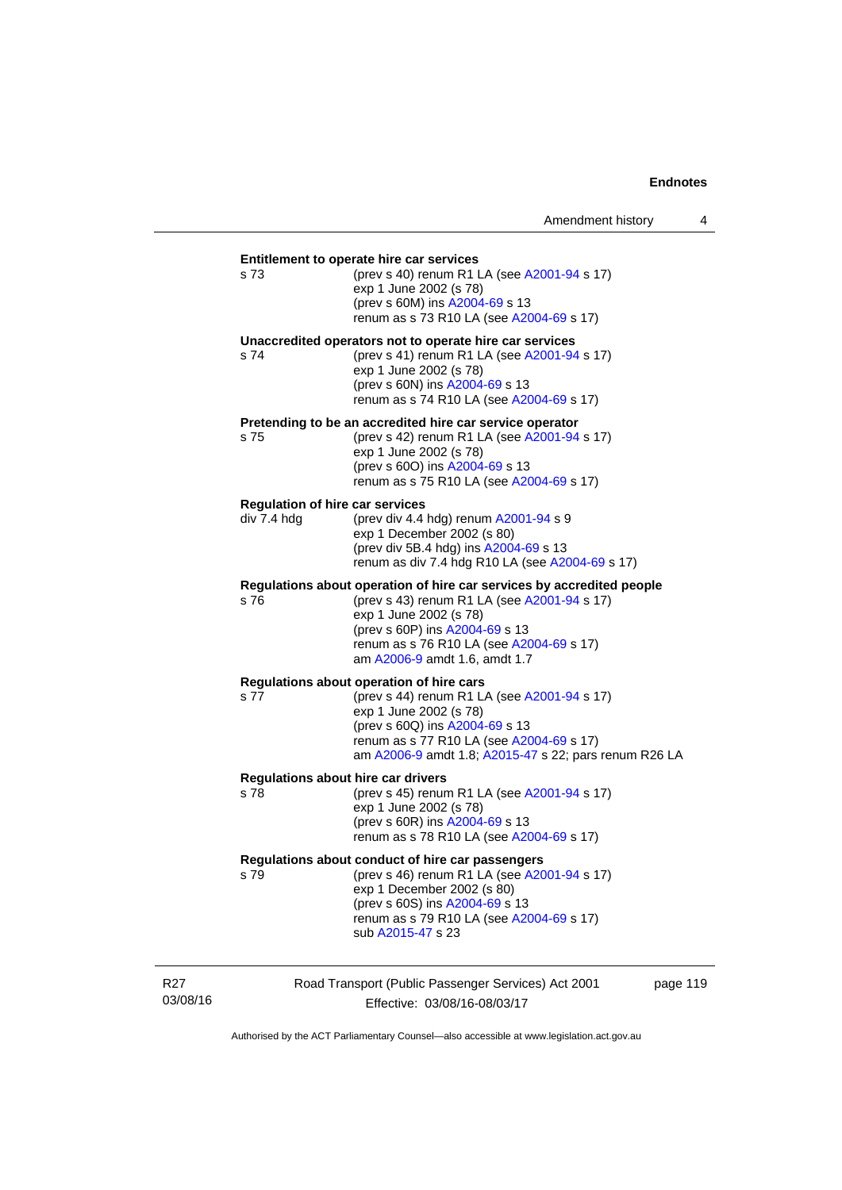**Entitlement to operate hire car services**

s 73 (prev s 40) renum R1 LA (see A2001-94 s 17)
exp 1 June 2002 (s 78)
(prev s 60M) ins A2004-69 s 13
renum as s 73 R10 LA (see A2004-69 s 17)

**Unaccredited operators not to operate hire car services**

s 74 (prev s 41) renum R1 LA (see A2001-94 s 17)
exp 1 June 2002 (s 78)
(prev s 60N) ins A2004-69 s 13
renum as s 74 R10 LA (see A2004-69 s 17)

**Pretending to be an accredited hire car service operator**

s 75 (prev s 42) renum R1 LA (see A2001-94 s 17)
exp 1 June 2002 (s 78)
(prev s 60O) ins A2004-69 s 13
renum as s 75 R10 LA (see A2004-69 s 17)

**Regulation of hire car services**

div 7.4 hdg (prev div 4.4 hdg) renum A2001-94 s 9
exp 1 December 2002 (s 80)
(prev div 5B.4 hdg) ins A2004-69 s 13
renum as div 7.4 hdg R10 LA (see A2004-69 s 17)

**Regulations about operation of hire car services by accredited people**

s 76 (prev s 43) renum R1 LA (see A2001-94 s 17)
exp 1 June 2002 (s 78)
(prev s 60P) ins A2004-69 s 13
renum as s 76 R10 LA (see A2004-69 s 17)
am A2006-9 amdt 1.6, amdt 1.7

**Regulations about operation of hire cars**

s 77 (prev s 44) renum R1 LA (see A2001-94 s 17)
exp 1 June 2002 (s 78)
(prev s 60Q) ins A2004-69 s 13
renum as s 77 R10 LA (see A2004-69 s 17)
am A2006-9 amdt 1.8; A2015-47 s 22; pars renum R26 LA

**Regulations about hire car drivers**

s 78 (prev s 45) renum R1 LA (see A2001-94 s 17)
exp 1 June 2002 (s 78)
(prev s 60R) ins A2004-69 s 13
renum as s 78 R10 LA (see A2004-69 s 17)

**Regulations about conduct of hire car passengers**

s 79 (prev s 46) renum R1 LA (see A2001-94 s 17)
exp 1 December 2002 (s 80)
(prev s 60S) ins A2004-69 s 13
renum as s 79 R10 LA (see A2004-69 s 17)
sub A2015-47 s 23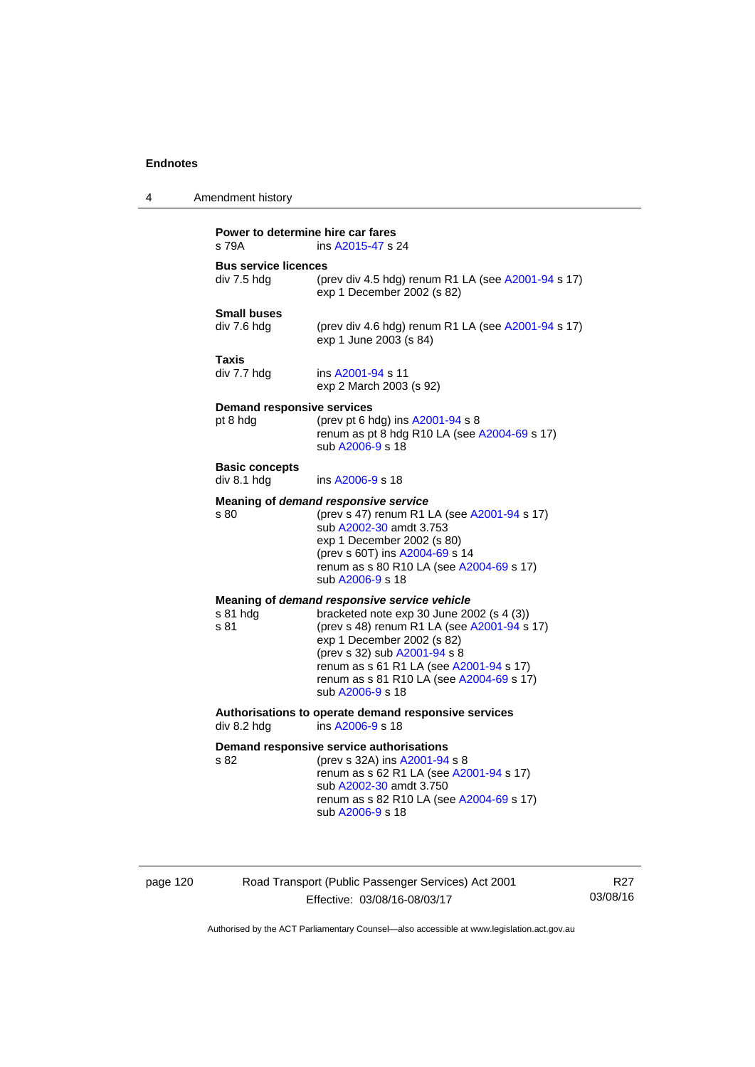**Power to determine hire car fares**
s 79A ins A2015-47 s 24

**Bus service licences**
div 7.5 hdg (prev div 4.5 hdg) renum R1 LA (see A2001-94 s 17)
exp 1 December 2002 (s 82)

**Small buses**
div 7.6 hdg (prev div 4.6 hdg) renum R1 LA (see A2001-94 s 17)
exp 1 June 2003 (s 84)

**Taxis**
div 7.7 hdg ins A2001-94 s 11
exp 2 March 2003 (s 92)

**Demand responsive services**
pt 8 hdg (prev pt 6 hdg) ins A2001-94 s 8
renum as pt 8 hdg R10 LA (see A2004-69 s 17)
sub A2006-9 s 18

**Basic concepts**
div 8.1 hdg ins A2006-9 s 18

**Meaning of *demand responsive service***
s 80 (prev s 47) renum R1 LA (see A2001-94 s 17)
sub A2002-30 amdt 3.753
exp 1 December 2002 (s 80)
(prev s 60T) ins A2004-69 s 14
renum as s 80 R10 LA (see A2004-69 s 17)
sub A2006-9 s 18

**Meaning of *demand responsive service vehicle***
s 81 hdg bracketed note exp 30 June 2002 (s 4 (3))
s 81 (prev s 48) renum R1 LA (see A2001-94 s 17)
exp 1 December 2002 (s 82)
(prev s 32) sub A2001-94 s 8
renum as s 61 R1 LA (see A2001-94 s 17)
renum as s 81 R10 LA (see A2004-69 s 17)
sub A2006-9 s 18

**Authorisations to operate demand responsive services**
div 8.2 hdg ins A2006-9 s 18

**Demand responsive service authorisations**
s 82 (prev s 32A) ins A2001-94 s 8
renum as s 62 R1 LA (see A2001-94 s 17)
sub A2002-30 amdt 3.750
renum as s 82 R10 LA (see A2004-69 s 17)
sub A2006-9 s 18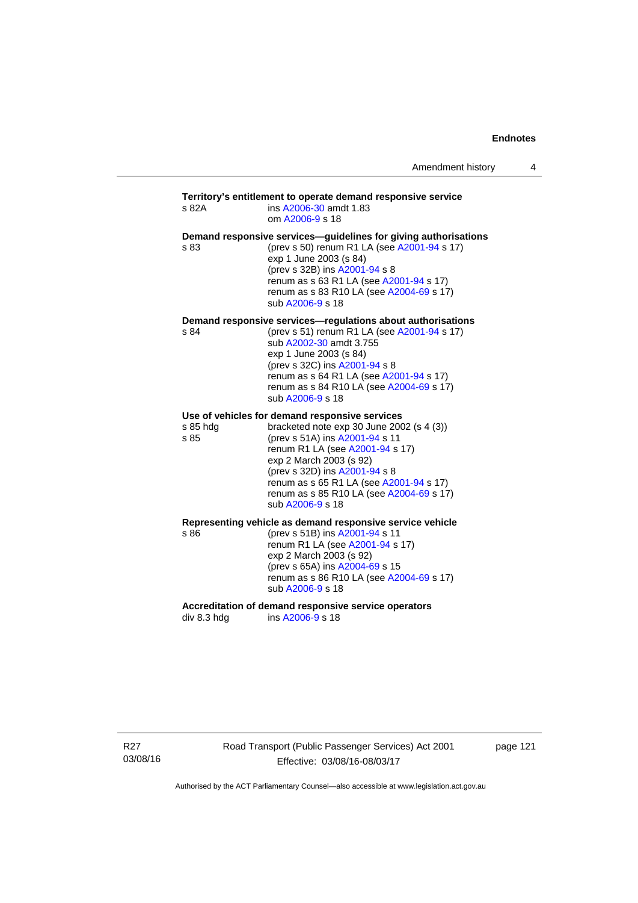**Territory's entitlement to operate demand responsive service**

s 82A — ins A2006-30 amdt 1.83
om A2006-9 s 18

**Demand responsive services—guidelines for giving authorisations**

s 83 — (prev s 50) renum R1 LA (see A2001-94 s 17)
exp 1 June 2003 (s 84)
(prev s 32B) ins A2001-94 s 8
renum as s 63 R1 LA (see A2001-94 s 17)
renum as s 83 R10 LA (see A2004-69 s 17)
sub A2006-9 s 18

**Demand responsive services—regulations about authorisations**

s 84 — (prev s 51) renum R1 LA (see A2001-94 s 17)
sub A2002-30 amdt 3.755
exp 1 June 2003 (s 84)
(prev s 32C) ins A2001-94 s 8
renum as s 64 R1 LA (see A2001-94 s 17)
renum as s 84 R10 LA (see A2004-69 s 17)
sub A2006-9 s 18

**Use of vehicles for demand responsive services**

s 85 hdg — bracketed note exp 30 June 2002 (s 4 (3))

s 85 — (prev s 51A) ins A2001-94 s 11
renum R1 LA (see A2001-94 s 17)
exp 2 March 2003 (s 92)
(prev s 32D) ins A2001-94 s 8
renum as s 65 R1 LA (see A2001-94 s 17)
renum as s 85 R10 LA (see A2004-69 s 17)
sub A2006-9 s 18

**Representing vehicle as demand responsive service vehicle**

s 86 — (prev s 51B) ins A2001-94 s 11
renum R1 LA (see A2001-94 s 17)
exp 2 March 2003 (s 92)
(prev s 65A) ins A2004-69 s 15
renum as s 86 R10 LA (see A2004-69 s 17)
sub A2006-9 s 18

**Accreditation of demand responsive service operators**

div 8.3 hdg — ins A2006-9 s 18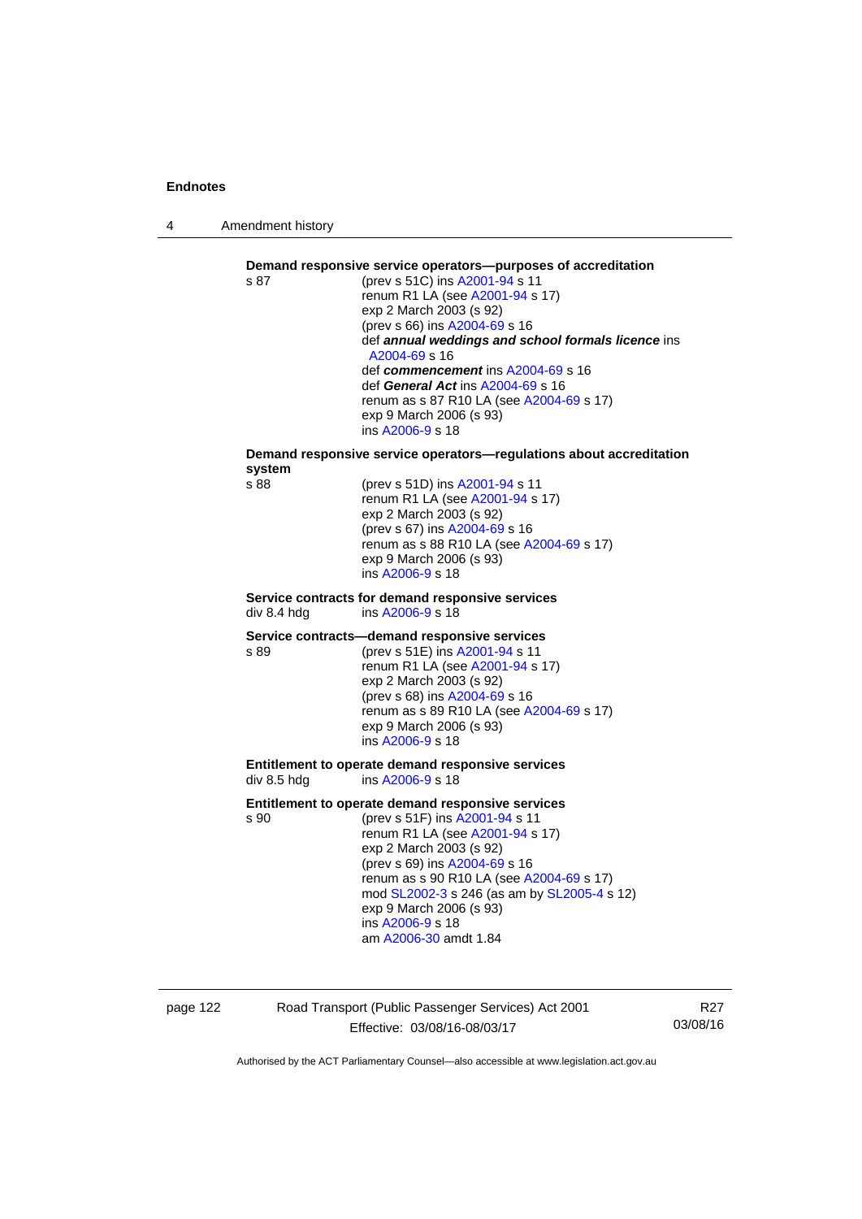**Demand responsive service operators—purposes of accreditation**

s 87 (prev s 51C) ins A2001-94 s 11
renum R1 LA (see A2001-94 s 17)
exp 2 March 2003 (s 92)
(prev s 66) ins A2004-69 s 16
def ***annual weddings and school formals licence*** ins A2004-69 s 16
def ***commencement*** ins A2004-69 s 16
def ***General Act*** ins A2004-69 s 16
renum as s 87 R10 LA (see A2004-69 s 17)
exp 9 March 2006 (s 93)
ins A2006-9 s 18

**Demand responsive service operators—regulations about accreditation system**

s 88 (prev s 51D) ins A2001-94 s 11
renum R1 LA (see A2001-94 s 17)
exp 2 March 2003 (s 92)
(prev s 67) ins A2004-69 s 16
renum as s 88 R10 LA (see A2004-69 s 17)
exp 9 March 2006 (s 93)
ins A2006-9 s 18

**Service contracts for demand responsive services**

div 8.4 hdg ins A2006-9 s 18

**Service contracts—demand responsive services**

s 89 (prev s 51E) ins A2001-94 s 11
renum R1 LA (see A2001-94 s 17)
exp 2 March 2003 (s 92)
(prev s 68) ins A2004-69 s 16
renum as s 89 R10 LA (see A2004-69 s 17)
exp 9 March 2006 (s 93)
ins A2006-9 s 18

**Entitlement to operate demand responsive services**

div 8.5 hdg ins A2006-9 s 18

**Entitlement to operate demand responsive services**

s 90 (prev s 51F) ins A2001-94 s 11
renum R1 LA (see A2001-94 s 17)
exp 2 March 2003 (s 92)
(prev s 69) ins A2004-69 s 16
renum as s 90 R10 LA (see A2004-69 s 17)
mod SL2002-3 s 246 (as am by SL2005-4 s 12)
exp 9 March 2006 (s 93)
ins A2006-9 s 18
am A2006-30 amdt 1.84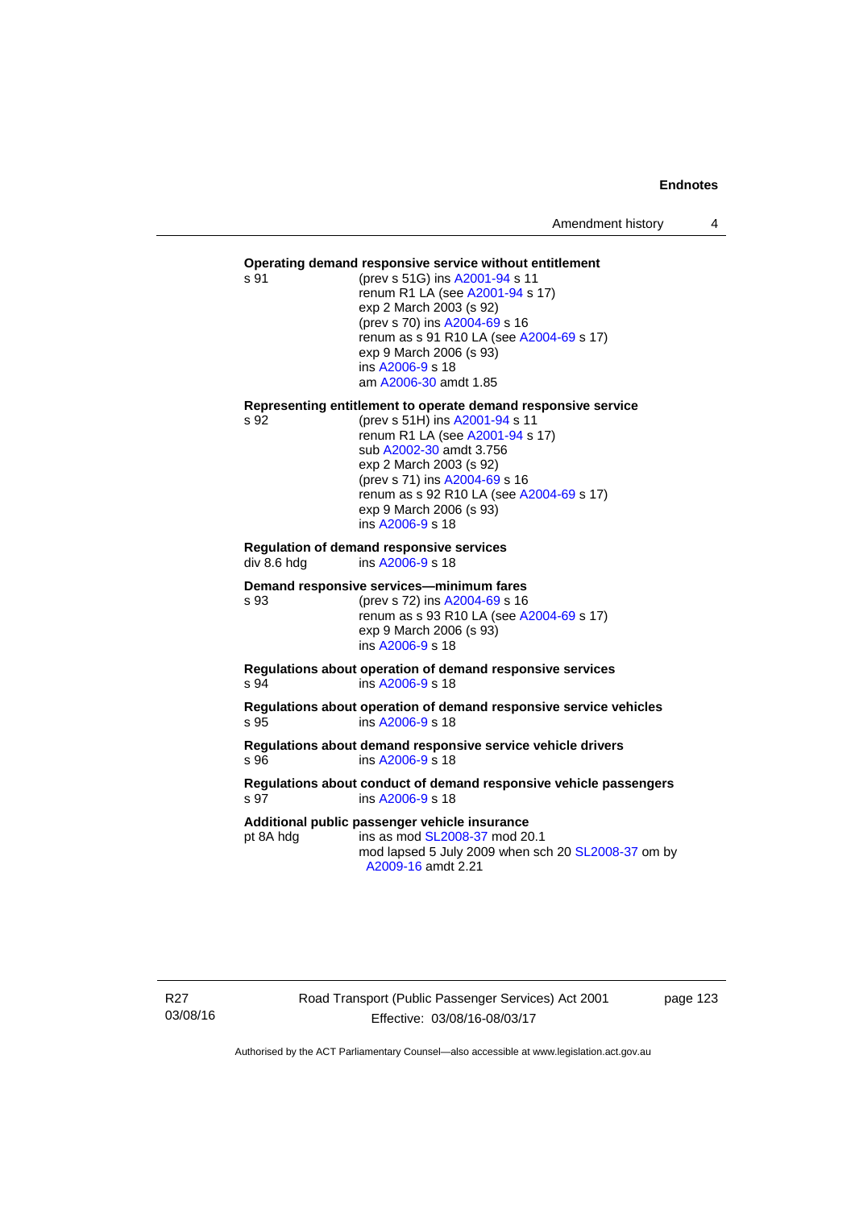**Operating demand responsive service without entitlement**

s 91 (prev s 51G) ins A2001-94 s 11
renum R1 LA (see A2001-94 s 17)
exp 2 March 2003 (s 92)
(prev s 70) ins A2004-69 s 16
renum as s 91 R10 LA (see A2004-69 s 17)
exp 9 March 2006 (s 93)
ins A2006-9 s 18
am A2006-30 amdt 1.85

**Representing entitlement to operate demand responsive service**

s 92 (prev s 51H) ins A2001-94 s 11
renum R1 LA (see A2001-94 s 17)
sub A2002-30 amdt 3.756
exp 2 March 2003 (s 92)
(prev s 71) ins A2004-69 s 16
renum as s 92 R10 LA (see A2004-69 s 17)
exp 9 March 2006 (s 93)
ins A2006-9 s 18

**Regulation of demand responsive services**

div 8.6 hdg ins A2006-9 s 18

**Demand responsive services—minimum fares**

s 93 (prev s 72) ins A2004-69 s 16
renum as s 93 R10 LA (see A2004-69 s 17)
exp 9 March 2006 (s 93)
ins A2006-9 s 18

**Regulations about operation of demand responsive services**

s 94 ins A2006-9 s 18

**Regulations about operation of demand responsive service vehicles**

s 95 ins A2006-9 s 18

**Regulations about demand responsive service vehicle drivers**

s 96 ins A2006-9 s 18

**Regulations about conduct of demand responsive vehicle passengers**

s 97 ins A2006-9 s 18

**Additional public passenger vehicle insurance**

pt 8A hdg ins as mod SL2008-37 mod 20.1
mod lapsed 5 July 2009 when sch 20 SL2008-37 om by A2009-16 amdt 2.21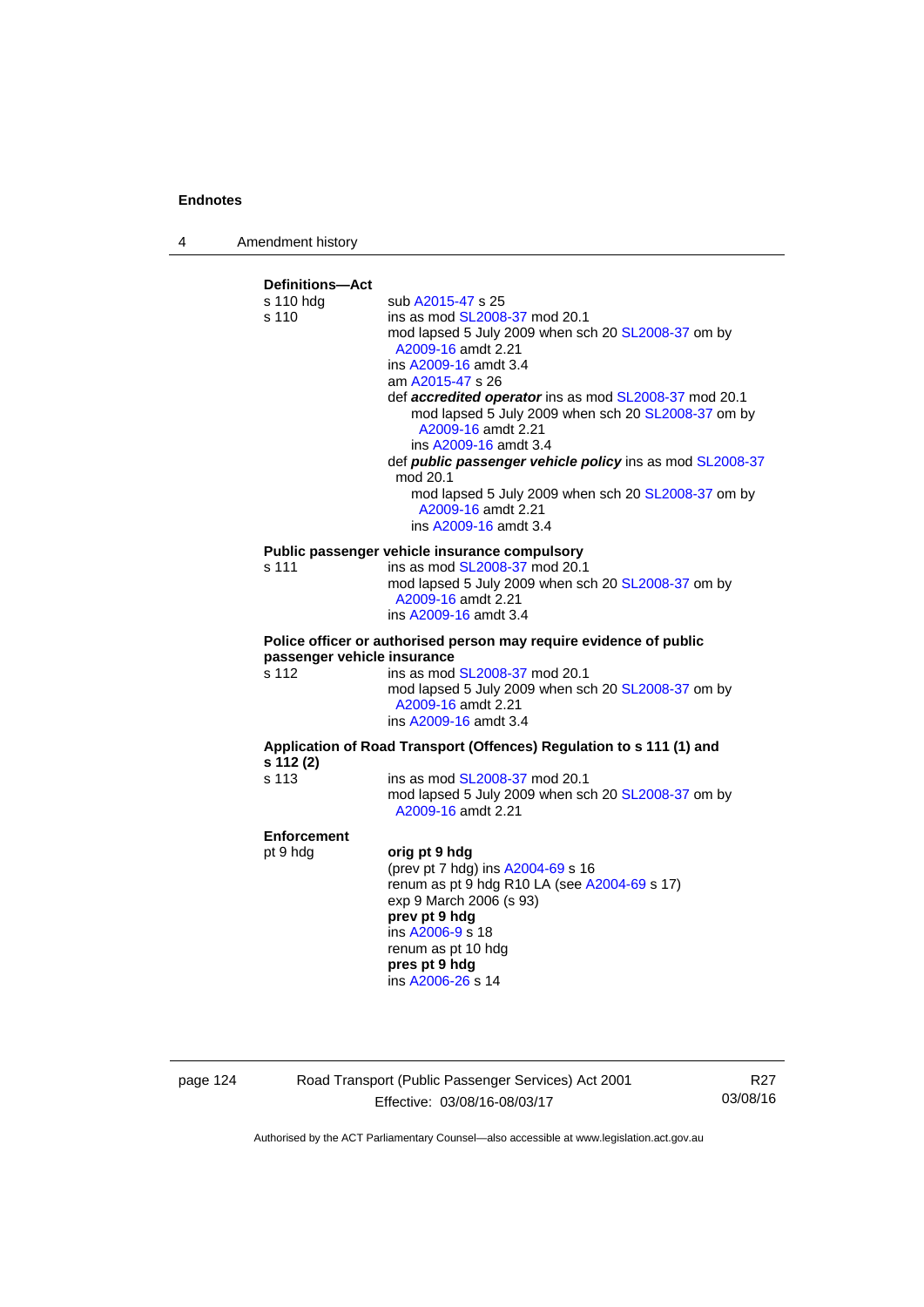**Definitions—Act**

s 110 hdg — sub A2015-47 s 25

s 110 — ins as mod SL2008-37 mod 20.1
mod lapsed 5 July 2009 when sch 20 SL2008-37 om by A2009-16 amdt 2.21
ins A2009-16 amdt 3.4
am A2015-47 s 26
def ***accredited operator*** ins as mod SL2008-37 mod 20.1
  mod lapsed 5 July 2009 when sch 20 SL2008-37 om by A2009-16 amdt 2.21
  ins A2009-16 amdt 3.4
def ***public passenger vehicle policy*** ins as mod SL2008-37 mod 20.1
  mod lapsed 5 July 2009 when sch 20 SL2008-37 om by A2009-16 amdt 2.21
  ins A2009-16 amdt 3.4

**Public passenger vehicle insurance compulsory**

s 111 — ins as mod SL2008-37 mod 20.1
mod lapsed 5 July 2009 when sch 20 SL2008-37 om by A2009-16 amdt 2.21
ins A2009-16 amdt 3.4

**Police officer or authorised person may require evidence of public passenger vehicle insurance**

s 112 — ins as mod SL2008-37 mod 20.1
mod lapsed 5 July 2009 when sch 20 SL2008-37 om by A2009-16 amdt 2.21
ins A2009-16 amdt 3.4

**Application of Road Transport (Offences) Regulation to s 111 (1) and s 112 (2)**

s 113 — ins as mod SL2008-37 mod 20.1
mod lapsed 5 July 2009 when sch 20 SL2008-37 om by A2009-16 amdt 2.21

**Enforcement**

pt 9 hdg — **orig pt 9 hdg**
(prev pt 7 hdg) ins A2004-69 s 16
renum as pt 9 hdg R10 LA (see A2004-69 s 17)
exp 9 March 2006 (s 93)
**prev pt 9 hdg**
ins A2006-9 s 18
renum as pt 10 hdg
**pres pt 9 hdg**
ins A2006-26 s 14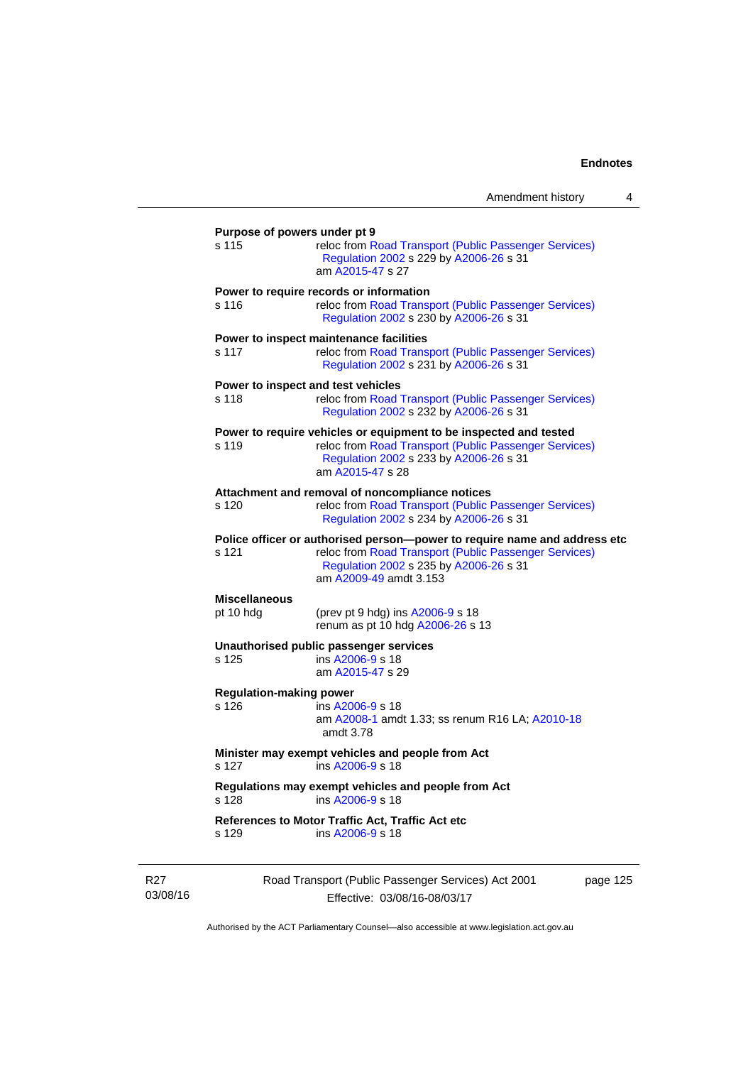**Purpose of powers under pt 9**

s 115 reloc from Road Transport (Public Passenger Services) Regulation 2002 s 229 by A2006-26 s 31
am A2015-47 s 27

**Power to require records or information**

s 116 reloc from Road Transport (Public Passenger Services) Regulation 2002 s 230 by A2006-26 s 31

**Power to inspect maintenance facilities**

s 117 reloc from Road Transport (Public Passenger Services) Regulation 2002 s 231 by A2006-26 s 31

**Power to inspect and test vehicles**

s 118 reloc from Road Transport (Public Passenger Services) Regulation 2002 s 232 by A2006-26 s 31

**Power to require vehicles or equipment to be inspected and tested**

s 119 reloc from Road Transport (Public Passenger Services) Regulation 2002 s 233 by A2006-26 s 31
am A2015-47 s 28

**Attachment and removal of noncompliance notices**

s 120 reloc from Road Transport (Public Passenger Services) Regulation 2002 s 234 by A2006-26 s 31

**Police officer or authorised person—power to require name and address etc**

s 121 reloc from Road Transport (Public Passenger Services) Regulation 2002 s 235 by A2006-26 s 31
am A2009-49 amdt 3.153

**Miscellaneous**

pt 10 hdg (prev pt 9 hdg) ins A2006-9 s 18
renum as pt 10 hdg A2006-26 s 13

**Unauthorised public passenger services**

s 125 ins A2006-9 s 18
am A2015-47 s 29

**Regulation-making power**

s 126 ins A2006-9 s 18
am A2008-1 amdt 1.33; ss renum R16 LA; A2010-18 amdt 3.78

**Minister may exempt vehicles and people from Act**

s 127 ins A2006-9 s 18

**Regulations may exempt vehicles and people from Act**

s 128 ins A2006-9 s 18

**References to Motor Traffic Act, Traffic Act etc**

s 129 ins A2006-9 s 18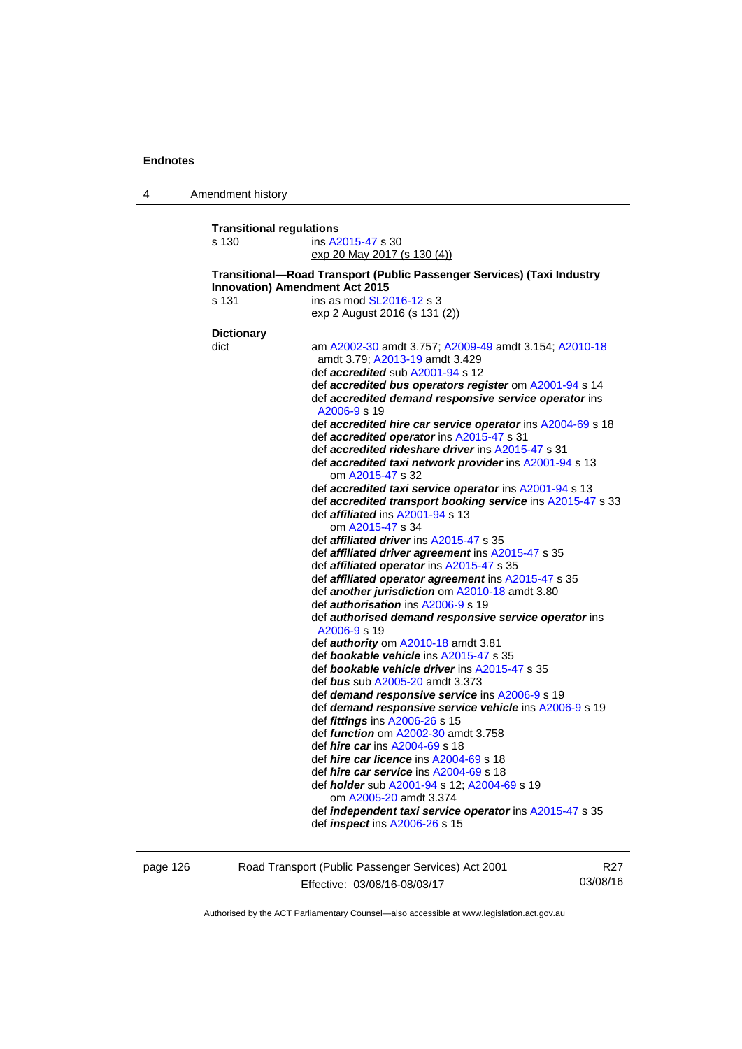**Transitional regulations**

s 130 — ins A2015-47 s 30
exp 20 May 2017 (s 130 (4))

**Transitional—Road Transport (Public Passenger Services) (Taxi Industry Innovation) Amendment Act 2015**

s 131 — ins as mod SL2016-12 s 3
exp 2 August 2016 (s 131 (2))

**Dictionary**

dict — am A2002-30 amdt 3.757; A2009-49 amdt 3.154; A2010-18 amdt 3.79; A2013-19 amdt 3.429

def ***accredited*** sub A2001-94 s 12
def ***accredited bus operators register*** om A2001-94 s 14
def ***accredited demand responsive service operator*** ins A2006-9 s 19
def ***accredited hire car service operator*** ins A2004-69 s 18
def ***accredited operator*** ins A2015-47 s 31
def ***accredited rideshare driver*** ins A2015-47 s 31
def ***accredited taxi network provider*** ins A2001-94 s 13
om A2015-47 s 32
def ***accredited taxi service operator*** ins A2001-94 s 13
def ***accredited transport booking service*** ins A2015-47 s 33
def ***affiliated*** ins A2001-94 s 13
om A2015-47 s 34
def ***affiliated driver*** ins A2015-47 s 35
def ***affiliated driver agreement*** ins A2015-47 s 35
def ***affiliated operator*** ins A2015-47 s 35
def ***affiliated operator agreement*** ins A2015-47 s 35
def ***another jurisdiction*** om A2010-18 amdt 3.80
def ***authorisation*** ins A2006-9 s 19
def ***authorised demand responsive service operator*** ins A2006-9 s 19
def ***authority*** om A2010-18 amdt 3.81
def ***bookable vehicle*** ins A2015-47 s 35
def ***bookable vehicle driver*** ins A2015-47 s 35
def ***bus*** sub A2005-20 amdt 3.373
def ***demand responsive service*** ins A2006-9 s 19
def ***demand responsive service vehicle*** ins A2006-9 s 19
def ***fittings*** ins A2006-26 s 15
def ***function*** om A2002-30 amdt 3.758
def ***hire car*** ins A2004-69 s 18
def ***hire car licence*** ins A2004-69 s 18
def ***hire car service*** ins A2004-69 s 18
def ***holder*** sub A2001-94 s 12; A2004-69 s 19
om A2005-20 amdt 3.374
def ***independent taxi service operator*** ins A2015-47 s 35
def ***inspect*** ins A2006-26 s 15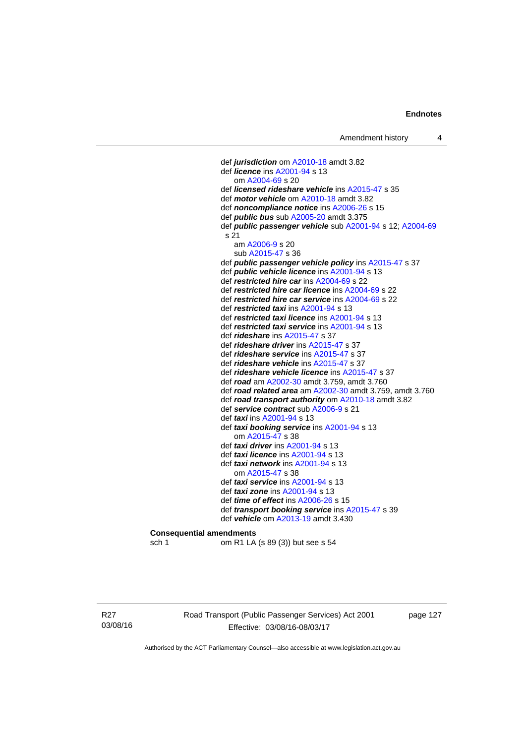def ***jurisdiction*** om A2010-18 amdt 3.82
def ***licence*** ins A2001-94 s 13
  om A2004-69 s 20
def ***licensed rideshare vehicle*** ins A2015-47 s 35
def ***motor vehicle*** om A2010-18 amdt 3.82
def ***noncompliance notice*** ins A2006-26 s 15
def ***public bus*** sub A2005-20 amdt 3.375
def ***public passenger vehicle*** sub A2001-94 s 12; A2004-69 s 21
  am A2006-9 s 20
  sub A2015-47 s 36
def ***public passenger vehicle policy*** ins A2015-47 s 37
def ***public vehicle licence*** ins A2001-94 s 13
def ***restricted hire car*** ins A2004-69 s 22
def ***restricted hire car licence*** ins A2004-69 s 22
def ***restricted hire car service*** ins A2004-69 s 22
def ***restricted taxi*** ins A2001-94 s 13
def ***restricted taxi licence*** ins A2001-94 s 13
def ***restricted taxi service*** ins A2001-94 s 13
def ***rideshare*** ins A2015-47 s 37
def ***rideshare driver*** ins A2015-47 s 37
def ***rideshare service*** ins A2015-47 s 37
def ***rideshare vehicle*** ins A2015-47 s 37
def ***rideshare vehicle licence*** ins A2015-47 s 37
def ***road*** am A2002-30 amdt 3.759, amdt 3.760
def ***road related area*** am A2002-30 amdt 3.759, amdt 3.760
def ***road transport authority*** om A2010-18 amdt 3.82
def ***service contract*** sub A2006-9 s 21
def ***taxi*** ins A2001-94 s 13
def ***taxi booking service*** ins A2001-94 s 13
  om A2015-47 s 38
def ***taxi driver*** ins A2001-94 s 13
def ***taxi licence*** ins A2001-94 s 13
def ***taxi network*** ins A2001-94 s 13
  om A2015-47 s 38
def ***taxi service*** ins A2001-94 s 13
def ***taxi zone*** ins A2001-94 s 13
def ***time of effect*** ins A2006-26 s 15
def ***transport booking service*** ins A2015-47 s 39
def ***vehicle*** om A2013-19 amdt 3.430

**Consequential amendments**

sch 1 om R1 LA (s 89 (3)) but see s 54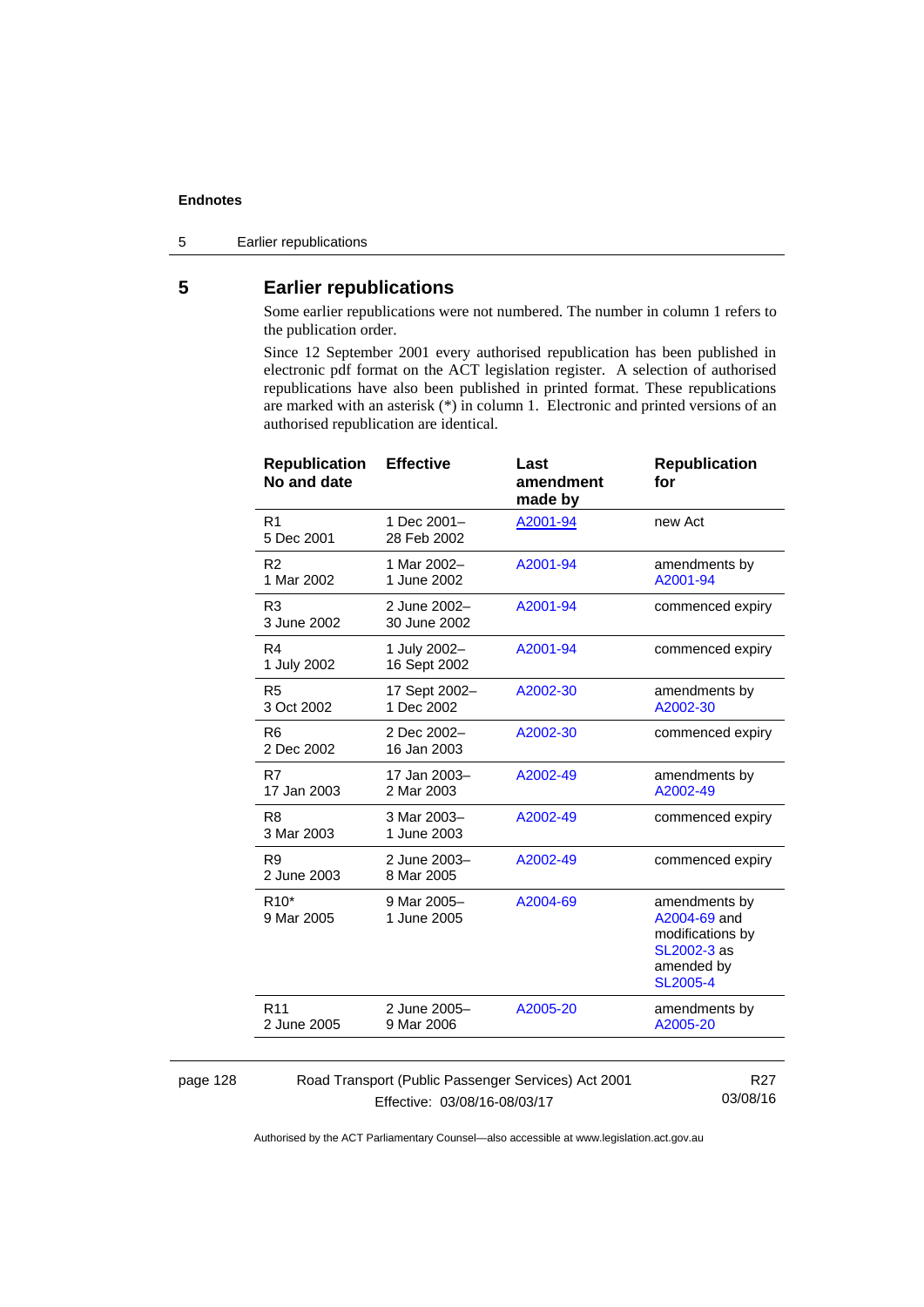## 5 Earlier republications

Some earlier republications were not numbered. The number in column 1 refers to the publication order.

Since 12 September 2001 every authorised republication has been published in electronic pdf format on the ACT legislation register. A selection of authorised republications have also been published in printed format. These republications are marked with an asterisk (*) in column 1. Electronic and printed versions of an authorised republication are identical.

| Republication No and date | Effective | Last amendment made by | Republication for |
|---|---|---|---|
| R1<br>5 Dec 2001 | 1 Dec 2001–<br>28 Feb 2002 | A2001-94 | new Act |
| R2<br>1 Mar 2002 | 1 Mar 2002–<br>1 June 2002 | A2001-94 | amendments by A2001-94 |
| R3<br>3 June 2002 | 2 June 2002–<br>30 June 2002 | A2001-94 | commenced expiry |
| R4<br>1 July 2002 | 1 July 2002–<br>16 Sept 2002 | A2001-94 | commenced expiry |
| R5<br>3 Oct 2002 | 17 Sept 2002–<br>1 Dec 2002 | A2002-30 | amendments by A2002-30 |
| R6<br>2 Dec 2002 | 2 Dec 2002–<br>16 Jan 2003 | A2002-30 | commenced expiry |
| R7<br>17 Jan 2003 | 17 Jan 2003–<br>2 Mar 2003 | A2002-49 | amendments by A2002-49 |
| R8<br>3 Mar 2003 | 3 Mar 2003–<br>1 June 2003 | A2002-49 | commenced expiry |
| R9<br>2 June 2003 | 2 June 2003–<br>8 Mar 2005 | A2002-49 | commenced expiry |
| R10*<br>9 Mar 2005 | 9 Mar 2005–<br>1 June 2005 | A2004-69 | amendments by A2004-69 and modifications by SL2002-3 as amended by SL2005-4 |
| R11<br>2 June 2005 | 2 June 2005–<br>9 Mar 2006 | A2005-20 | amendments by A2005-20 |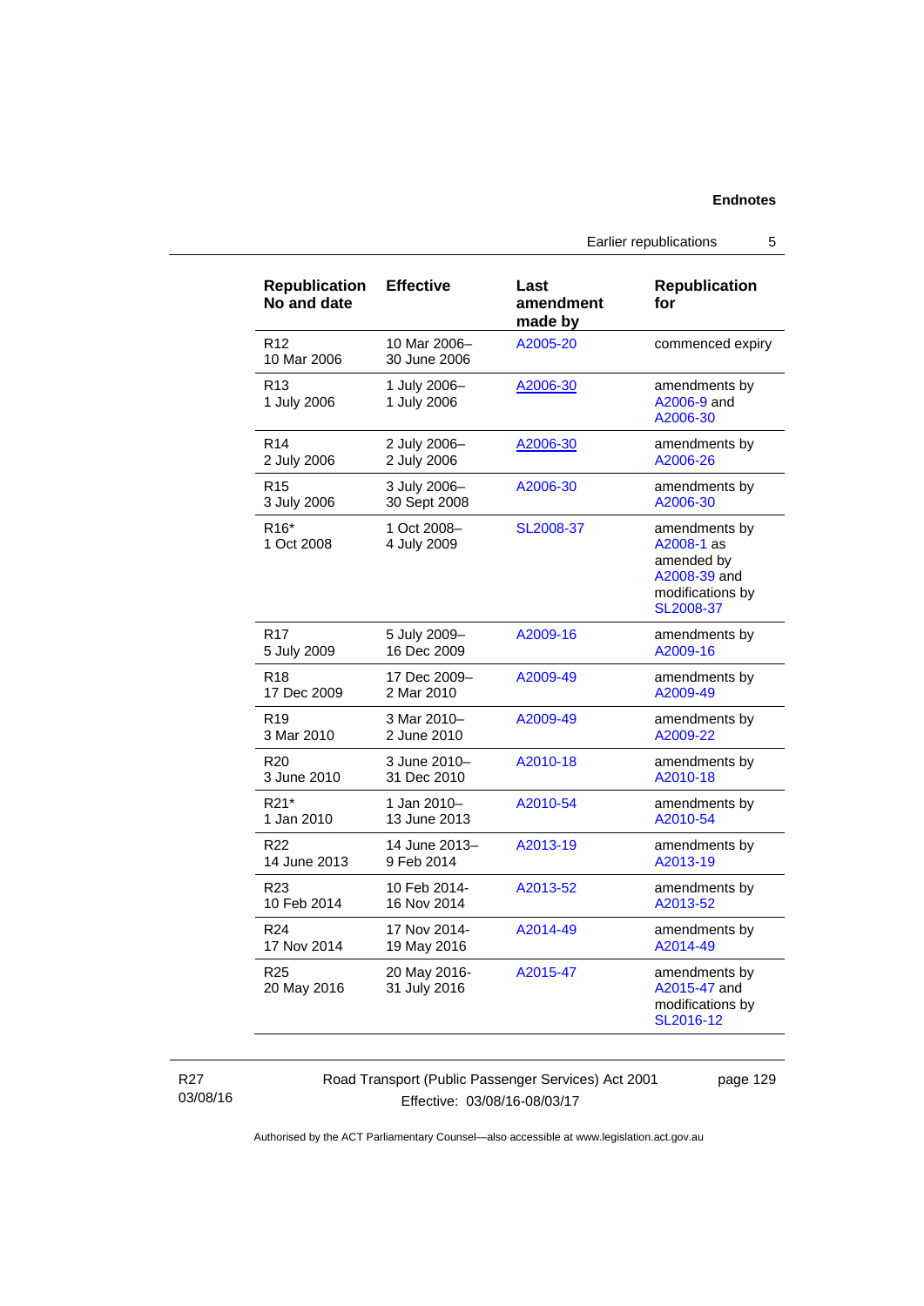| Republication No and date | Effective | Last amendment made by | Republication for |
|---|---|---|---|
| R12<br>10 Mar 2006 | 10 Mar 2006–<br>30 June 2006 | A2005-20 | commenced expiry |
| R13<br>1 July 2006 | 1 July 2006–<br>1 July 2006 | A2006-30 | amendments by A2006-9 and A2006-30 |
| R14<br>2 July 2006 | 2 July 2006–<br>2 July 2006 | A2006-30 | amendments by A2006-26 |
| R15<br>3 July 2006 | 3 July 2006–<br>30 Sept 2008 | A2006-30 | amendments by A2006-30 |
| R16*<br>1 Oct 2008 | 1 Oct 2008–<br>4 July 2009 | SL2008-37 | amendments by A2008-1 as amended by A2008-39 and modifications by SL2008-37 |
| R17<br>5 July 2009 | 5 July 2009–<br>16 Dec 2009 | A2009-16 | amendments by A2009-16 |
| R18<br>17 Dec 2009 | 17 Dec 2009–<br>2 Mar 2010 | A2009-49 | amendments by A2009-49 |
| R19<br>3 Mar 2010 | 3 Mar 2010–<br>2 June 2010 | A2009-49 | amendments by A2009-22 |
| R20<br>3 June 2010 | 3 June 2010–<br>31 Dec 2010 | A2010-18 | amendments by A2010-18 |
| R21*<br>1 Jan 2010 | 1 Jan 2010–<br>13 June 2013 | A2010-54 | amendments by A2010-54 |
| R22<br>14 June 2013 | 14 June 2013–<br>9 Feb 2014 | A2013-19 | amendments by A2013-19 |
| R23<br>10 Feb 2014 | 10 Feb 2014-<br>16 Nov 2014 | A2013-52 | amendments by A2013-52 |
| R24<br>17 Nov 2014 | 17 Nov 2014-<br>19 May 2016 | A2014-49 | amendments by A2014-49 |
| R25<br>20 May 2016 | 20 May 2016-<br>31 July 2016 | A2015-47 | amendments by A2015-47 and modifications by SL2016-12 |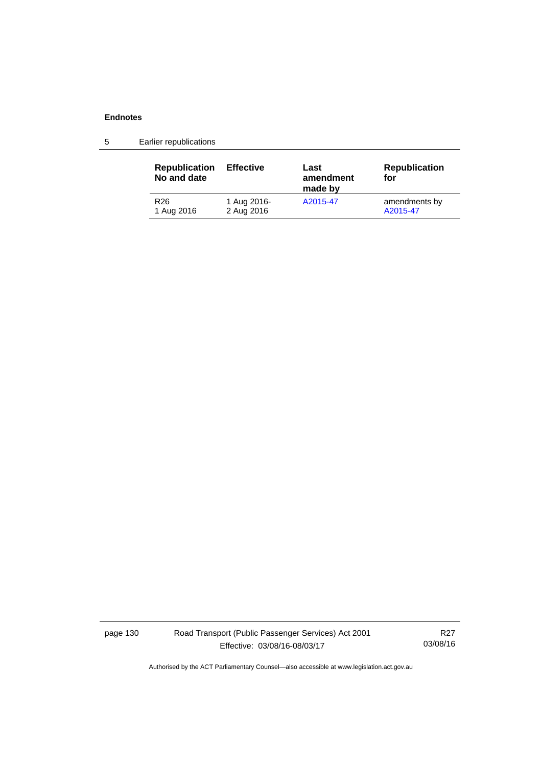## 5 Earlier republications

| Republication No and date | Effective | Last amendment made by | Republication for |
| --- | --- | --- | --- |
| R26<br>1 Aug 2016 | 1 Aug 2016-<br>2 Aug 2016 | A2015-47 | amendments by<br>A2015-47 |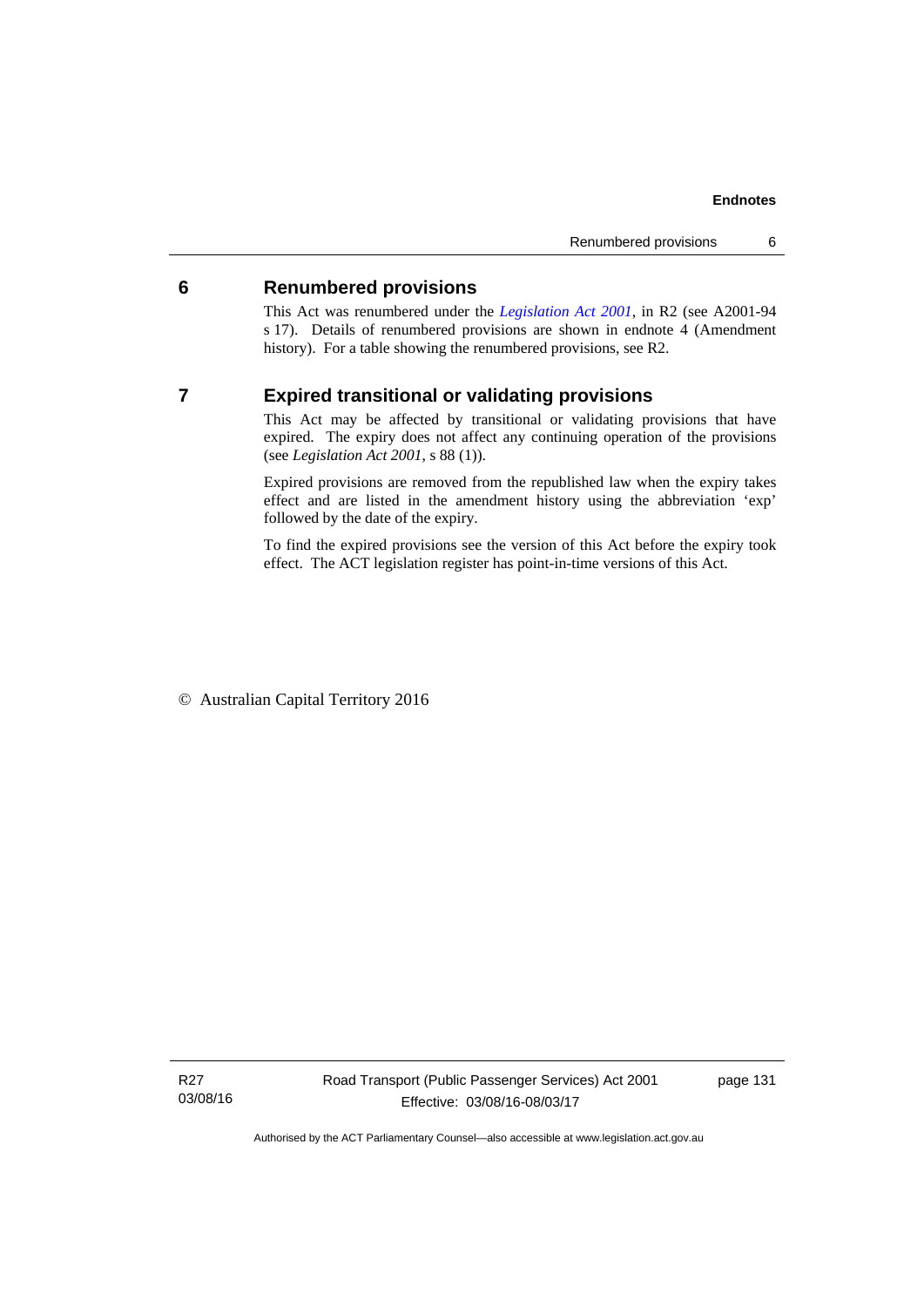## 6 Renumbered provisions

This Act was renumbered under the *Legislation Act 2001*, in R2 (see A2001-94 s 17). Details of renumbered provisions are shown in endnote 4 (Amendment history). For a table showing the renumbered provisions, see R2.

## 7 Expired transitional or validating provisions

This Act may be affected by transitional or validating provisions that have expired. The expiry does not affect any continuing operation of the provisions (see *Legislation Act 2001*, s 88 (1)).

Expired provisions are removed from the republished law when the expiry takes effect and are listed in the amendment history using the abbreviation 'exp' followed by the date of the expiry.

To find the expired provisions see the version of this Act before the expiry took effect. The ACT legislation register has point-in-time versions of this Act.

© Australian Capital Territory 2016